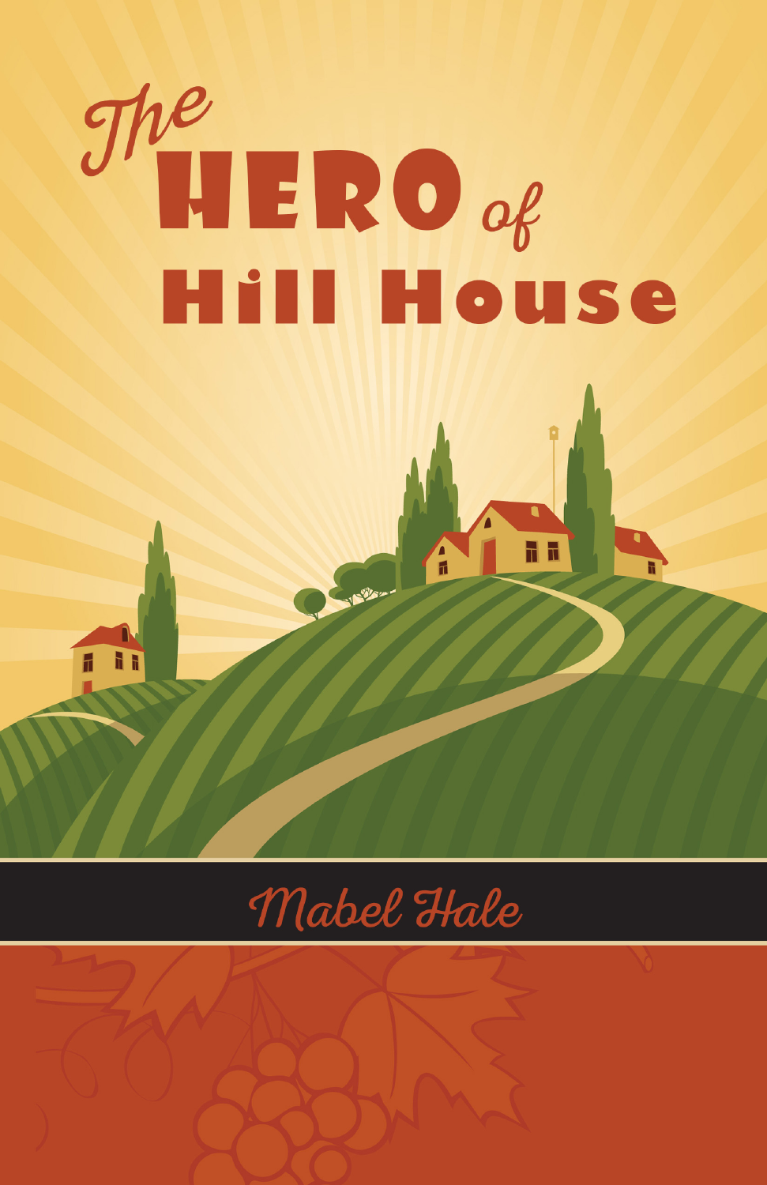# The HERO of Hill House

Mabel Hale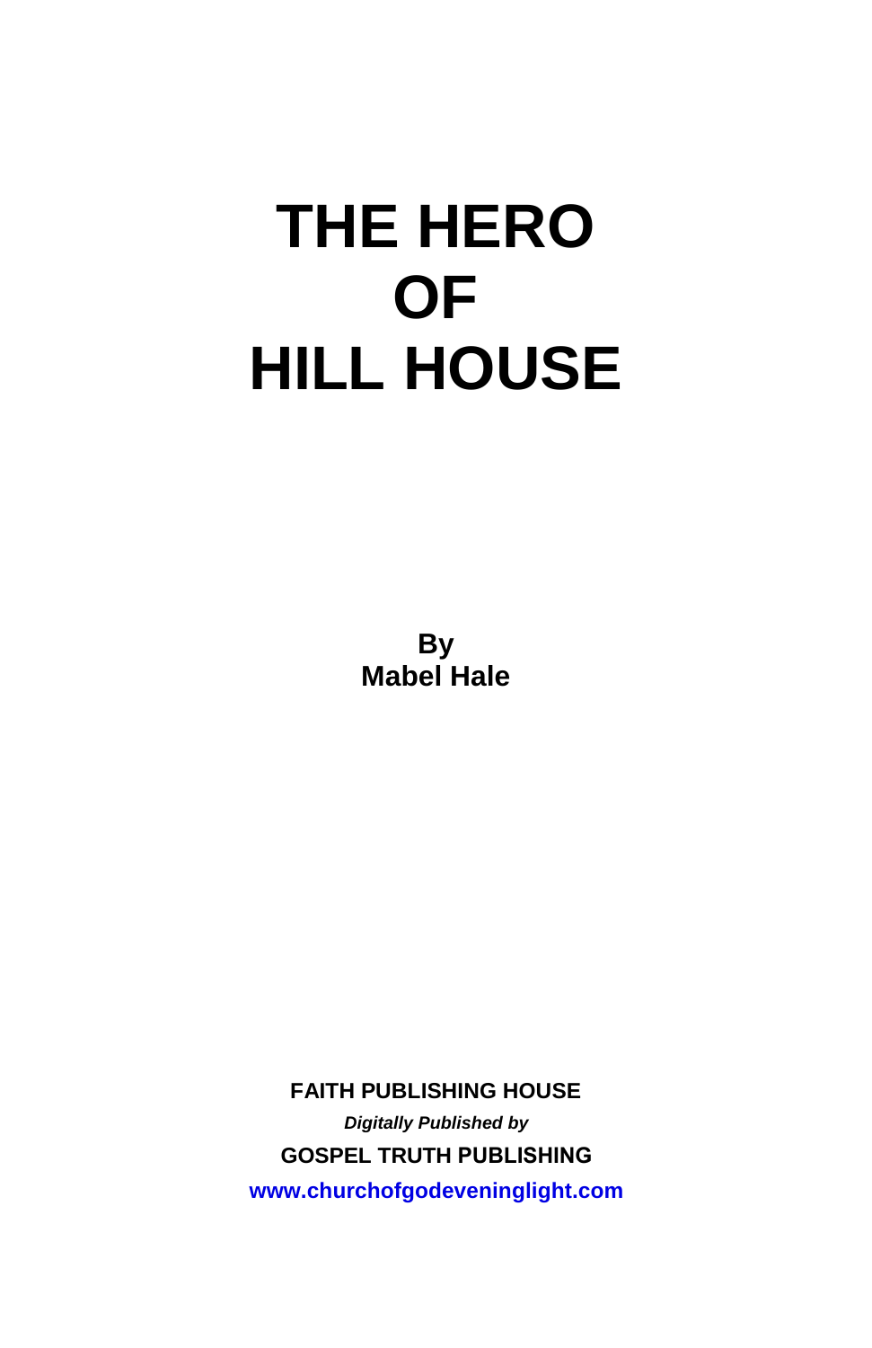# THE HERO OF HILL HOUSE

**By**
**Mabel Hale**

**FAITH PUBLISHING HOUSE**

***Digitally Published by***

**GOSPEL TRUTH PUBLISHING**

**www.churchofgodeveninglight.com**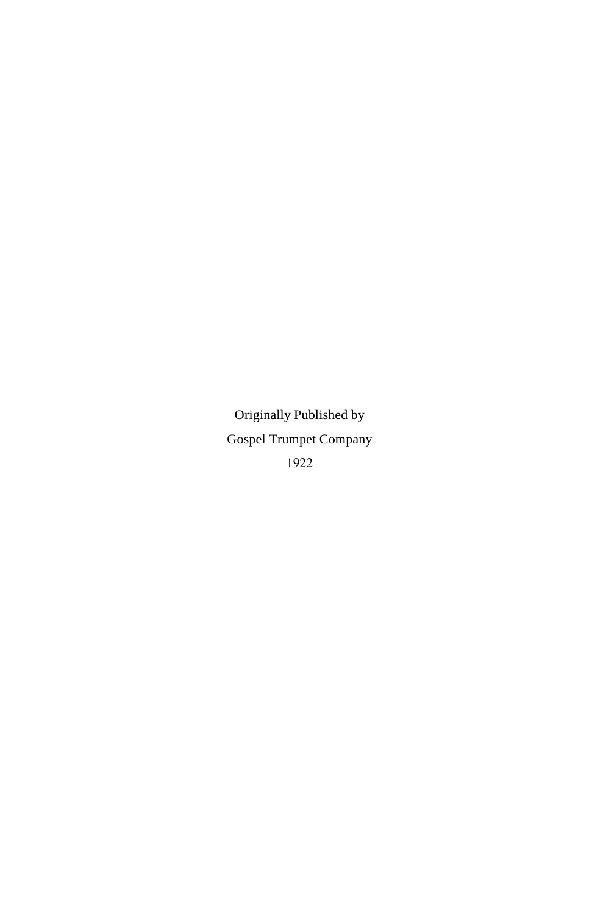Originally Published by

Gospel Trumpet Company

1922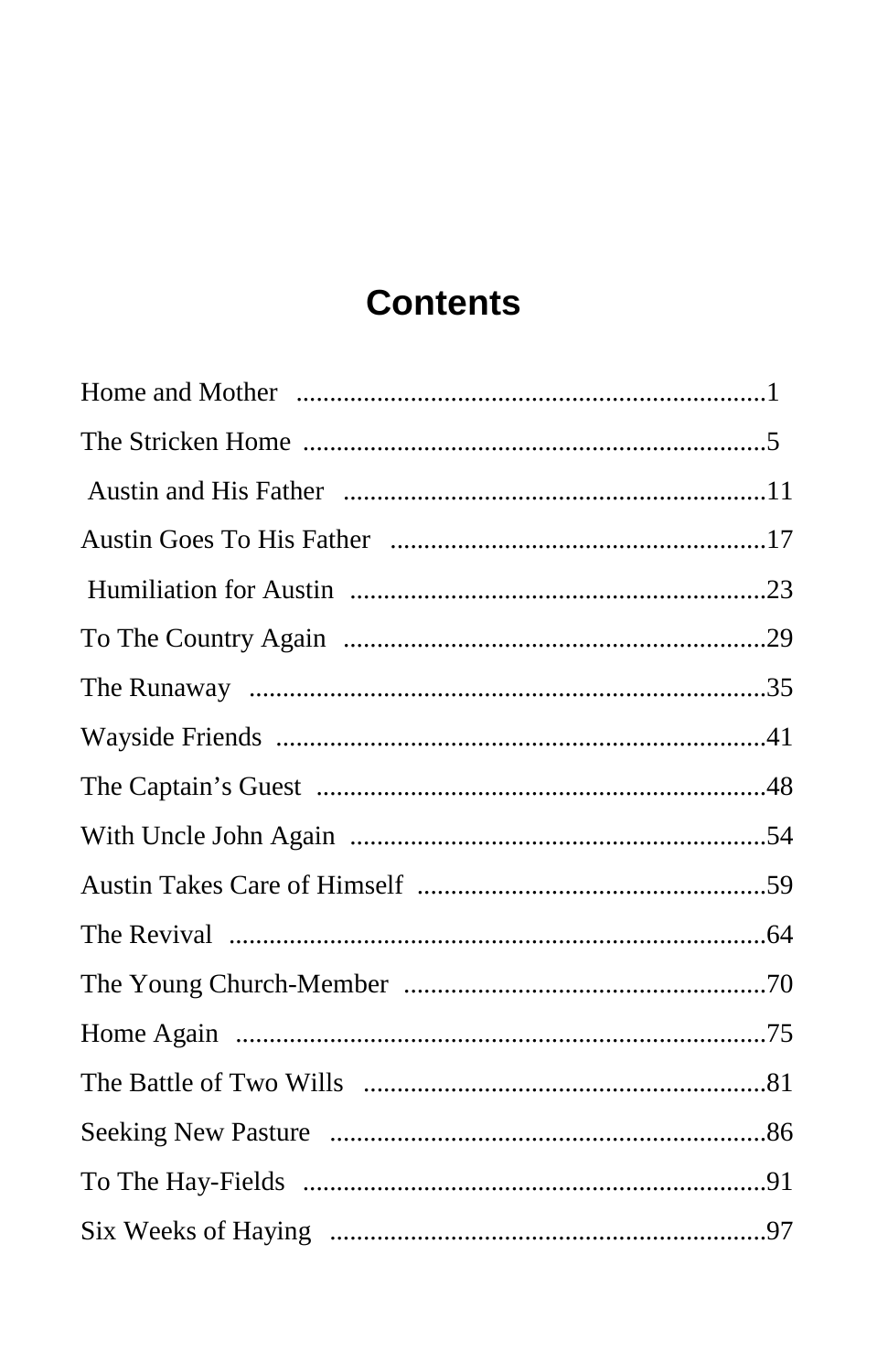# Contents

Home and Mother ....................................................................1

The Stricken Home ....................................................................5

Austin and His Father ..............................................................11

Austin Goes To His Father .......................................................17

Humiliation for Austin .............................................................23

To The Country Again ..............................................................29

The Runaway ............................................................................35

Wayside Friends ........................................................................41

The Captain's Guest ..................................................................48

With Uncle John Again .............................................................54

Austin Takes Care of Himself ...................................................59

The Revival ...............................................................................64

The Young Church-Member .....................................................70

Home Again ..............................................................................75

The Battle of Two Wills ............................................................81

Seeking New Pasture ................................................................86

To The Hay-Fields ....................................................................91

Six Weeks of Haying ................................................................97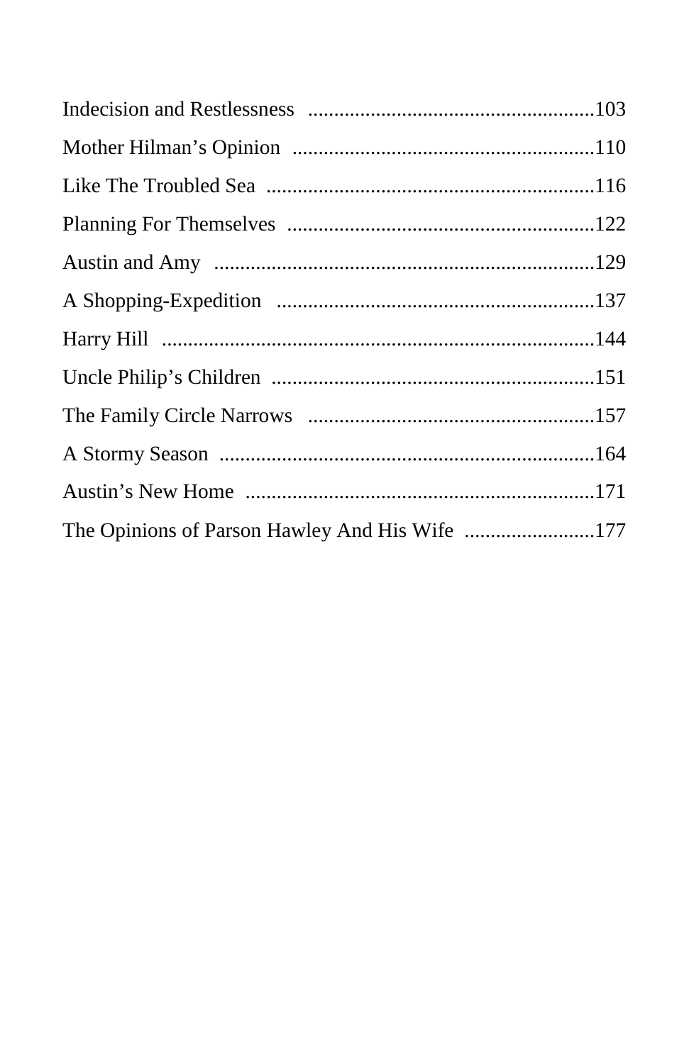Indecision and Restlessness .......................................................103

Mother Hilman’s Opinion ..........................................................110

Like The Troubled Sea ...............................................................116

Planning For Themselves ...........................................................122

Austin and Amy .........................................................................129

A Shopping-Expedition .............................................................137

Harry Hill ...................................................................................144

Uncle Philip’s Children ..............................................................151

The Family Circle Narrows .......................................................157

A Stormy Season ........................................................................164

Austin’s New Home ...................................................................171

The Opinions of Parson Hawley And His Wife .........................177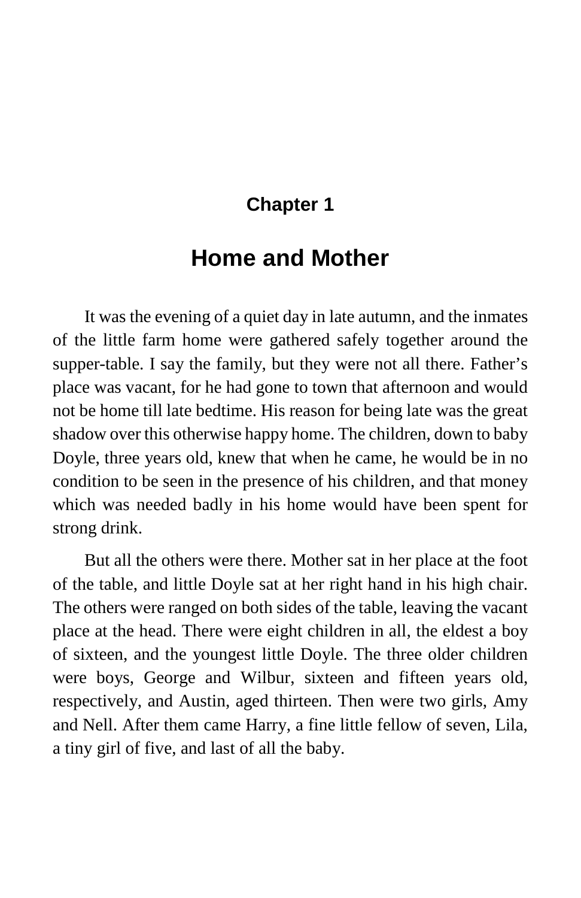# Chapter 1

## Home and Mother

It was the evening of a quiet day in late autumn, and the inmates of the little farm home were gathered safely together around the supper-table. I say the family, but they were not all there. Father's place was vacant, for he had gone to town that afternoon and would not be home till late bedtime. His reason for being late was the great shadow over this otherwise happy home. The children, down to baby Doyle, three years old, knew that when he came, he would be in no condition to be seen in the presence of his children, and that money which was needed badly in his home would have been spent for strong drink.

But all the others were there. Mother sat in her place at the foot of the table, and little Doyle sat at her right hand in his high chair. The others were ranged on both sides of the table, leaving the vacant place at the head. There were eight children in all, the eldest a boy of sixteen, and the youngest little Doyle. The three older children were boys, George and Wilbur, sixteen and fifteen years old, respectively, and Austin, aged thirteen. Then were two girls, Amy and Nell. After them came Harry, a fine little fellow of seven, Lila, a tiny girl of five, and last of all the baby.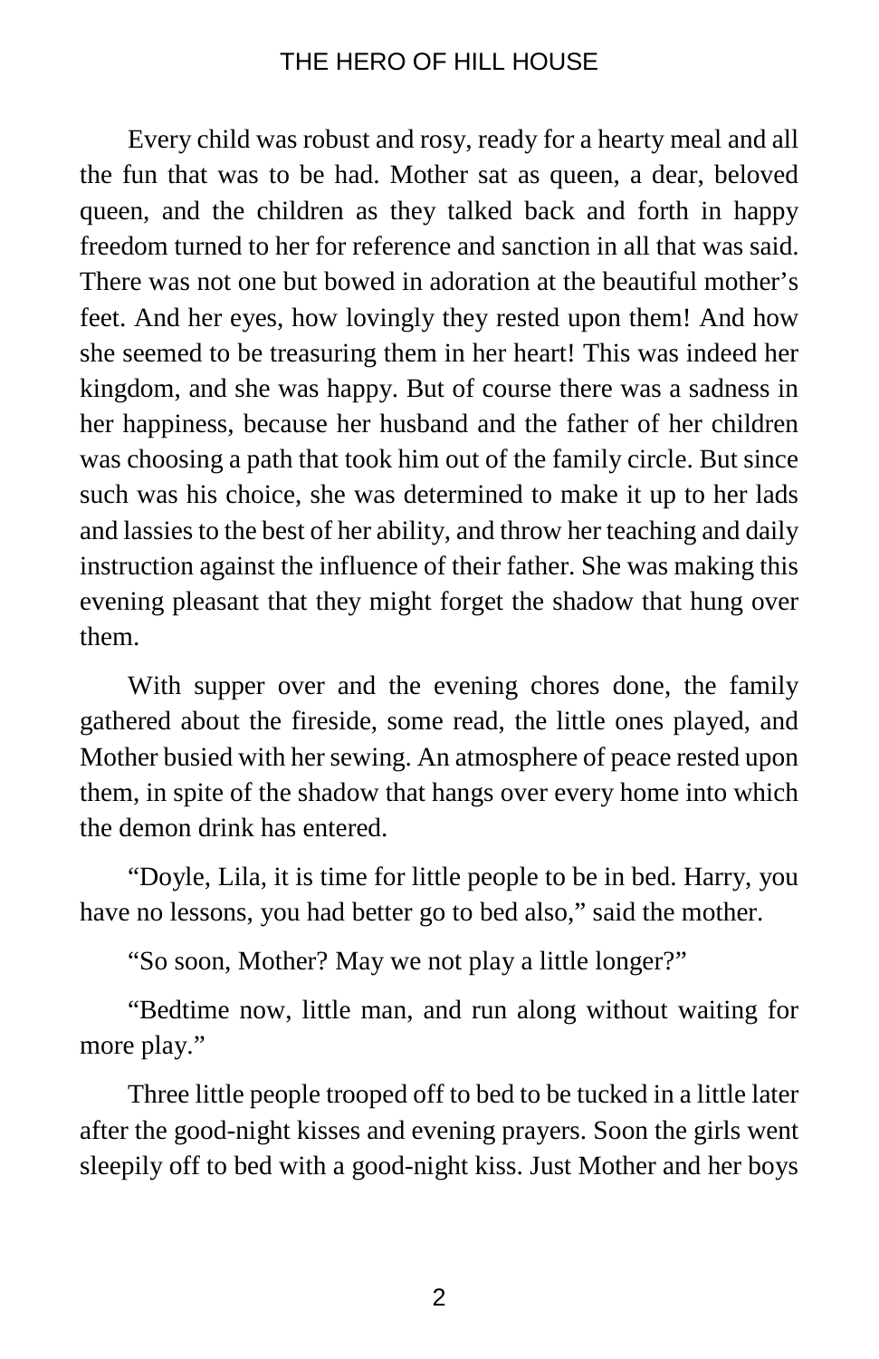Every child was robust and rosy, ready for a hearty meal and all the fun that was to be had. Mother sat as queen, a dear, beloved queen, and the children as they talked back and forth in happy freedom turned to her for reference and sanction in all that was said. There was not one but bowed in adoration at the beautiful mother's feet. And her eyes, how lovingly they rested upon them! And how she seemed to be treasuring them in her heart! This was indeed her kingdom, and she was happy. But of course there was a sadness in her happiness, because her husband and the father of her children was choosing a path that took him out of the family circle. But since such was his choice, she was determined to make it up to her lads and lassies to the best of her ability, and throw her teaching and daily instruction against the influence of their father. She was making this evening pleasant that they might forget the shadow that hung over them.

With supper over and the evening chores done, the family gathered about the fireside, some read, the little ones played, and Mother busied with her sewing. An atmosphere of peace rested upon them, in spite of the shadow that hangs over every home into which the demon drink has entered.

"Doyle, Lila, it is time for little people to be in bed. Harry, you have no lessons, you had better go to bed also," said the mother.

"So soon, Mother? May we not play a little longer?"

"Bedtime now, little man, and run along without waiting for more play."

Three little people trooped off to bed to be tucked in a little later after the good-night kisses and evening prayers. Soon the girls went sleepily off to bed with a good-night kiss. Just Mother and her boys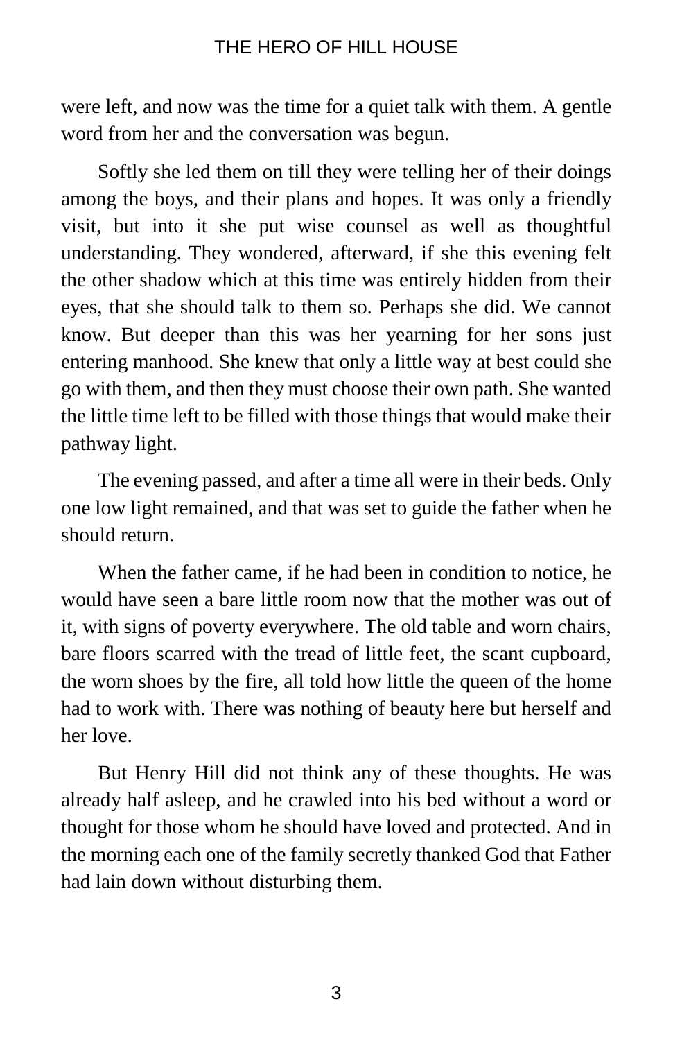were left, and now was the time for a quiet talk with them. A gentle word from her and the conversation was begun.

Softly she led them on till they were telling her of their doings among the boys, and their plans and hopes. It was only a friendly visit, but into it she put wise counsel as well as thoughtful understanding. They wondered, afterward, if she this evening felt the other shadow which at this time was entirely hidden from their eyes, that she should talk to them so. Perhaps she did. We cannot know. But deeper than this was her yearning for her sons just entering manhood. She knew that only a little way at best could she go with them, and then they must choose their own path. She wanted the little time left to be filled with those things that would make their pathway light.

The evening passed, and after a time all were in their beds. Only one low light remained, and that was set to guide the father when he should return.

When the father came, if he had been in condition to notice, he would have seen a bare little room now that the mother was out of it, with signs of poverty everywhere. The old table and worn chairs, bare floors scarred with the tread of little feet, the scant cupboard, the worn shoes by the fire, all told how little the queen of the home had to work with. There was nothing of beauty here but herself and her love.

But Henry Hill did not think any of these thoughts. He was already half asleep, and he crawled into his bed without a word or thought for those whom he should have loved and protected. And in the morning each one of the family secretly thanked God that Father had lain down without disturbing them.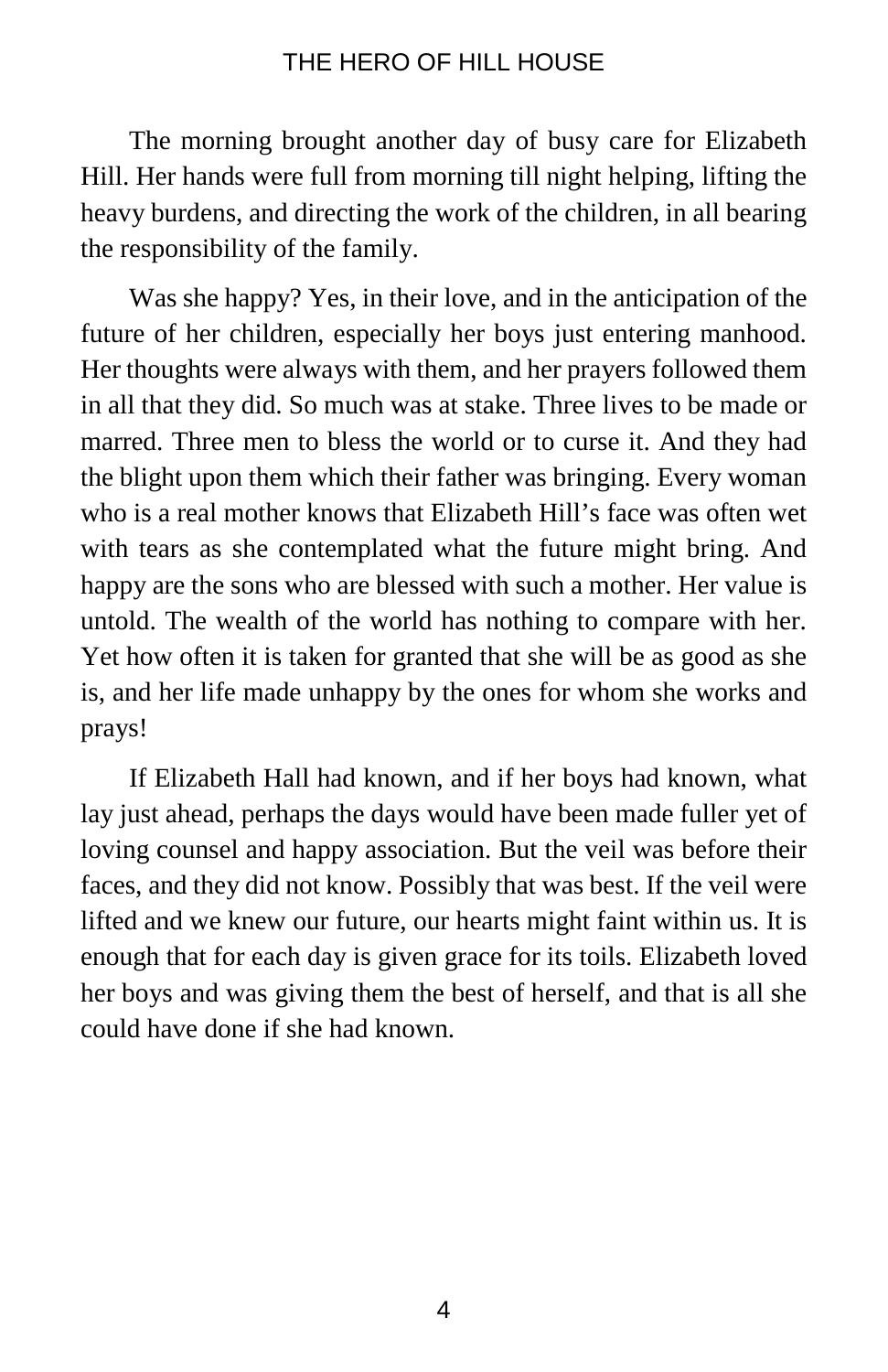The morning brought another day of busy care for Elizabeth Hill. Her hands were full from morning till night helping, lifting the heavy burdens, and directing the work of the children, in all bearing the responsibility of the family.

Was she happy? Yes, in their love, and in the anticipation of the future of her children, especially her boys just entering manhood. Her thoughts were always with them, and her prayers followed them in all that they did. So much was at stake. Three lives to be made or marred. Three men to bless the world or to curse it. And they had the blight upon them which their father was bringing. Every woman who is a real mother knows that Elizabeth Hill's face was often wet with tears as she contemplated what the future might bring. And happy are the sons who are blessed with such a mother. Her value is untold. The wealth of the world has nothing to compare with her. Yet how often it is taken for granted that she will be as good as she is, and her life made unhappy by the ones for whom she works and prays!

If Elizabeth Hall had known, and if her boys had known, what lay just ahead, perhaps the days would have been made fuller yet of loving counsel and happy association. But the veil was before their faces, and they did not know. Possibly that was best. If the veil were lifted and we knew our future, our hearts might faint within us. It is enough that for each day is given grace for its toils. Elizabeth loved her boys and was giving them the best of herself, and that is all she could have done if she had known.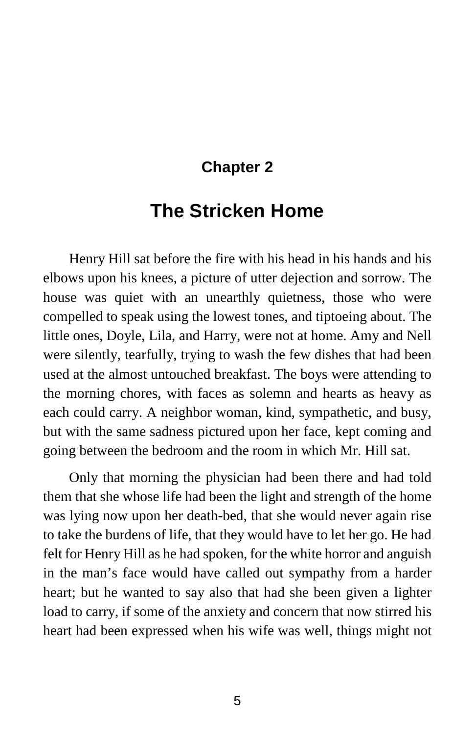# Chapter 2

## The Stricken Home

Henry Hill sat before the fire with his head in his hands and his elbows upon his knees, a picture of utter dejection and sorrow. The house was quiet with an unearthly quietness, those who were compelled to speak using the lowest tones, and tiptoeing about. The little ones, Doyle, Lila, and Harry, were not at home. Amy and Nell were silently, tearfully, trying to wash the few dishes that had been used at the almost untouched breakfast. The boys were attending to the morning chores, with faces as solemn and hearts as heavy as each could carry. A neighbor woman, kind, sympathetic, and busy, but with the same sadness pictured upon her face, kept coming and going between the bedroom and the room in which Mr. Hill sat.

Only that morning the physician had been there and had told them that she whose life had been the light and strength of the home was lying now upon her death-bed, that she would never again rise to take the burdens of life, that they would have to let her go. He had felt for Henry Hill as he had spoken, for the white horror and anguish in the man's face would have called out sympathy from a harder heart; but he wanted to say also that had she been given a lighter load to carry, if some of the anxiety and concern that now stirred his heart had been expressed when his wife was well, things might not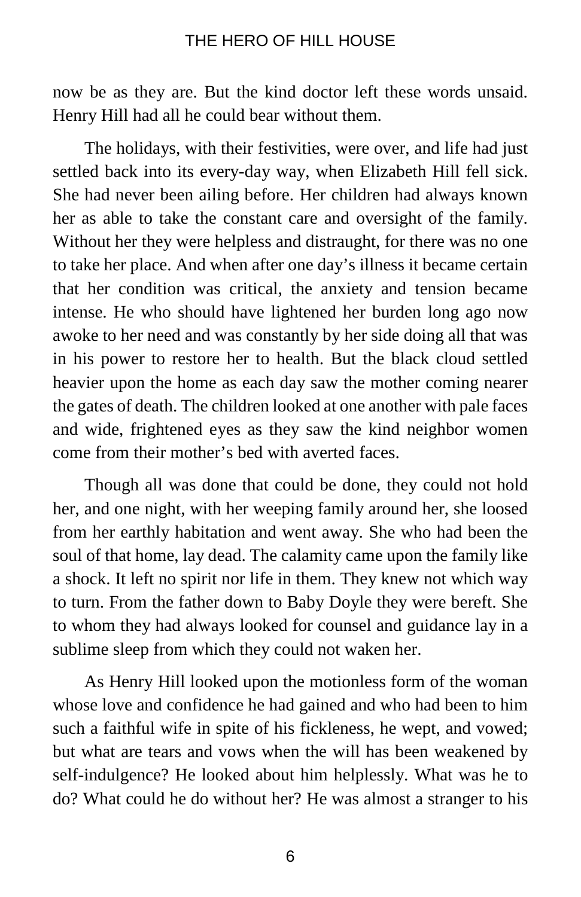now be as they are. But the kind doctor left these words unsaid. Henry Hill had all he could bear without them.

The holidays, with their festivities, were over, and life had just settled back into its every-day way, when Elizabeth Hill fell sick. She had never been ailing before. Her children had always known her as able to take the constant care and oversight of the family. Without her they were helpless and distraught, for there was no one to take her place. And when after one day's illness it became certain that her condition was critical, the anxiety and tension became intense. He who should have lightened her burden long ago now awoke to her need and was constantly by her side doing all that was in his power to restore her to health. But the black cloud settled heavier upon the home as each day saw the mother coming nearer the gates of death. The children looked at one another with pale faces and wide, frightened eyes as they saw the kind neighbor women come from their mother's bed with averted faces.

Though all was done that could be done, they could not hold her, and one night, with her weeping family around her, she loosed from her earthly habitation and went away. She who had been the soul of that home, lay dead. The calamity came upon the family like a shock. It left no spirit nor life in them. They knew not which way to turn. From the father down to Baby Doyle they were bereft. She to whom they had always looked for counsel and guidance lay in a sublime sleep from which they could not waken her.

As Henry Hill looked upon the motionless form of the woman whose love and confidence he had gained and who had been to him such a faithful wife in spite of his fickleness, he wept, and vowed; but what are tears and vows when the will has been weakened by self-indulgence? He looked about him helplessly. What was he to do? What could he do without her? He was almost a stranger to his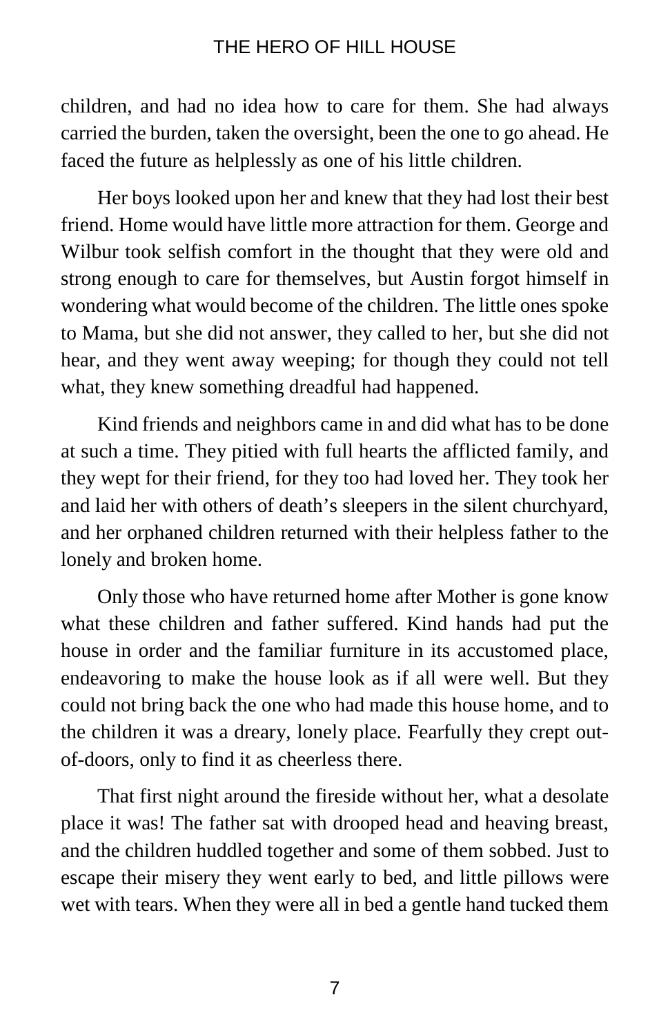children, and had no idea how to care for them. She had always carried the burden, taken the oversight, been the one to go ahead. He faced the future as helplessly as one of his little children.

Her boys looked upon her and knew that they had lost their best friend. Home would have little more attraction for them. George and Wilbur took selfish comfort in the thought that they were old and strong enough to care for themselves, but Austin forgot himself in wondering what would become of the children. The little ones spoke to Mama, but she did not answer, they called to her, but she did not hear, and they went away weeping; for though they could not tell what, they knew something dreadful had happened.

Kind friends and neighbors came in and did what has to be done at such a time. They pitied with full hearts the afflicted family, and they wept for their friend, for they too had loved her. They took her and laid her with others of death's sleepers in the silent churchyard, and her orphaned children returned with their helpless father to the lonely and broken home.

Only those who have returned home after Mother is gone know what these children and father suffered. Kind hands had put the house in order and the familiar furniture in its accustomed place, endeavoring to make the house look as if all were well. But they could not bring back the one who had made this house home, and to the children it was a dreary, lonely place. Fearfully they crept out-of-doors, only to find it as cheerless there.

That first night around the fireside without her, what a desolate place it was! The father sat with drooped head and heaving breast, and the children huddled together and some of them sobbed. Just to escape their misery they went early to bed, and little pillows were wet with tears. When they were all in bed a gentle hand tucked them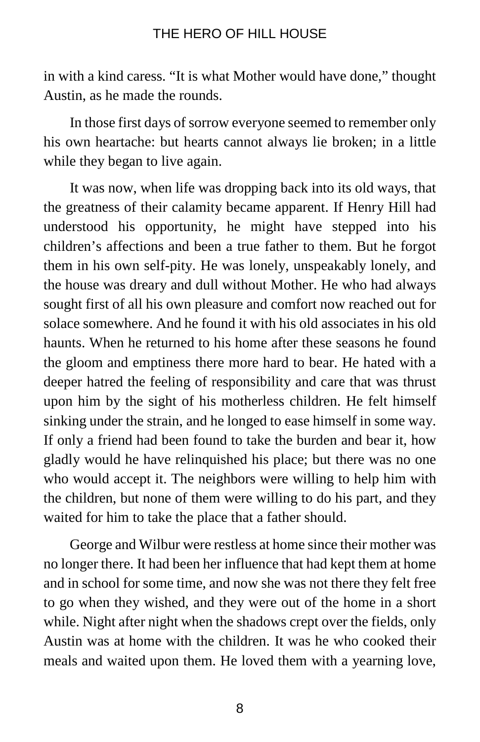in with a kind caress. “It is what Mother would have done,” thought Austin, as he made the rounds.

In those first days of sorrow everyone seemed to remember only his own heartache: but hearts cannot always lie broken; in a little while they began to live again.

It was now, when life was dropping back into its old ways, that the greatness of their calamity became apparent. If Henry Hill had understood his opportunity, he might have stepped into his children’s affections and been a true father to them. But he forgot them in his own self-pity. He was lonely, unspeakably lonely, and the house was dreary and dull without Mother. He who had always sought first of all his own pleasure and comfort now reached out for solace somewhere. And he found it with his old associates in his old haunts. When he returned to his home after these seasons he found the gloom and emptiness there more hard to bear. He hated with a deeper hatred the feeling of responsibility and care that was thrust upon him by the sight of his motherless children. He felt himself sinking under the strain, and he longed to ease himself in some way. If only a friend had been found to take the burden and bear it, how gladly would he have relinquished his place; but there was no one who would accept it. The neighbors were willing to help him with the children, but none of them were willing to do his part, and they waited for him to take the place that a father should.

George and Wilbur were restless at home since their mother was no longer there. It had been her influence that had kept them at home and in school for some time, and now she was not there they felt free to go when they wished, and they were out of the home in a short while. Night after night when the shadows crept over the fields, only Austin was at home with the children. It was he who cooked their meals and waited upon them. He loved them with a yearning love,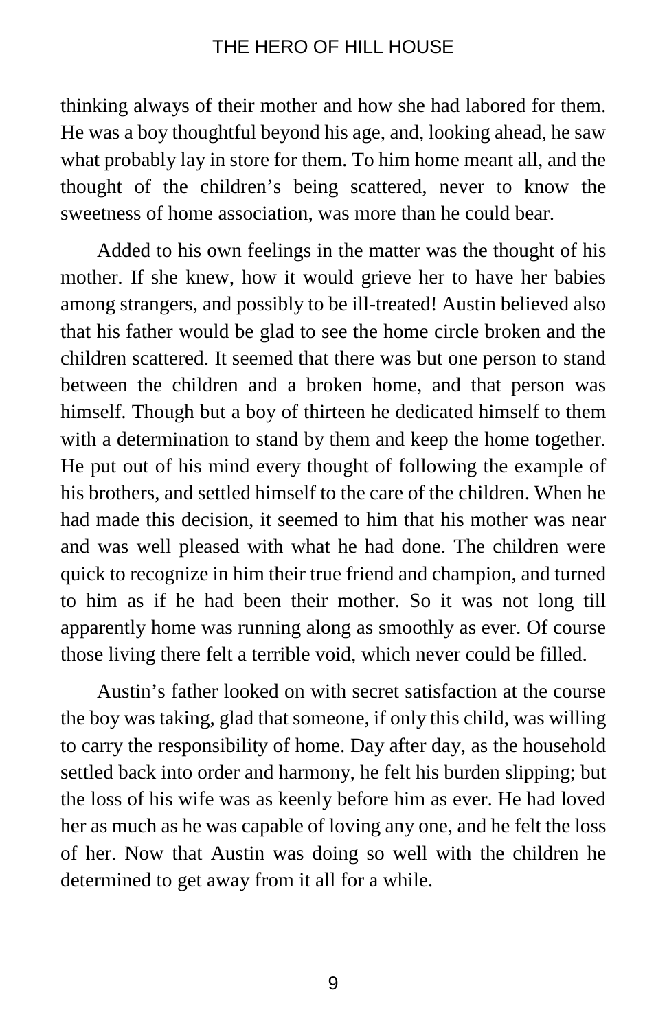thinking always of their mother and how she had labored for them. He was a boy thoughtful beyond his age, and, looking ahead, he saw what probably lay in store for them. To him home meant all, and the thought of the children's being scattered, never to know the sweetness of home association, was more than he could bear.

Added to his own feelings in the matter was the thought of his mother. If she knew, how it would grieve her to have her babies among strangers, and possibly to be ill-treated! Austin believed also that his father would be glad to see the home circle broken and the children scattered. It seemed that there was but one person to stand between the children and a broken home, and that person was himself. Though but a boy of thirteen he dedicated himself to them with a determination to stand by them and keep the home together. He put out of his mind every thought of following the example of his brothers, and settled himself to the care of the children. When he had made this decision, it seemed to him that his mother was near and was well pleased with what he had done. The children were quick to recognize in him their true friend and champion, and turned to him as if he had been their mother. So it was not long till apparently home was running along as smoothly as ever. Of course those living there felt a terrible void, which never could be filled.

Austin's father looked on with secret satisfaction at the course the boy was taking, glad that someone, if only this child, was willing to carry the responsibility of home. Day after day, as the household settled back into order and harmony, he felt his burden slipping; but the loss of his wife was as keenly before him as ever. He had loved her as much as he was capable of loving any one, and he felt the loss of her. Now that Austin was doing so well with the children he determined to get away from it all for a while.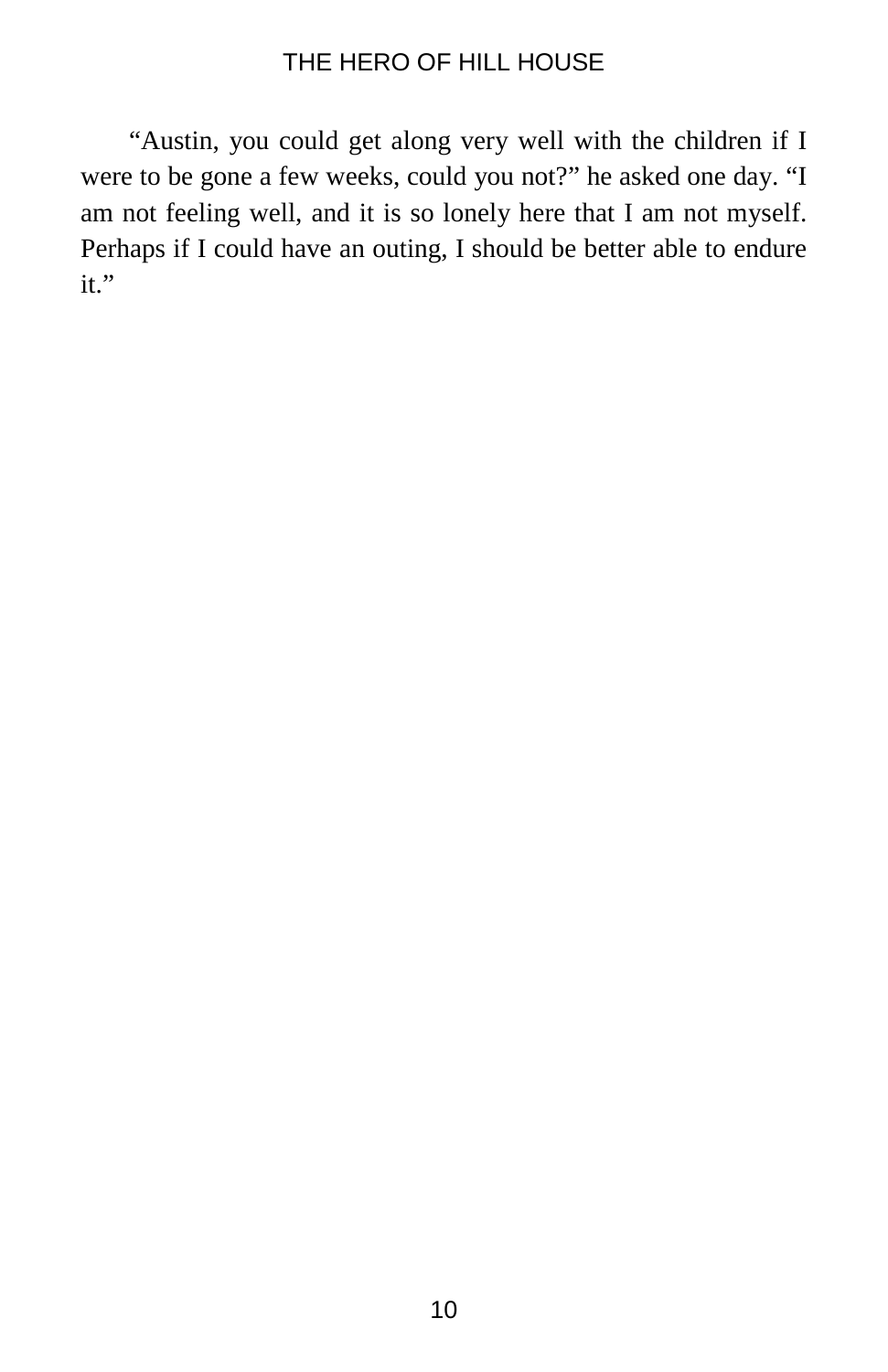"Austin, you could get along very well with the children if I were to be gone a few weeks, could you not?" he asked one day. "I am not feeling well, and it is so lonely here that I am not myself. Perhaps if I could have an outing, I should be better able to endure it."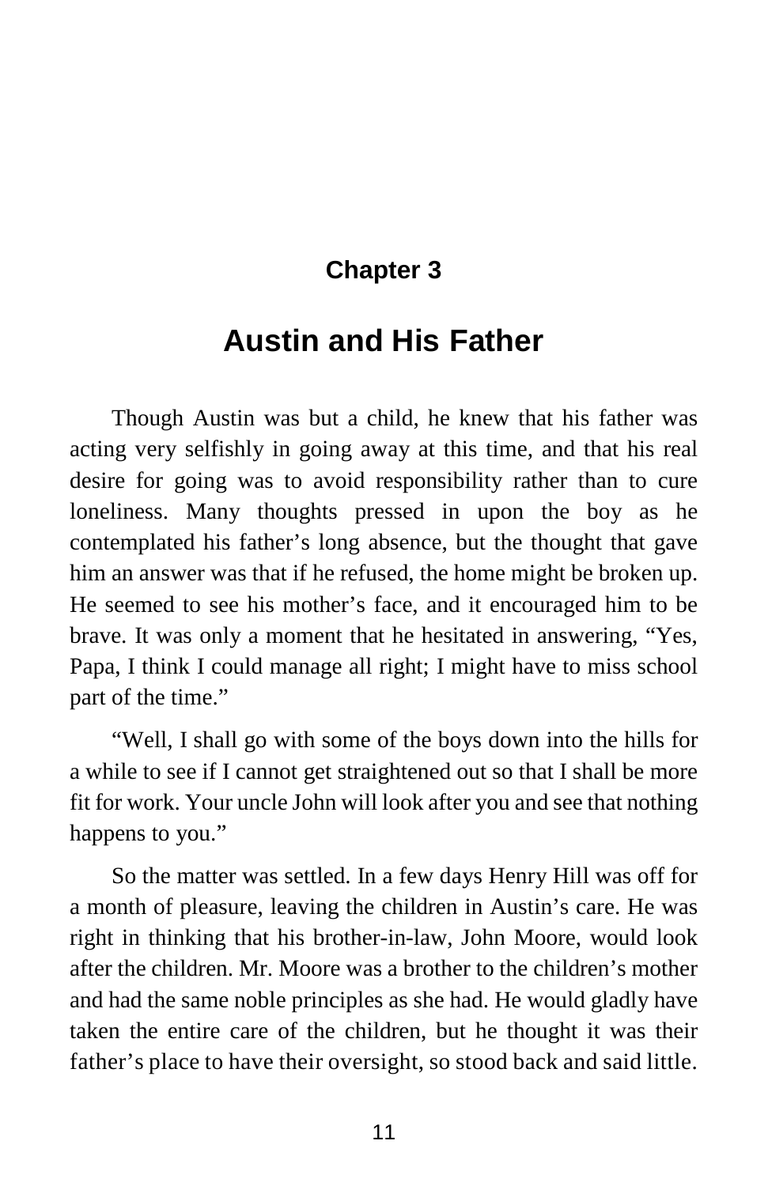## Chapter 3

# Austin and His Father

Though Austin was but a child, he knew that his father was acting very selfishly in going away at this time, and that his real desire for going was to avoid responsibility rather than to cure loneliness. Many thoughts pressed in upon the boy as he contemplated his father's long absence, but the thought that gave him an answer was that if he refused, the home might be broken up. He seemed to see his mother's face, and it encouraged him to be brave. It was only a moment that he hesitated in answering, "Yes, Papa, I think I could manage all right; I might have to miss school part of the time."

"Well, I shall go with some of the boys down into the hills for a while to see if I cannot get straightened out so that I shall be more fit for work. Your uncle John will look after you and see that nothing happens to you."

So the matter was settled. In a few days Henry Hill was off for a month of pleasure, leaving the children in Austin's care. He was right in thinking that his brother-in-law, John Moore, would look after the children. Mr. Moore was a brother to the children's mother and had the same noble principles as she had. He would gladly have taken the entire care of the children, but he thought it was their father's place to have their oversight, so stood back and said little.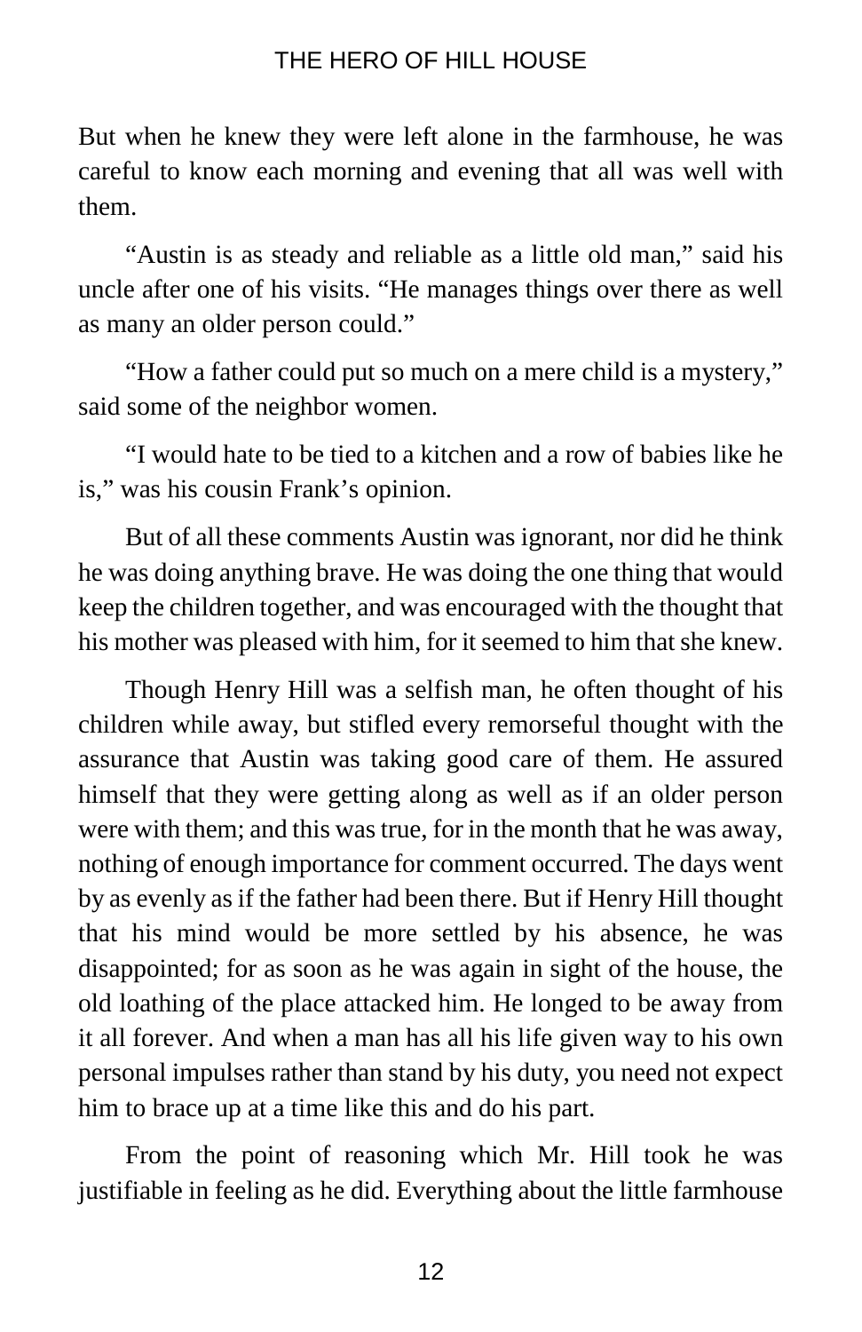But when he knew they were left alone in the farmhouse, he was careful to know each morning and evening that all was well with them.

"Austin is as steady and reliable as a little old man," said his uncle after one of his visits. "He manages things over there as well as many an older person could."

"How a father could put so much on a mere child is a mystery," said some of the neighbor women.

"I would hate to be tied to a kitchen and a row of babies like he is," was his cousin Frank's opinion.

But of all these comments Austin was ignorant, nor did he think he was doing anything brave. He was doing the one thing that would keep the children together, and was encouraged with the thought that his mother was pleased with him, for it seemed to him that she knew.

Though Henry Hill was a selfish man, he often thought of his children while away, but stifled every remorseful thought with the assurance that Austin was taking good care of them. He assured himself that they were getting along as well as if an older person were with them; and this was true, for in the month that he was away, nothing of enough importance for comment occurred. The days went by as evenly as if the father had been there. But if Henry Hill thought that his mind would be more settled by his absence, he was disappointed; for as soon as he was again in sight of the house, the old loathing of the place attacked him. He longed to be away from it all forever. And when a man has all his life given way to his own personal impulses rather than stand by his duty, you need not expect him to brace up at a time like this and do his part.

From the point of reasoning which Mr. Hill took he was justifiable in feeling as he did. Everything about the little farmhouse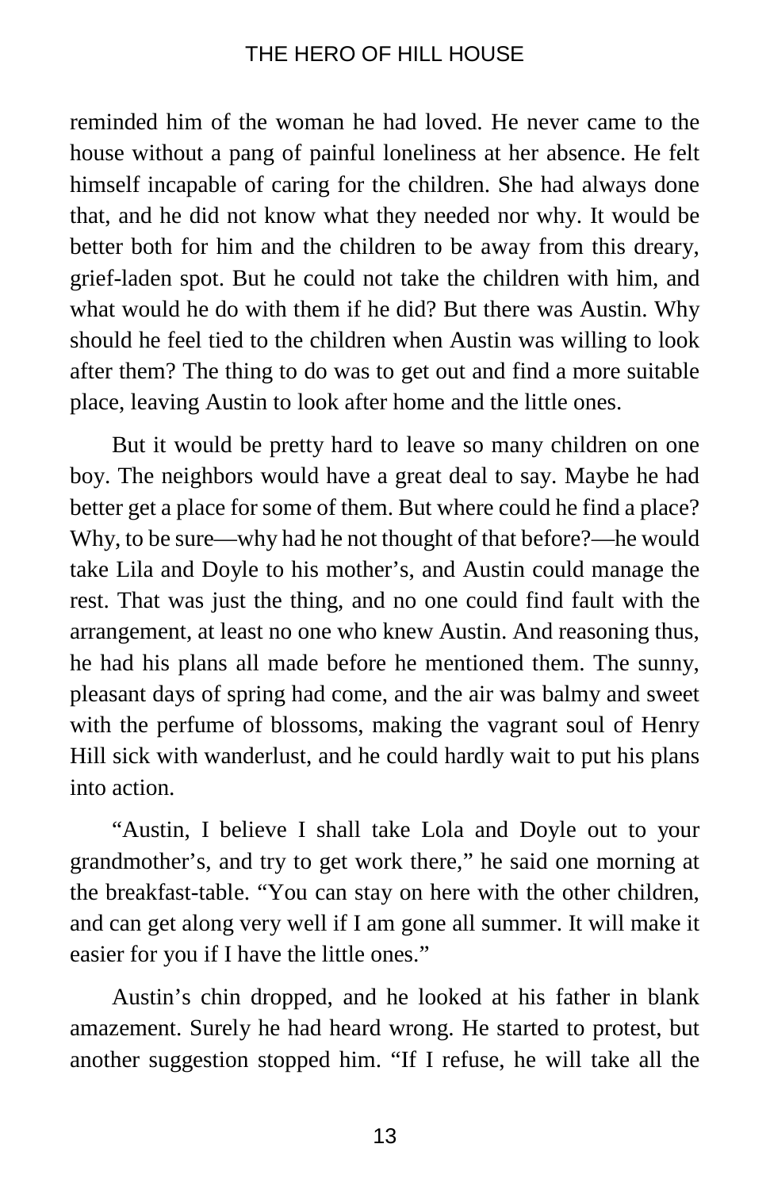reminded him of the woman he had loved. He never came to the house without a pang of painful loneliness at her absence. He felt himself incapable of caring for the children. She had always done that, and he did not know what they needed nor why. It would be better both for him and the children to be away from this dreary, grief-laden spot. But he could not take the children with him, and what would he do with them if he did? But there was Austin. Why should he feel tied to the children when Austin was willing to look after them? The thing to do was to get out and find a more suitable place, leaving Austin to look after home and the little ones.

But it would be pretty hard to leave so many children on one boy. The neighbors would have a great deal to say. Maybe he had better get a place for some of them. But where could he find a place? Why, to be sure—why had he not thought of that before?—he would take Lila and Doyle to his mother's, and Austin could manage the rest. That was just the thing, and no one could find fault with the arrangement, at least no one who knew Austin. And reasoning thus, he had his plans all made before he mentioned them. The sunny, pleasant days of spring had come, and the air was balmy and sweet with the perfume of blossoms, making the vagrant soul of Henry Hill sick with wanderlust, and he could hardly wait to put his plans into action.

"Austin, I believe I shall take Lola and Doyle out to your grandmother's, and try to get work there," he said one morning at the breakfast-table. "You can stay on here with the other children, and can get along very well if I am gone all summer. It will make it easier for you if I have the little ones."

Austin's chin dropped, and he looked at his father in blank amazement. Surely he had heard wrong. He started to protest, but another suggestion stopped him. "If I refuse, he will take all the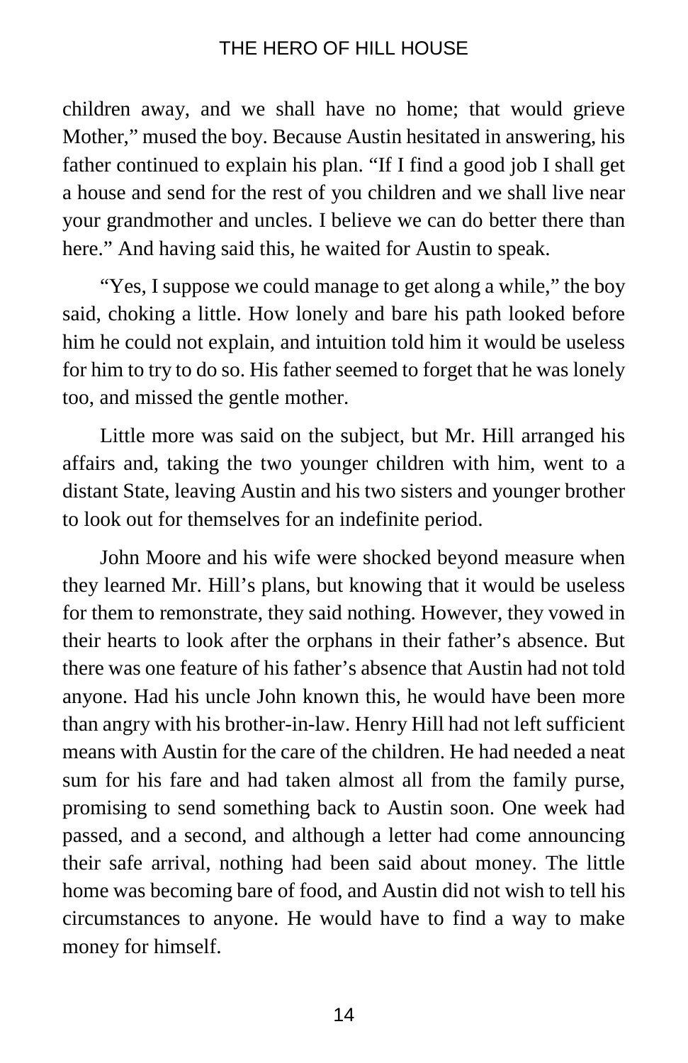children away, and we shall have no home; that would grieve Mother," mused the boy. Because Austin hesitated in answering, his father continued to explain his plan. "If I find a good job I shall get a house and send for the rest of you children and we shall live near your grandmother and uncles. I believe we can do better there than here." And having said this, he waited for Austin to speak.

"Yes, I suppose we could manage to get along a while," the boy said, choking a little. How lonely and bare his path looked before him he could not explain, and intuition told him it would be useless for him to try to do so. His father seemed to forget that he was lonely too, and missed the gentle mother.

Little more was said on the subject, but Mr. Hill arranged his affairs and, taking the two younger children with him, went to a distant State, leaving Austin and his two sisters and younger brother to look out for themselves for an indefinite period.

John Moore and his wife were shocked beyond measure when they learned Mr. Hill's plans, but knowing that it would be useless for them to remonstrate, they said nothing. However, they vowed in their hearts to look after the orphans in their father's absence. But there was one feature of his father's absence that Austin had not told anyone. Had his uncle John known this, he would have been more than angry with his brother-in-law. Henry Hill had not left sufficient means with Austin for the care of the children. He had needed a neat sum for his fare and had taken almost all from the family purse, promising to send something back to Austin soon. One week had passed, and a second, and although a letter had come announcing their safe arrival, nothing had been said about money. The little home was becoming bare of food, and Austin did not wish to tell his circumstances to anyone. He would have to find a way to make money for himself.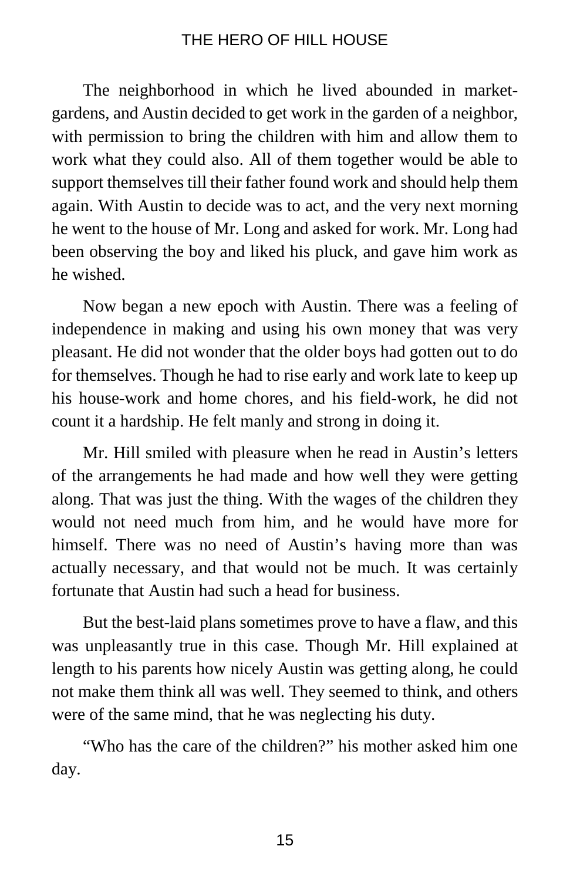The neighborhood in which he lived abounded in market-gardens, and Austin decided to get work in the garden of a neighbor, with permission to bring the children with him and allow them to work what they could also. All of them together would be able to support themselves till their father found work and should help them again. With Austin to decide was to act, and the very next morning he went to the house of Mr. Long and asked for work. Mr. Long had been observing the boy and liked his pluck, and gave him work as he wished.

Now began a new epoch with Austin. There was a feeling of independence in making and using his own money that was very pleasant. He did not wonder that the older boys had gotten out to do for themselves. Though he had to rise early and work late to keep up his house-work and home chores, and his field-work, he did not count it a hardship. He felt manly and strong in doing it.

Mr. Hill smiled with pleasure when he read in Austin's letters of the arrangements he had made and how well they were getting along. That was just the thing. With the wages of the children they would not need much from him, and he would have more for himself. There was no need of Austin's having more than was actually necessary, and that would not be much. It was certainly fortunate that Austin had such a head for business.

But the best-laid plans sometimes prove to have a flaw, and this was unpleasantly true in this case. Though Mr. Hill explained at length to his parents how nicely Austin was getting along, he could not make them think all was well. They seemed to think, and others were of the same mind, that he was neglecting his duty.

"Who has the care of the children?" his mother asked him one day.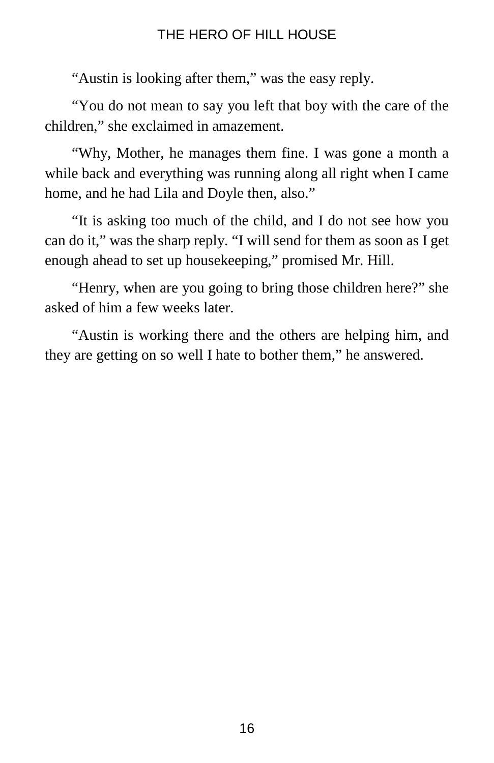“Austin is looking after them,” was the easy reply.

“You do not mean to say you left that boy with the care of the children,” she exclaimed in amazement.

“Why, Mother, he manages them fine. I was gone a month a while back and everything was running along all right when I came home, and he had Lila and Doyle then, also.”

“It is asking too much of the child, and I do not see how you can do it,” was the sharp reply. “I will send for them as soon as I get enough ahead to set up housekeeping,” promised Mr. Hill.

“Henry, when are you going to bring those children here?” she asked of him a few weeks later.

“Austin is working there and the others are helping him, and they are getting on so well I hate to bother them,” he answered.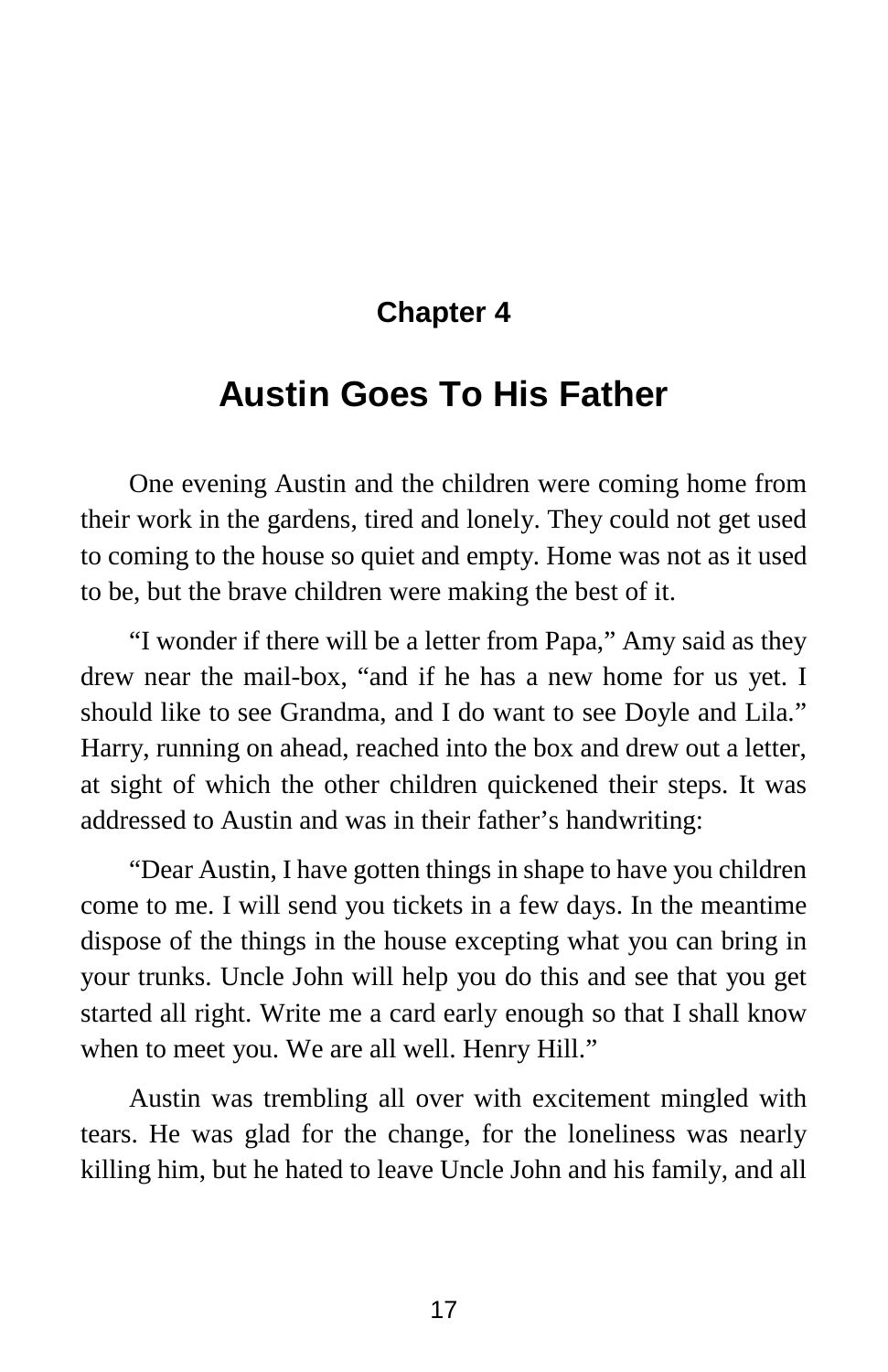## Chapter 4

# Austin Goes To His Father

One evening Austin and the children were coming home from their work in the gardens, tired and lonely. They could not get used to coming to the house so quiet and empty. Home was not as it used to be, but the brave children were making the best of it.

"I wonder if there will be a letter from Papa," Amy said as they drew near the mail-box, "and if he has a new home for us yet. I should like to see Grandma, and I do want to see Doyle and Lila." Harry, running on ahead, reached into the box and drew out a letter, at sight of which the other children quickened their steps. It was addressed to Austin and was in their father's handwriting:

"Dear Austin, I have gotten things in shape to have you children come to me. I will send you tickets in a few days. In the meantime dispose of the things in the house excepting what you can bring in your trunks. Uncle John will help you do this and see that you get started all right. Write me a card early enough so that I shall know when to meet you. We are all well. Henry Hill."

Austin was trembling all over with excitement mingled with tears. He was glad for the change, for the loneliness was nearly killing him, but he hated to leave Uncle John and his family, and all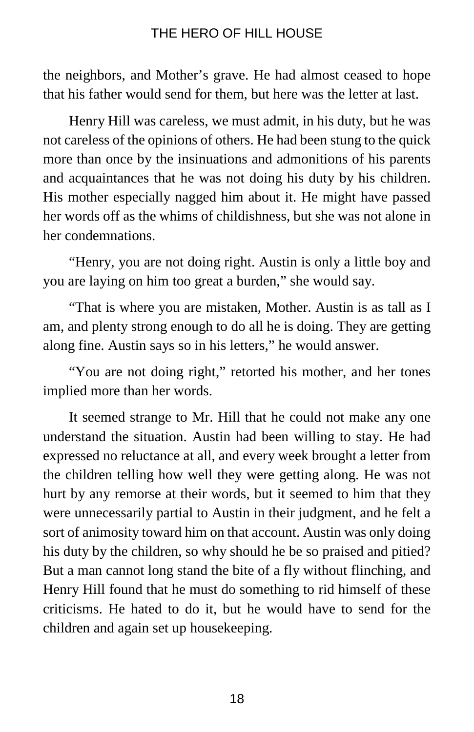the neighbors, and Mother's grave. He had almost ceased to hope that his father would send for them, but here was the letter at last.

Henry Hill was careless, we must admit, in his duty, but he was not careless of the opinions of others. He had been stung to the quick more than once by the insinuations and admonitions of his parents and acquaintances that he was not doing his duty by his children. His mother especially nagged him about it. He might have passed her words off as the whims of childishness, but she was not alone in her condemnations.

"Henry, you are not doing right. Austin is only a little boy and you are laying on him too great a burden," she would say.

"That is where you are mistaken, Mother. Austin is as tall as I am, and plenty strong enough to do all he is doing. They are getting along fine. Austin says so in his letters," he would answer.

"You are not doing right," retorted his mother, and her tones implied more than her words.

It seemed strange to Mr. Hill that he could not make any one understand the situation. Austin had been willing to stay. He had expressed no reluctance at all, and every week brought a letter from the children telling how well they were getting along. He was not hurt by any remorse at their words, but it seemed to him that they were unnecessarily partial to Austin in their judgment, and he felt a sort of animosity toward him on that account. Austin was only doing his duty by the children, so why should he be so praised and pitied? But a man cannot long stand the bite of a fly without flinching, and Henry Hill found that he must do something to rid himself of these criticisms. He hated to do it, but he would have to send for the children and again set up housekeeping.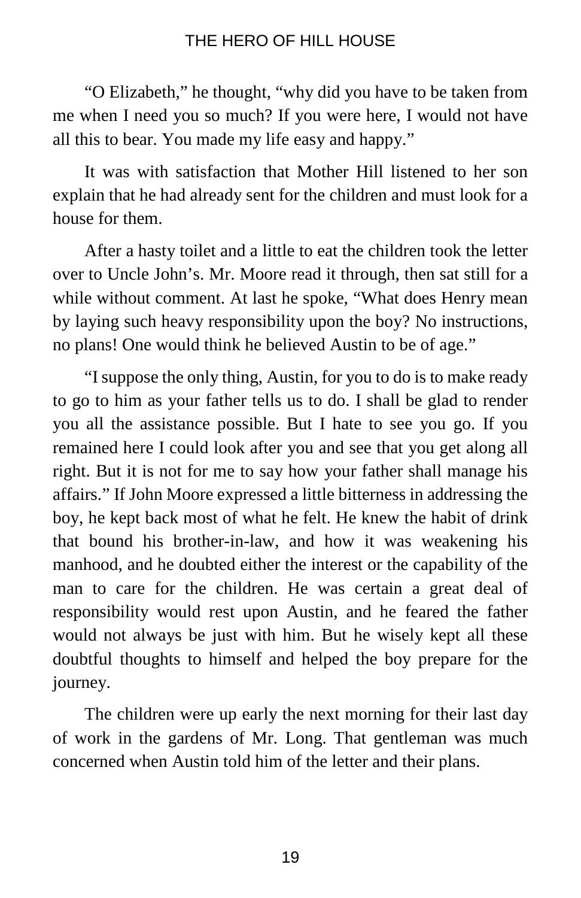"O Elizabeth," he thought, "why did you have to be taken from me when I need you so much? If you were here, I would not have all this to bear. You made my life easy and happy."

It was with satisfaction that Mother Hill listened to her son explain that he had already sent for the children and must look for a house for them.

After a hasty toilet and a little to eat the children took the letter over to Uncle John's. Mr. Moore read it through, then sat still for a while without comment. At last he spoke, "What does Henry mean by laying such heavy responsibility upon the boy? No instructions, no plans! One would think he believed Austin to be of age."

"I suppose the only thing, Austin, for you to do is to make ready to go to him as your father tells us to do. I shall be glad to render you all the assistance possible. But I hate to see you go. If you remained here I could look after you and see that you get along all right. But it is not for me to say how your father shall manage his affairs." If John Moore expressed a little bitterness in addressing the boy, he kept back most of what he felt. He knew the habit of drink that bound his brother-in-law, and how it was weakening his manhood, and he doubted either the interest or the capability of the man to care for the children. He was certain a great deal of responsibility would rest upon Austin, and he feared the father would not always be just with him. But he wisely kept all these doubtful thoughts to himself and helped the boy prepare for the journey.

The children were up early the next morning for their last day of work in the gardens of Mr. Long. That gentleman was much concerned when Austin told him of the letter and their plans.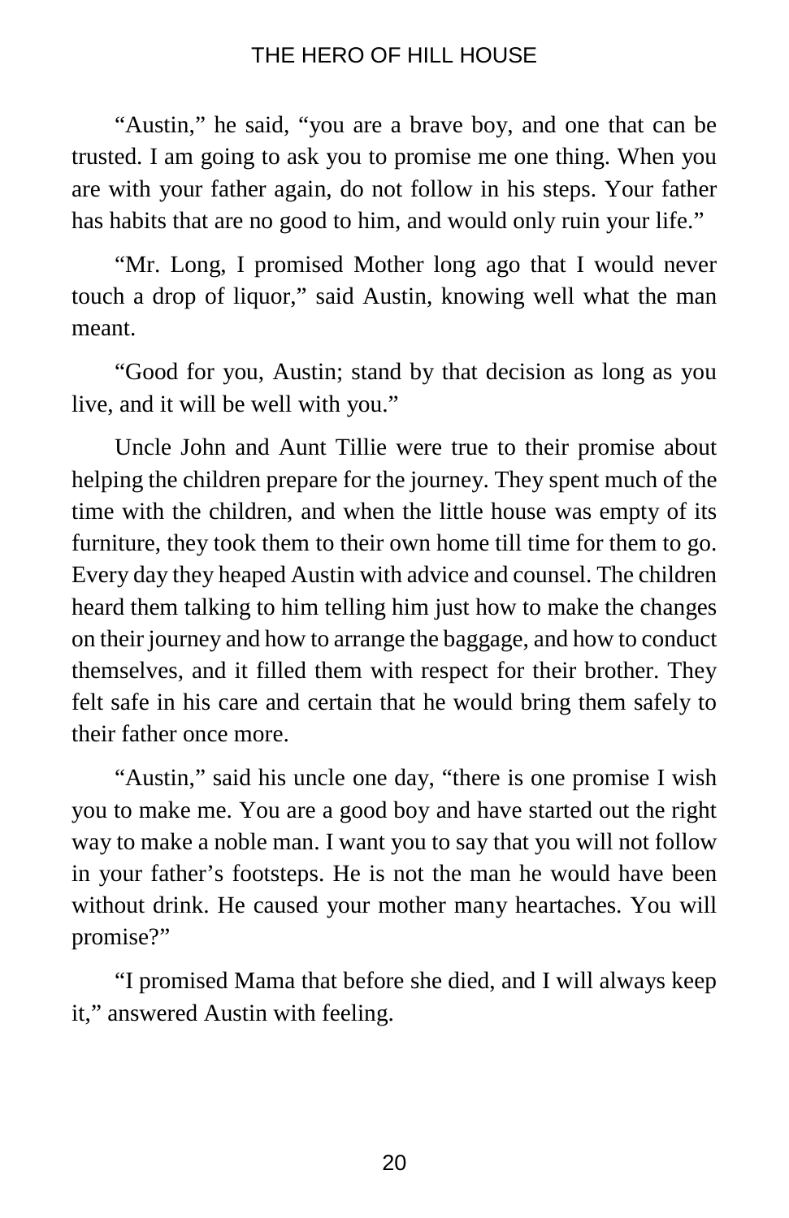"Austin," he said, "you are a brave boy, and one that can be trusted. I am going to ask you to promise me one thing. When you are with your father again, do not follow in his steps. Your father has habits that are no good to him, and would only ruin your life."

"Mr. Long, I promised Mother long ago that I would never touch a drop of liquor," said Austin, knowing well what the man meant.

"Good for you, Austin; stand by that decision as long as you live, and it will be well with you."

Uncle John and Aunt Tillie were true to their promise about helping the children prepare for the journey. They spent much of the time with the children, and when the little house was empty of its furniture, they took them to their own home till time for them to go. Every day they heaped Austin with advice and counsel. The children heard them talking to him telling him just how to make the changes on their journey and how to arrange the baggage, and how to conduct themselves, and it filled them with respect for their brother. They felt safe in his care and certain that he would bring them safely to their father once more.

"Austin," said his uncle one day, "there is one promise I wish you to make me. You are a good boy and have started out the right way to make a noble man. I want you to say that you will not follow in your father's footsteps. He is not the man he would have been without drink. He caused your mother many heartaches. You will promise?"

"I promised Mama that before she died, and I will always keep it," answered Austin with feeling.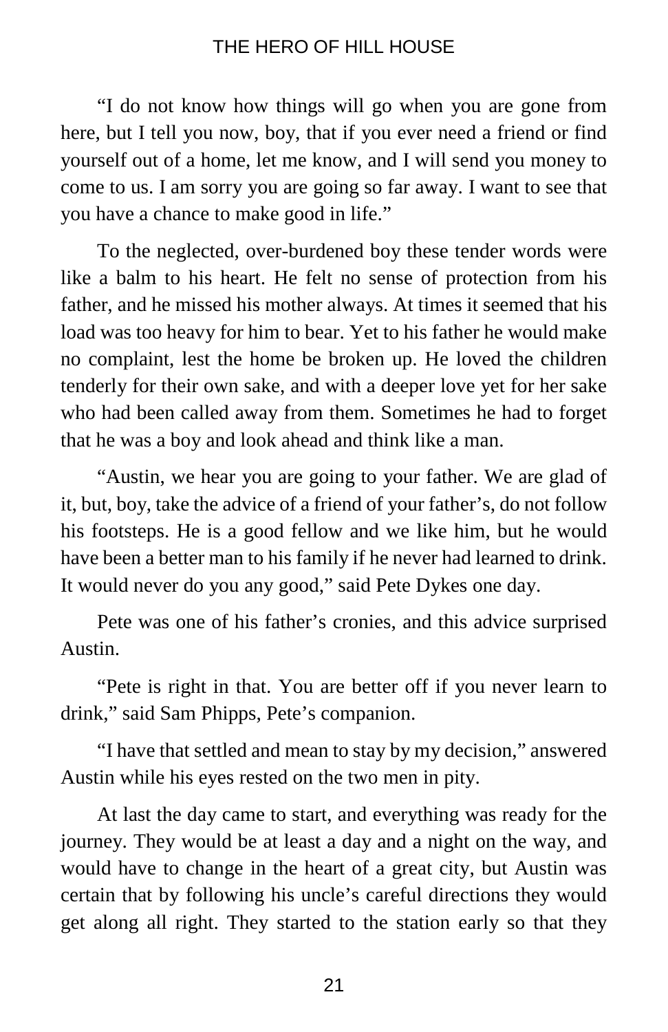"I do not know how things will go when you are gone from here, but I tell you now, boy, that if you ever need a friend or find yourself out of a home, let me know, and I will send you money to come to us. I am sorry you are going so far away. I want to see that you have a chance to make good in life."

To the neglected, over-burdened boy these tender words were like a balm to his heart. He felt no sense of protection from his father, and he missed his mother always. At times it seemed that his load was too heavy for him to bear. Yet to his father he would make no complaint, lest the home be broken up. He loved the children tenderly for their own sake, and with a deeper love yet for her sake who had been called away from them. Sometimes he had to forget that he was a boy and look ahead and think like a man.

"Austin, we hear you are going to your father. We are glad of it, but, boy, take the advice of a friend of your father's, do not follow his footsteps. He is a good fellow and we like him, but he would have been a better man to his family if he never had learned to drink. It would never do you any good," said Pete Dykes one day.

Pete was one of his father's cronies, and this advice surprised Austin.

"Pete is right in that. You are better off if you never learn to drink," said Sam Phipps, Pete's companion.

"I have that settled and mean to stay by my decision," answered Austin while his eyes rested on the two men in pity.

At last the day came to start, and everything was ready for the journey. They would be at least a day and a night on the way, and would have to change in the heart of a great city, but Austin was certain that by following his uncle's careful directions they would get along all right. They started to the station early so that they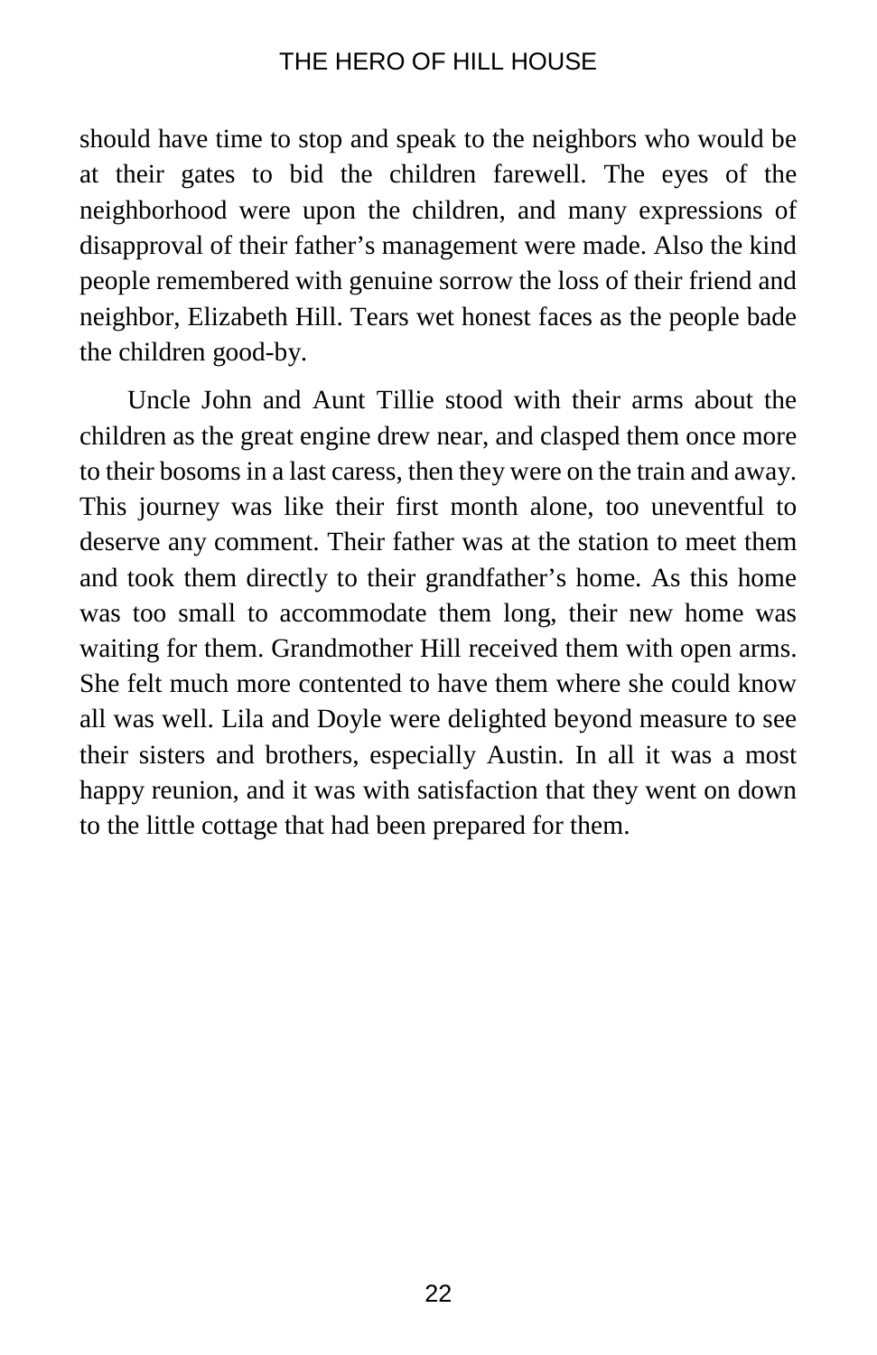should have time to stop and speak to the neighbors who would be at their gates to bid the children farewell. The eyes of the neighborhood were upon the children, and many expressions of disapproval of their father's management were made. Also the kind people remembered with genuine sorrow the loss of their friend and neighbor, Elizabeth Hill. Tears wet honest faces as the people bade the children good-by.

Uncle John and Aunt Tillie stood with their arms about the children as the great engine drew near, and clasped them once more to their bosoms in a last caress, then they were on the train and away. This journey was like their first month alone, too uneventful to deserve any comment. Their father was at the station to meet them and took them directly to their grandfather's home. As this home was too small to accommodate them long, their new home was waiting for them. Grandmother Hill received them with open arms. She felt much more contented to have them where she could know all was well. Lila and Doyle were delighted beyond measure to see their sisters and brothers, especially Austin. In all it was a most happy reunion, and it was with satisfaction that they went on down to the little cottage that had been prepared for them.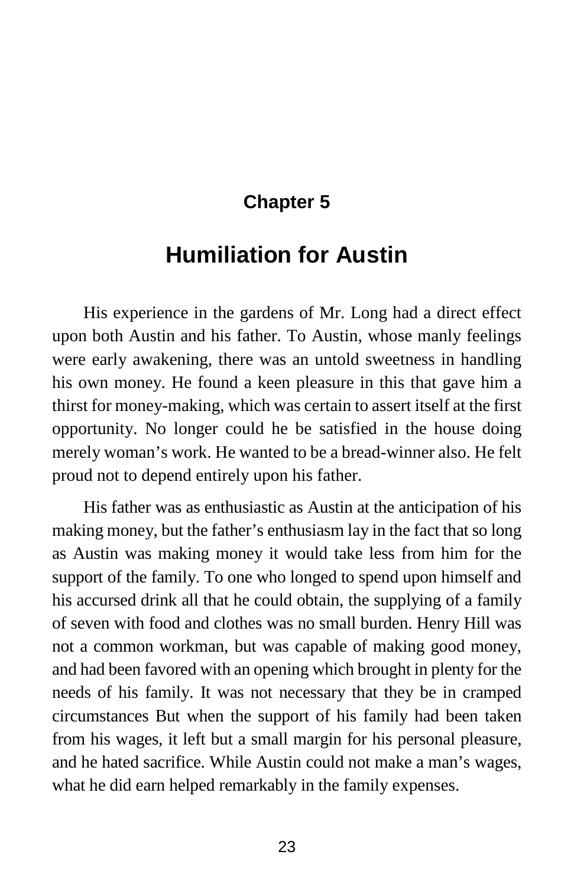## Chapter 5

# Humiliation for Austin

His experience in the gardens of Mr. Long had a direct effect upon both Austin and his father. To Austin, whose manly feelings were early awakening, there was an untold sweetness in handling his own money. He found a keen pleasure in this that gave him a thirst for money-making, which was certain to assert itself at the first opportunity. No longer could he be satisfied in the house doing merely woman's work. He wanted to be a bread-winner also. He felt proud not to depend entirely upon his father.

His father was as enthusiastic as Austin at the anticipation of his making money, but the father's enthusiasm lay in the fact that so long as Austin was making money it would take less from him for the support of the family. To one who longed to spend upon himself and his accursed drink all that he could obtain, the supplying of a family of seven with food and clothes was no small burden. Henry Hill was not a common workman, but was capable of making good money, and had been favored with an opening which brought in plenty for the needs of his family. It was not necessary that they be in cramped circumstances But when the support of his family had been taken from his wages, it left but a small margin for his personal pleasure, and he hated sacrifice. While Austin could not make a man's wages, what he did earn helped remarkably in the family expenses.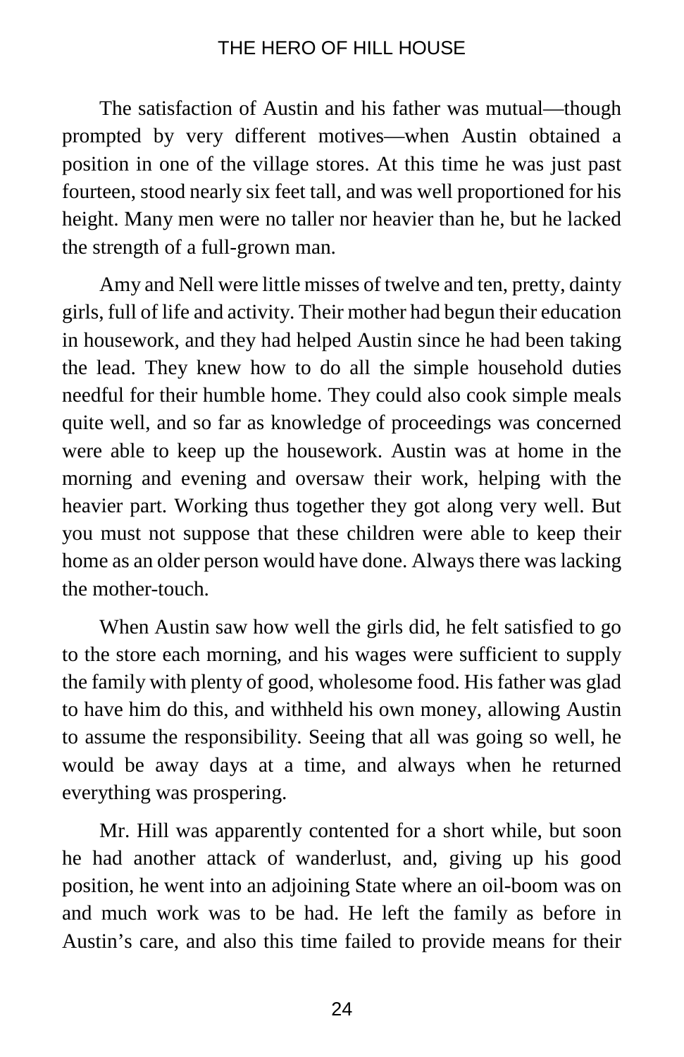The satisfaction of Austin and his father was mutual—though prompted by very different motives—when Austin obtained a position in one of the village stores. At this time he was just past fourteen, stood nearly six feet tall, and was well proportioned for his height. Many men were no taller nor heavier than he, but he lacked the strength of a full-grown man.

Amy and Nell were little misses of twelve and ten, pretty, dainty girls, full of life and activity. Their mother had begun their education in housework, and they had helped Austin since he had been taking the lead. They knew how to do all the simple household duties needful for their humble home. They could also cook simple meals quite well, and so far as knowledge of proceedings was concerned were able to keep up the housework. Austin was at home in the morning and evening and oversaw their work, helping with the heavier part. Working thus together they got along very well. But you must not suppose that these children were able to keep their home as an older person would have done. Always there was lacking the mother-touch.

When Austin saw how well the girls did, he felt satisfied to go to the store each morning, and his wages were sufficient to supply the family with plenty of good, wholesome food. His father was glad to have him do this, and withheld his own money, allowing Austin to assume the responsibility. Seeing that all was going so well, he would be away days at a time, and always when he returned everything was prospering.

Mr. Hill was apparently contented for a short while, but soon he had another attack of wanderlust, and, giving up his good position, he went into an adjoining State where an oil-boom was on and much work was to be had. He left the family as before in Austin's care, and also this time failed to provide means for their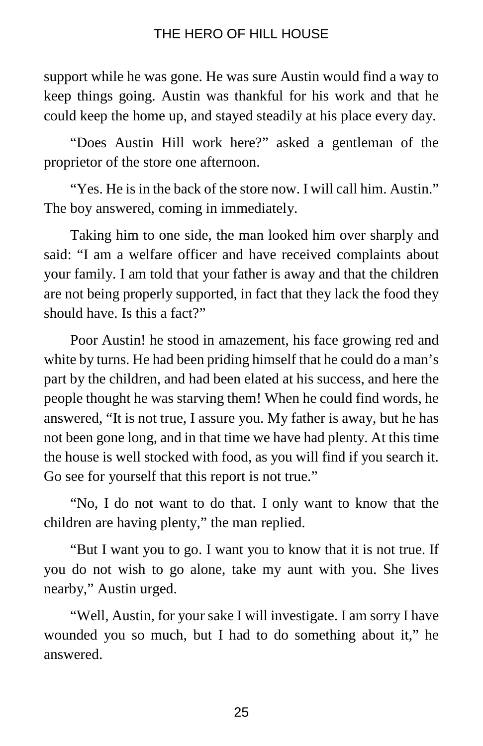support while he was gone. He was sure Austin would find a way to keep things going. Austin was thankful for his work and that he could keep the home up, and stayed steadily at his place every day.

“Does Austin Hill work here?” asked a gentleman of the proprietor of the store one afternoon.

“Yes. He is in the back of the store now. I will call him. Austin.” The boy answered, coming in immediately.

Taking him to one side, the man looked him over sharply and said: “I am a welfare officer and have received complaints about your family. I am told that your father is away and that the children are not being properly supported, in fact that they lack the food they should have. Is this a fact?”

Poor Austin! he stood in amazement, his face growing red and white by turns. He had been priding himself that he could do a man’s part by the children, and had been elated at his success, and here the people thought he was starving them! When he could find words, he answered, “It is not true, I assure you. My father is away, but he has not been gone long, and in that time we have had plenty. At this time the house is well stocked with food, as you will find if you search it. Go see for yourself that this report is not true.”

“No, I do not want to do that. I only want to know that the children are having plenty,” the man replied.

“But I want you to go. I want you to know that it is not true. If you do not wish to go alone, take my aunt with you. She lives nearby,” Austin urged.

“Well, Austin, for your sake I will investigate. I am sorry I have wounded you so much, but I had to do something about it,” he answered.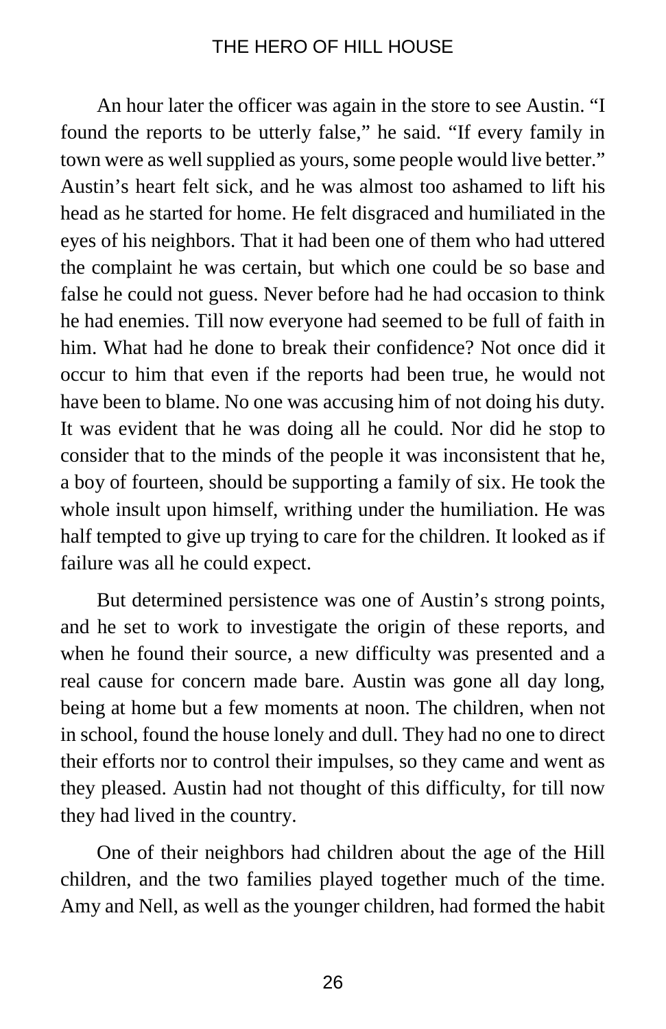An hour later the officer was again in the store to see Austin. "I found the reports to be utterly false," he said. "If every family in town were as well supplied as yours, some people would live better." Austin's heart felt sick, and he was almost too ashamed to lift his head as he started for home. He felt disgraced and humiliated in the eyes of his neighbors. That it had been one of them who had uttered the complaint he was certain, but which one could be so base and false he could not guess. Never before had he had occasion to think he had enemies. Till now everyone had seemed to be full of faith in him. What had he done to break their confidence? Not once did it occur to him that even if the reports had been true, he would not have been to blame. No one was accusing him of not doing his duty. It was evident that he was doing all he could. Nor did he stop to consider that to the minds of the people it was inconsistent that he, a boy of fourteen, should be supporting a family of six. He took the whole insult upon himself, writhing under the humiliation. He was half tempted to give up trying to care for the children. It looked as if failure was all he could expect.

But determined persistence was one of Austin's strong points, and he set to work to investigate the origin of these reports, and when he found their source, a new difficulty was presented and a real cause for concern made bare. Austin was gone all day long, being at home but a few moments at noon. The children, when not in school, found the house lonely and dull. They had no one to direct their efforts nor to control their impulses, so they came and went as they pleased. Austin had not thought of this difficulty, for till now they had lived in the country.

One of their neighbors had children about the age of the Hill children, and the two families played together much of the time. Amy and Nell, as well as the younger children, had formed the habit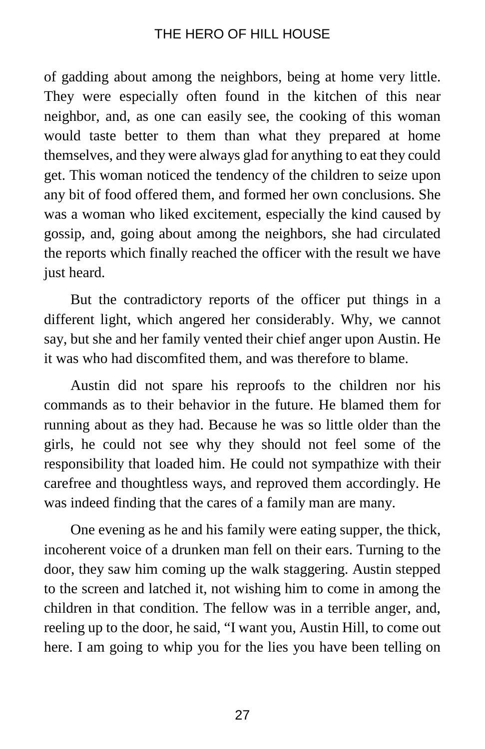of gadding about among the neighbors, being at home very little. They were especially often found in the kitchen of this near neighbor, and, as one can easily see, the cooking of this woman would taste better to them than what they prepared at home themselves, and they were always glad for anything to eat they could get. This woman noticed the tendency of the children to seize upon any bit of food offered them, and formed her own conclusions. She was a woman who liked excitement, especially the kind caused by gossip, and, going about among the neighbors, she had circulated the reports which finally reached the officer with the result we have just heard.

But the contradictory reports of the officer put things in a different light, which angered her considerably. Why, we cannot say, but she and her family vented their chief anger upon Austin. He it was who had discomfited them, and was therefore to blame.

Austin did not spare his reproofs to the children nor his commands as to their behavior in the future. He blamed them for running about as they had. Because he was so little older than the girls, he could not see why they should not feel some of the responsibility that loaded him. He could not sympathize with their carefree and thoughtless ways, and reproved them accordingly. He was indeed finding that the cares of a family man are many.

One evening as he and his family were eating supper, the thick, incoherent voice of a drunken man fell on their ears. Turning to the door, they saw him coming up the walk staggering. Austin stepped to the screen and latched it, not wishing him to come in among the children in that condition. The fellow was in a terrible anger, and, reeling up to the door, he said, "I want you, Austin Hill, to come out here. I am going to whip you for the lies you have been telling on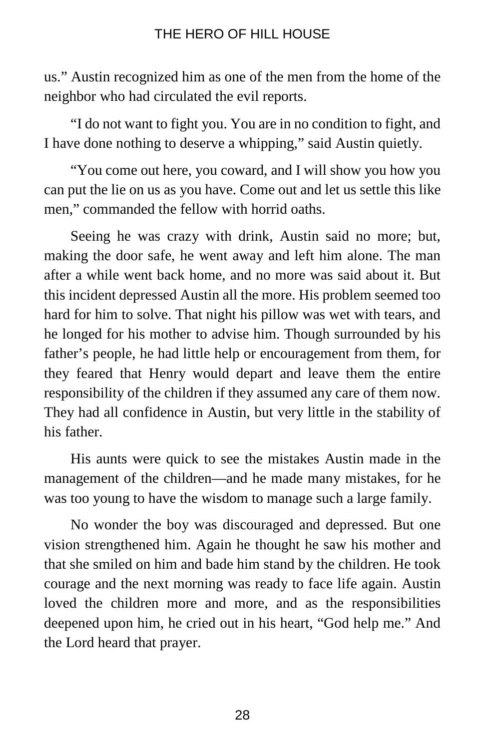us." Austin recognized him as one of the men from the home of the neighbor who had circulated the evil reports.

"I do not want to fight you. You are in no condition to fight, and I have done nothing to deserve a whipping," said Austin quietly.

"You come out here, you coward, and I will show you how you can put the lie on us as you have. Come out and let us settle this like men," commanded the fellow with horrid oaths.

Seeing he was crazy with drink, Austin said no more; but, making the door safe, he went away and left him alone. The man after a while went back home, and no more was said about it. But this incident depressed Austin all the more. His problem seemed too hard for him to solve. That night his pillow was wet with tears, and he longed for his mother to advise him. Though surrounded by his father's people, he had little help or encouragement from them, for they feared that Henry would depart and leave them the entire responsibility of the children if they assumed any care of them now. They had all confidence in Austin, but very little in the stability of his father.

His aunts were quick to see the mistakes Austin made in the management of the children—and he made many mistakes, for he was too young to have the wisdom to manage such a large family.

No wonder the boy was discouraged and depressed. But one vision strengthened him. Again he thought he saw his mother and that she smiled on him and bade him stand by the children. He took courage and the next morning was ready to face life again. Austin loved the children more and more, and as the responsibilities deepened upon him, he cried out in his heart, "God help me." And the Lord heard that prayer.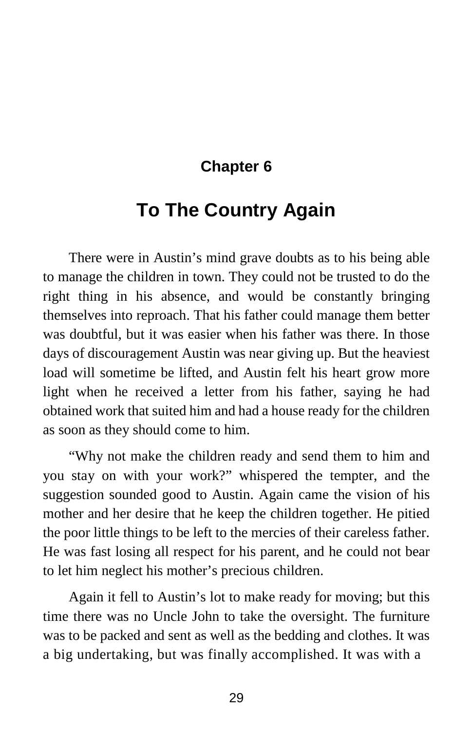## Chapter 6

# To The Country Again

There were in Austin's mind grave doubts as to his being able to manage the children in town. They could not be trusted to do the right thing in his absence, and would be constantly bringing themselves into reproach. That his father could manage them better was doubtful, but it was easier when his father was there. In those days of discouragement Austin was near giving up. But the heaviest load will sometime be lifted, and Austin felt his heart grow more light when he received a letter from his father, saying he had obtained work that suited him and had a house ready for the children as soon as they should come to him.

"Why not make the children ready and send them to him and you stay on with your work?" whispered the tempter, and the suggestion sounded good to Austin. Again came the vision of his mother and her desire that he keep the children together. He pitied the poor little things to be left to the mercies of their careless father. He was fast losing all respect for his parent, and he could not bear to let him neglect his mother's precious children.

Again it fell to Austin's lot to make ready for moving; but this time there was no Uncle John to take the oversight. The furniture was to be packed and sent as well as the bedding and clothes. It was a big undertaking, but was finally accomplished. It was with a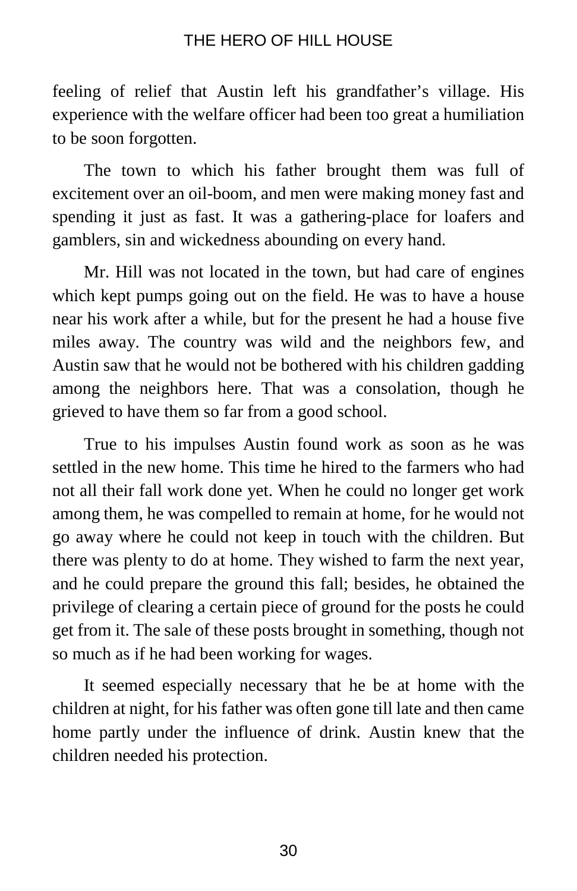feeling of relief that Austin left his grandfather's village. His experience with the welfare officer had been too great a humiliation to be soon forgotten.

The town to which his father brought them was full of excitement over an oil-boom, and men were making money fast and spending it just as fast. It was a gathering-place for loafers and gamblers, sin and wickedness abounding on every hand.

Mr. Hill was not located in the town, but had care of engines which kept pumps going out on the field. He was to have a house near his work after a while, but for the present he had a house five miles away. The country was wild and the neighbors few, and Austin saw that he would not be bothered with his children gadding among the neighbors here. That was a consolation, though he grieved to have them so far from a good school.

True to his impulses Austin found work as soon as he was settled in the new home. This time he hired to the farmers who had not all their fall work done yet. When he could no longer get work among them, he was compelled to remain at home, for he would not go away where he could not keep in touch with the children. But there was plenty to do at home. They wished to farm the next year, and he could prepare the ground this fall; besides, he obtained the privilege of clearing a certain piece of ground for the posts he could get from it. The sale of these posts brought in something, though not so much as if he had been working for wages.

It seemed especially necessary that he be at home with the children at night, for his father was often gone till late and then came home partly under the influence of drink. Austin knew that the children needed his protection.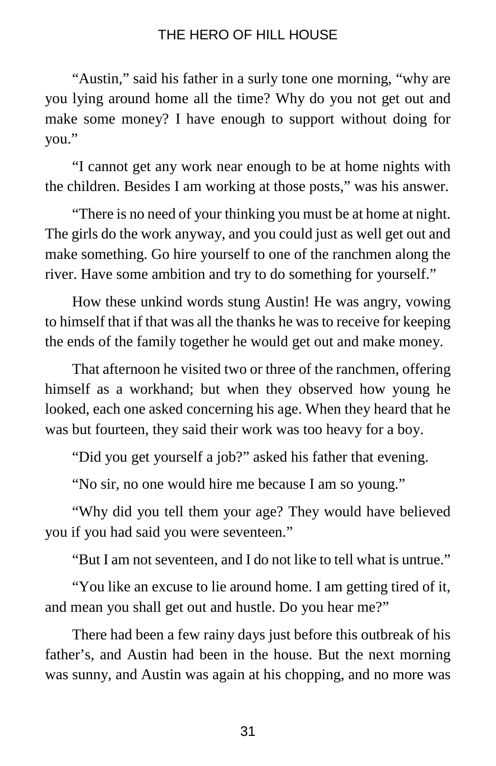"Austin," said his father in a surly tone one morning, "why are you lying around home all the time? Why do you not get out and make some money? I have enough to support without doing for you."

"I cannot get any work near enough to be at home nights with the children. Besides I am working at those posts," was his answer.

"There is no need of your thinking you must be at home at night. The girls do the work anyway, and you could just as well get out and make something. Go hire yourself to one of the ranchmen along the river. Have some ambition and try to do something for yourself."

How these unkind words stung Austin! He was angry, vowing to himself that if that was all the thanks he was to receive for keeping the ends of the family together he would get out and make money.

That afternoon he visited two or three of the ranchmen, offering himself as a workhand; but when they observed how young he looked, each one asked concerning his age. When they heard that he was but fourteen, they said their work was too heavy for a boy.

"Did you get yourself a job?" asked his father that evening.

"No sir, no one would hire me because I am so young."

"Why did you tell them your age? They would have believed you if you had said you were seventeen."

"But I am not seventeen, and I do not like to tell what is untrue."

"You like an excuse to lie around home. I am getting tired of it, and mean you shall get out and hustle. Do you hear me?"

There had been a few rainy days just before this outbreak of his father's, and Austin had been in the house. But the next morning was sunny, and Austin was again at his chopping, and no more was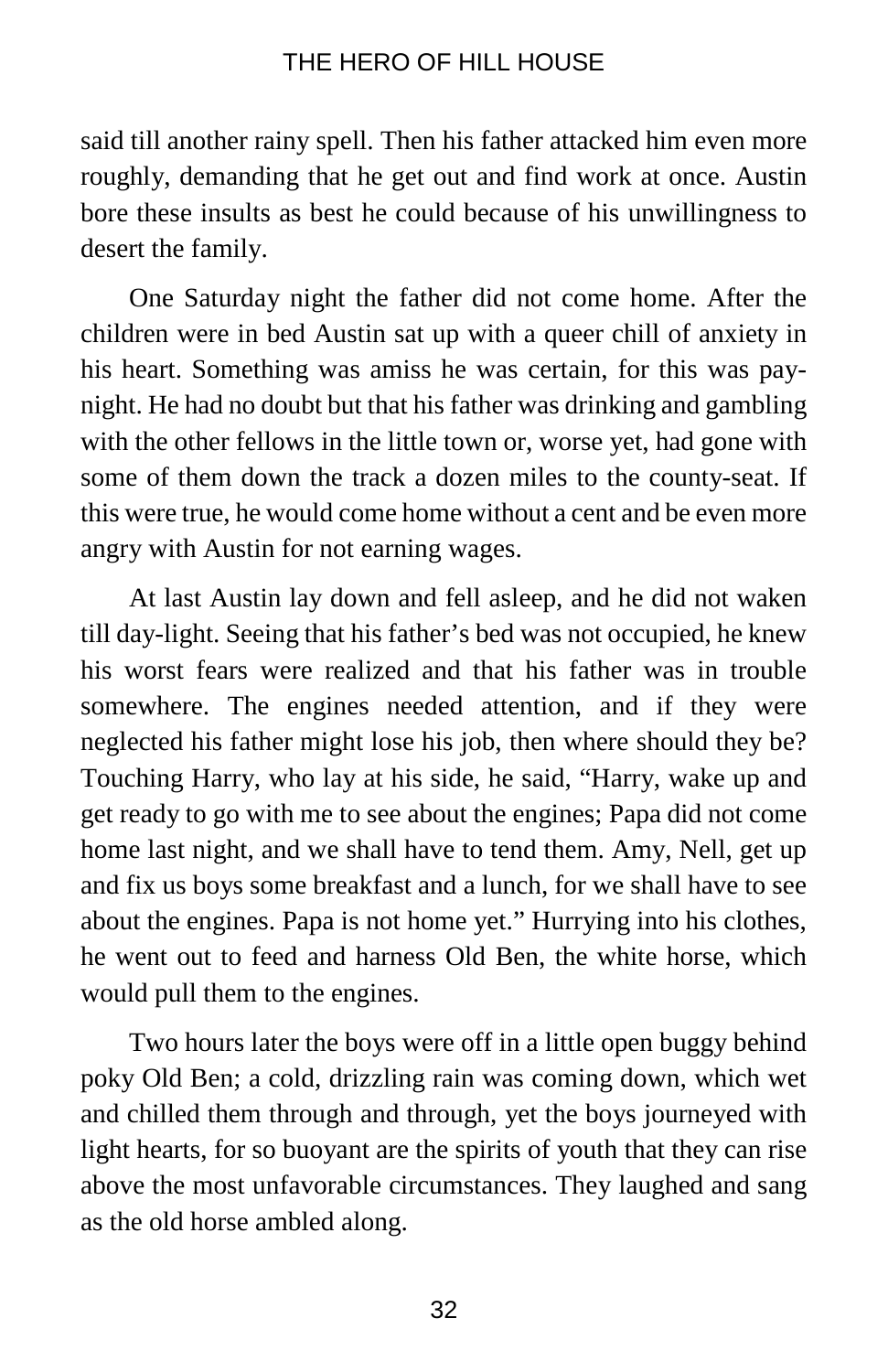said till another rainy spell. Then his father attacked him even more roughly, demanding that he get out and find work at once. Austin bore these insults as best he could because of his unwillingness to desert the family.

One Saturday night the father did not come home. After the children were in bed Austin sat up with a queer chill of anxiety in his heart. Something was amiss he was certain, for this was pay-night. He had no doubt but that his father was drinking and gambling with the other fellows in the little town or, worse yet, had gone with some of them down the track a dozen miles to the county-seat. If this were true, he would come home without a cent and be even more angry with Austin for not earning wages.

At last Austin lay down and fell asleep, and he did not waken till day-light. Seeing that his father's bed was not occupied, he knew his worst fears were realized and that his father was in trouble somewhere. The engines needed attention, and if they were neglected his father might lose his job, then where should they be? Touching Harry, who lay at his side, he said, "Harry, wake up and get ready to go with me to see about the engines; Papa did not come home last night, and we shall have to tend them. Amy, Nell, get up and fix us boys some breakfast and a lunch, for we shall have to see about the engines. Papa is not home yet." Hurrying into his clothes, he went out to feed and harness Old Ben, the white horse, which would pull them to the engines.

Two hours later the boys were off in a little open buggy behind poky Old Ben; a cold, drizzling rain was coming down, which wet and chilled them through and through, yet the boys journeyed with light hearts, for so buoyant are the spirits of youth that they can rise above the most unfavorable circumstances. They laughed and sang as the old horse ambled along.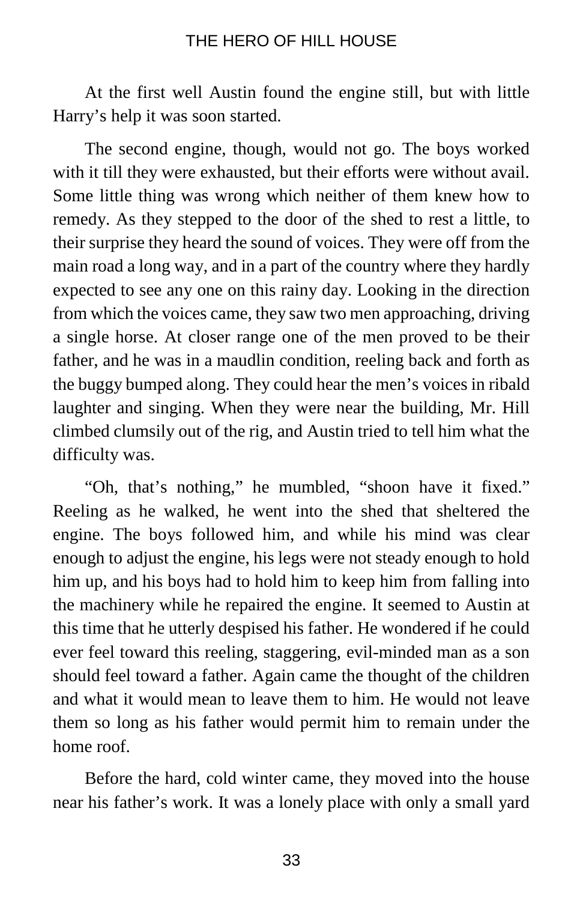At the first well Austin found the engine still, but with little Harry's help it was soon started.

The second engine, though, would not go. The boys worked with it till they were exhausted, but their efforts were without avail. Some little thing was wrong which neither of them knew how to remedy. As they stepped to the door of the shed to rest a little, to their surprise they heard the sound of voices. They were off from the main road a long way, and in a part of the country where they hardly expected to see any one on this rainy day. Looking in the direction from which the voices came, they saw two men approaching, driving a single horse. At closer range one of the men proved to be their father, and he was in a maudlin condition, reeling back and forth as the buggy bumped along. They could hear the men's voices in ribald laughter and singing. When they were near the building, Mr. Hill climbed clumsily out of the rig, and Austin tried to tell him what the difficulty was.

"Oh, that's nothing," he mumbled, "shoon have it fixed." Reeling as he walked, he went into the shed that sheltered the engine. The boys followed him, and while his mind was clear enough to adjust the engine, his legs were not steady enough to hold him up, and his boys had to hold him to keep him from falling into the machinery while he repaired the engine. It seemed to Austin at this time that he utterly despised his father. He wondered if he could ever feel toward this reeling, staggering, evil-minded man as a son should feel toward a father. Again came the thought of the children and what it would mean to leave them to him. He would not leave them so long as his father would permit him to remain under the home roof.

Before the hard, cold winter came, they moved into the house near his father's work. It was a lonely place with only a small yard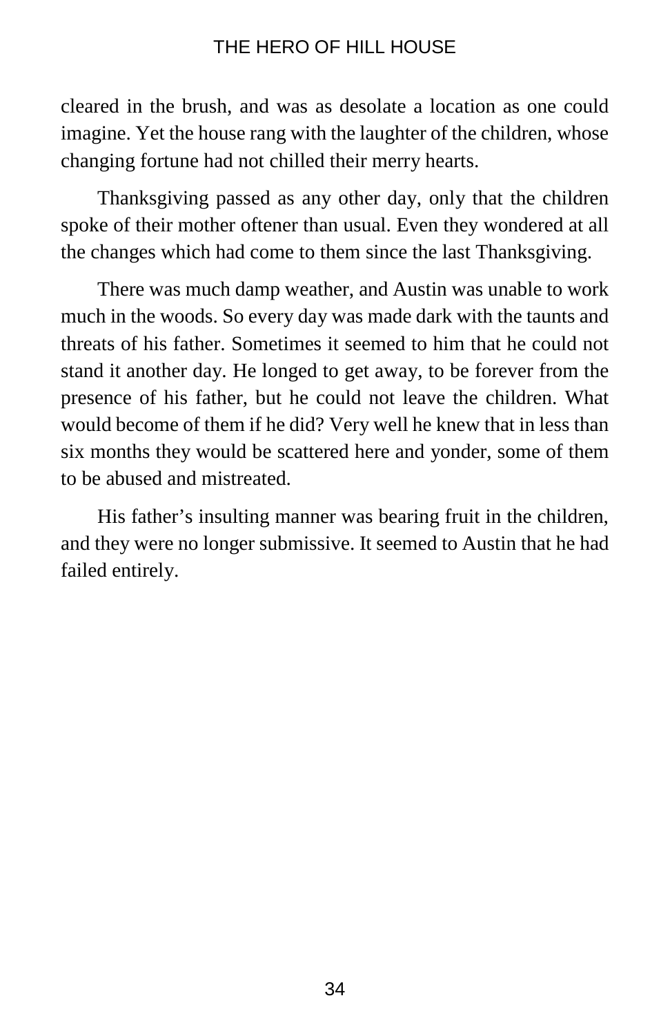cleared in the brush, and was as desolate a location as one could imagine. Yet the house rang with the laughter of the children, whose changing fortune had not chilled their merry hearts.

Thanksgiving passed as any other day, only that the children spoke of their mother oftener than usual. Even they wondered at all the changes which had come to them since the last Thanksgiving.

There was much damp weather, and Austin was unable to work much in the woods. So every day was made dark with the taunts and threats of his father. Sometimes it seemed to him that he could not stand it another day. He longed to get away, to be forever from the presence of his father, but he could not leave the children. What would become of them if he did? Very well he knew that in less than six months they would be scattered here and yonder, some of them to be abused and mistreated.

His father's insulting manner was bearing fruit in the children, and they were no longer submissive. It seemed to Austin that he had failed entirely.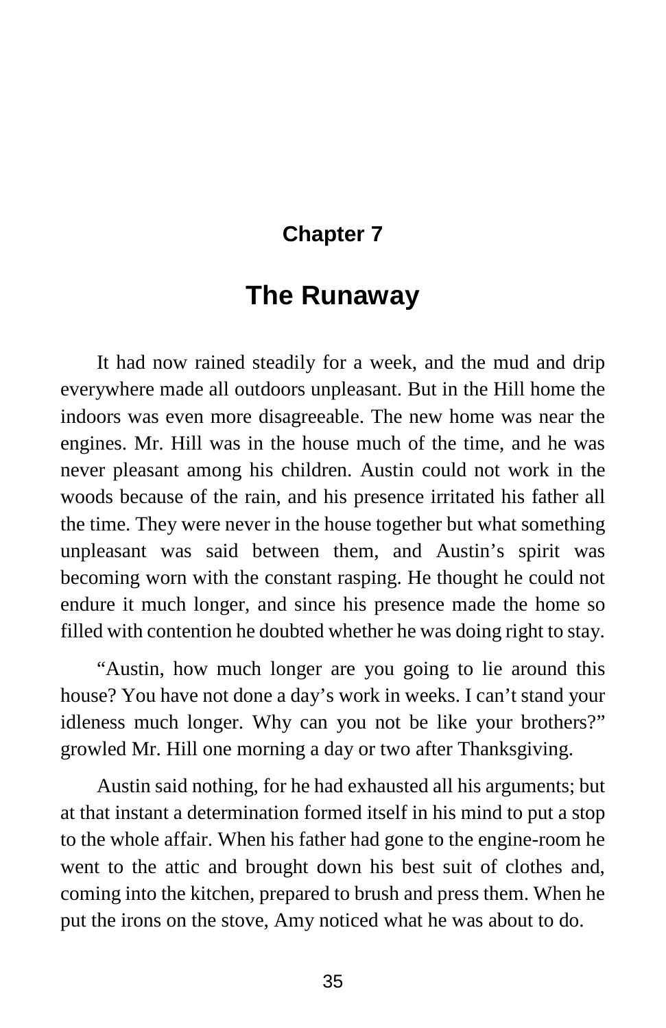## Chapter 7

# The Runaway

It had now rained steadily for a week, and the mud and drip everywhere made all outdoors unpleasant. But in the Hill home the indoors was even more disagreeable. The new home was near the engines. Mr. Hill was in the house much of the time, and he was never pleasant among his children. Austin could not work in the woods because of the rain, and his presence irritated his father all the time. They were never in the house together but what something unpleasant was said between them, and Austin's spirit was becoming worn with the constant rasping. He thought he could not endure it much longer, and since his presence made the home so filled with contention he doubted whether he was doing right to stay.

"Austin, how much longer are you going to lie around this house? You have not done a day's work in weeks. I can't stand your idleness much longer. Why can you not be like your brothers?" growled Mr. Hill one morning a day or two after Thanksgiving.

Austin said nothing, for he had exhausted all his arguments; but at that instant a determination formed itself in his mind to put a stop to the whole affair. When his father had gone to the engine-room he went to the attic and brought down his best suit of clothes and, coming into the kitchen, prepared to brush and press them. When he put the irons on the stove, Amy noticed what he was about to do.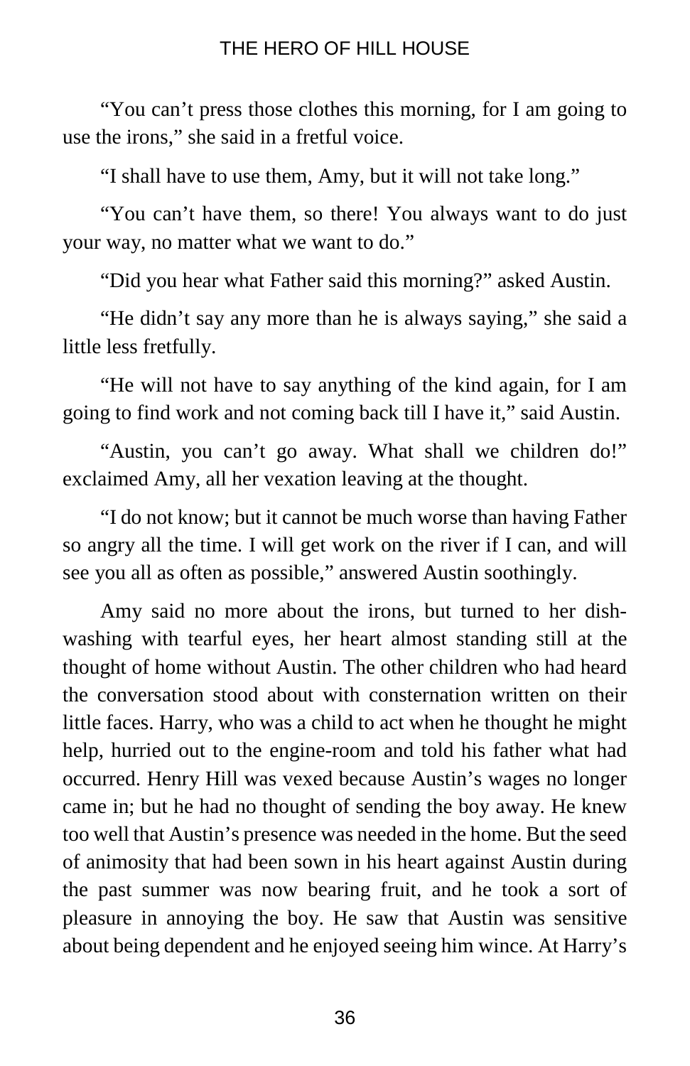"You can't press those clothes this morning, for I am going to use the irons," she said in a fretful voice.

"I shall have to use them, Amy, but it will not take long."

"You can't have them, so there! You always want to do just your way, no matter what we want to do."

"Did you hear what Father said this morning?" asked Austin.

"He didn't say any more than he is always saying," she said a little less fretfully.

"He will not have to say anything of the kind again, for I am going to find work and not coming back till I have it," said Austin.

"Austin, you can't go away. What shall we children do!" exclaimed Amy, all her vexation leaving at the thought.

"I do not know; but it cannot be much worse than having Father so angry all the time. I will get work on the river if I can, and will see you all as often as possible," answered Austin soothingly.

Amy said no more about the irons, but turned to her dish-washing with tearful eyes, her heart almost standing still at the thought of home without Austin. The other children who had heard the conversation stood about with consternation written on their little faces. Harry, who was a child to act when he thought he might help, hurried out to the engine-room and told his father what had occurred. Henry Hill was vexed because Austin's wages no longer came in; but he had no thought of sending the boy away. He knew too well that Austin's presence was needed in the home. But the seed of animosity that had been sown in his heart against Austin during the past summer was now bearing fruit, and he took a sort of pleasure in annoying the boy. He saw that Austin was sensitive about being dependent and he enjoyed seeing him wince. At Harry's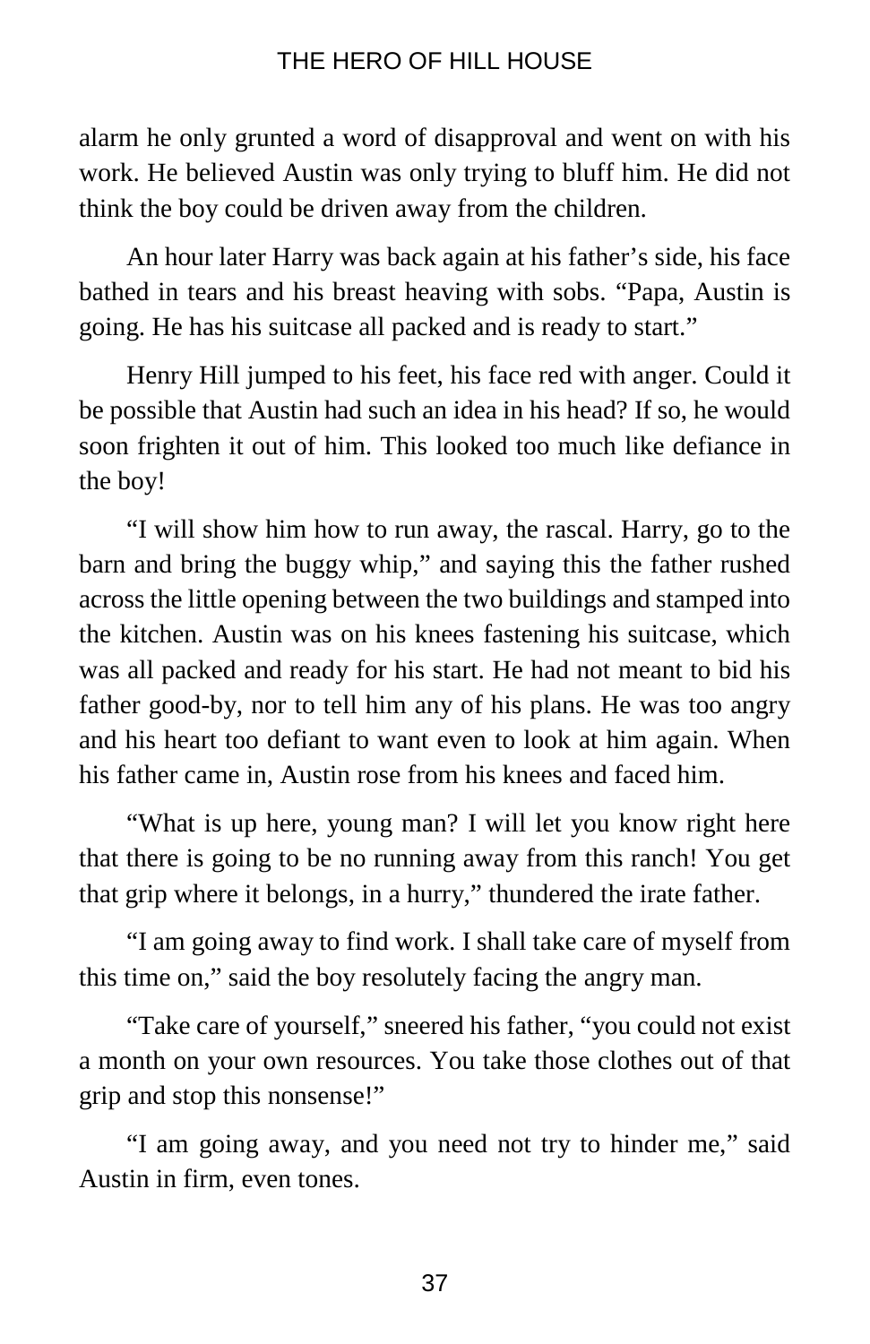alarm he only grunted a word of disapproval and went on with his work. He believed Austin was only trying to bluff him. He did not think the boy could be driven away from the children.

An hour later Harry was back again at his father's side, his face bathed in tears and his breast heaving with sobs. "Papa, Austin is going. He has his suitcase all packed and is ready to start."

Henry Hill jumped to his feet, his face red with anger. Could it be possible that Austin had such an idea in his head? If so, he would soon frighten it out of him. This looked too much like defiance in the boy!

"I will show him how to run away, the rascal. Harry, go to the barn and bring the buggy whip," and saying this the father rushed across the little opening between the two buildings and stamped into the kitchen. Austin was on his knees fastening his suitcase, which was all packed and ready for his start. He had not meant to bid his father good-by, nor to tell him any of his plans. He was too angry and his heart too defiant to want even to look at him again. When his father came in, Austin rose from his knees and faced him.

"What is up here, young man? I will let you know right here that there is going to be no running away from this ranch! You get that grip where it belongs, in a hurry," thundered the irate father.

"I am going away to find work. I shall take care of myself from this time on," said the boy resolutely facing the angry man.

"Take care of yourself," sneered his father, "you could not exist a month on your own resources. You take those clothes out of that grip and stop this nonsense!"

"I am going away, and you need not try to hinder me," said Austin in firm, even tones.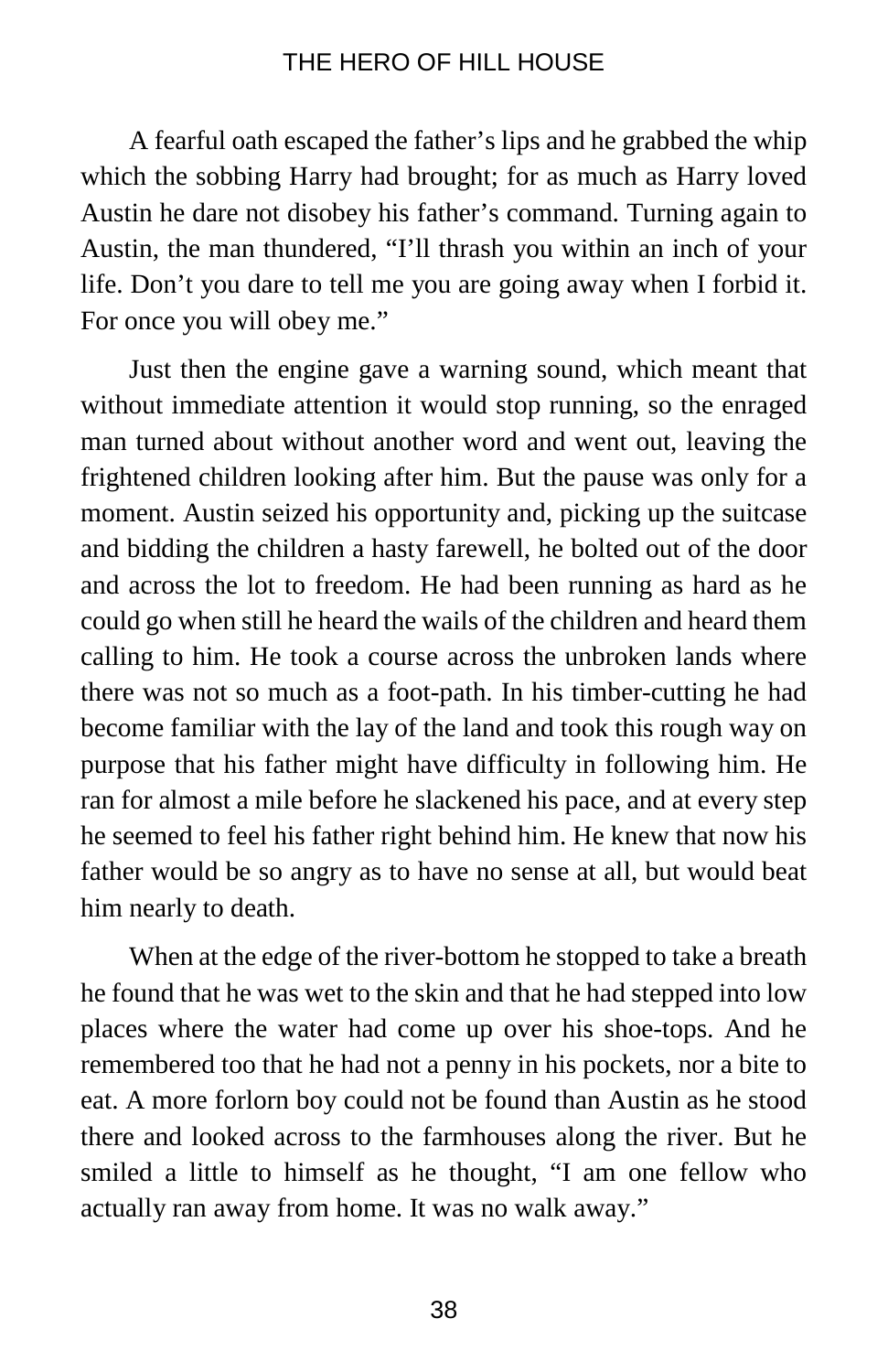A fearful oath escaped the father's lips and he grabbed the whip which the sobbing Harry had brought; for as much as Harry loved Austin he dare not disobey his father's command. Turning again to Austin, the man thundered, "I'll thrash you within an inch of your life. Don't you dare to tell me you are going away when I forbid it. For once you will obey me."

Just then the engine gave a warning sound, which meant that without immediate attention it would stop running, so the enraged man turned about without another word and went out, leaving the frightened children looking after him. But the pause was only for a moment. Austin seized his opportunity and, picking up the suitcase and bidding the children a hasty farewell, he bolted out of the door and across the lot to freedom. He had been running as hard as he could go when still he heard the wails of the children and heard them calling to him. He took a course across the unbroken lands where there was not so much as a foot-path. In his timber-cutting he had become familiar with the lay of the land and took this rough way on purpose that his father might have difficulty in following him. He ran for almost a mile before he slackened his pace, and at every step he seemed to feel his father right behind him. He knew that now his father would be so angry as to have no sense at all, but would beat him nearly to death.

When at the edge of the river-bottom he stopped to take a breath he found that he was wet to the skin and that he had stepped into low places where the water had come up over his shoe-tops. And he remembered too that he had not a penny in his pockets, nor a bite to eat. A more forlorn boy could not be found than Austin as he stood there and looked across to the farmhouses along the river. But he smiled a little to himself as he thought, "I am one fellow who actually ran away from home. It was no walk away."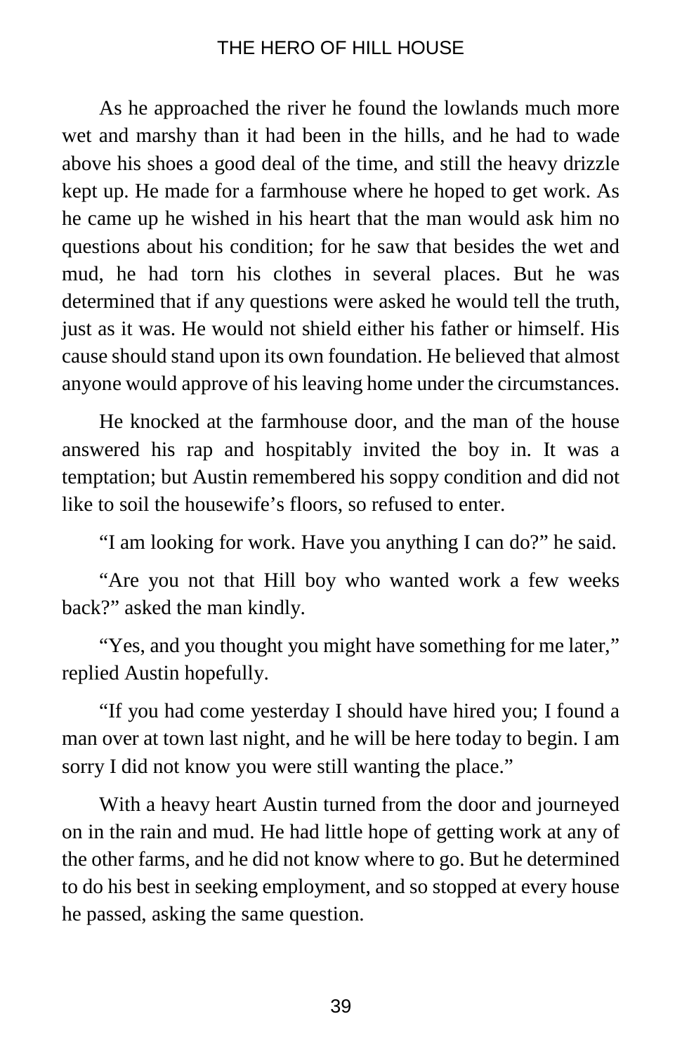As he approached the river he found the lowlands much more wet and marshy than it had been in the hills, and he had to wade above his shoes a good deal of the time, and still the heavy drizzle kept up. He made for a farmhouse where he hoped to get work. As he came up he wished in his heart that the man would ask him no questions about his condition; for he saw that besides the wet and mud, he had torn his clothes in several places. But he was determined that if any questions were asked he would tell the truth, just as it was. He would not shield either his father or himself. His cause should stand upon its own foundation. He believed that almost anyone would approve of his leaving home under the circumstances.

He knocked at the farmhouse door, and the man of the house answered his rap and hospitably invited the boy in. It was a temptation; but Austin remembered his soppy condition and did not like to soil the housewife's floors, so refused to enter.

"I am looking for work. Have you anything I can do?" he said.

"Are you not that Hill boy who wanted work a few weeks back?" asked the man kindly.

"Yes, and you thought you might have something for me later," replied Austin hopefully.

"If you had come yesterday I should have hired you; I found a man over at town last night, and he will be here today to begin. I am sorry I did not know you were still wanting the place."

With a heavy heart Austin turned from the door and journeyed on in the rain and mud. He had little hope of getting work at any of the other farms, and he did not know where to go. But he determined to do his best in seeking employment, and so stopped at every house he passed, asking the same question.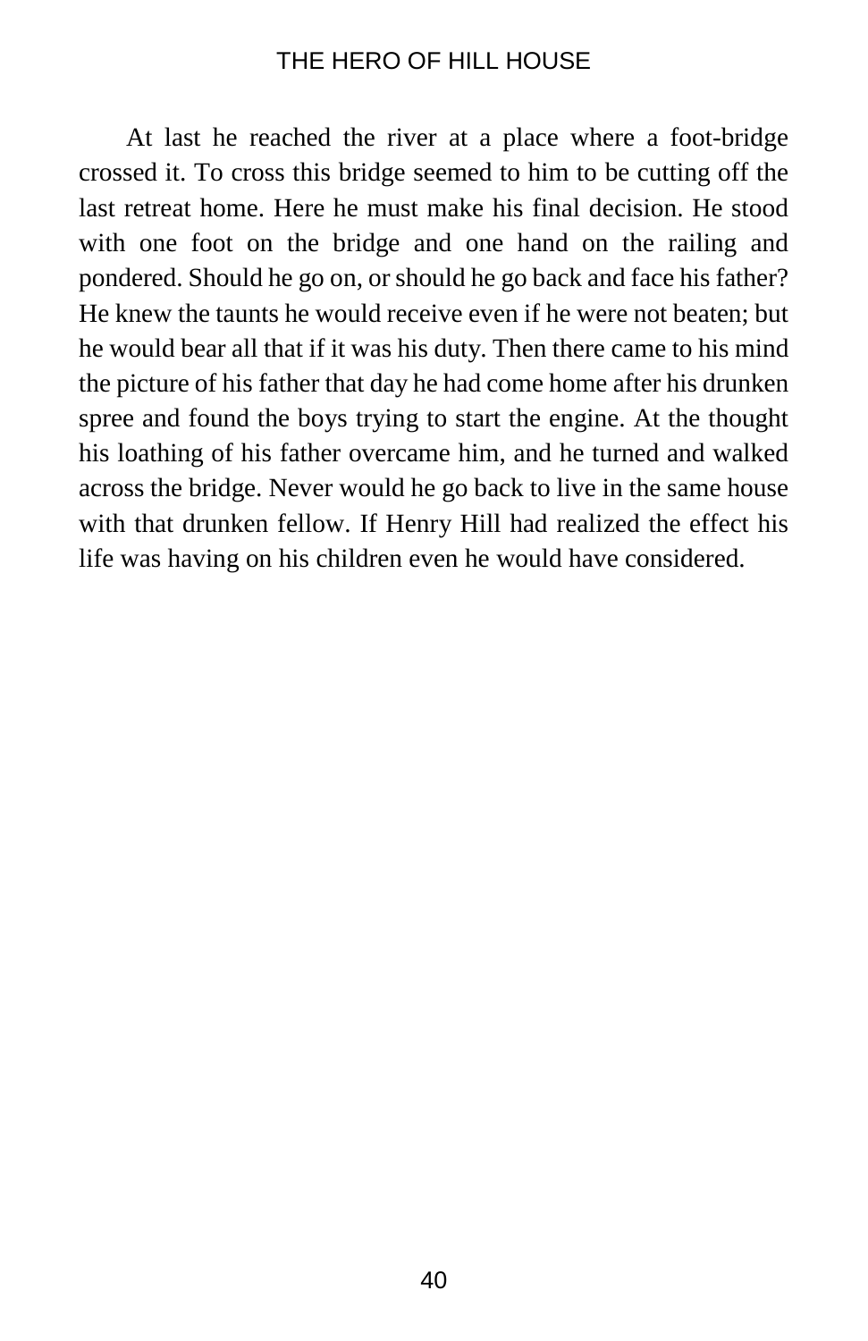At last he reached the river at a place where a foot-bridge crossed it. To cross this bridge seemed to him to be cutting off the last retreat home. Here he must make his final decision. He stood with one foot on the bridge and one hand on the railing and pondered. Should he go on, or should he go back and face his father? He knew the taunts he would receive even if he were not beaten; but he would bear all that if it was his duty. Then there came to his mind the picture of his father that day he had come home after his drunken spree and found the boys trying to start the engine. At the thought his loathing of his father overcame him, and he turned and walked across the bridge. Never would he go back to live in the same house with that drunken fellow. If Henry Hill had realized the effect his life was having on his children even he would have considered.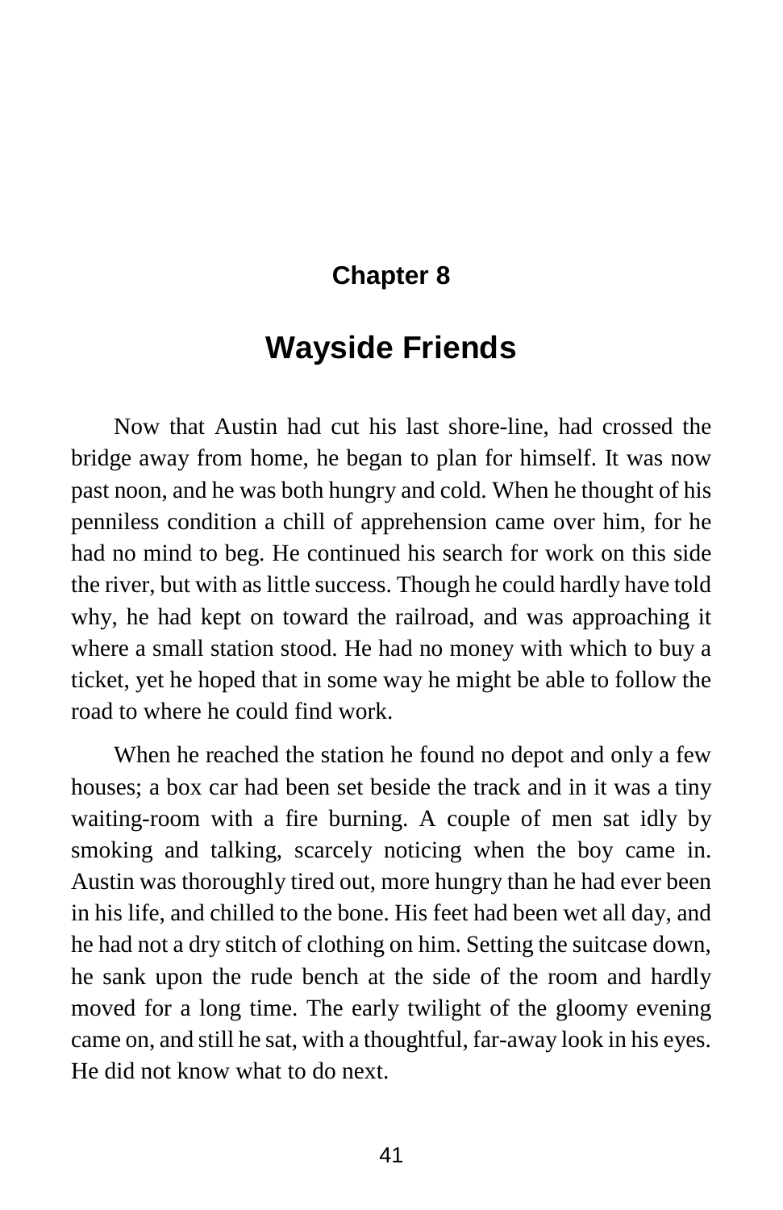## Chapter 8

# Wayside Friends

Now that Austin had cut his last shore-line, had crossed the bridge away from home, he began to plan for himself. It was now past noon, and he was both hungry and cold. When he thought of his penniless condition a chill of apprehension came over him, for he had no mind to beg. He continued his search for work on this side the river, but with as little success. Though he could hardly have told why, he had kept on toward the railroad, and was approaching it where a small station stood. He had no money with which to buy a ticket, yet he hoped that in some way he might be able to follow the road to where he could find work.

When he reached the station he found no depot and only a few houses; a box car had been set beside the track and in it was a tiny waiting-room with a fire burning. A couple of men sat idly by smoking and talking, scarcely noticing when the boy came in. Austin was thoroughly tired out, more hungry than he had ever been in his life, and chilled to the bone. His feet had been wet all day, and he had not a dry stitch of clothing on him. Setting the suitcase down, he sank upon the rude bench at the side of the room and hardly moved for a long time. The early twilight of the gloomy evening came on, and still he sat, with a thoughtful, far-away look in his eyes. He did not know what to do next.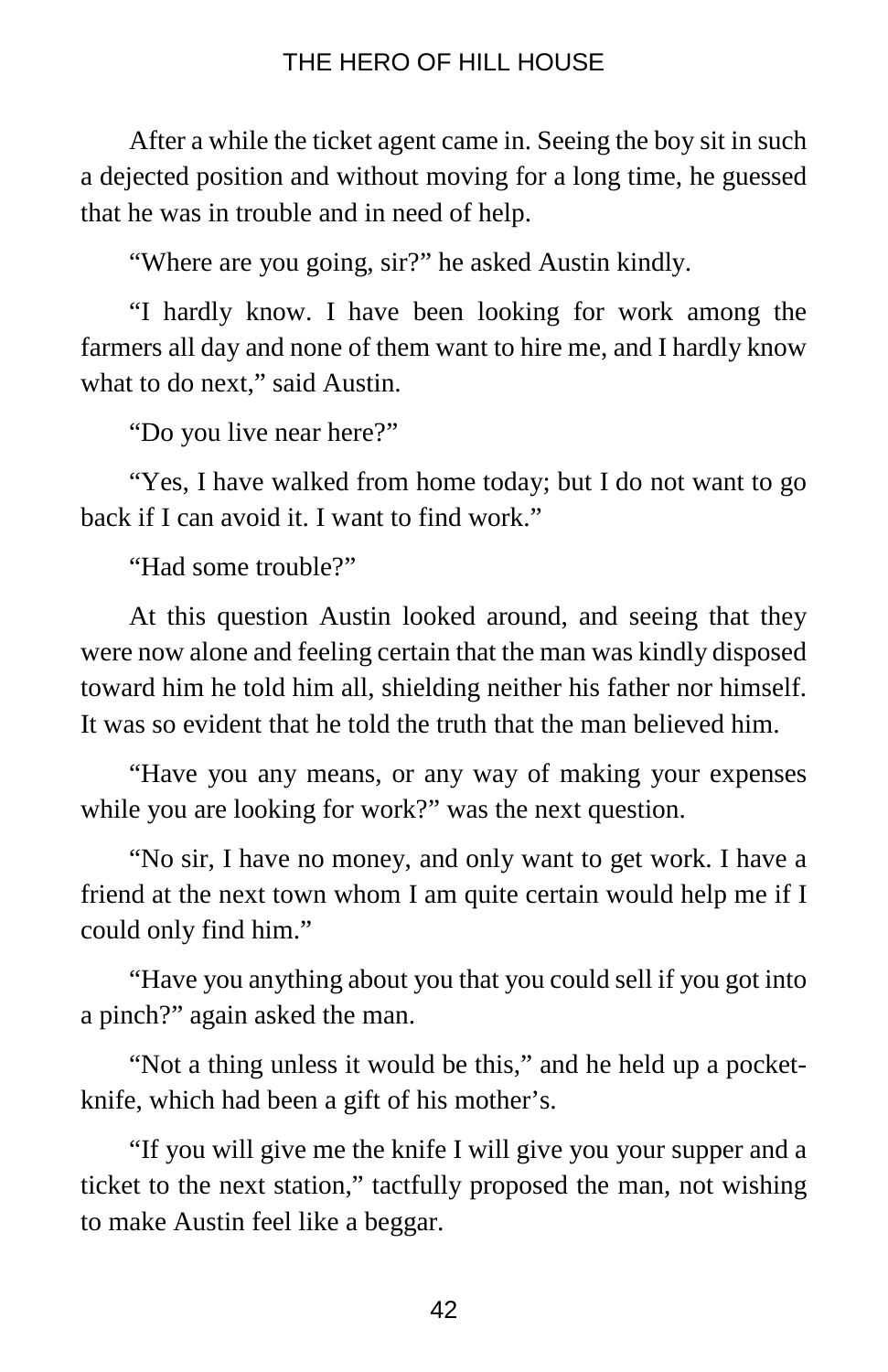After a while the ticket agent came in. Seeing the boy sit in such a dejected position and without moving for a long time, he guessed that he was in trouble and in need of help.

"Where are you going, sir?" he asked Austin kindly.

"I hardly know. I have been looking for work among the farmers all day and none of them want to hire me, and I hardly know what to do next," said Austin.

"Do you live near here?"

"Yes, I have walked from home today; but I do not want to go back if I can avoid it. I want to find work."

"Had some trouble?"

At this question Austin looked around, and seeing that they were now alone and feeling certain that the man was kindly disposed toward him he told him all, shielding neither his father nor himself. It was so evident that he told the truth that the man believed him.

"Have you any means, or any way of making your expenses while you are looking for work?" was the next question.

"No sir, I have no money, and only want to get work. I have a friend at the next town whom I am quite certain would help me if I could only find him."

"Have you anything about you that you could sell if you got into a pinch?" again asked the man.

"Not a thing unless it would be this," and he held up a pocket-knife, which had been a gift of his mother's.

"If you will give me the knife I will give you your supper and a ticket to the next station," tactfully proposed the man, not wishing to make Austin feel like a beggar.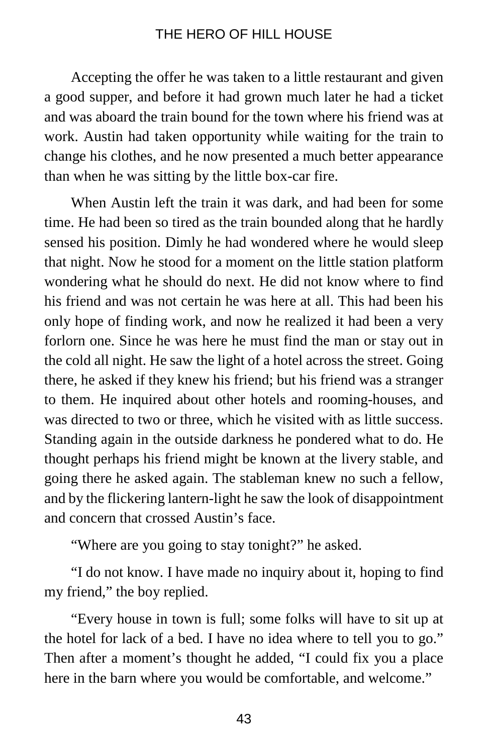Accepting the offer he was taken to a little restaurant and given a good supper, and before it had grown much later he had a ticket and was aboard the train bound for the town where his friend was at work. Austin had taken opportunity while waiting for the train to change his clothes, and he now presented a much better appearance than when he was sitting by the little box-car fire.

When Austin left the train it was dark, and had been for some time. He had been so tired as the train bounded along that he hardly sensed his position. Dimly he had wondered where he would sleep that night. Now he stood for a moment on the little station platform wondering what he should do next. He did not know where to find his friend and was not certain he was here at all. This had been his only hope of finding work, and now he realized it had been a very forlorn one. Since he was here he must find the man or stay out in the cold all night. He saw the light of a hotel across the street. Going there, he asked if they knew his friend; but his friend was a stranger to them. He inquired about other hotels and rooming-houses, and was directed to two or three, which he visited with as little success. Standing again in the outside darkness he pondered what to do. He thought perhaps his friend might be known at the livery stable, and going there he asked again. The stableman knew no such a fellow, and by the flickering lantern-light he saw the look of disappointment and concern that crossed Austin's face.

"Where are you going to stay tonight?" he asked.

"I do not know. I have made no inquiry about it, hoping to find my friend," the boy replied.

"Every house in town is full; some folks will have to sit up at the hotel for lack of a bed. I have no idea where to tell you to go." Then after a moment's thought he added, "I could fix you a place here in the barn where you would be comfortable, and welcome."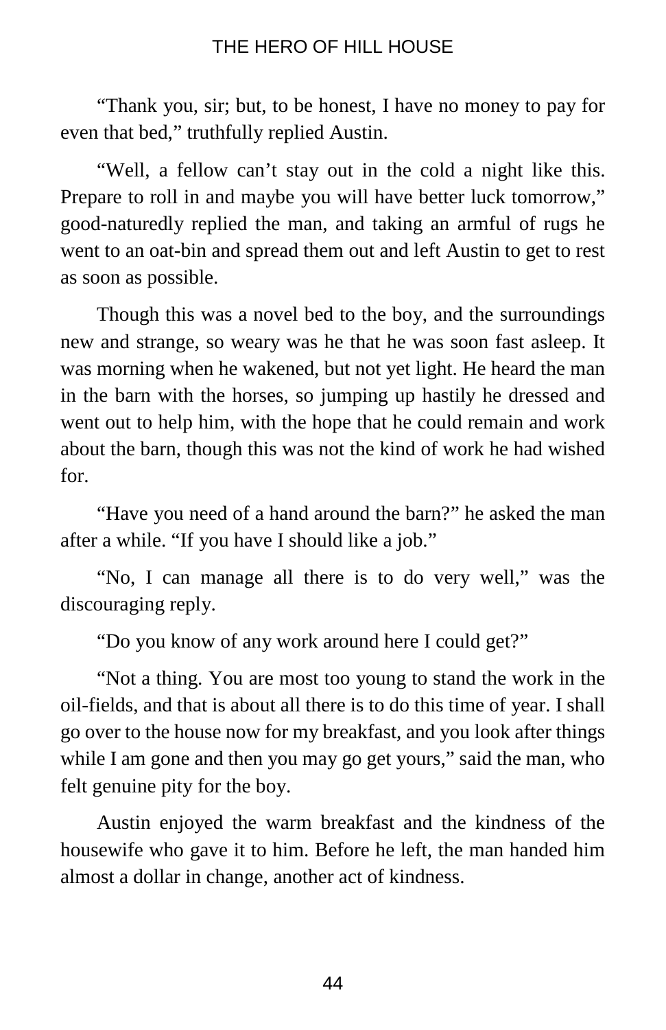"Thank you, sir; but, to be honest, I have no money to pay for even that bed," truthfully replied Austin.

"Well, a fellow can't stay out in the cold a night like this. Prepare to roll in and maybe you will have better luck tomorrow," good-naturedly replied the man, and taking an armful of rugs he went to an oat-bin and spread them out and left Austin to get to rest as soon as possible.

Though this was a novel bed to the boy, and the surroundings new and strange, so weary was he that he was soon fast asleep. It was morning when he wakened, but not yet light. He heard the man in the barn with the horses, so jumping up hastily he dressed and went out to help him, with the hope that he could remain and work about the barn, though this was not the kind of work he had wished for.

"Have you need of a hand around the barn?" he asked the man after a while. "If you have I should like a job."

"No, I can manage all there is to do very well," was the discouraging reply.

"Do you know of any work around here I could get?"

"Not a thing. You are most too young to stand the work in the oil-fields, and that is about all there is to do this time of year. I shall go over to the house now for my breakfast, and you look after things while I am gone and then you may go get yours," said the man, who felt genuine pity for the boy.

Austin enjoyed the warm breakfast and the kindness of the housewife who gave it to him. Before he left, the man handed him almost a dollar in change, another act of kindness.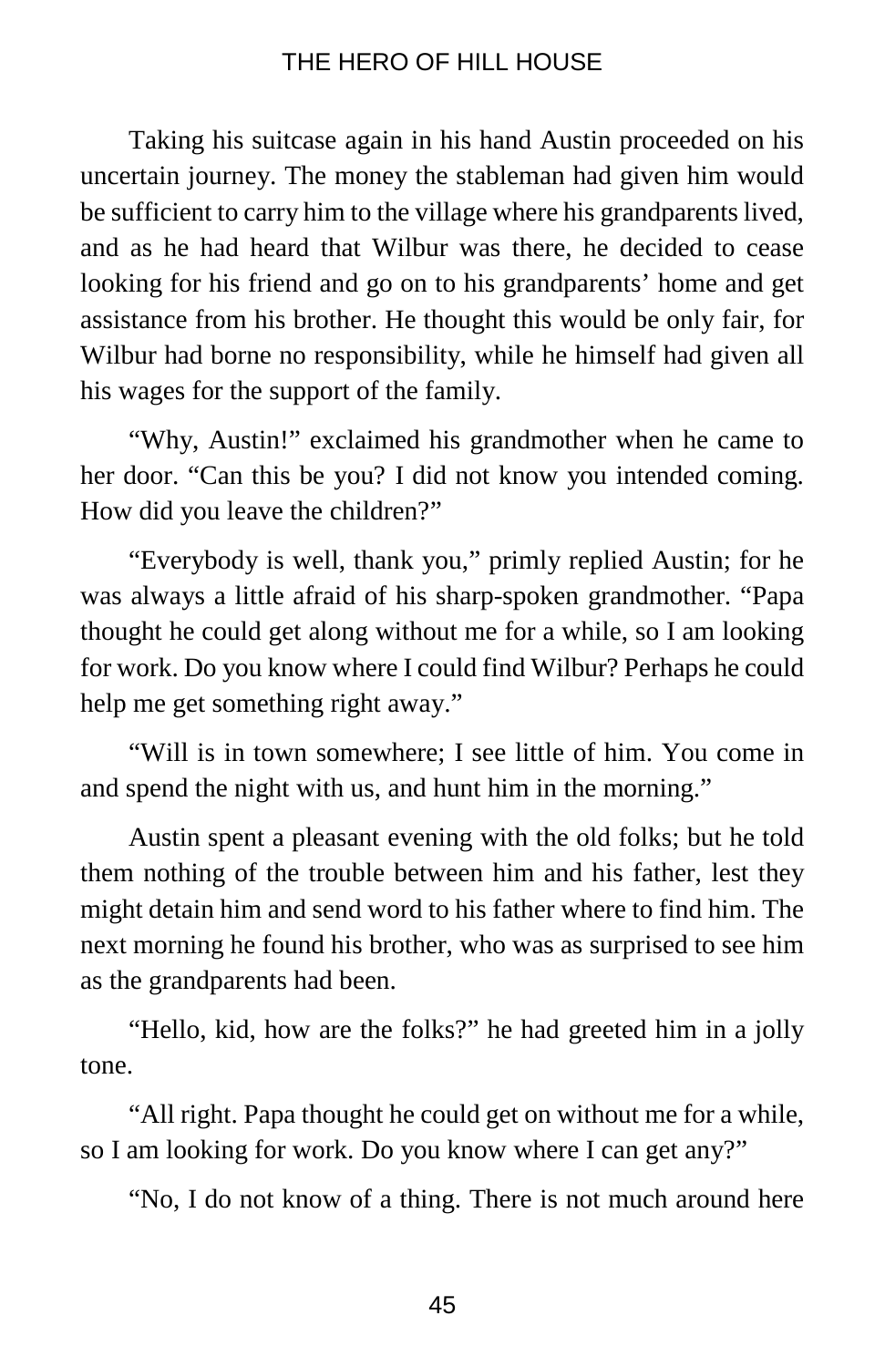Taking his suitcase again in his hand Austin proceeded on his uncertain journey. The money the stableman had given him would be sufficient to carry him to the village where his grandparents lived, and as he had heard that Wilbur was there, he decided to cease looking for his friend and go on to his grandparents' home and get assistance from his brother. He thought this would be only fair, for Wilbur had borne no responsibility, while he himself had given all his wages for the support of the family.

"Why, Austin!" exclaimed his grandmother when he came to her door. "Can this be you? I did not know you intended coming. How did you leave the children?"

"Everybody is well, thank you," primly replied Austin; for he was always a little afraid of his sharp-spoken grandmother. "Papa thought he could get along without me for a while, so I am looking for work. Do you know where I could find Wilbur? Perhaps he could help me get something right away."

"Will is in town somewhere; I see little of him. You come in and spend the night with us, and hunt him in the morning."

Austin spent a pleasant evening with the old folks; but he told them nothing of the trouble between him and his father, lest they might detain him and send word to his father where to find him. The next morning he found his brother, who was as surprised to see him as the grandparents had been.

"Hello, kid, how are the folks?" he had greeted him in a jolly tone.

"All right. Papa thought he could get on without me for a while, so I am looking for work. Do you know where I can get any?"

"No, I do not know of a thing. There is not much around here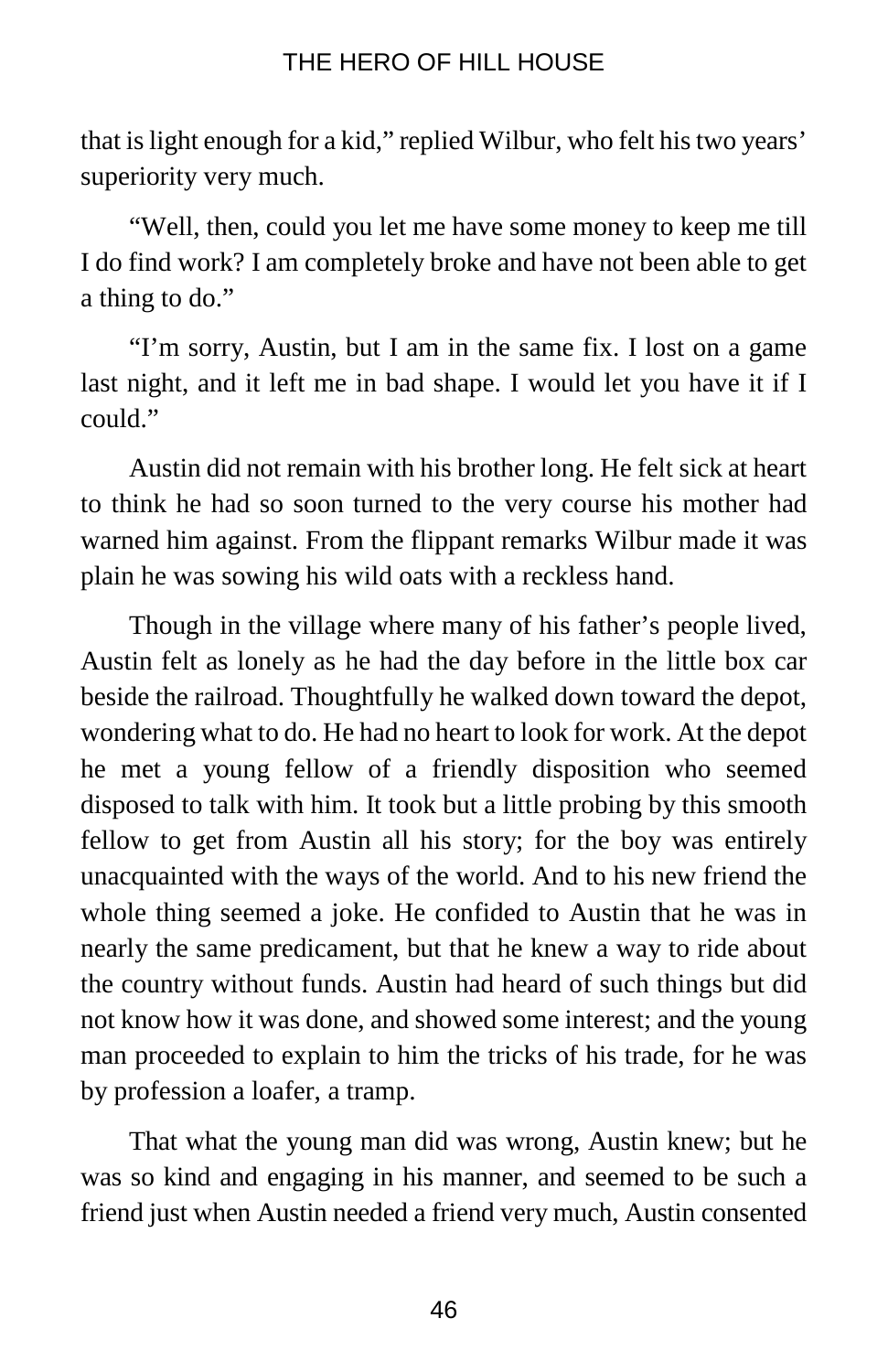that is light enough for a kid," replied Wilbur, who felt his two years' superiority very much.

"Well, then, could you let me have some money to keep me till I do find work? I am completely broke and have not been able to get a thing to do."

"I'm sorry, Austin, but I am in the same fix. I lost on a game last night, and it left me in bad shape. I would let you have it if I could."

Austin did not remain with his brother long. He felt sick at heart to think he had so soon turned to the very course his mother had warned him against. From the flippant remarks Wilbur made it was plain he was sowing his wild oats with a reckless hand.

Though in the village where many of his father's people lived, Austin felt as lonely as he had the day before in the little box car beside the railroad. Thoughtfully he walked down toward the depot, wondering what to do. He had no heart to look for work. At the depot he met a young fellow of a friendly disposition who seemed disposed to talk with him. It took but a little probing by this smooth fellow to get from Austin all his story; for the boy was entirely unacquainted with the ways of the world. And to his new friend the whole thing seemed a joke. He confided to Austin that he was in nearly the same predicament, but that he knew a way to ride about the country without funds. Austin had heard of such things but did not know how it was done, and showed some interest; and the young man proceeded to explain to him the tricks of his trade, for he was by profession a loafer, a tramp.

That what the young man did was wrong, Austin knew; but he was so kind and engaging in his manner, and seemed to be such a friend just when Austin needed a friend very much, Austin consented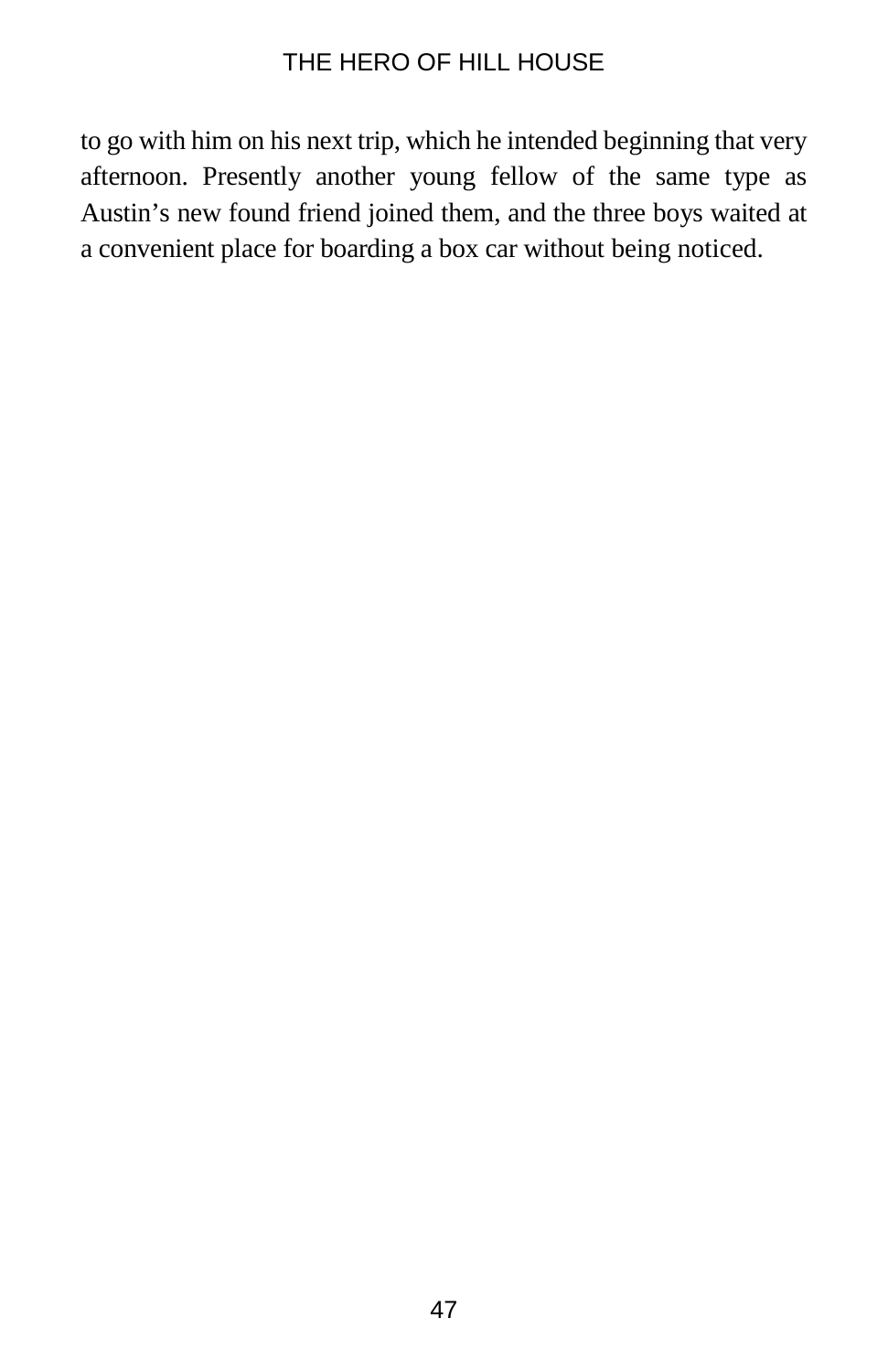to go with him on his next trip, which he intended beginning that very afternoon. Presently another young fellow of the same type as Austin’s new found friend joined them, and the three boys waited at a convenient place for boarding a box car without being noticed.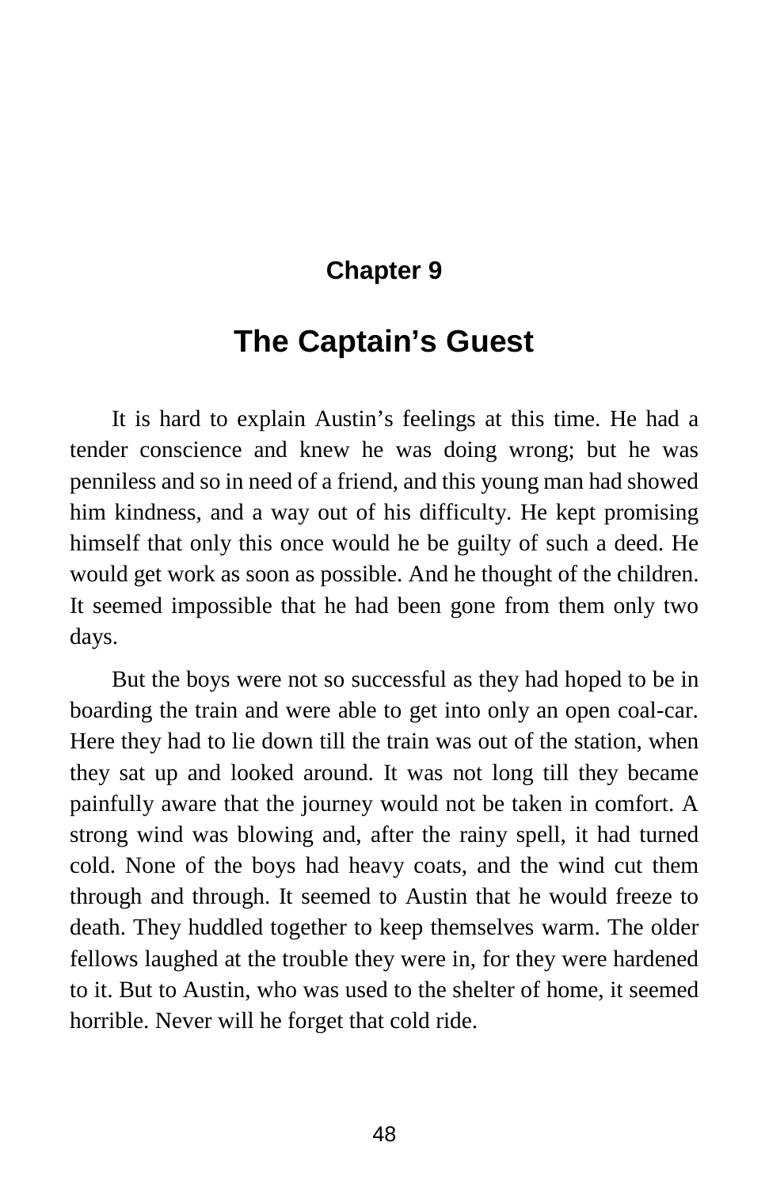## Chapter 9

# The Captain's Guest

It is hard to explain Austin's feelings at this time. He had a tender conscience and knew he was doing wrong; but he was penniless and so in need of a friend, and this young man had showed him kindness, and a way out of his difficulty. He kept promising himself that only this once would he be guilty of such a deed. He would get work as soon as possible. And he thought of the children. It seemed impossible that he had been gone from them only two days.

But the boys were not so successful as they had hoped to be in boarding the train and were able to get into only an open coal-car. Here they had to lie down till the train was out of the station, when they sat up and looked around. It was not long till they became painfully aware that the journey would not be taken in comfort. A strong wind was blowing and, after the rainy spell, it had turned cold. None of the boys had heavy coats, and the wind cut them through and through. It seemed to Austin that he would freeze to death. They huddled together to keep themselves warm. The older fellows laughed at the trouble they were in, for they were hardened to it. But to Austin, who was used to the shelter of home, it seemed horrible. Never will he forget that cold ride.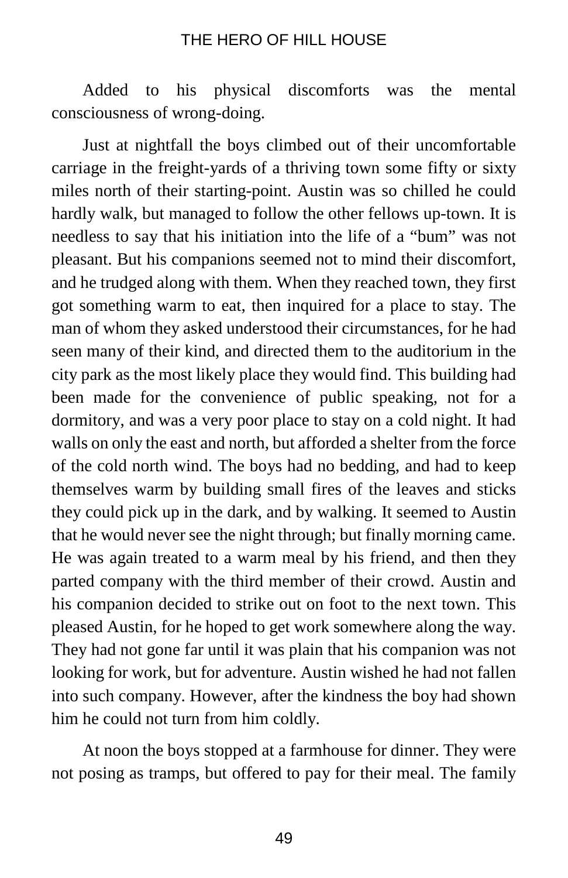Added to his physical discomforts was the mental consciousness of wrong-doing.

Just at nightfall the boys climbed out of their uncomfortable carriage in the freight-yards of a thriving town some fifty or sixty miles north of their starting-point. Austin was so chilled he could hardly walk, but managed to follow the other fellows up-town. It is needless to say that his initiation into the life of a "bum" was not pleasant. But his companions seemed not to mind their discomfort, and he trudged along with them. When they reached town, they first got something warm to eat, then inquired for a place to stay. The man of whom they asked understood their circumstances, for he had seen many of their kind, and directed them to the auditorium in the city park as the most likely place they would find. This building had been made for the convenience of public speaking, not for a dormitory, and was a very poor place to stay on a cold night. It had walls on only the east and north, but afforded a shelter from the force of the cold north wind. The boys had no bedding, and had to keep themselves warm by building small fires of the leaves and sticks they could pick up in the dark, and by walking. It seemed to Austin that he would never see the night through; but finally morning came. He was again treated to a warm meal by his friend, and then they parted company with the third member of their crowd. Austin and his companion decided to strike out on foot to the next town. This pleased Austin, for he hoped to get work somewhere along the way. They had not gone far until it was plain that his companion was not looking for work, but for adventure. Austin wished he had not fallen into such company. However, after the kindness the boy had shown him he could not turn from him coldly.

At noon the boys stopped at a farmhouse for dinner. They were not posing as tramps, but offered to pay for their meal. The family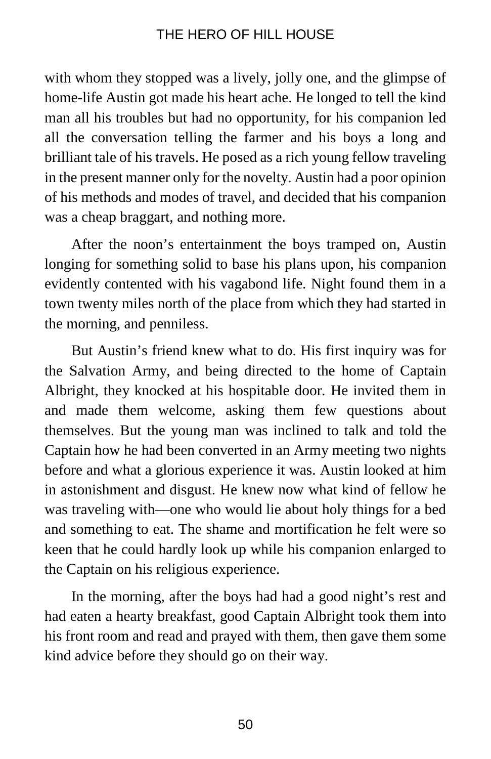with whom they stopped was a lively, jolly one, and the glimpse of home-life Austin got made his heart ache. He longed to tell the kind man all his troubles but had no opportunity, for his companion led all the conversation telling the farmer and his boys a long and brilliant tale of his travels. He posed as a rich young fellow traveling in the present manner only for the novelty. Austin had a poor opinion of his methods and modes of travel, and decided that his companion was a cheap braggart, and nothing more.

After the noon's entertainment the boys tramped on, Austin longing for something solid to base his plans upon, his companion evidently contented with his vagabond life. Night found them in a town twenty miles north of the place from which they had started in the morning, and penniless.

But Austin's friend knew what to do. His first inquiry was for the Salvation Army, and being directed to the home of Captain Albright, they knocked at his hospitable door. He invited them in and made them welcome, asking them few questions about themselves. But the young man was inclined to talk and told the Captain how he had been converted in an Army meeting two nights before and what a glorious experience it was. Austin looked at him in astonishment and disgust. He knew now what kind of fellow he was traveling with—one who would lie about holy things for a bed and something to eat. The shame and mortification he felt were so keen that he could hardly look up while his companion enlarged to the Captain on his religious experience.

In the morning, after the boys had had a good night's rest and had eaten a hearty breakfast, good Captain Albright took them into his front room and read and prayed with them, then gave them some kind advice before they should go on their way.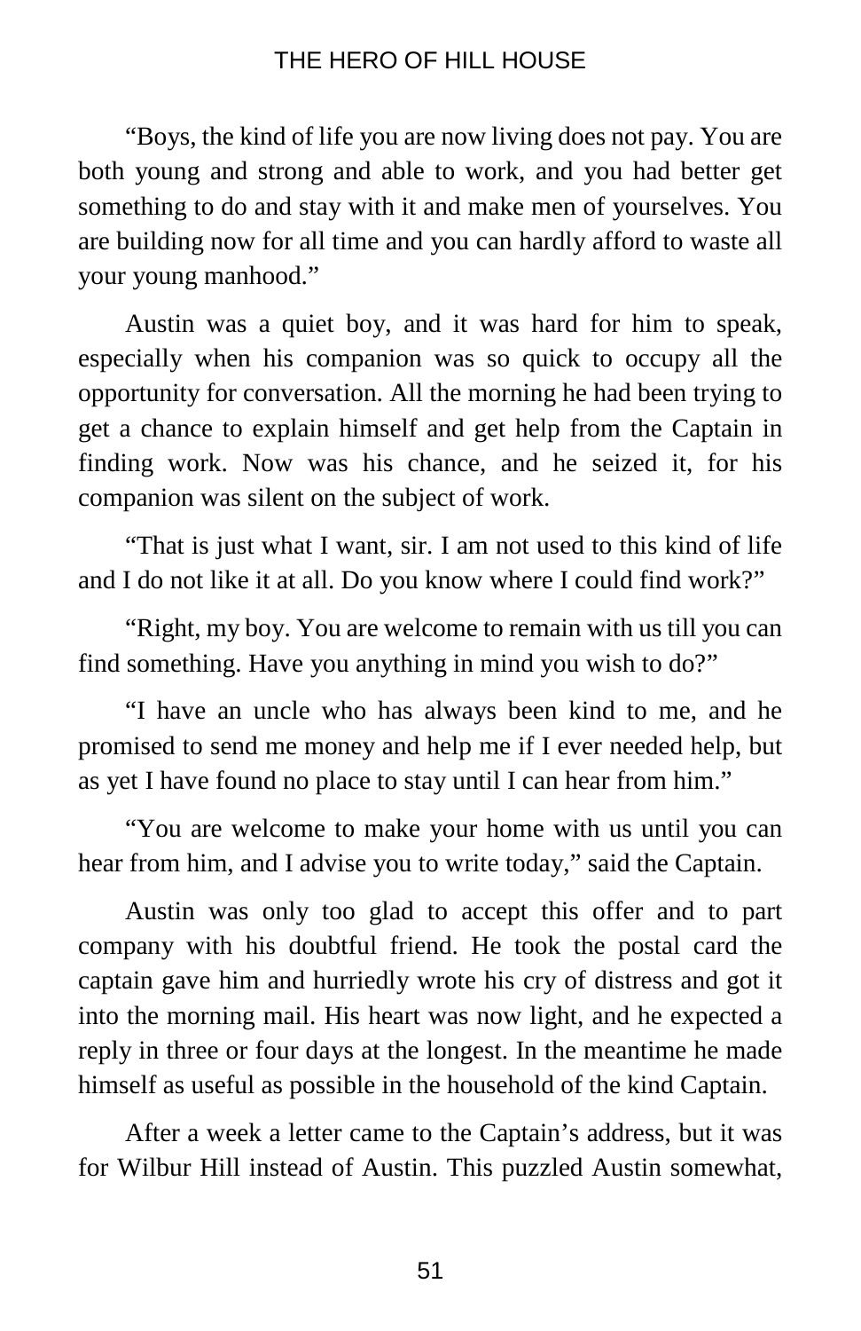“Boys, the kind of life you are now living does not pay. You are both young and strong and able to work, and you had better get something to do and stay with it and make men of yourselves. You are building now for all time and you can hardly afford to waste all your young manhood.”

Austin was a quiet boy, and it was hard for him to speak, especially when his companion was so quick to occupy all the opportunity for conversation. All the morning he had been trying to get a chance to explain himself and get help from the Captain in finding work. Now was his chance, and he seized it, for his companion was silent on the subject of work.

“That is just what I want, sir. I am not used to this kind of life and I do not like it at all. Do you know where I could find work?”

“Right, my boy. You are welcome to remain with us till you can find something. Have you anything in mind you wish to do?”

“I have an uncle who has always been kind to me, and he promised to send me money and help me if I ever needed help, but as yet I have found no place to stay until I can hear from him.”

“You are welcome to make your home with us until you can hear from him, and I advise you to write today,” said the Captain.

Austin was only too glad to accept this offer and to part company with his doubtful friend. He took the postal card the captain gave him and hurriedly wrote his cry of distress and got it into the morning mail. His heart was now light, and he expected a reply in three or four days at the longest. In the meantime he made himself as useful as possible in the household of the kind Captain.

After a week a letter came to the Captain’s address, but it was for Wilbur Hill instead of Austin. This puzzled Austin somewhat,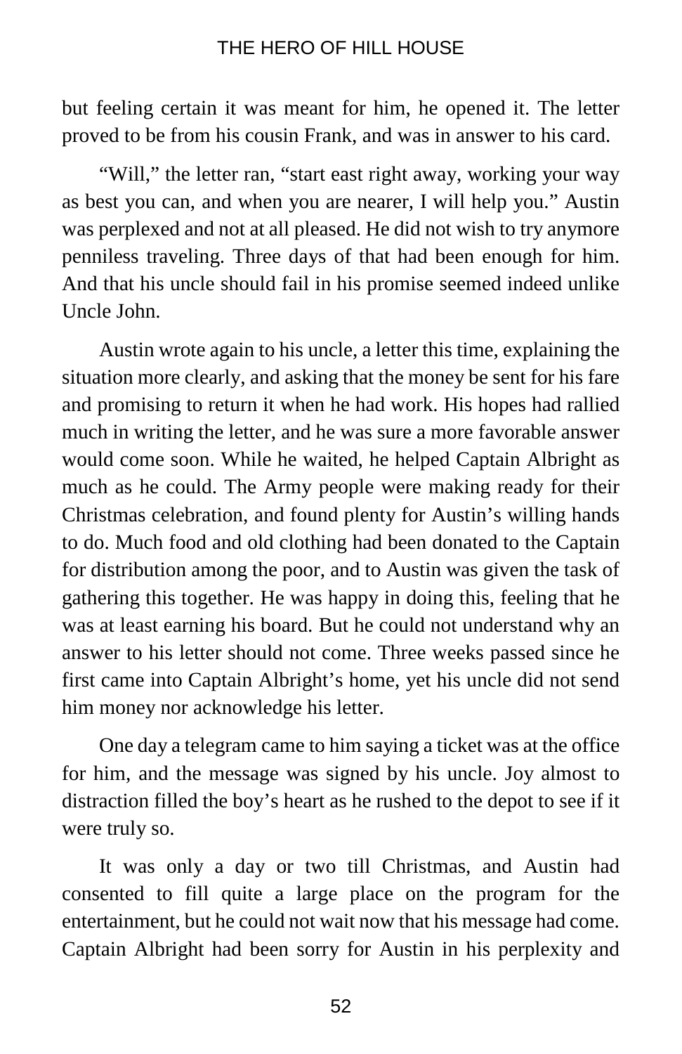but feeling certain it was meant for him, he opened it. The letter proved to be from his cousin Frank, and was in answer to his card.

"Will," the letter ran, "start east right away, working your way as best you can, and when you are nearer, I will help you." Austin was perplexed and not at all pleased. He did not wish to try anymore penniless traveling. Three days of that had been enough for him. And that his uncle should fail in his promise seemed indeed unlike Uncle John.

Austin wrote again to his uncle, a letter this time, explaining the situation more clearly, and asking that the money be sent for his fare and promising to return it when he had work. His hopes had rallied much in writing the letter, and he was sure a more favorable answer would come soon. While he waited, he helped Captain Albright as much as he could. The Army people were making ready for their Christmas celebration, and found plenty for Austin's willing hands to do. Much food and old clothing had been donated to the Captain for distribution among the poor, and to Austin was given the task of gathering this together. He was happy in doing this, feeling that he was at least earning his board. But he could not understand why an answer to his letter should not come. Three weeks passed since he first came into Captain Albright's home, yet his uncle did not send him money nor acknowledge his letter.

One day a telegram came to him saying a ticket was at the office for him, and the message was signed by his uncle. Joy almost to distraction filled the boy's heart as he rushed to the depot to see if it were truly so.

It was only a day or two till Christmas, and Austin had consented to fill quite a large place on the program for the entertainment, but he could not wait now that his message had come. Captain Albright had been sorry for Austin in his perplexity and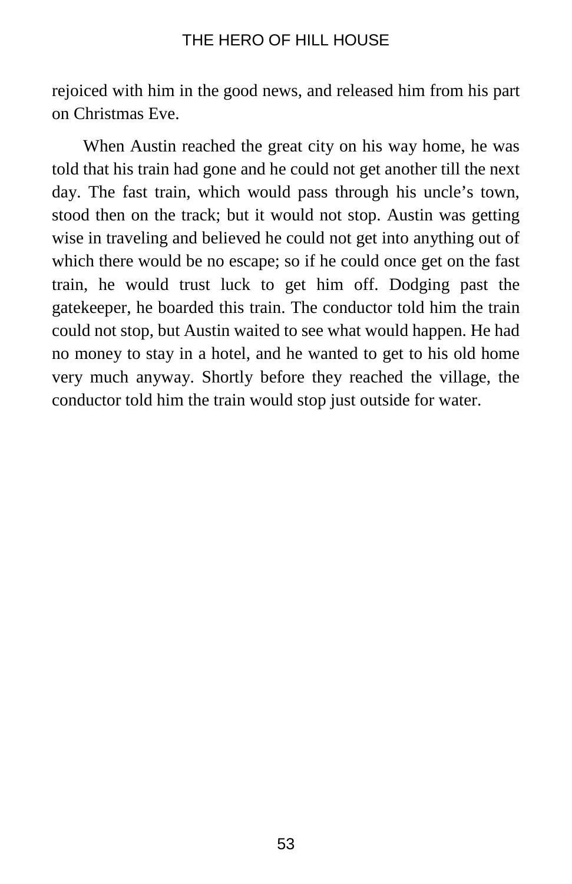rejoiced with him in the good news, and released him from his part on Christmas Eve.

When Austin reached the great city on his way home, he was told that his train had gone and he could not get another till the next day. The fast train, which would pass through his uncle's town, stood then on the track; but it would not stop. Austin was getting wise in traveling and believed he could not get into anything out of which there would be no escape; so if he could once get on the fast train, he would trust luck to get him off. Dodging past the gatekeeper, he boarded this train. The conductor told him the train could not stop, but Austin waited to see what would happen. He had no money to stay in a hotel, and he wanted to get to his old home very much anyway. Shortly before they reached the village, the conductor told him the train would stop just outside for water.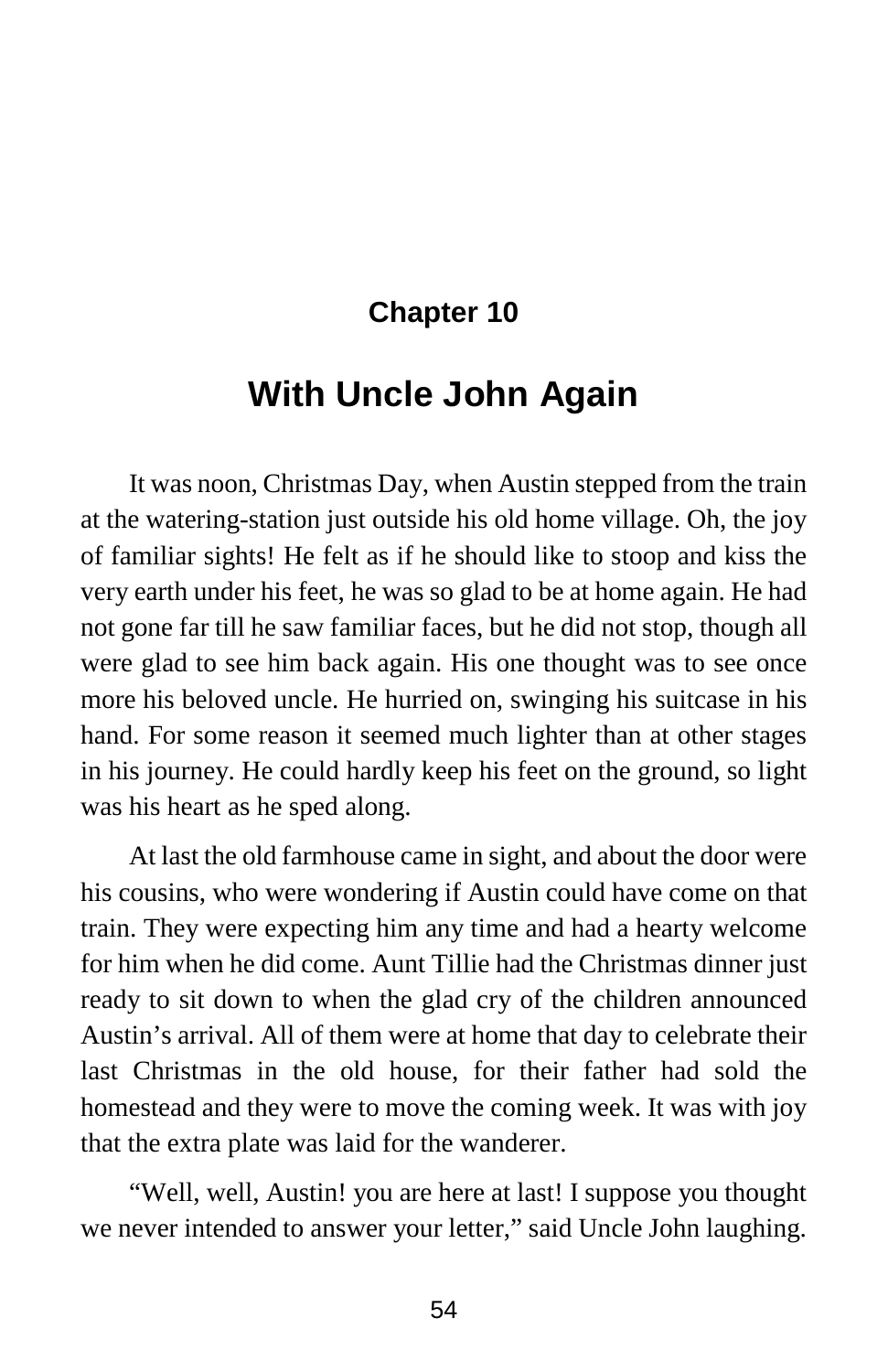## Chapter 10

# With Uncle John Again

It was noon, Christmas Day, when Austin stepped from the train at the watering-station just outside his old home village. Oh, the joy of familiar sights! He felt as if he should like to stoop and kiss the very earth under his feet, he was so glad to be at home again. He had not gone far till he saw familiar faces, but he did not stop, though all were glad to see him back again. His one thought was to see once more his beloved uncle. He hurried on, swinging his suitcase in his hand. For some reason it seemed much lighter than at other stages in his journey. He could hardly keep his feet on the ground, so light was his heart as he sped along.

At last the old farmhouse came in sight, and about the door were his cousins, who were wondering if Austin could have come on that train. They were expecting him any time and had a hearty welcome for him when he did come. Aunt Tillie had the Christmas dinner just ready to sit down to when the glad cry of the children announced Austin's arrival. All of them were at home that day to celebrate their last Christmas in the old house, for their father had sold the homestead and they were to move the coming week. It was with joy that the extra plate was laid for the wanderer.

"Well, well, Austin! you are here at last! I suppose you thought we never intended to answer your letter," said Uncle John laughing.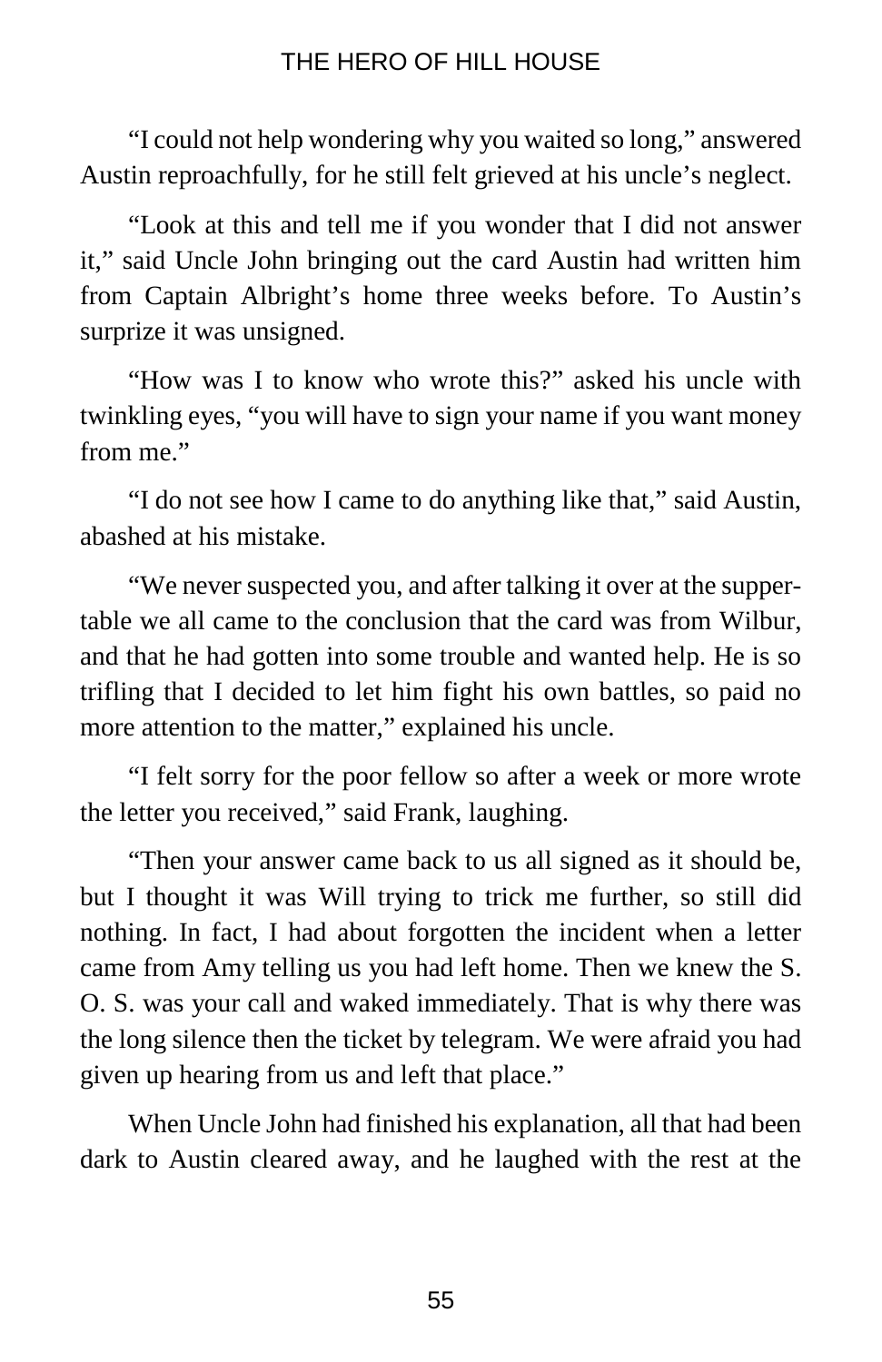"I could not help wondering why you waited so long," answered Austin reproachfully, for he still felt grieved at his uncle's neglect.

"Look at this and tell me if you wonder that I did not answer it," said Uncle John bringing out the card Austin had written him from Captain Albright's home three weeks before. To Austin's surprize it was unsigned.

"How was I to know who wrote this?" asked his uncle with twinkling eyes, "you will have to sign your name if you want money from me."

"I do not see how I came to do anything like that," said Austin, abashed at his mistake.

"We never suspected you, and after talking it over at the supper-table we all came to the conclusion that the card was from Wilbur, and that he had gotten into some trouble and wanted help. He is so trifling that I decided to let him fight his own battles, so paid no more attention to the matter," explained his uncle.

"I felt sorry for the poor fellow so after a week or more wrote the letter you received," said Frank, laughing.

"Then your answer came back to us all signed as it should be, but I thought it was Will trying to trick me further, so still did nothing. In fact, I had about forgotten the incident when a letter came from Amy telling us you had left home. Then we knew the S. O. S. was your call and waked immediately. That is why there was the long silence then the ticket by telegram. We were afraid you had given up hearing from us and left that place."

When Uncle John had finished his explanation, all that had been dark to Austin cleared away, and he laughed with the rest at the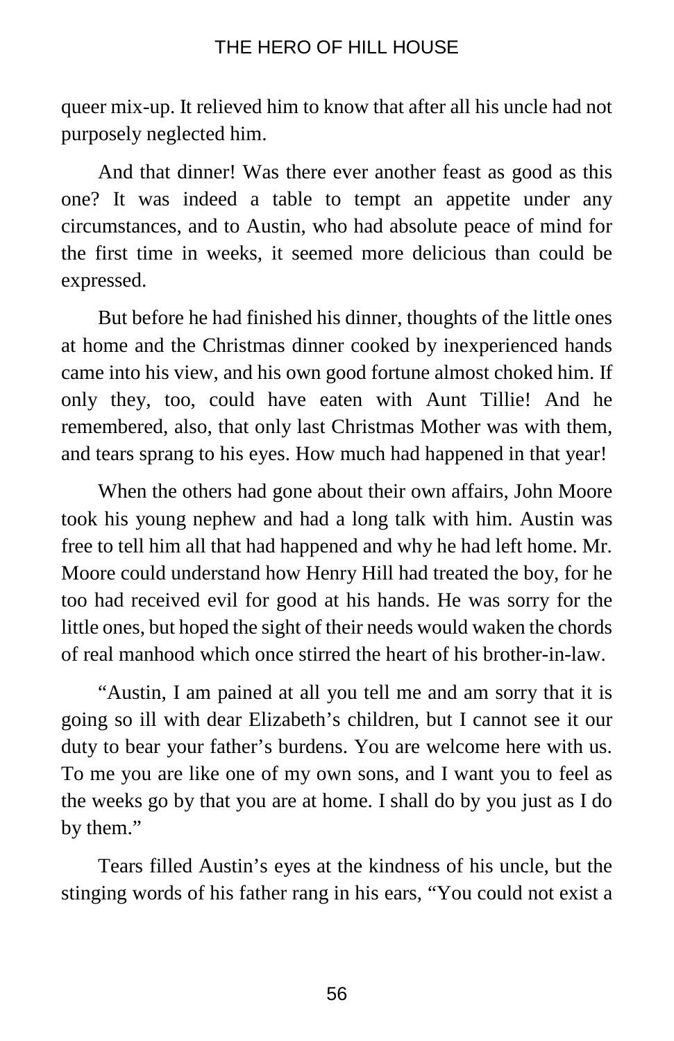queer mix-up. It relieved him to know that after all his uncle had not purposely neglected him.

And that dinner! Was there ever another feast as good as this one? It was indeed a table to tempt an appetite under any circumstances, and to Austin, who had absolute peace of mind for the first time in weeks, it seemed more delicious than could be expressed.

But before he had finished his dinner, thoughts of the little ones at home and the Christmas dinner cooked by inexperienced hands came into his view, and his own good fortune almost choked him. If only they, too, could have eaten with Aunt Tillie! And he remembered, also, that only last Christmas Mother was with them, and tears sprang to his eyes. How much had happened in that year!

When the others had gone about their own affairs, John Moore took his young nephew and had a long talk with him. Austin was free to tell him all that had happened and why he had left home. Mr. Moore could understand how Henry Hill had treated the boy, for he too had received evil for good at his hands. He was sorry for the little ones, but hoped the sight of their needs would waken the chords of real manhood which once stirred the heart of his brother-in-law.

"Austin, I am pained at all you tell me and am sorry that it is going so ill with dear Elizabeth's children, but I cannot see it our duty to bear your father's burdens. You are welcome here with us. To me you are like one of my own sons, and I want you to feel as the weeks go by that you are at home. I shall do by you just as I do by them."

Tears filled Austin's eyes at the kindness of his uncle, but the stinging words of his father rang in his ears, "You could not exist a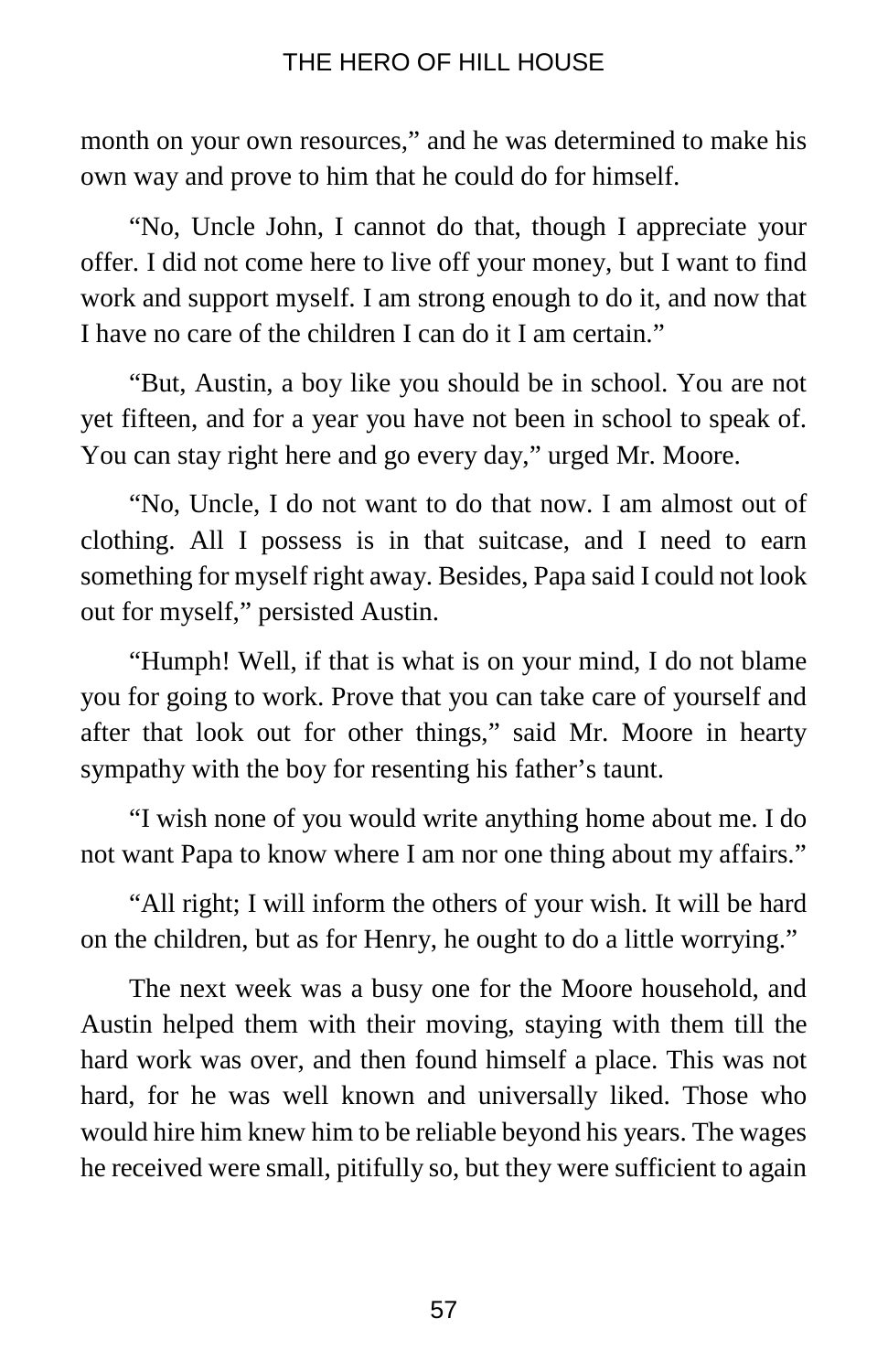month on your own resources," and he was determined to make his own way and prove to him that he could do for himself.

"No, Uncle John, I cannot do that, though I appreciate your offer. I did not come here to live off your money, but I want to find work and support myself. I am strong enough to do it, and now that I have no care of the children I can do it I am certain."

"But, Austin, a boy like you should be in school. You are not yet fifteen, and for a year you have not been in school to speak of. You can stay right here and go every day," urged Mr. Moore.

"No, Uncle, I do not want to do that now. I am almost out of clothing. All I possess is in that suitcase, and I need to earn something for myself right away. Besides, Papa said I could not look out for myself," persisted Austin.

"Humph! Well, if that is what is on your mind, I do not blame you for going to work. Prove that you can take care of yourself and after that look out for other things," said Mr. Moore in hearty sympathy with the boy for resenting his father's taunt.

"I wish none of you would write anything home about me. I do not want Papa to know where I am nor one thing about my affairs."

"All right; I will inform the others of your wish. It will be hard on the children, but as for Henry, he ought to do a little worrying."

The next week was a busy one for the Moore household, and Austin helped them with their moving, staying with them till the hard work was over, and then found himself a place. This was not hard, for he was well known and universally liked. Those who would hire him knew him to be reliable beyond his years. The wages he received were small, pitifully so, but they were sufficient to again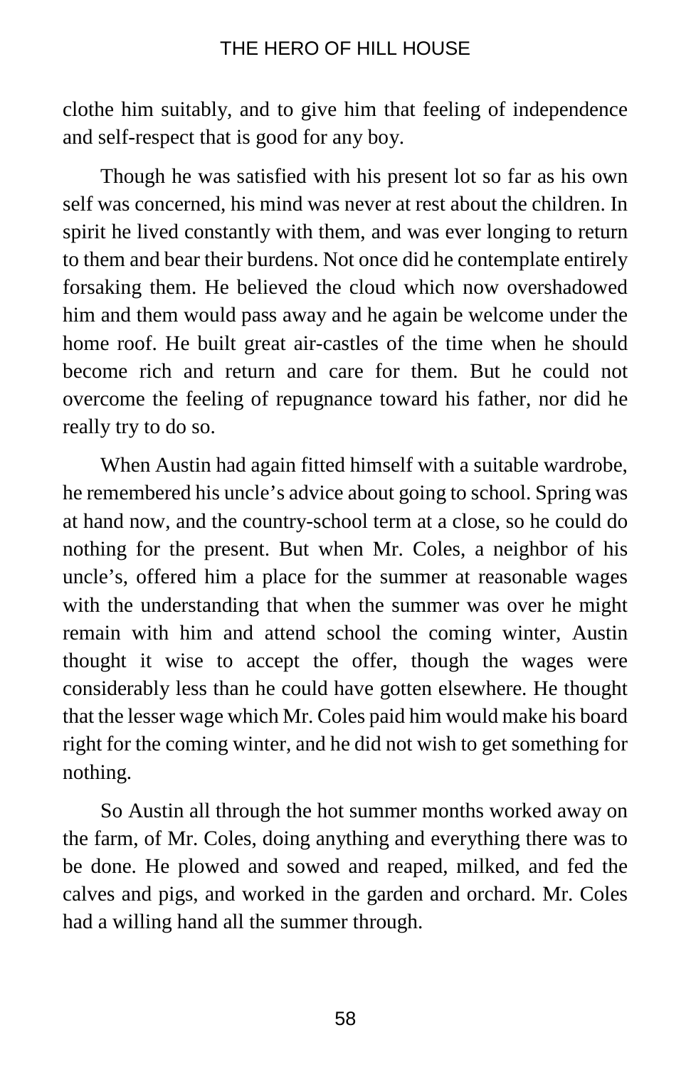clothe him suitably, and to give him that feeling of independence and self-respect that is good for any boy.

Though he was satisfied with his present lot so far as his own self was concerned, his mind was never at rest about the children. In spirit he lived constantly with them, and was ever longing to return to them and bear their burdens. Not once did he contemplate entirely forsaking them. He believed the cloud which now overshadowed him and them would pass away and he again be welcome under the home roof. He built great air-castles of the time when he should become rich and return and care for them. But he could not overcome the feeling of repugnance toward his father, nor did he really try to do so.

When Austin had again fitted himself with a suitable wardrobe, he remembered his uncle's advice about going to school. Spring was at hand now, and the country-school term at a close, so he could do nothing for the present. But when Mr. Coles, a neighbor of his uncle's, offered him a place for the summer at reasonable wages with the understanding that when the summer was over he might remain with him and attend school the coming winter, Austin thought it wise to accept the offer, though the wages were considerably less than he could have gotten elsewhere. He thought that the lesser wage which Mr. Coles paid him would make his board right for the coming winter, and he did not wish to get something for nothing.

So Austin all through the hot summer months worked away on the farm, of Mr. Coles, doing anything and everything there was to be done. He plowed and sowed and reaped, milked, and fed the calves and pigs, and worked in the garden and orchard. Mr. Coles had a willing hand all the summer through.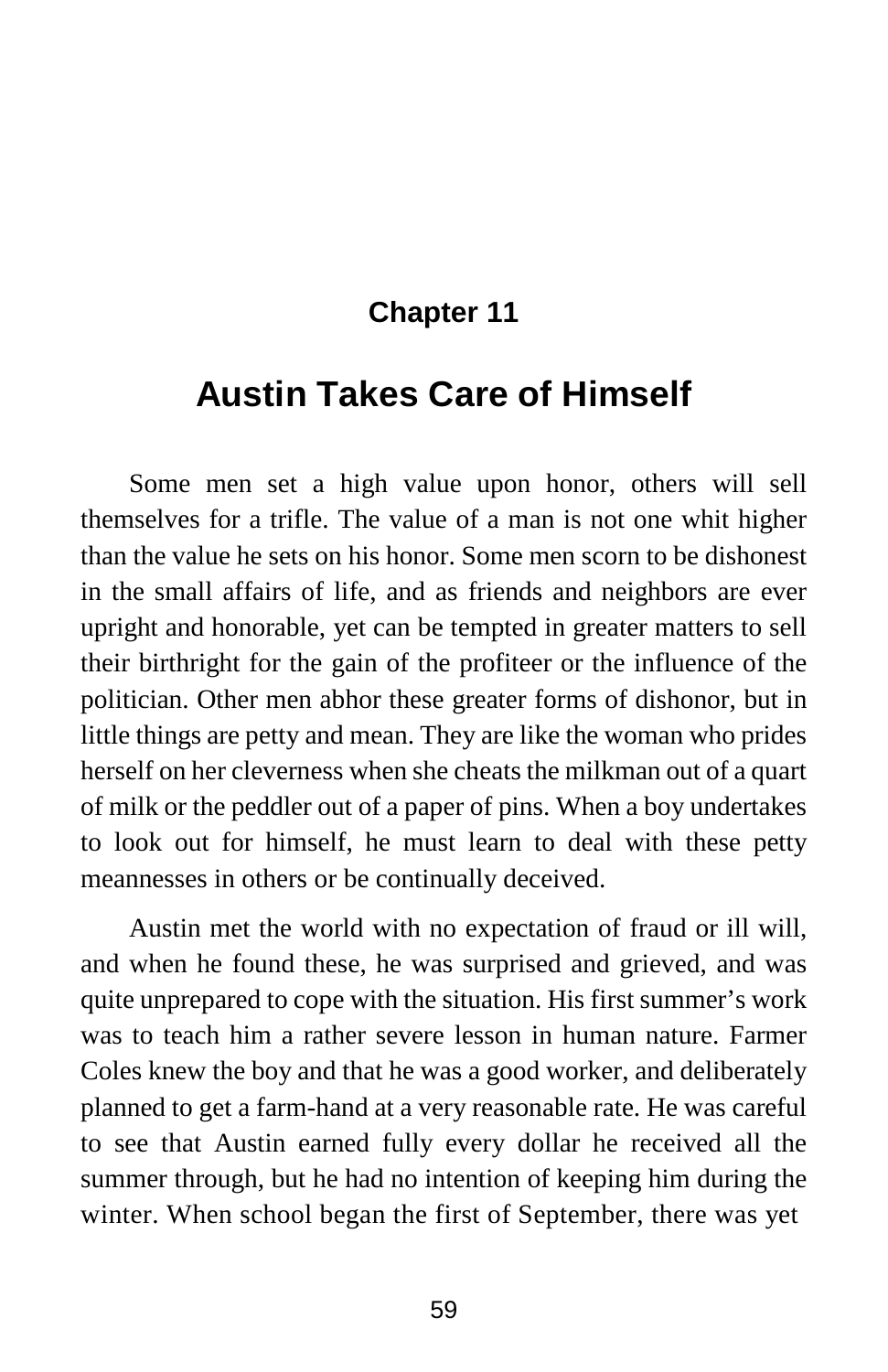## Chapter 11

# Austin Takes Care of Himself

Some men set a high value upon honor, others will sell themselves for a trifle. The value of a man is not one whit higher than the value he sets on his honor. Some men scorn to be dishonest in the small affairs of life, and as friends and neighbors are ever upright and honorable, yet can be tempted in greater matters to sell their birthright for the gain of the profiteer or the influence of the politician. Other men abhor these greater forms of dishonor, but in little things are petty and mean. They are like the woman who prides herself on her cleverness when she cheats the milkman out of a quart of milk or the peddler out of a paper of pins. When a boy undertakes to look out for himself, he must learn to deal with these petty meannesses in others or be continually deceived.

Austin met the world with no expectation of fraud or ill will, and when he found these, he was surprised and grieved, and was quite unprepared to cope with the situation. His first summer's work was to teach him a rather severe lesson in human nature. Farmer Coles knew the boy and that he was a good worker, and deliberately planned to get a farm-hand at a very reasonable rate. He was careful to see that Austin earned fully every dollar he received all the summer through, but he had no intention of keeping him during the winter. When school began the first of September, there was yet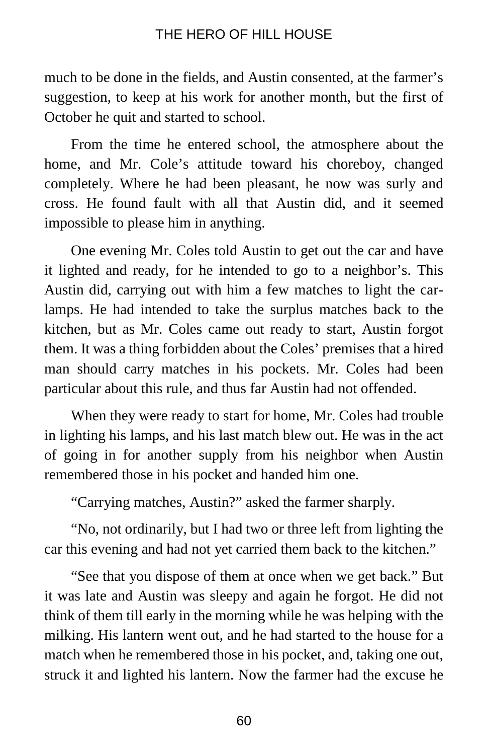much to be done in the fields, and Austin consented, at the farmer's suggestion, to keep at his work for another month, but the first of October he quit and started to school.

From the time he entered school, the atmosphere about the home, and Mr. Cole's attitude toward his choreboy, changed completely. Where he had been pleasant, he now was surly and cross. He found fault with all that Austin did, and it seemed impossible to please him in anything.

One evening Mr. Coles told Austin to get out the car and have it lighted and ready, for he intended to go to a neighbor's. This Austin did, carrying out with him a few matches to light the car-lamps. He had intended to take the surplus matches back to the kitchen, but as Mr. Coles came out ready to start, Austin forgot them. It was a thing forbidden about the Coles' premises that a hired man should carry matches in his pockets. Mr. Coles had been particular about this rule, and thus far Austin had not offended.

When they were ready to start for home, Mr. Coles had trouble in lighting his lamps, and his last match blew out. He was in the act of going in for another supply from his neighbor when Austin remembered those in his pocket and handed him one.

"Carrying matches, Austin?" asked the farmer sharply.

"No, not ordinarily, but I had two or three left from lighting the car this evening and had not yet carried them back to the kitchen."

"See that you dispose of them at once when we get back." But it was late and Austin was sleepy and again he forgot. He did not think of them till early in the morning while he was helping with the milking. His lantern went out, and he had started to the house for a match when he remembered those in his pocket, and, taking one out, struck it and lighted his lantern. Now the farmer had the excuse he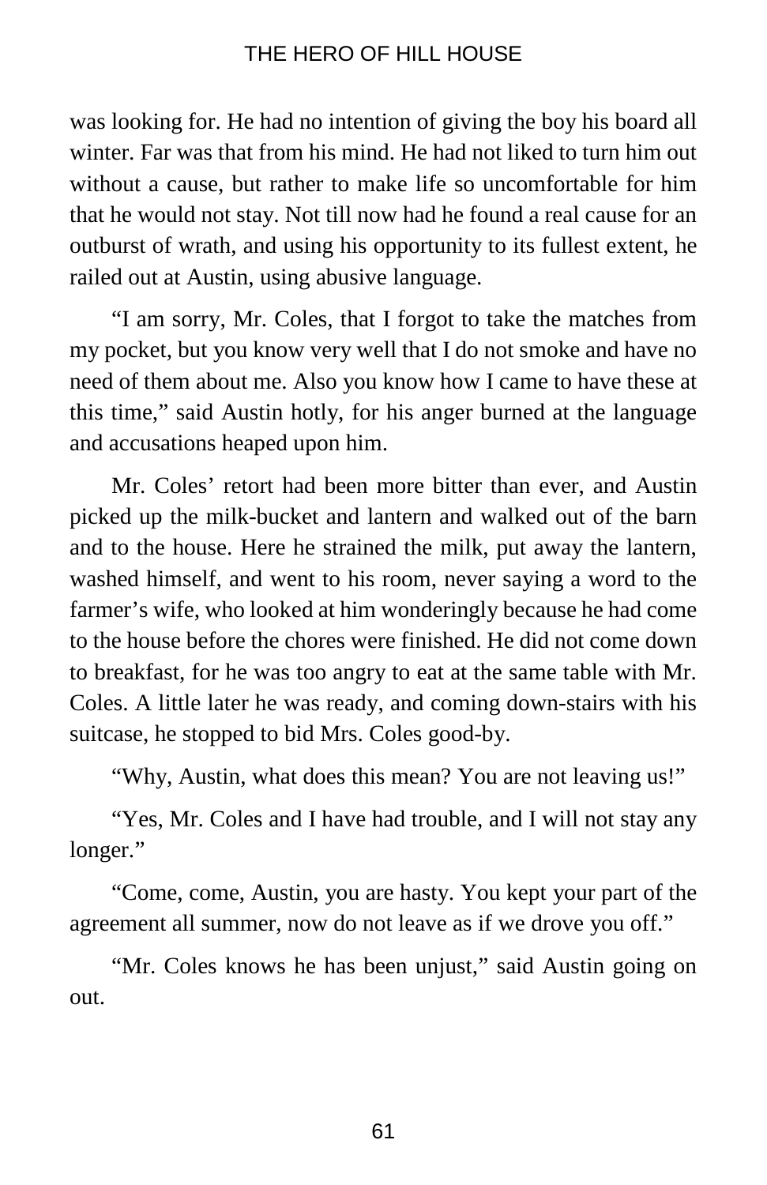was looking for. He had no intention of giving the boy his board all winter. Far was that from his mind. He had not liked to turn him out without a cause, but rather to make life so uncomfortable for him that he would not stay. Not till now had he found a real cause for an outburst of wrath, and using his opportunity to its fullest extent, he railed out at Austin, using abusive language.

"I am sorry, Mr. Coles, that I forgot to take the matches from my pocket, but you know very well that I do not smoke and have no need of them about me. Also you know how I came to have these at this time," said Austin hotly, for his anger burned at the language and accusations heaped upon him.

Mr. Coles' retort had been more bitter than ever, and Austin picked up the milk-bucket and lantern and walked out of the barn and to the house. Here he strained the milk, put away the lantern, washed himself, and went to his room, never saying a word to the farmer's wife, who looked at him wonderingly because he had come to the house before the chores were finished. He did not come down to breakfast, for he was too angry to eat at the same table with Mr. Coles. A little later he was ready, and coming down-stairs with his suitcase, he stopped to bid Mrs. Coles good-by.

"Why, Austin, what does this mean? You are not leaving us!"

"Yes, Mr. Coles and I have had trouble, and I will not stay any longer."

"Come, come, Austin, you are hasty. You kept your part of the agreement all summer, now do not leave as if we drove you off."

"Mr. Coles knows he has been unjust," said Austin going on out.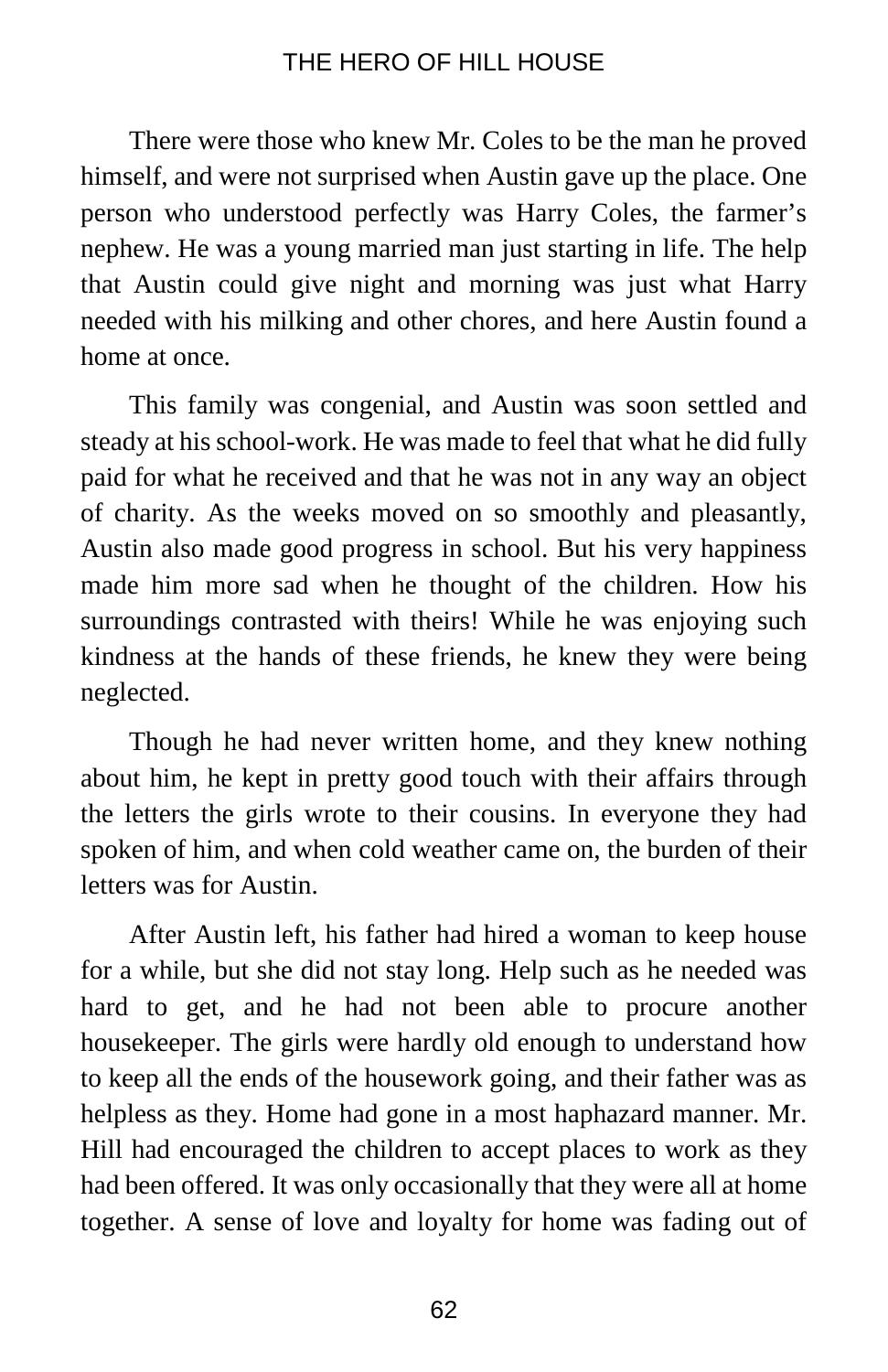There were those who knew Mr. Coles to be the man he proved himself, and were not surprised when Austin gave up the place. One person who understood perfectly was Harry Coles, the farmer's nephew. He was a young married man just starting in life. The help that Austin could give night and morning was just what Harry needed with his milking and other chores, and here Austin found a home at once.

This family was congenial, and Austin was soon settled and steady at his school-work. He was made to feel that what he did fully paid for what he received and that he was not in any way an object of charity. As the weeks moved on so smoothly and pleasantly, Austin also made good progress in school. But his very happiness made him more sad when he thought of the children. How his surroundings contrasted with theirs! While he was enjoying such kindness at the hands of these friends, he knew they were being neglected.

Though he had never written home, and they knew nothing about him, he kept in pretty good touch with their affairs through the letters the girls wrote to their cousins. In everyone they had spoken of him, and when cold weather came on, the burden of their letters was for Austin.

After Austin left, his father had hired a woman to keep house for a while, but she did not stay long. Help such as he needed was hard to get, and he had not been able to procure another housekeeper. The girls were hardly old enough to understand how to keep all the ends of the housework going, and their father was as helpless as they. Home had gone in a most haphazard manner. Mr. Hill had encouraged the children to accept places to work as they had been offered. It was only occasionally that they were all at home together. A sense of love and loyalty for home was fading out of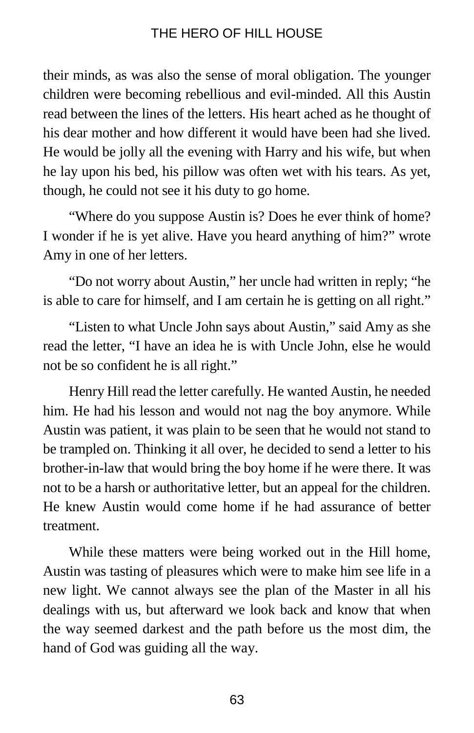their minds, as was also the sense of moral obligation. The younger children were becoming rebellious and evil-minded. All this Austin read between the lines of the letters. His heart ached as he thought of his dear mother and how different it would have been had she lived. He would be jolly all the evening with Harry and his wife, but when he lay upon his bed, his pillow was often wet with his tears. As yet, though, he could not see it his duty to go home.

"Where do you suppose Austin is? Does he ever think of home? I wonder if he is yet alive. Have you heard anything of him?" wrote Amy in one of her letters.

"Do not worry about Austin," her uncle had written in reply; "he is able to care for himself, and I am certain he is getting on all right."

"Listen to what Uncle John says about Austin," said Amy as she read the letter, "I have an idea he is with Uncle John, else he would not be so confident he is all right."

Henry Hill read the letter carefully. He wanted Austin, he needed him. He had his lesson and would not nag the boy anymore. While Austin was patient, it was plain to be seen that he would not stand to be trampled on. Thinking it all over, he decided to send a letter to his brother-in-law that would bring the boy home if he were there. It was not to be a harsh or authoritative letter, but an appeal for the children. He knew Austin would come home if he had assurance of better treatment.

While these matters were being worked out in the Hill home, Austin was tasting of pleasures which were to make him see life in a new light. We cannot always see the plan of the Master in all his dealings with us, but afterward we look back and know that when the way seemed darkest and the path before us the most dim, the hand of God was guiding all the way.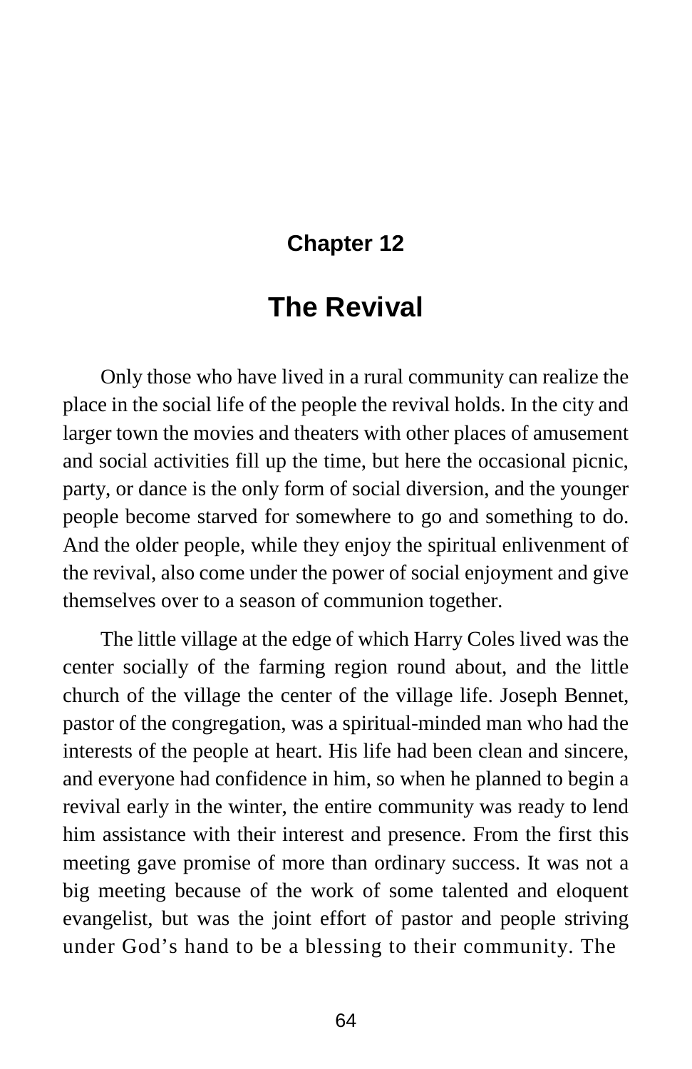## Chapter 12

# The Revival

Only those who have lived in a rural community can realize the place in the social life of the people the revival holds. In the city and larger town the movies and theaters with other places of amusement and social activities fill up the time, but here the occasional picnic, party, or dance is the only form of social diversion, and the younger people become starved for somewhere to go and something to do. And the older people, while they enjoy the spiritual enlivenment of the revival, also come under the power of social enjoyment and give themselves over to a season of communion together.

The little village at the edge of which Harry Coles lived was the center socially of the farming region round about, and the little church of the village the center of the village life. Joseph Bennet, pastor of the congregation, was a spiritual-minded man who had the interests of the people at heart. His life had been clean and sincere, and everyone had confidence in him, so when he planned to begin a revival early in the winter, the entire community was ready to lend him assistance with their interest and presence. From the first this meeting gave promise of more than ordinary success. It was not a big meeting because of the work of some talented and eloquent evangelist, but was the joint effort of pastor and people striving under God's hand to be a blessing to their community. The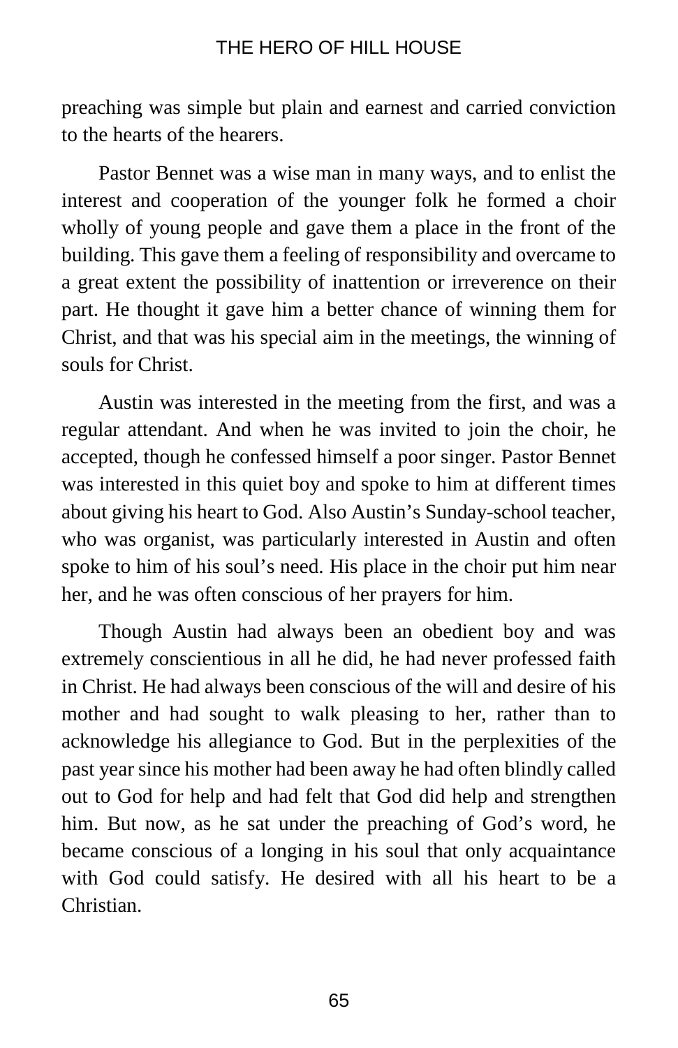preaching was simple but plain and earnest and carried conviction to the hearts of the hearers.

Pastor Bennet was a wise man in many ways, and to enlist the interest and cooperation of the younger folk he formed a choir wholly of young people and gave them a place in the front of the building. This gave them a feeling of responsibility and overcame to a great extent the possibility of inattention or irreverence on their part. He thought it gave him a better chance of winning them for Christ, and that was his special aim in the meetings, the winning of souls for Christ.

Austin was interested in the meeting from the first, and was a regular attendant. And when he was invited to join the choir, he accepted, though he confessed himself a poor singer. Pastor Bennet was interested in this quiet boy and spoke to him at different times about giving his heart to God. Also Austin's Sunday-school teacher, who was organist, was particularly interested in Austin and often spoke to him of his soul's need. His place in the choir put him near her, and he was often conscious of her prayers for him.

Though Austin had always been an obedient boy and was extremely conscientious in all he did, he had never professed faith in Christ. He had always been conscious of the will and desire of his mother and had sought to walk pleasing to her, rather than to acknowledge his allegiance to God. But in the perplexities of the past year since his mother had been away he had often blindly called out to God for help and had felt that God did help and strengthen him. But now, as he sat under the preaching of God's word, he became conscious of a longing in his soul that only acquaintance with God could satisfy. He desired with all his heart to be a Christian.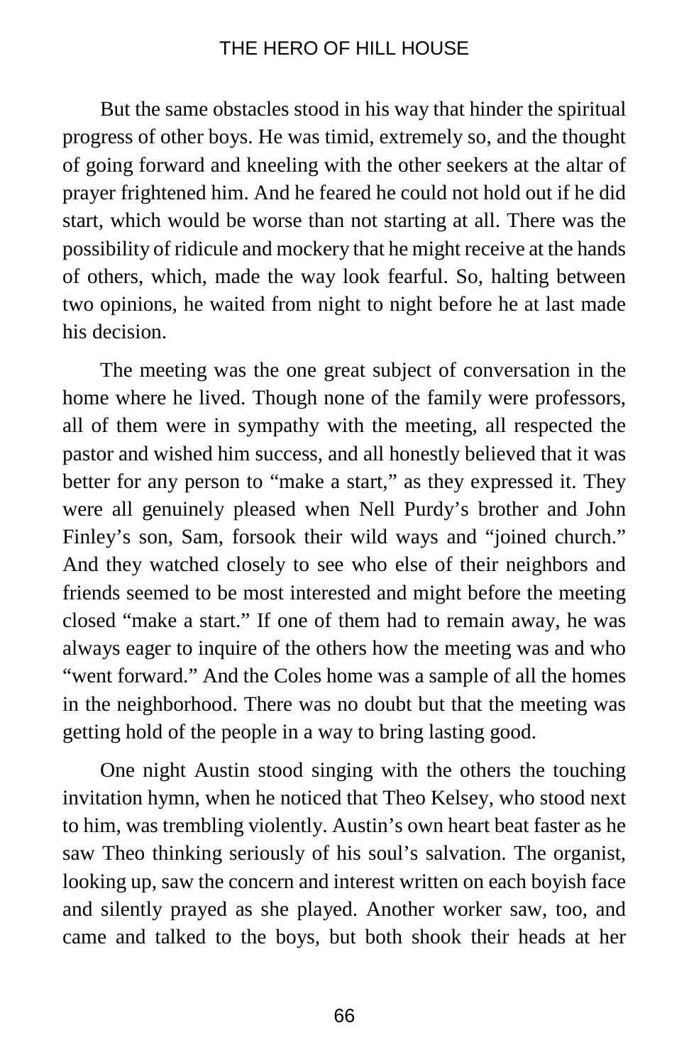But the same obstacles stood in his way that hinder the spiritual progress of other boys. He was timid, extremely so, and the thought of going forward and kneeling with the other seekers at the altar of prayer frightened him. And he feared he could not hold out if he did start, which would be worse than not starting at all. There was the possibility of ridicule and mockery that he might receive at the hands of others, which, made the way look fearful. So, halting between two opinions, he waited from night to night before he at last made his decision.

The meeting was the one great subject of conversation in the home where he lived. Though none of the family were professors, all of them were in sympathy with the meeting, all respected the pastor and wished him success, and all honestly believed that it was better for any person to "make a start," as they expressed it. They were all genuinely pleased when Nell Purdy's brother and John Finley's son, Sam, forsook their wild ways and "joined church." And they watched closely to see who else of their neighbors and friends seemed to be most interested and might before the meeting closed "make a start." If one of them had to remain away, he was always eager to inquire of the others how the meeting was and who "went forward." And the Coles home was a sample of all the homes in the neighborhood. There was no doubt but that the meeting was getting hold of the people in a way to bring lasting good.

One night Austin stood singing with the others the touching invitation hymn, when he noticed that Theo Kelsey, who stood next to him, was trembling violently. Austin's own heart beat faster as he saw Theo thinking seriously of his soul's salvation. The organist, looking up, saw the concern and interest written on each boyish face and silently prayed as she played. Another worker saw, too, and came and talked to the boys, but both shook their heads at her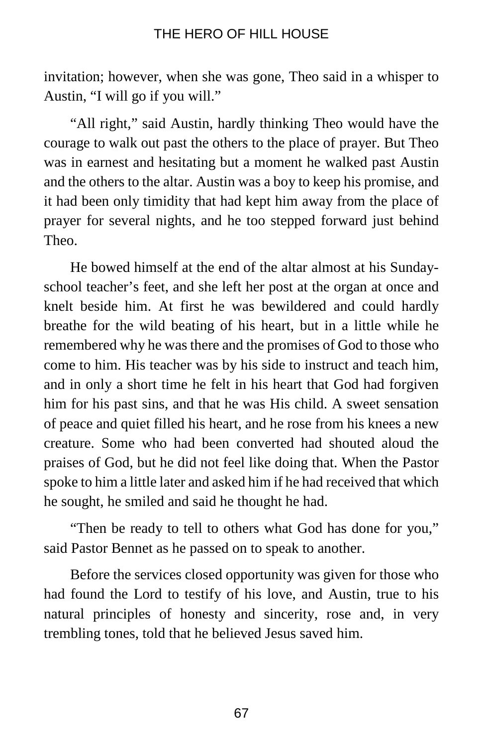invitation; however, when she was gone, Theo said in a whisper to Austin, "I will go if you will."

"All right," said Austin, hardly thinking Theo would have the courage to walk out past the others to the place of prayer. But Theo was in earnest and hesitating but a moment he walked past Austin and the others to the altar. Austin was a boy to keep his promise, and it had been only timidity that had kept him away from the place of prayer for several nights, and he too stepped forward just behind Theo.

He bowed himself at the end of the altar almost at his Sunday-school teacher's feet, and she left her post at the organ at once and knelt beside him. At first he was bewildered and could hardly breathe for the wild beating of his heart, but in a little while he remembered why he was there and the promises of God to those who come to him. His teacher was by his side to instruct and teach him, and in only a short time he felt in his heart that God had forgiven him for his past sins, and that he was His child. A sweet sensation of peace and quiet filled his heart, and he rose from his knees a new creature. Some who had been converted had shouted aloud the praises of God, but he did not feel like doing that. When the Pastor spoke to him a little later and asked him if he had received that which he sought, he smiled and said he thought he had.

"Then be ready to tell to others what God has done for you," said Pastor Bennet as he passed on to speak to another.

Before the services closed opportunity was given for those who had found the Lord to testify of his love, and Austin, true to his natural principles of honesty and sincerity, rose and, in very trembling tones, told that he believed Jesus saved him.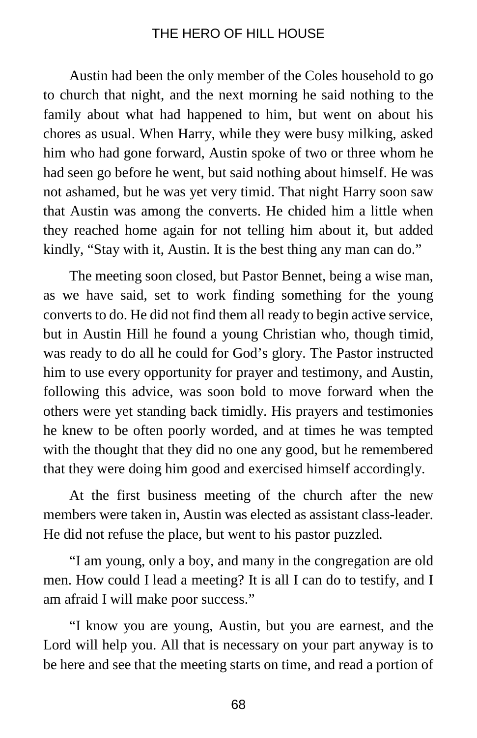Austin had been the only member of the Coles household to go to church that night, and the next morning he said nothing to the family about what had happened to him, but went on about his chores as usual. When Harry, while they were busy milking, asked him who had gone forward, Austin spoke of two or three whom he had seen go before he went, but said nothing about himself. He was not ashamed, but he was yet very timid. That night Harry soon saw that Austin was among the converts. He chided him a little when they reached home again for not telling him about it, but added kindly, "Stay with it, Austin. It is the best thing any man can do."

The meeting soon closed, but Pastor Bennet, being a wise man, as we have said, set to work finding something for the young converts to do. He did not find them all ready to begin active service, but in Austin Hill he found a young Christian who, though timid, was ready to do all he could for God's glory. The Pastor instructed him to use every opportunity for prayer and testimony, and Austin, following this advice, was soon bold to move forward when the others were yet standing back timidly. His prayers and testimonies he knew to be often poorly worded, and at times he was tempted with the thought that they did no one any good, but he remembered that they were doing him good and exercised himself accordingly.

At the first business meeting of the church after the new members were taken in, Austin was elected as assistant class-leader. He did not refuse the place, but went to his pastor puzzled.

"I am young, only a boy, and many in the congregation are old men. How could I lead a meeting? It is all I can do to testify, and I am afraid I will make poor success."

"I know you are young, Austin, but you are earnest, and the Lord will help you. All that is necessary on your part anyway is to be here and see that the meeting starts on time, and read a portion of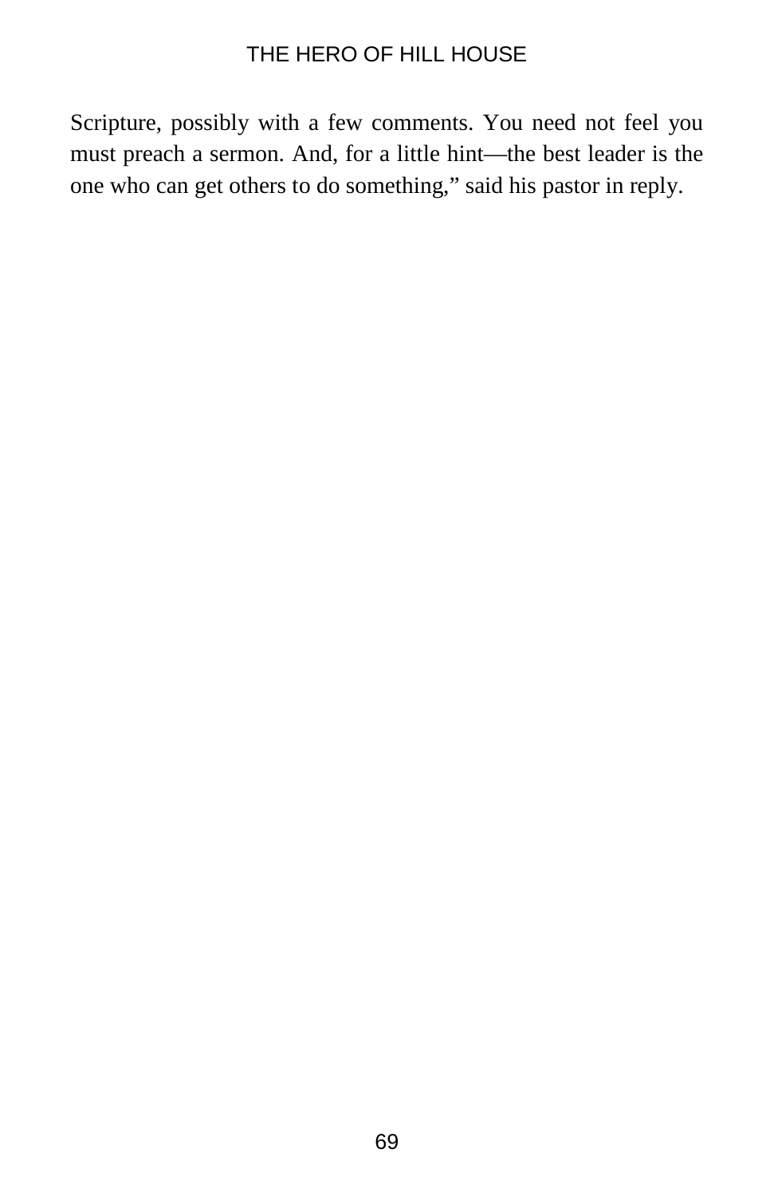Scripture, possibly with a few comments. You need not feel you must preach a sermon. And, for a little hint—the best leader is the one who can get others to do something," said his pastor in reply.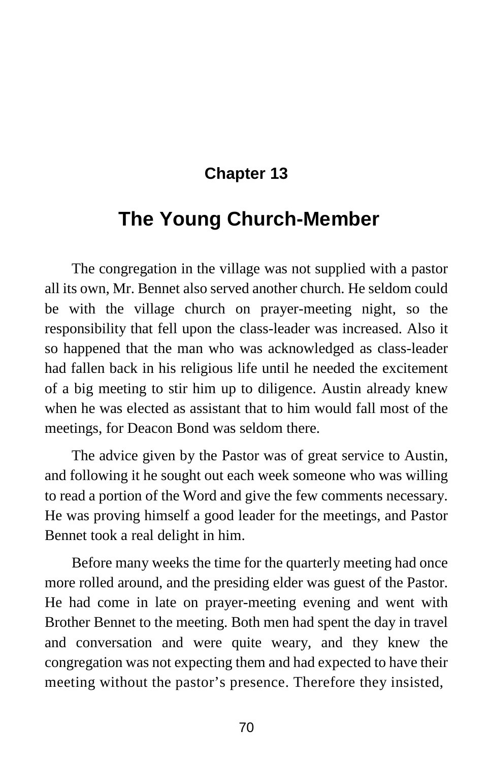## Chapter 13

# The Young Church-Member

The congregation in the village was not supplied with a pastor all its own, Mr. Bennet also served another church. He seldom could be with the village church on prayer-meeting night, so the responsibility that fell upon the class-leader was increased. Also it so happened that the man who was acknowledged as class-leader had fallen back in his religious life until he needed the excitement of a big meeting to stir him up to diligence. Austin already knew when he was elected as assistant that to him would fall most of the meetings, for Deacon Bond was seldom there.

The advice given by the Pastor was of great service to Austin, and following it he sought out each week someone who was willing to read a portion of the Word and give the few comments necessary. He was proving himself a good leader for the meetings, and Pastor Bennet took a real delight in him.

Before many weeks the time for the quarterly meeting had once more rolled around, and the presiding elder was guest of the Pastor. He had come in late on prayer-meeting evening and went with Brother Bennet to the meeting. Both men had spent the day in travel and conversation and were quite weary, and they knew the congregation was not expecting them and had expected to have their meeting without the pastor's presence. Therefore they insisted,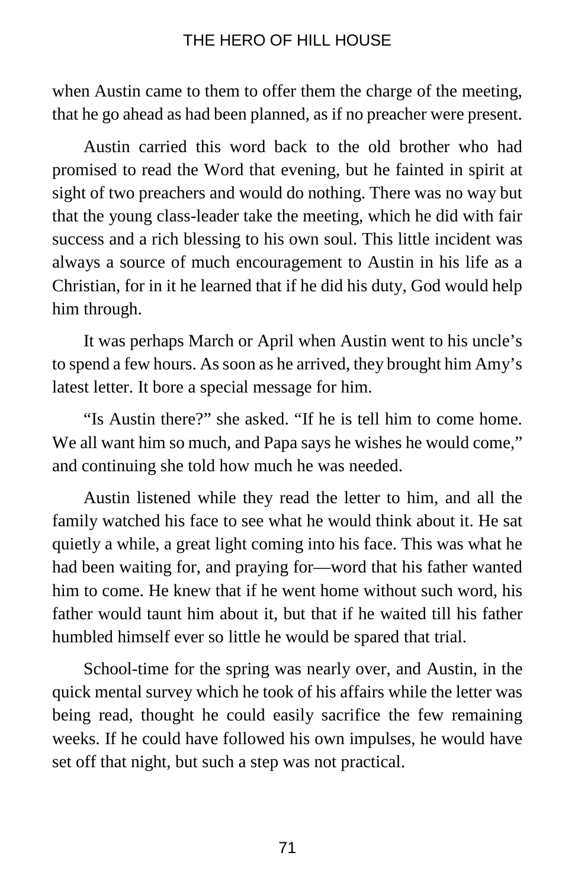when Austin came to them to offer them the charge of the meeting, that he go ahead as had been planned, as if no preacher were present.

Austin carried this word back to the old brother who had promised to read the Word that evening, but he fainted in spirit at sight of two preachers and would do nothing. There was no way but that the young class-leader take the meeting, which he did with fair success and a rich blessing to his own soul. This little incident was always a source of much encouragement to Austin in his life as a Christian, for in it he learned that if he did his duty, God would help him through.

It was perhaps March or April when Austin went to his uncle's to spend a few hours. As soon as he arrived, they brought him Amy's latest letter. It bore a special message for him.

"Is Austin there?" she asked. "If he is tell him to come home. We all want him so much, and Papa says he wishes he would come," and continuing she told how much he was needed.

Austin listened while they read the letter to him, and all the family watched his face to see what he would think about it. He sat quietly a while, a great light coming into his face. This was what he had been waiting for, and praying for—word that his father wanted him to come. He knew that if he went home without such word, his father would taunt him about it, but that if he waited till his father humbled himself ever so little he would be spared that trial.

School-time for the spring was nearly over, and Austin, in the quick mental survey which he took of his affairs while the letter was being read, thought he could easily sacrifice the few remaining weeks. If he could have followed his own impulses, he would have set off that night, but such a step was not practical.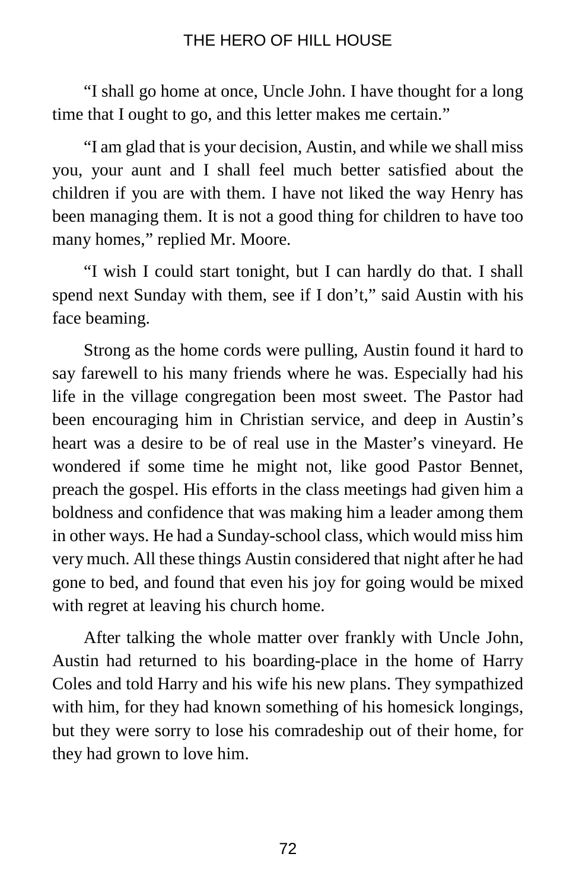"I shall go home at once, Uncle John. I have thought for a long time that I ought to go, and this letter makes me certain."

"I am glad that is your decision, Austin, and while we shall miss you, your aunt and I shall feel much better satisfied about the children if you are with them. I have not liked the way Henry has been managing them. It is not a good thing for children to have too many homes," replied Mr. Moore.

"I wish I could start tonight, but I can hardly do that. I shall spend next Sunday with them, see if I don't," said Austin with his face beaming.

Strong as the home cords were pulling, Austin found it hard to say farewell to his many friends where he was. Especially had his life in the village congregation been most sweet. The Pastor had been encouraging him in Christian service, and deep in Austin's heart was a desire to be of real use in the Master's vineyard. He wondered if some time he might not, like good Pastor Bennet, preach the gospel. His efforts in the class meetings had given him a boldness and confidence that was making him a leader among them in other ways. He had a Sunday-school class, which would miss him very much. All these things Austin considered that night after he had gone to bed, and found that even his joy for going would be mixed with regret at leaving his church home.

After talking the whole matter over frankly with Uncle John, Austin had returned to his boarding-place in the home of Harry Coles and told Harry and his wife his new plans. They sympathized with him, for they had known something of his homesick longings, but they were sorry to lose his comradeship out of their home, for they had grown to love him.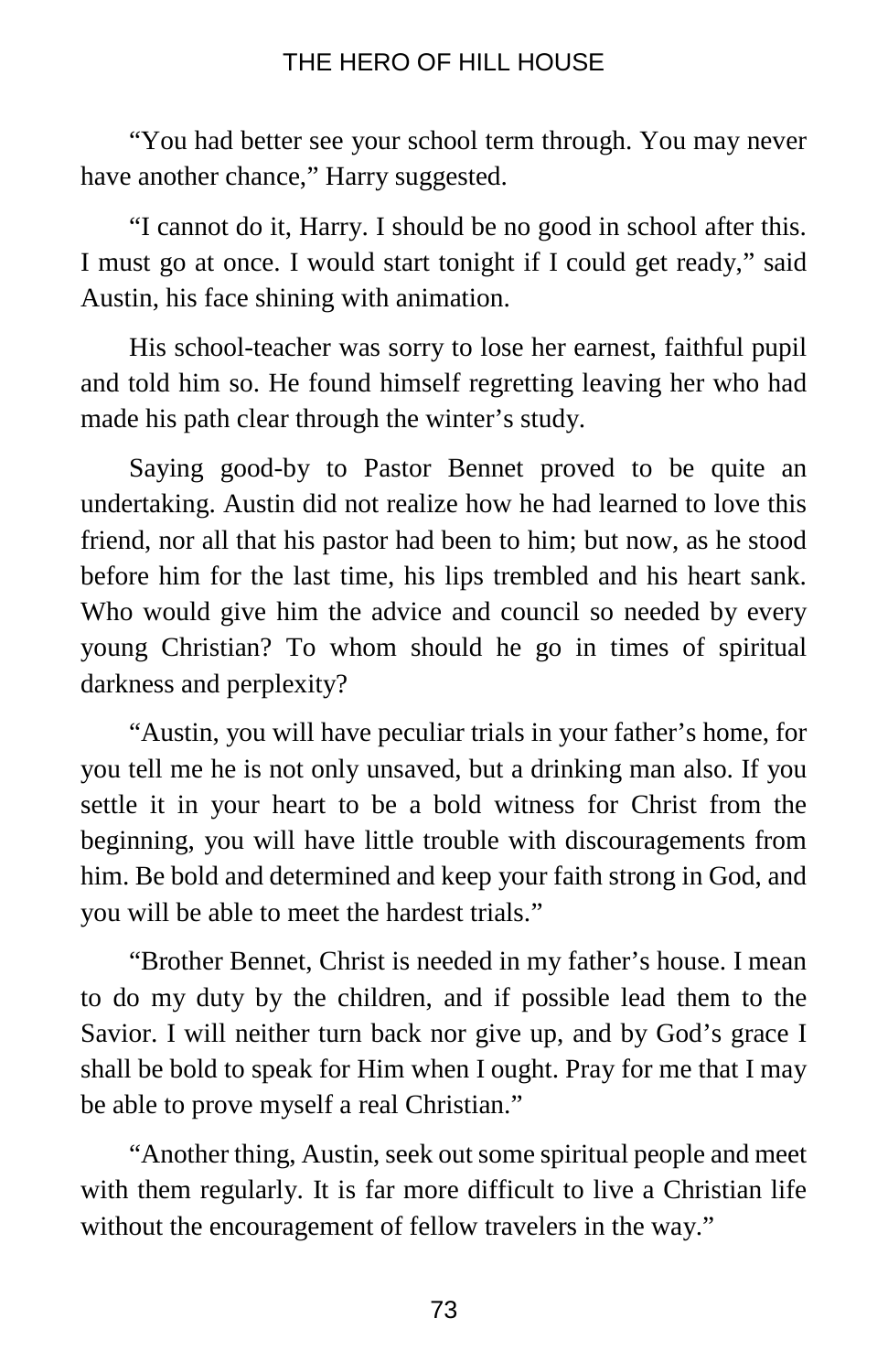"You had better see your school term through. You may never have another chance," Harry suggested.

"I cannot do it, Harry. I should be no good in school after this. I must go at once. I would start tonight if I could get ready," said Austin, his face shining with animation.

His school-teacher was sorry to lose her earnest, faithful pupil and told him so. He found himself regretting leaving her who had made his path clear through the winter's study.

Saying good-by to Pastor Bennet proved to be quite an undertaking. Austin did not realize how he had learned to love this friend, nor all that his pastor had been to him; but now, as he stood before him for the last time, his lips trembled and his heart sank. Who would give him the advice and council so needed by every young Christian? To whom should he go in times of spiritual darkness and perplexity?

"Austin, you will have peculiar trials in your father's home, for you tell me he is not only unsaved, but a drinking man also. If you settle it in your heart to be a bold witness for Christ from the beginning, you will have little trouble with discouragements from him. Be bold and determined and keep your faith strong in God, and you will be able to meet the hardest trials."

"Brother Bennet, Christ is needed in my father's house. I mean to do my duty by the children, and if possible lead them to the Savior. I will neither turn back nor give up, and by God's grace I shall be bold to speak for Him when I ought. Pray for me that I may be able to prove myself a real Christian."

"Another thing, Austin, seek out some spiritual people and meet with them regularly. It is far more difficult to live a Christian life without the encouragement of fellow travelers in the way."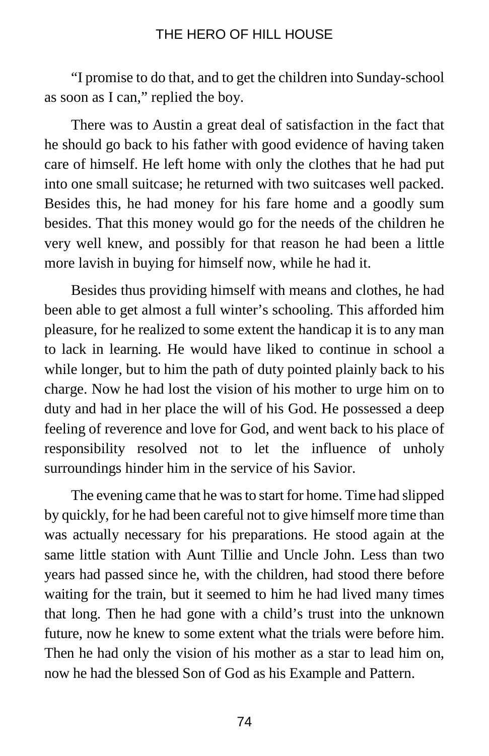"I promise to do that, and to get the children into Sunday-school as soon as I can," replied the boy.

There was to Austin a great deal of satisfaction in the fact that he should go back to his father with good evidence of having taken care of himself. He left home with only the clothes that he had put into one small suitcase; he returned with two suitcases well packed. Besides this, he had money for his fare home and a goodly sum besides. That this money would go for the needs of the children he very well knew, and possibly for that reason he had been a little more lavish in buying for himself now, while he had it.

Besides thus providing himself with means and clothes, he had been able to get almost a full winter's schooling. This afforded him pleasure, for he realized to some extent the handicap it is to any man to lack in learning. He would have liked to continue in school a while longer, but to him the path of duty pointed plainly back to his charge. Now he had lost the vision of his mother to urge him on to duty and had in her place the will of his God. He possessed a deep feeling of reverence and love for God, and went back to his place of responsibility resolved not to let the influence of unholy surroundings hinder him in the service of his Savior.

The evening came that he was to start for home. Time had slipped by quickly, for he had been careful not to give himself more time than was actually necessary for his preparations. He stood again at the same little station with Aunt Tillie and Uncle John. Less than two years had passed since he, with the children, had stood there before waiting for the train, but it seemed to him he had lived many times that long. Then he had gone with a child's trust into the unknown future, now he knew to some extent what the trials were before him. Then he had only the vision of his mother as a star to lead him on, now he had the blessed Son of God as his Example and Pattern.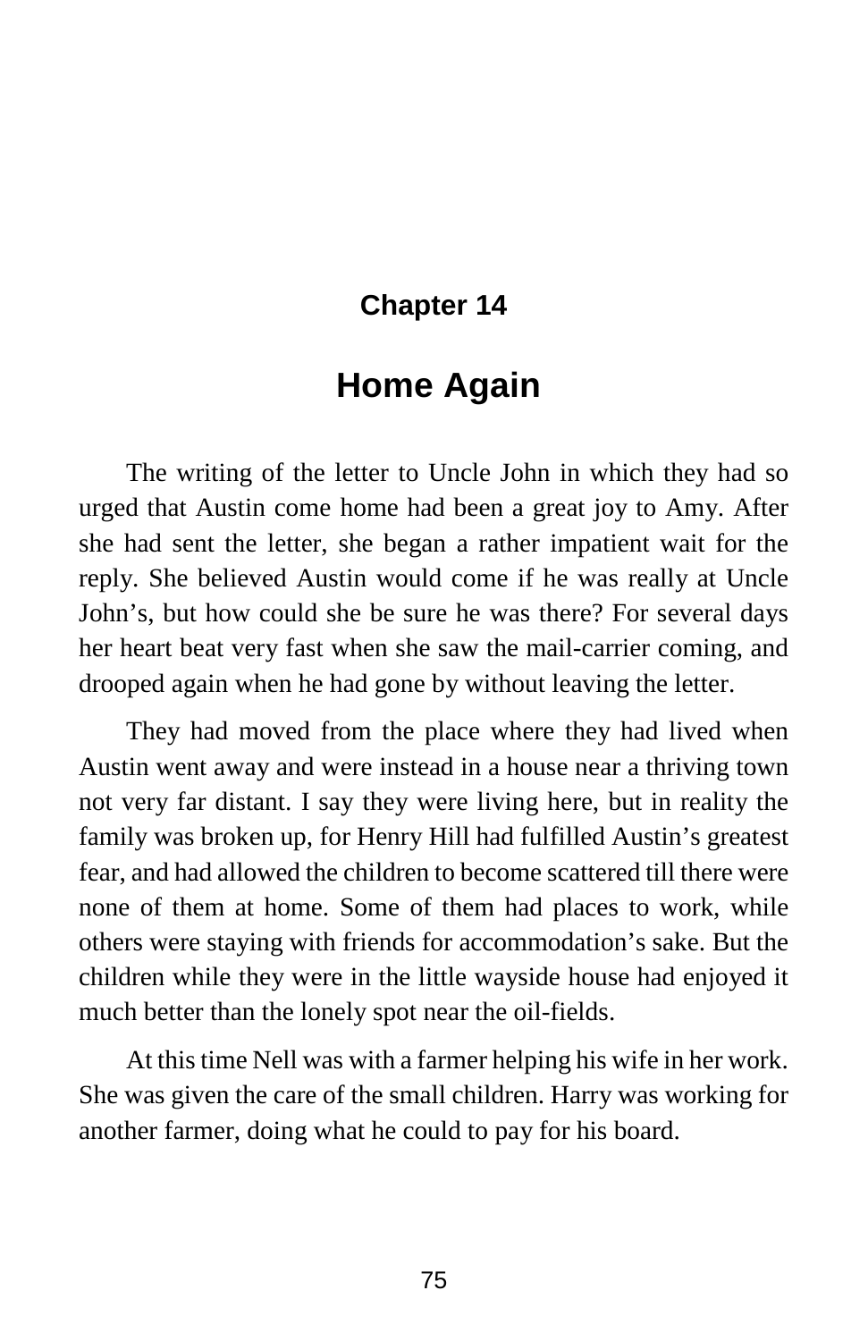## Chapter 14

# Home Again

The writing of the letter to Uncle John in which they had so urged that Austin come home had been a great joy to Amy. After she had sent the letter, she began a rather impatient wait for the reply. She believed Austin would come if he was really at Uncle John's, but how could she be sure he was there? For several days her heart beat very fast when she saw the mail-carrier coming, and drooped again when he had gone by without leaving the letter.

They had moved from the place where they had lived when Austin went away and were instead in a house near a thriving town not very far distant. I say they were living here, but in reality the family was broken up, for Henry Hill had fulfilled Austin's greatest fear, and had allowed the children to become scattered till there were none of them at home. Some of them had places to work, while others were staying with friends for accommodation's sake. But the children while they were in the little wayside house had enjoyed it much better than the lonely spot near the oil-fields.

At this time Nell was with a farmer helping his wife in her work. She was given the care of the small children. Harry was working for another farmer, doing what he could to pay for his board.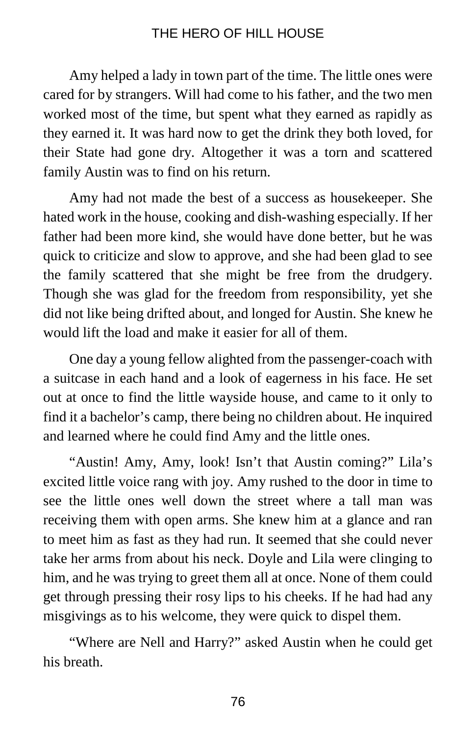Amy helped a lady in town part of the time. The little ones were cared for by strangers. Will had come to his father, and the two men worked most of the time, but spent what they earned as rapidly as they earned it. It was hard now to get the drink they both loved, for their State had gone dry. Altogether it was a torn and scattered family Austin was to find on his return.

Amy had not made the best of a success as housekeeper. She hated work in the house, cooking and dish-washing especially. If her father had been more kind, she would have done better, but he was quick to criticize and slow to approve, and she had been glad to see the family scattered that she might be free from the drudgery. Though she was glad for the freedom from responsibility, yet she did not like being drifted about, and longed for Austin. She knew he would lift the load and make it easier for all of them.

One day a young fellow alighted from the passenger-coach with a suitcase in each hand and a look of eagerness in his face. He set out at once to find the little wayside house, and came to it only to find it a bachelor's camp, there being no children about. He inquired and learned where he could find Amy and the little ones.

"Austin! Amy, Amy, look! Isn't that Austin coming?" Lila's excited little voice rang with joy. Amy rushed to the door in time to see the little ones well down the street where a tall man was receiving them with open arms. She knew him at a glance and ran to meet him as fast as they had run. It seemed that she could never take her arms from about his neck. Doyle and Lila were clinging to him, and he was trying to greet them all at once. None of them could get through pressing their rosy lips to his cheeks. If he had had any misgivings as to his welcome, they were quick to dispel them.

"Where are Nell and Harry?" asked Austin when he could get his breath.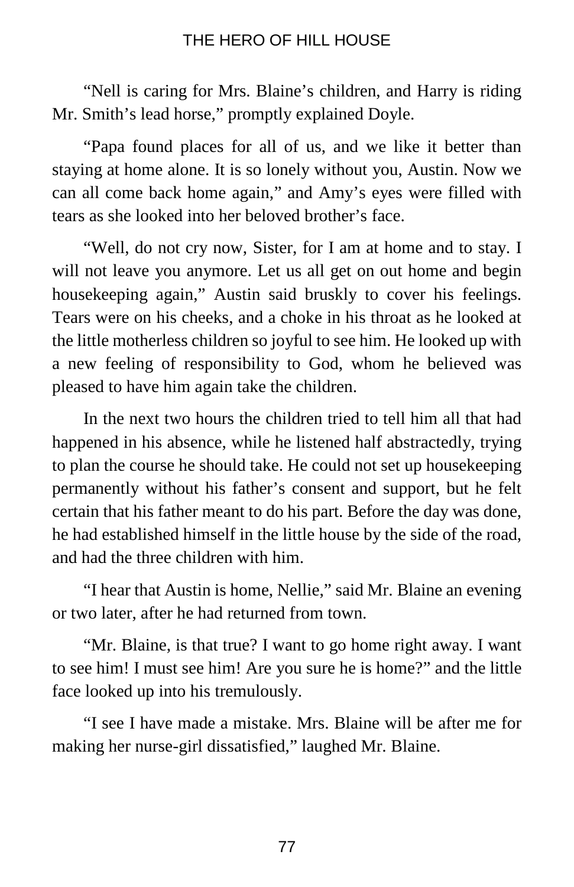"Nell is caring for Mrs. Blaine's children, and Harry is riding Mr. Smith's lead horse," promptly explained Doyle.

"Papa found places for all of us, and we like it better than staying at home alone. It is so lonely without you, Austin. Now we can all come back home again," and Amy's eyes were filled with tears as she looked into her beloved brother's face.

"Well, do not cry now, Sister, for I am at home and to stay. I will not leave you anymore. Let us all get on out home and begin housekeeping again," Austin said bruskly to cover his feelings. Tears were on his cheeks, and a choke in his throat as he looked at the little motherless children so joyful to see him. He looked up with a new feeling of responsibility to God, whom he believed was pleased to have him again take the children.

In the next two hours the children tried to tell him all that had happened in his absence, while he listened half abstractedly, trying to plan the course he should take. He could not set up housekeeping permanently without his father's consent and support, but he felt certain that his father meant to do his part. Before the day was done, he had established himself in the little house by the side of the road, and had the three children with him.

"I hear that Austin is home, Nellie," said Mr. Blaine an evening or two later, after he had returned from town.

"Mr. Blaine, is that true? I want to go home right away. I want to see him! I must see him! Are you sure he is home?" and the little face looked up into his tremulously.

"I see I have made a mistake. Mrs. Blaine will be after me for making her nurse-girl dissatisfied," laughed Mr. Blaine.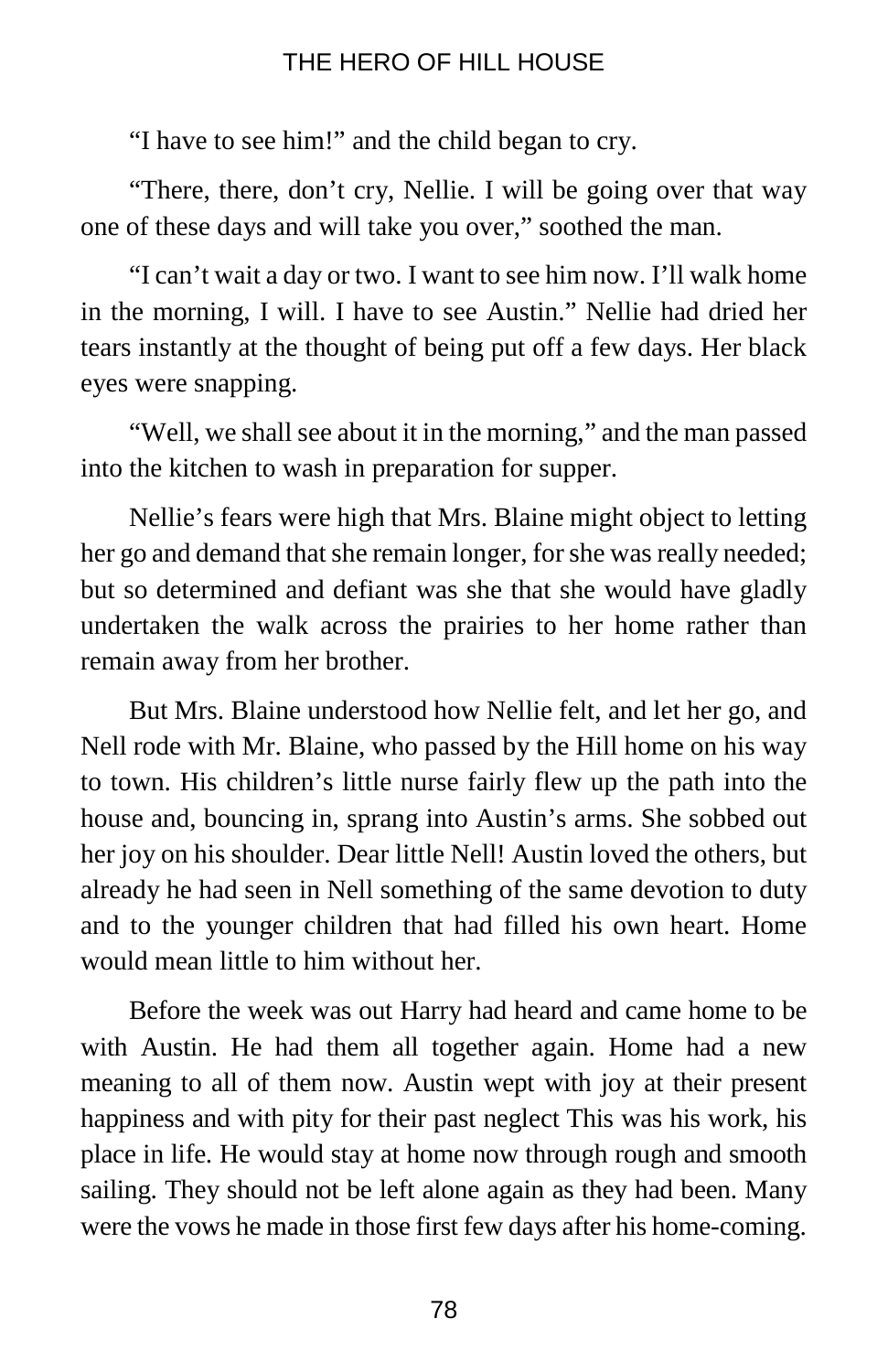"I have to see him!" and the child began to cry.

"There, there, don't cry, Nellie. I will be going over that way one of these days and will take you over," soothed the man.

"I can't wait a day or two. I want to see him now. I'll walk home in the morning, I will. I have to see Austin." Nellie had dried her tears instantly at the thought of being put off a few days. Her black eyes were snapping.

"Well, we shall see about it in the morning," and the man passed into the kitchen to wash in preparation for supper.

Nellie's fears were high that Mrs. Blaine might object to letting her go and demand that she remain longer, for she was really needed; but so determined and defiant was she that she would have gladly undertaken the walk across the prairies to her home rather than remain away from her brother.

But Mrs. Blaine understood how Nellie felt, and let her go, and Nell rode with Mr. Blaine, who passed by the Hill home on his way to town. His children's little nurse fairly flew up the path into the house and, bouncing in, sprang into Austin's arms. She sobbed out her joy on his shoulder. Dear little Nell! Austin loved the others, but already he had seen in Nell something of the same devotion to duty and to the younger children that had filled his own heart. Home would mean little to him without her.

Before the week was out Harry had heard and came home to be with Austin. He had them all together again. Home had a new meaning to all of them now. Austin wept with joy at their present happiness and with pity for their past neglect This was his work, his place in life. He would stay at home now through rough and smooth sailing. They should not be left alone again as they had been. Many were the vows he made in those first few days after his home-coming.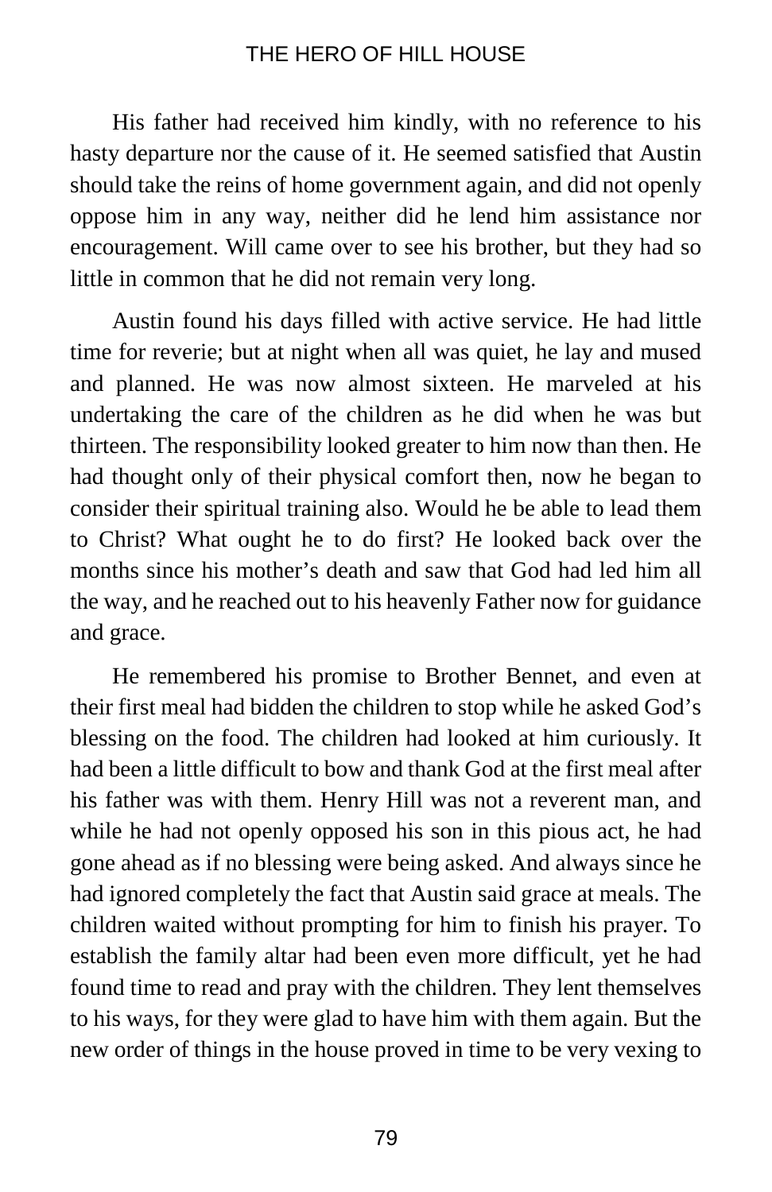His father had received him kindly, with no reference to his hasty departure nor the cause of it. He seemed satisfied that Austin should take the reins of home government again, and did not openly oppose him in any way, neither did he lend him assistance nor encouragement. Will came over to see his brother, but they had so little in common that he did not remain very long.

Austin found his days filled with active service. He had little time for reverie; but at night when all was quiet, he lay and mused and planned. He was now almost sixteen. He marveled at his undertaking the care of the children as he did when he was but thirteen. The responsibility looked greater to him now than then. He had thought only of their physical comfort then, now he began to consider their spiritual training also. Would he be able to lead them to Christ? What ought he to do first? He looked back over the months since his mother's death and saw that God had led him all the way, and he reached out to his heavenly Father now for guidance and grace.

He remembered his promise to Brother Bennet, and even at their first meal had bidden the children to stop while he asked God's blessing on the food. The children had looked at him curiously. It had been a little difficult to bow and thank God at the first meal after his father was with them. Henry Hill was not a reverent man, and while he had not openly opposed his son in this pious act, he had gone ahead as if no blessing were being asked. And always since he had ignored completely the fact that Austin said grace at meals. The children waited without prompting for him to finish his prayer. To establish the family altar had been even more difficult, yet he had found time to read and pray with the children. They lent themselves to his ways, for they were glad to have him with them again. But the new order of things in the house proved in time to be very vexing to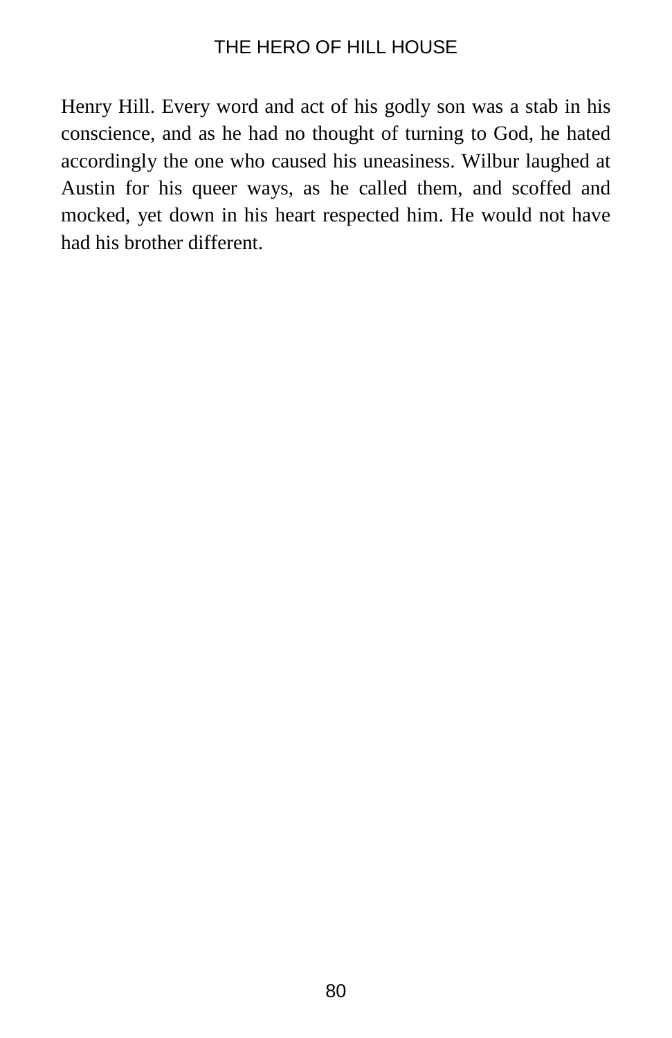Henry Hill. Every word and act of his godly son was a stab in his conscience, and as he had no thought of turning to God, he hated accordingly the one who caused his uneasiness. Wilbur laughed at Austin for his queer ways, as he called them, and scoffed and mocked, yet down in his heart respected him. He would not have had his brother different.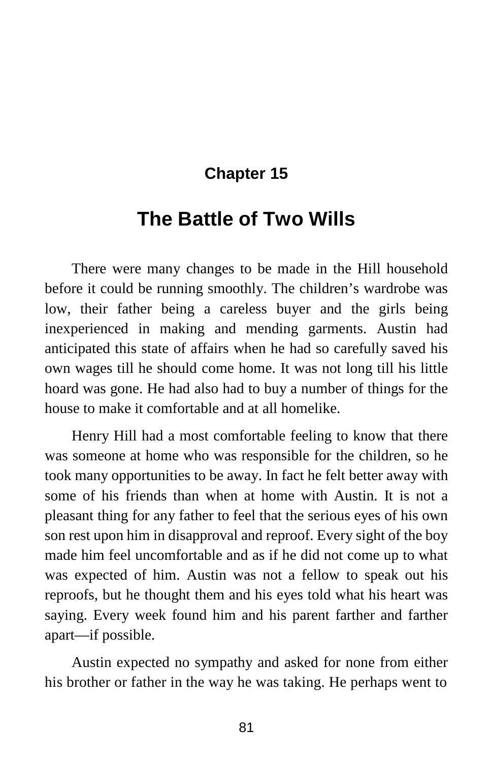## Chapter 15

# The Battle of Two Wills

There were many changes to be made in the Hill household before it could be running smoothly. The children's wardrobe was low, their father being a careless buyer and the girls being inexperienced in making and mending garments. Austin had anticipated this state of affairs when he had so carefully saved his own wages till he should come home. It was not long till his little hoard was gone. He had also had to buy a number of things for the house to make it comfortable and at all homelike.

Henry Hill had a most comfortable feeling to know that there was someone at home who was responsible for the children, so he took many opportunities to be away. In fact he felt better away with some of his friends than when at home with Austin. It is not a pleasant thing for any father to feel that the serious eyes of his own son rest upon him in disapproval and reproof. Every sight of the boy made him feel uncomfortable and as if he did not come up to what was expected of him. Austin was not a fellow to speak out his reproofs, but he thought them and his eyes told what his heart was saying. Every week found him and his parent farther and farther apart—if possible.

Austin expected no sympathy and asked for none from either his brother or father in the way he was taking. He perhaps went to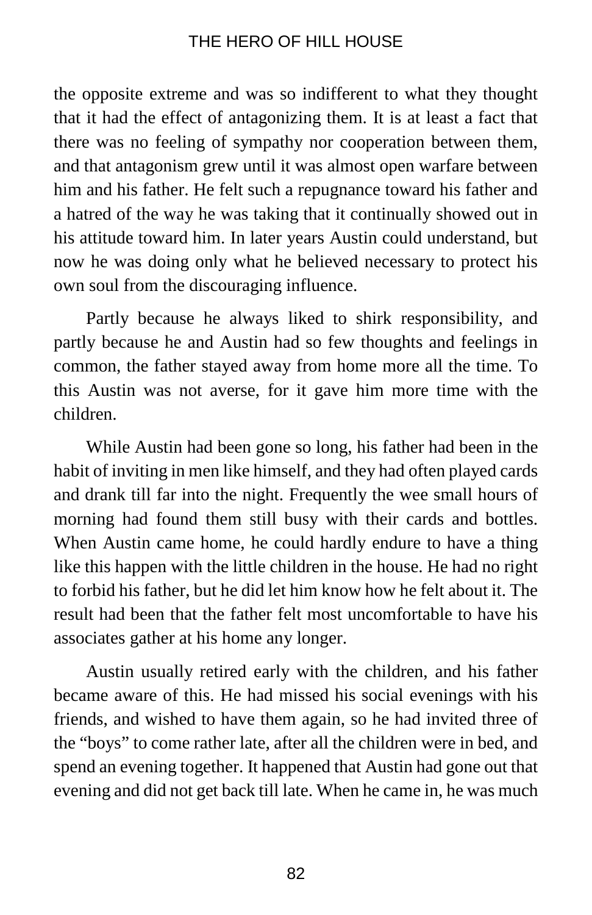the opposite extreme and was so indifferent to what they thought that it had the effect of antagonizing them. It is at least a fact that there was no feeling of sympathy nor cooperation between them, and that antagonism grew until it was almost open warfare between him and his father. He felt such a repugnance toward his father and a hatred of the way he was taking that it continually showed out in his attitude toward him. In later years Austin could understand, but now he was doing only what he believed necessary to protect his own soul from the discouraging influence.

Partly because he always liked to shirk responsibility, and partly because he and Austin had so few thoughts and feelings in common, the father stayed away from home more all the time. To this Austin was not averse, for it gave him more time with the children.

While Austin had been gone so long, his father had been in the habit of inviting in men like himself, and they had often played cards and drank till far into the night. Frequently the wee small hours of morning had found them still busy with their cards and bottles. When Austin came home, he could hardly endure to have a thing like this happen with the little children in the house. He had no right to forbid his father, but he did let him know how he felt about it. The result had been that the father felt most uncomfortable to have his associates gather at his home any longer.

Austin usually retired early with the children, and his father became aware of this. He had missed his social evenings with his friends, and wished to have them again, so he had invited three of the "boys" to come rather late, after all the children were in bed, and spend an evening together. It happened that Austin had gone out that evening and did not get back till late. When he came in, he was much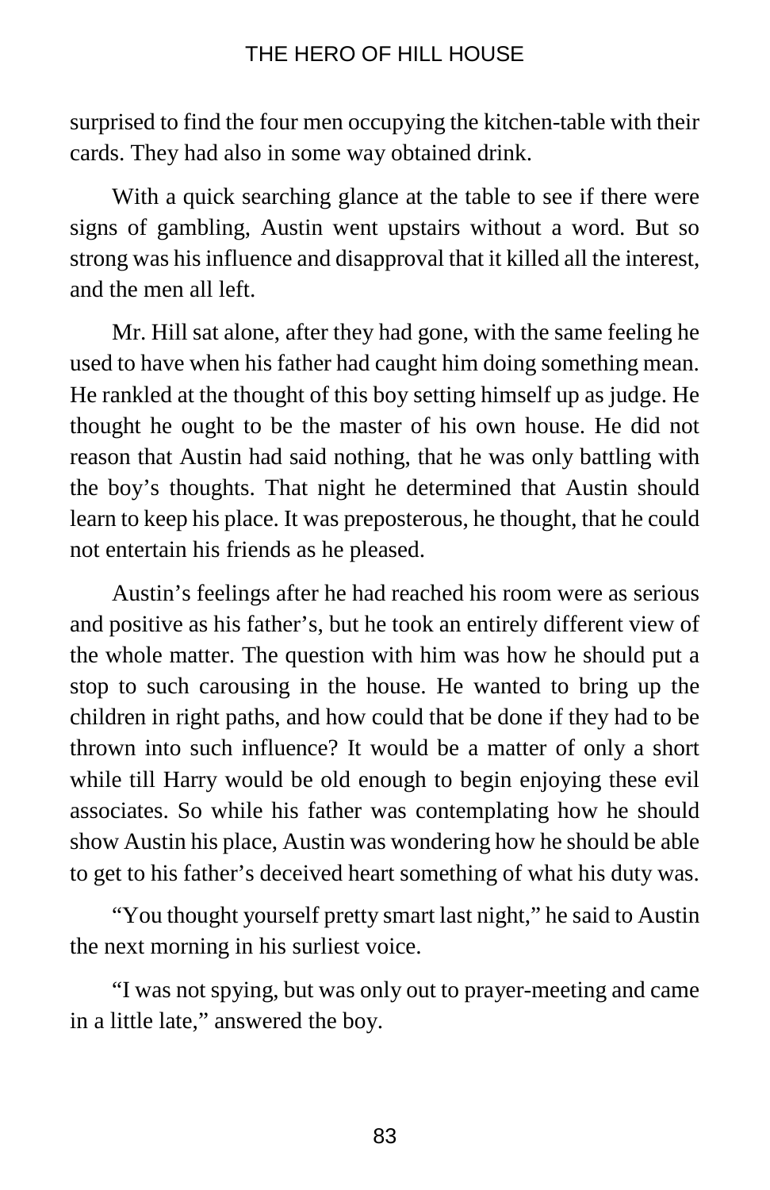surprised to find the four men occupying the kitchen-table with their cards. They had also in some way obtained drink.

With a quick searching glance at the table to see if there were signs of gambling, Austin went upstairs without a word. But so strong was his influence and disapproval that it killed all the interest, and the men all left.

Mr. Hill sat alone, after they had gone, with the same feeling he used to have when his father had caught him doing something mean. He rankled at the thought of this boy setting himself up as judge. He thought he ought to be the master of his own house. He did not reason that Austin had said nothing, that he was only battling with the boy's thoughts. That night he determined that Austin should learn to keep his place. It was preposterous, he thought, that he could not entertain his friends as he pleased.

Austin's feelings after he had reached his room were as serious and positive as his father's, but he took an entirely different view of the whole matter. The question with him was how he should put a stop to such carousing in the house. He wanted to bring up the children in right paths, and how could that be done if they had to be thrown into such influence? It would be a matter of only a short while till Harry would be old enough to begin enjoying these evil associates. So while his father was contemplating how he should show Austin his place, Austin was wondering how he should be able to get to his father's deceived heart something of what his duty was.

"You thought yourself pretty smart last night," he said to Austin the next morning in his surliest voice.

"I was not spying, but was only out to prayer-meeting and came in a little late," answered the boy.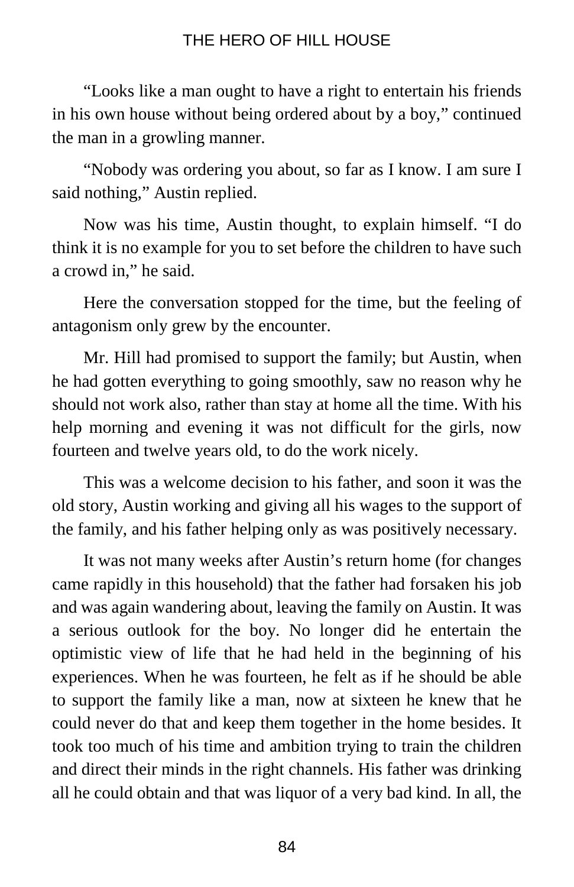"Looks like a man ought to have a right to entertain his friends in his own house without being ordered about by a boy," continued the man in a growling manner.

"Nobody was ordering you about, so far as I know. I am sure I said nothing," Austin replied.

Now was his time, Austin thought, to explain himself. "I do think it is no example for you to set before the children to have such a crowd in," he said.

Here the conversation stopped for the time, but the feeling of antagonism only grew by the encounter.

Mr. Hill had promised to support the family; but Austin, when he had gotten everything to going smoothly, saw no reason why he should not work also, rather than stay at home all the time. With his help morning and evening it was not difficult for the girls, now fourteen and twelve years old, to do the work nicely.

This was a welcome decision to his father, and soon it was the old story, Austin working and giving all his wages to the support of the family, and his father helping only as was positively necessary.

It was not many weeks after Austin's return home (for changes came rapidly in this household) that the father had forsaken his job and was again wandering about, leaving the family on Austin. It was a serious outlook for the boy. No longer did he entertain the optimistic view of life that he had held in the beginning of his experiences. When he was fourteen, he felt as if he should be able to support the family like a man, now at sixteen he knew that he could never do that and keep them together in the home besides. It took too much of his time and ambition trying to train the children and direct their minds in the right channels. His father was drinking all he could obtain and that was liquor of a very bad kind. In all, the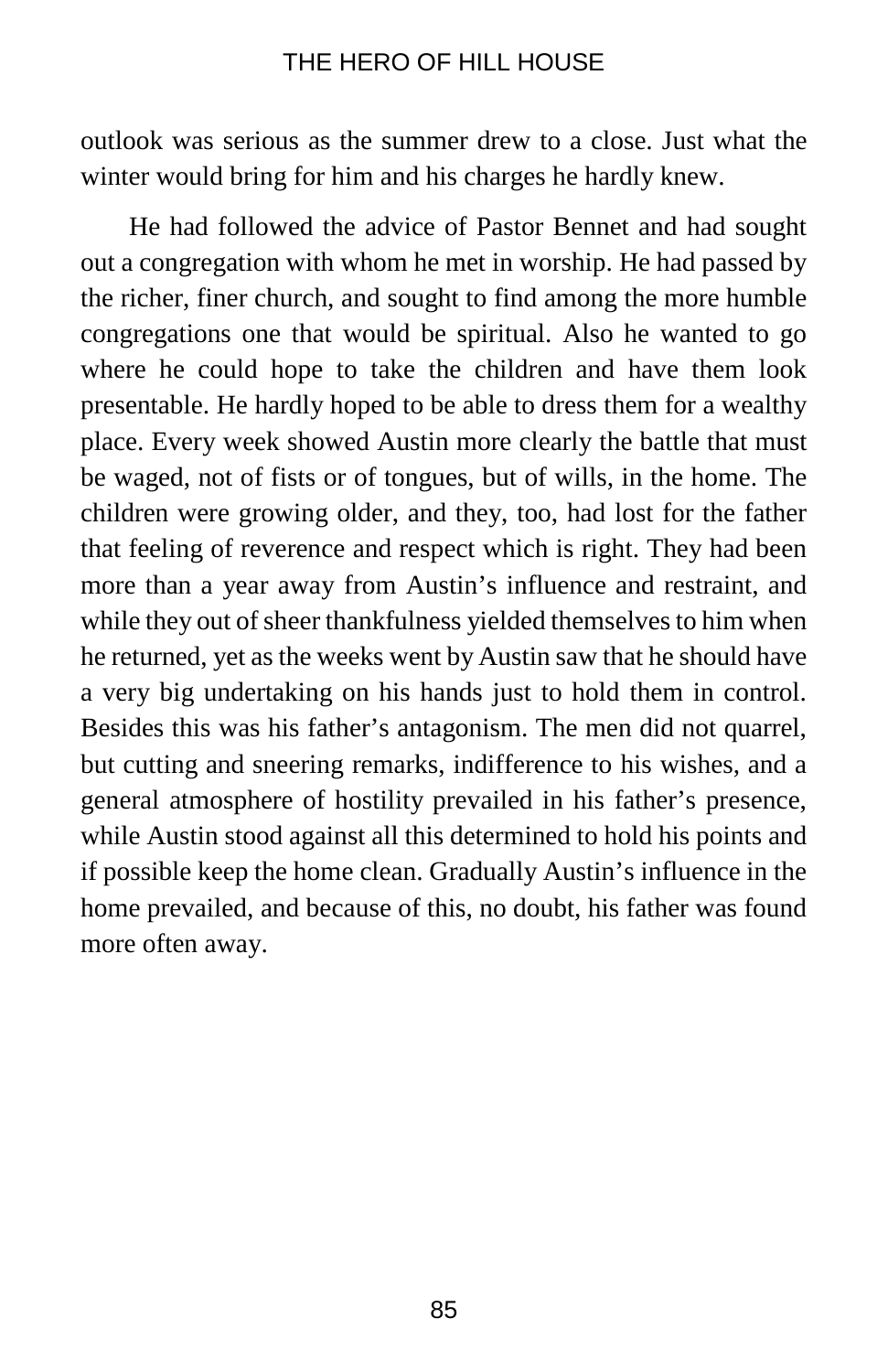outlook was serious as the summer drew to a close. Just what the winter would bring for him and his charges he hardly knew.

He had followed the advice of Pastor Bennet and had sought out a congregation with whom he met in worship. He had passed by the richer, finer church, and sought to find among the more humble congregations one that would be spiritual. Also he wanted to go where he could hope to take the children and have them look presentable. He hardly hoped to be able to dress them for a wealthy place. Every week showed Austin more clearly the battle that must be waged, not of fists or of tongues, but of wills, in the home. The children were growing older, and they, too, had lost for the father that feeling of reverence and respect which is right. They had been more than a year away from Austin's influence and restraint, and while they out of sheer thankfulness yielded themselves to him when he returned, yet as the weeks went by Austin saw that he should have a very big undertaking on his hands just to hold them in control. Besides this was his father's antagonism. The men did not quarrel, but cutting and sneering remarks, indifference to his wishes, and a general atmosphere of hostility prevailed in his father's presence, while Austin stood against all this determined to hold his points and if possible keep the home clean. Gradually Austin's influence in the home prevailed, and because of this, no doubt, his father was found more often away.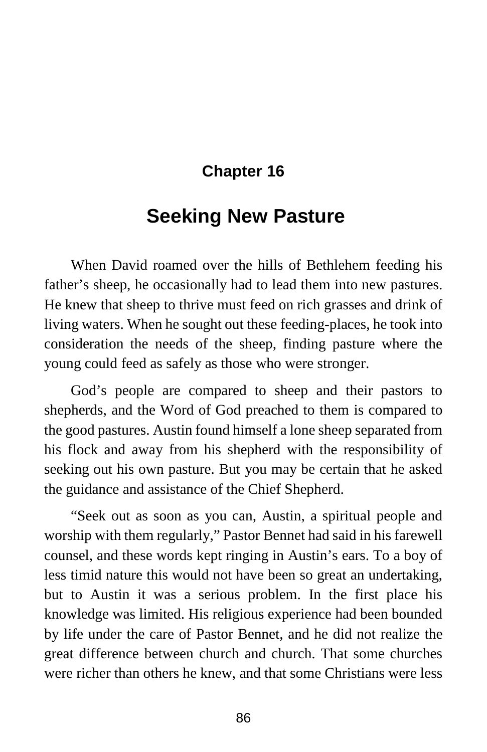# Chapter 16

## Seeking New Pasture

When David roamed over the hills of Bethlehem feeding his father's sheep, he occasionally had to lead them into new pastures. He knew that sheep to thrive must feed on rich grasses and drink of living waters. When he sought out these feeding-places, he took into consideration the needs of the sheep, finding pasture where the young could feed as safely as those who were stronger.

God's people are compared to sheep and their pastors to shepherds, and the Word of God preached to them is compared to the good pastures. Austin found himself a lone sheep separated from his flock and away from his shepherd with the responsibility of seeking out his own pasture. But you may be certain that he asked the guidance and assistance of the Chief Shepherd.

"Seek out as soon as you can, Austin, a spiritual people and worship with them regularly," Pastor Bennet had said in his farewell counsel, and these words kept ringing in Austin's ears. To a boy of less timid nature this would not have been so great an undertaking, but to Austin it was a serious problem. In the first place his knowledge was limited. His religious experience had been bounded by life under the care of Pastor Bennet, and he did not realize the great difference between church and church. That some churches were richer than others he knew, and that some Christians were less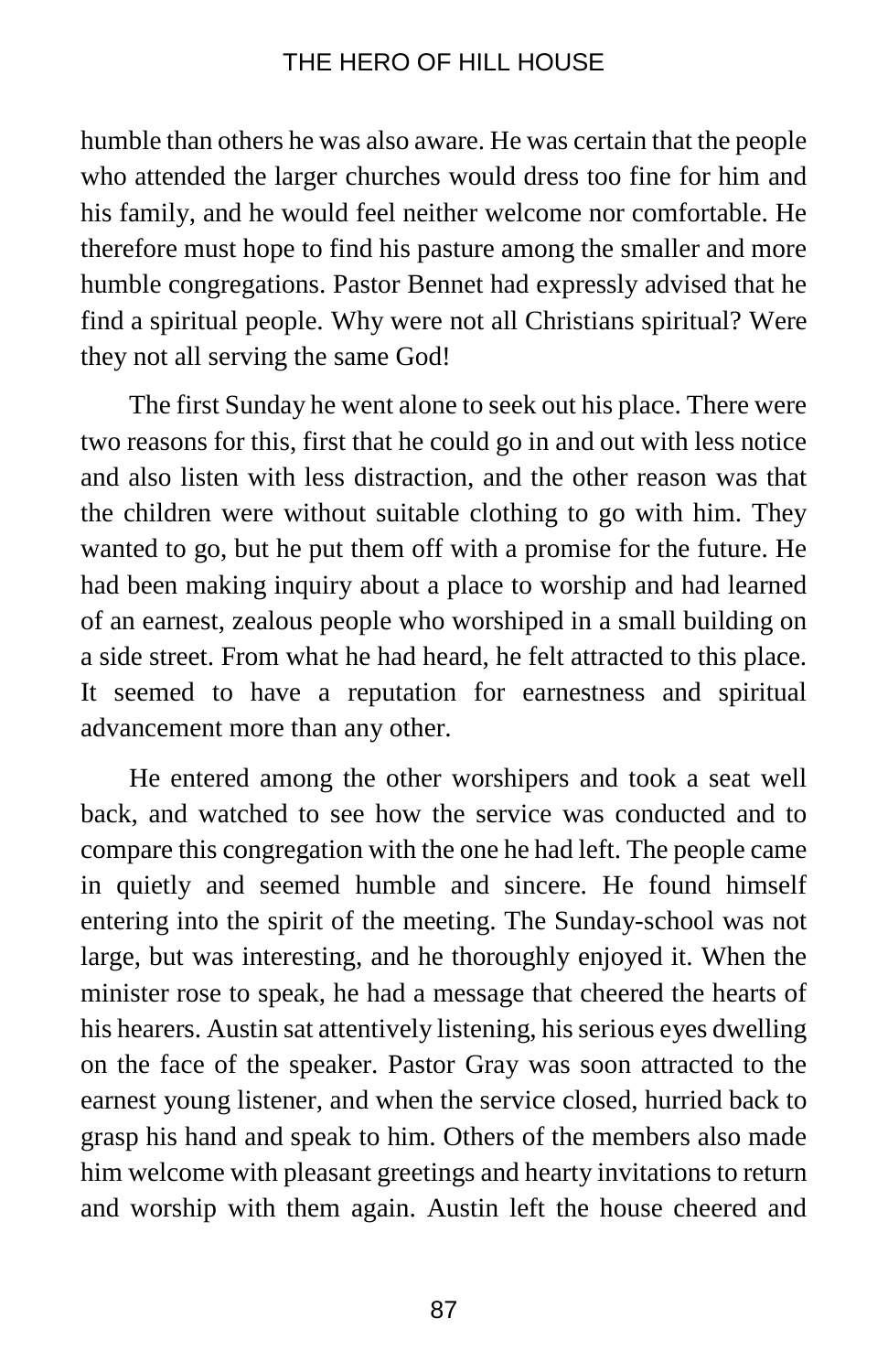humble than others he was also aware. He was certain that the people who attended the larger churches would dress too fine for him and his family, and he would feel neither welcome nor comfortable. He therefore must hope to find his pasture among the smaller and more humble congregations. Pastor Bennet had expressly advised that he find a spiritual people. Why were not all Christians spiritual? Were they not all serving the same God!

The first Sunday he went alone to seek out his place. There were two reasons for this, first that he could go in and out with less notice and also listen with less distraction, and the other reason was that the children were without suitable clothing to go with him. They wanted to go, but he put them off with a promise for the future. He had been making inquiry about a place to worship and had learned of an earnest, zealous people who worshiped in a small building on a side street. From what he had heard, he felt attracted to this place. It seemed to have a reputation for earnestness and spiritual advancement more than any other.

He entered among the other worshipers and took a seat well back, and watched to see how the service was conducted and to compare this congregation with the one he had left. The people came in quietly and seemed humble and sincere. He found himself entering into the spirit of the meeting. The Sunday-school was not large, but was interesting, and he thoroughly enjoyed it. When the minister rose to speak, he had a message that cheered the hearts of his hearers. Austin sat attentively listening, his serious eyes dwelling on the face of the speaker. Pastor Gray was soon attracted to the earnest young listener, and when the service closed, hurried back to grasp his hand and speak to him. Others of the members also made him welcome with pleasant greetings and hearty invitations to return and worship with them again. Austin left the house cheered and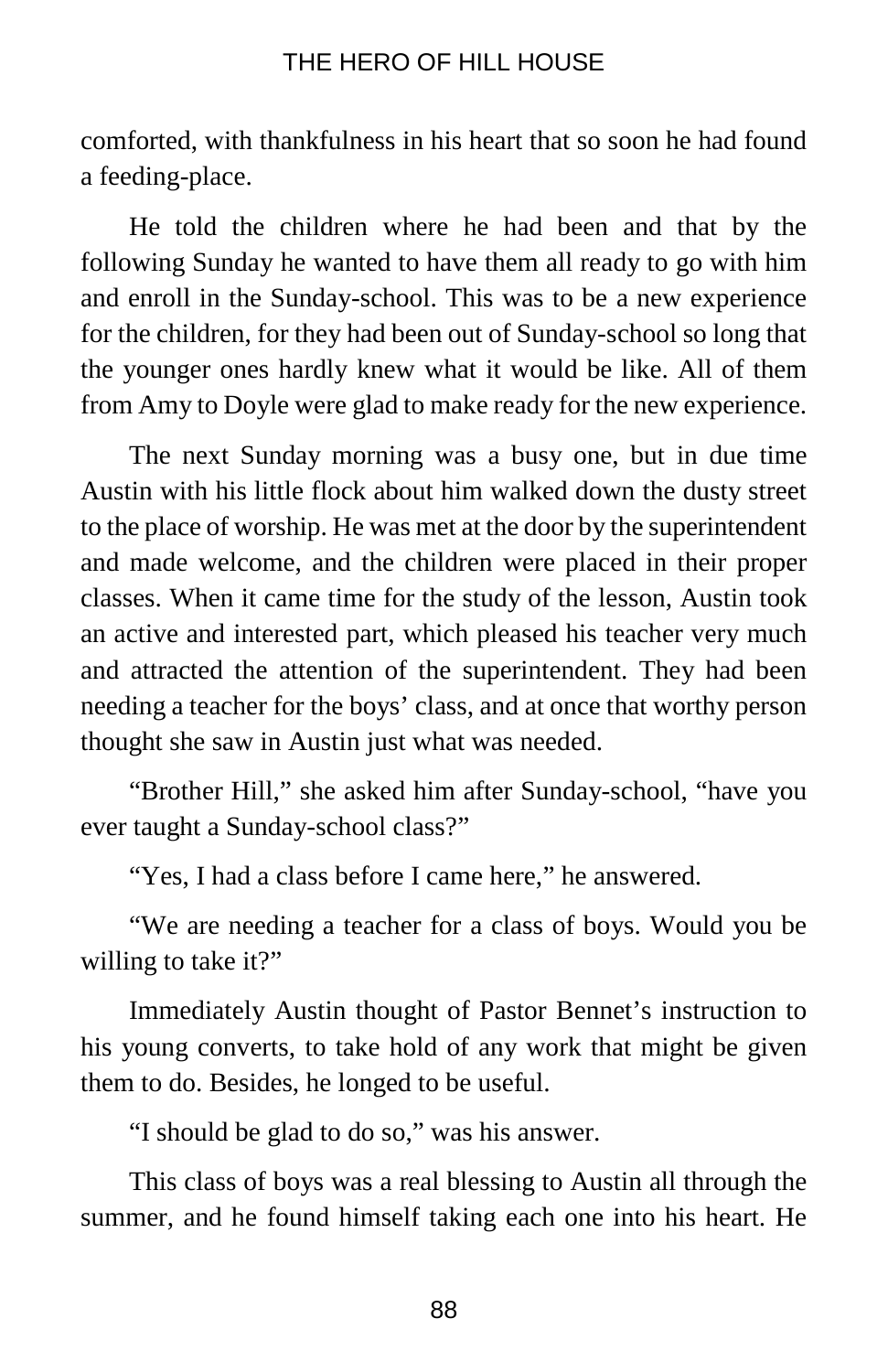comforted, with thankfulness in his heart that so soon he had found a feeding-place.

He told the children where he had been and that by the following Sunday he wanted to have them all ready to go with him and enroll in the Sunday-school. This was to be a new experience for the children, for they had been out of Sunday-school so long that the younger ones hardly knew what it would be like. All of them from Amy to Doyle were glad to make ready for the new experience.

The next Sunday morning was a busy one, but in due time Austin with his little flock about him walked down the dusty street to the place of worship. He was met at the door by the superintendent and made welcome, and the children were placed in their proper classes. When it came time for the study of the lesson, Austin took an active and interested part, which pleased his teacher very much and attracted the attention of the superintendent. They had been needing a teacher for the boys' class, and at once that worthy person thought she saw in Austin just what was needed.

"Brother Hill," she asked him after Sunday-school, "have you ever taught a Sunday-school class?"

"Yes, I had a class before I came here," he answered.

"We are needing a teacher for a class of boys. Would you be willing to take it?"

Immediately Austin thought of Pastor Bennet's instruction to his young converts, to take hold of any work that might be given them to do. Besides, he longed to be useful.

"I should be glad to do so," was his answer.

This class of boys was a real blessing to Austin all through the summer, and he found himself taking each one into his heart. He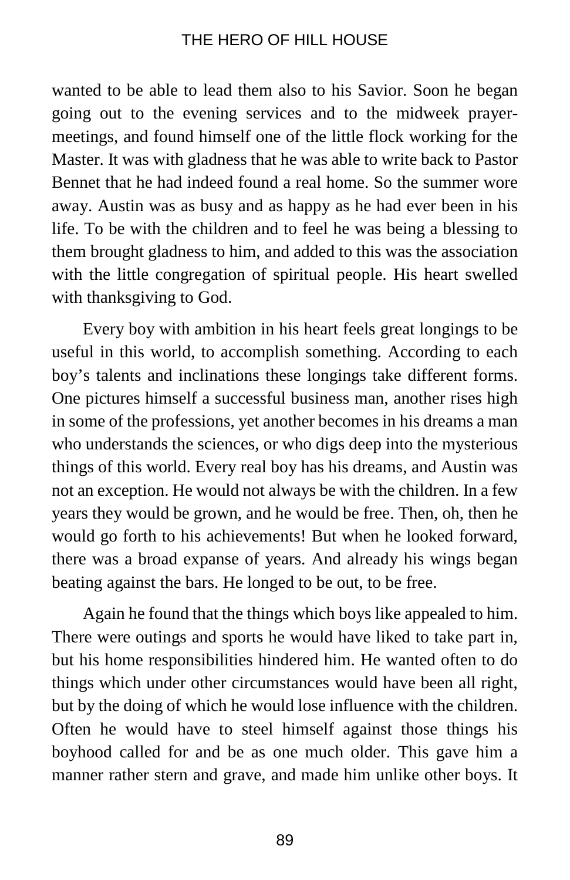wanted to be able to lead them also to his Savior. Soon he began going out to the evening services and to the midweek prayer-meetings, and found himself one of the little flock working for the Master. It was with gladness that he was able to write back to Pastor Bennet that he had indeed found a real home. So the summer wore away. Austin was as busy and as happy as he had ever been in his life. To be with the children and to feel he was being a blessing to them brought gladness to him, and added to this was the association with the little congregation of spiritual people. His heart swelled with thanksgiving to God.

Every boy with ambition in his heart feels great longings to be useful in this world, to accomplish something. According to each boy's talents and inclinations these longings take different forms. One pictures himself a successful business man, another rises high in some of the professions, yet another becomes in his dreams a man who understands the sciences, or who digs deep into the mysterious things of this world. Every real boy has his dreams, and Austin was not an exception. He would not always be with the children. In a few years they would be grown, and he would be free. Then, oh, then he would go forth to his achievements! But when he looked forward, there was a broad expanse of years. And already his wings began beating against the bars. He longed to be out, to be free.

Again he found that the things which boys like appealed to him. There were outings and sports he would have liked to take part in, but his home responsibilities hindered him. He wanted often to do things which under other circumstances would have been all right, but by the doing of which he would lose influence with the children. Often he would have to steel himself against those things his boyhood called for and be as one much older. This gave him a manner rather stern and grave, and made him unlike other boys. It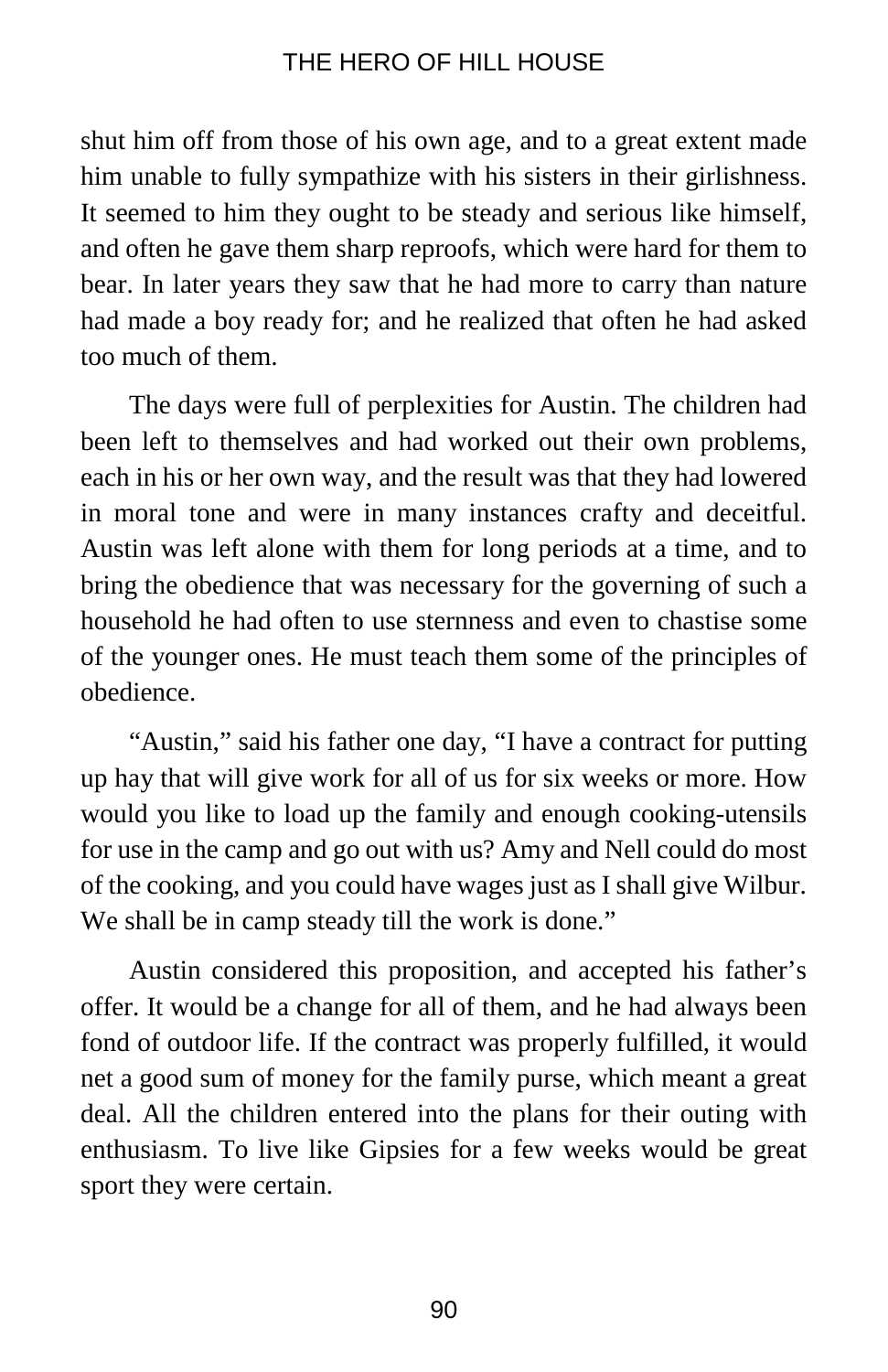shut him off from those of his own age, and to a great extent made him unable to fully sympathize with his sisters in their girlishness. It seemed to him they ought to be steady and serious like himself, and often he gave them sharp reproofs, which were hard for them to bear. In later years they saw that he had more to carry than nature had made a boy ready for; and he realized that often he had asked too much of them.

The days were full of perplexities for Austin. The children had been left to themselves and had worked out their own problems, each in his or her own way, and the result was that they had lowered in moral tone and were in many instances crafty and deceitful. Austin was left alone with them for long periods at a time, and to bring the obedience that was necessary for the governing of such a household he had often to use sternness and even to chastise some of the younger ones. He must teach them some of the principles of obedience.

"Austin," said his father one day, "I have a contract for putting up hay that will give work for all of us for six weeks or more. How would you like to load up the family and enough cooking-utensils for use in the camp and go out with us? Amy and Nell could do most of the cooking, and you could have wages just as I shall give Wilbur. We shall be in camp steady till the work is done."

Austin considered this proposition, and accepted his father's offer. It would be a change for all of them, and he had always been fond of outdoor life. If the contract was properly fulfilled, it would net a good sum of money for the family purse, which meant a great deal. All the children entered into the plans for their outing with enthusiasm. To live like Gipsies for a few weeks would be great sport they were certain.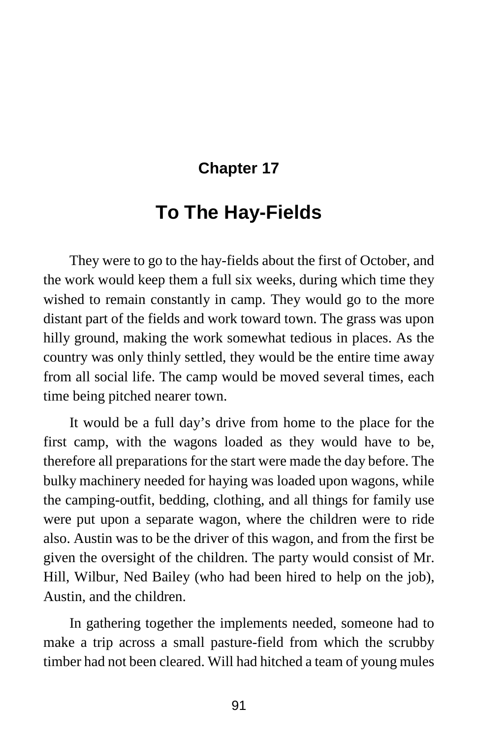## Chapter 17

# To The Hay-Fields

They were to go to the hay-fields about the first of October, and the work would keep them a full six weeks, during which time they wished to remain constantly in camp. They would go to the more distant part of the fields and work toward town. The grass was upon hilly ground, making the work somewhat tedious in places. As the country was only thinly settled, they would be the entire time away from all social life. The camp would be moved several times, each time being pitched nearer town.

It would be a full day's drive from home to the place for the first camp, with the wagons loaded as they would have to be, therefore all preparations for the start were made the day before. The bulky machinery needed for haying was loaded upon wagons, while the camping-outfit, bedding, clothing, and all things for family use were put upon a separate wagon, where the children were to ride also. Austin was to be the driver of this wagon, and from the first be given the oversight of the children. The party would consist of Mr. Hill, Wilbur, Ned Bailey (who had been hired to help on the job), Austin, and the children.

In gathering together the implements needed, someone had to make a trip across a small pasture-field from which the scrubby timber had not been cleared. Will had hitched a team of young mules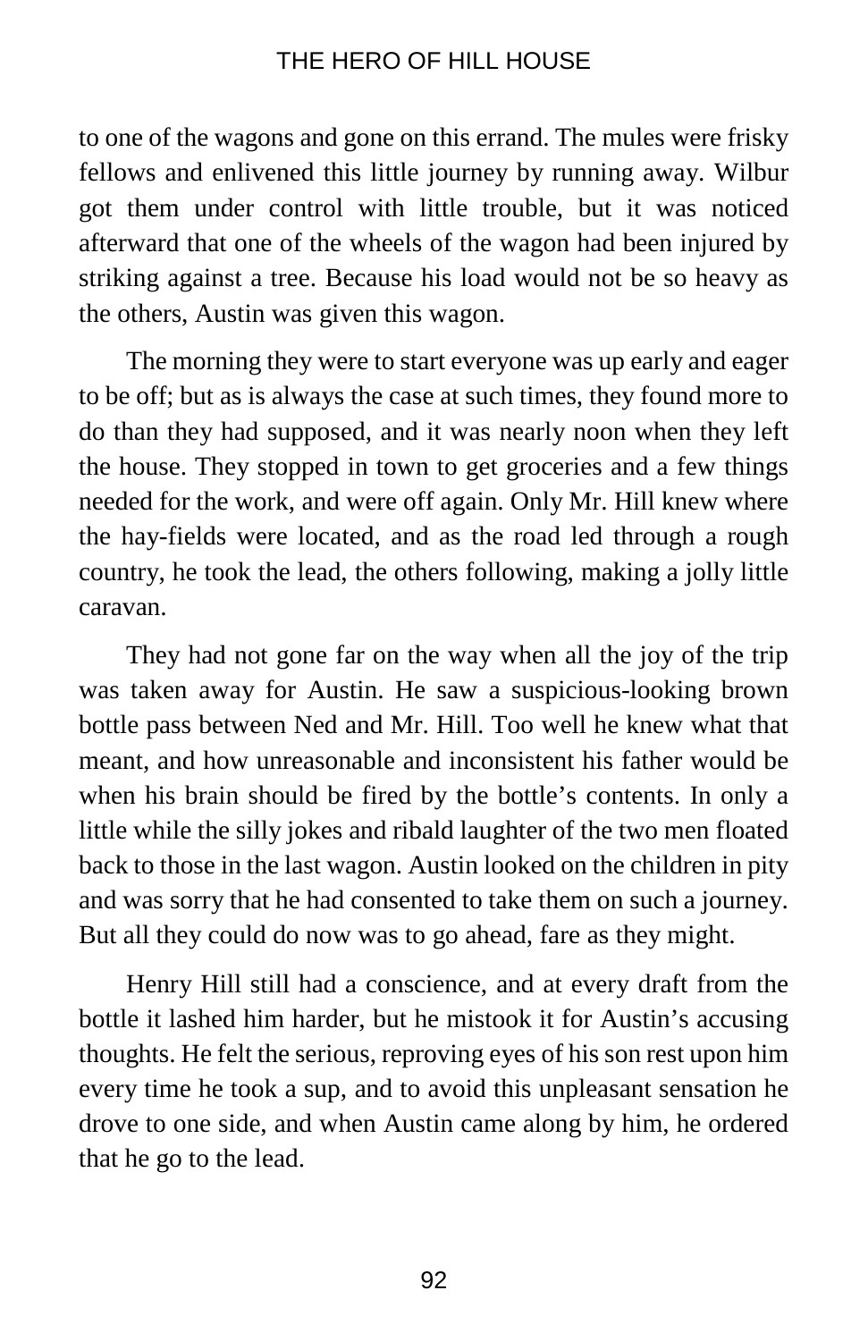to one of the wagons and gone on this errand. The mules were frisky fellows and enlivened this little journey by running away. Wilbur got them under control with little trouble, but it was noticed afterward that one of the wheels of the wagon had been injured by striking against a tree. Because his load would not be so heavy as the others, Austin was given this wagon.

The morning they were to start everyone was up early and eager to be off; but as is always the case at such times, they found more to do than they had supposed, and it was nearly noon when they left the house. They stopped in town to get groceries and a few things needed for the work, and were off again. Only Mr. Hill knew where the hay-fields were located, and as the road led through a rough country, he took the lead, the others following, making a jolly little caravan.

They had not gone far on the way when all the joy of the trip was taken away for Austin. He saw a suspicious-looking brown bottle pass between Ned and Mr. Hill. Too well he knew what that meant, and how unreasonable and inconsistent his father would be when his brain should be fired by the bottle's contents. In only a little while the silly jokes and ribald laughter of the two men floated back to those in the last wagon. Austin looked on the children in pity and was sorry that he had consented to take them on such a journey. But all they could do now was to go ahead, fare as they might.

Henry Hill still had a conscience, and at every draft from the bottle it lashed him harder, but he mistook it for Austin's accusing thoughts. He felt the serious, reproving eyes of his son rest upon him every time he took a sup, and to avoid this unpleasant sensation he drove to one side, and when Austin came along by him, he ordered that he go to the lead.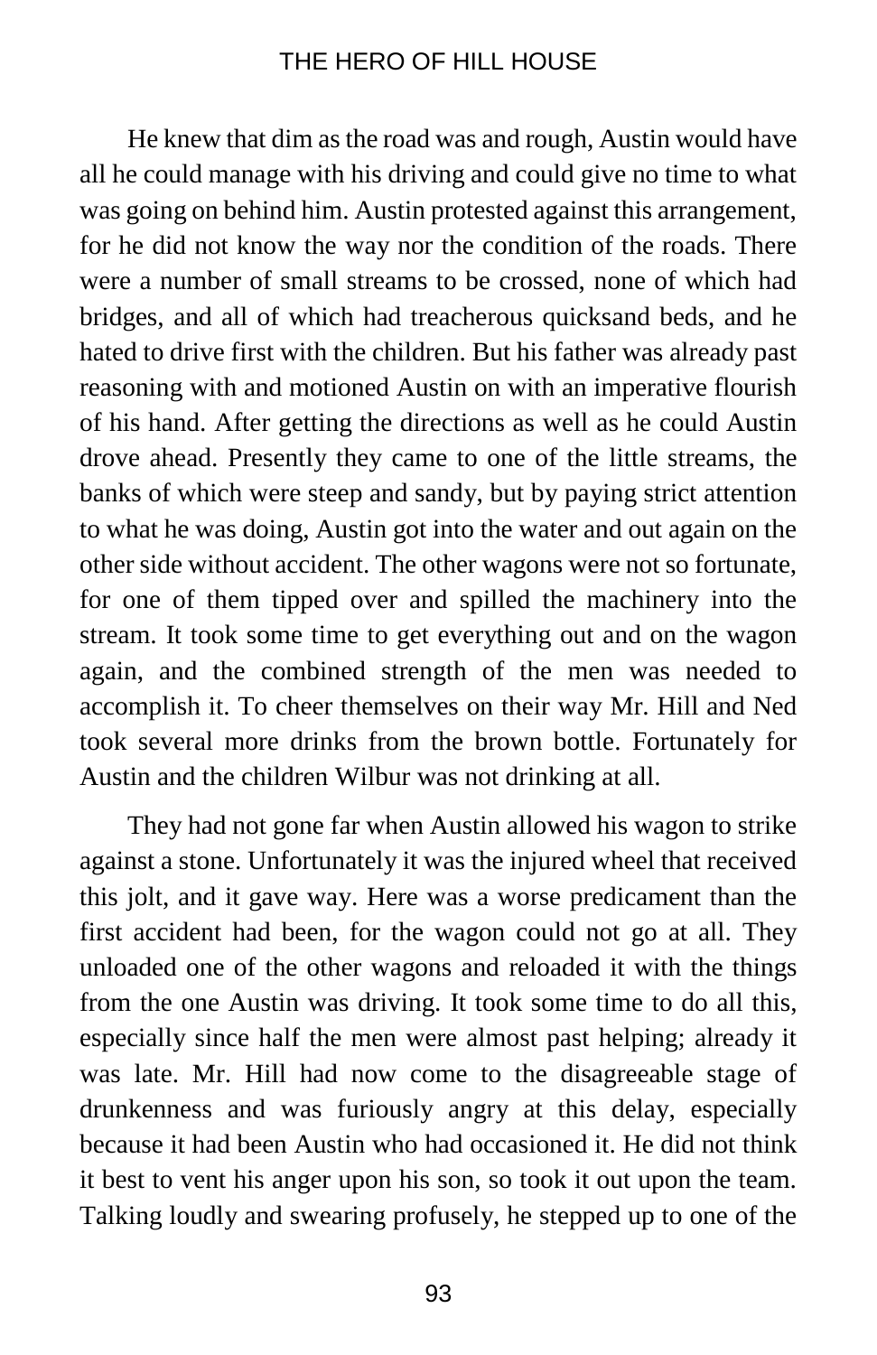He knew that dim as the road was and rough, Austin would have all he could manage with his driving and could give no time to what was going on behind him. Austin protested against this arrangement, for he did not know the way nor the condition of the roads. There were a number of small streams to be crossed, none of which had bridges, and all of which had treacherous quicksand beds, and he hated to drive first with the children. But his father was already past reasoning with and motioned Austin on with an imperative flourish of his hand. After getting the directions as well as he could Austin drove ahead. Presently they came to one of the little streams, the banks of which were steep and sandy, but by paying strict attention to what he was doing, Austin got into the water and out again on the other side without accident. The other wagons were not so fortunate, for one of them tipped over and spilled the machinery into the stream. It took some time to get everything out and on the wagon again, and the combined strength of the men was needed to accomplish it. To cheer themselves on their way Mr. Hill and Ned took several more drinks from the brown bottle. Fortunately for Austin and the children Wilbur was not drinking at all.

They had not gone far when Austin allowed his wagon to strike against a stone. Unfortunately it was the injured wheel that received this jolt, and it gave way. Here was a worse predicament than the first accident had been, for the wagon could not go at all. They unloaded one of the other wagons and reloaded it with the things from the one Austin was driving. It took some time to do all this, especially since half the men were almost past helping; already it was late. Mr. Hill had now come to the disagreeable stage of drunkenness and was furiously angry at this delay, especially because it had been Austin who had occasioned it. He did not think it best to vent his anger upon his son, so took it out upon the team. Talking loudly and swearing profusely, he stepped up to one of the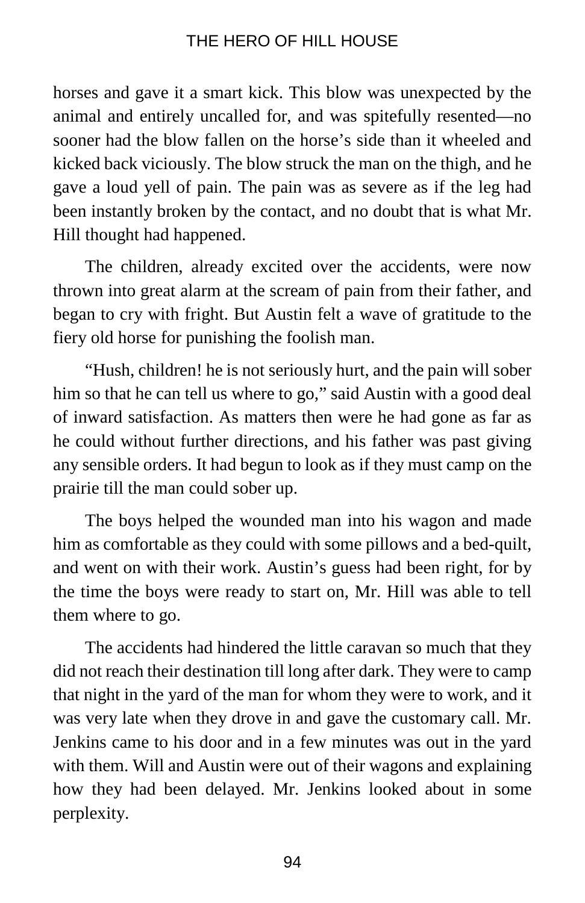horses and gave it a smart kick. This blow was unexpected by the animal and entirely uncalled for, and was spitefully resented—no sooner had the blow fallen on the horse's side than it wheeled and kicked back viciously. The blow struck the man on the thigh, and he gave a loud yell of pain. The pain was as severe as if the leg had been instantly broken by the contact, and no doubt that is what Mr. Hill thought had happened.

The children, already excited over the accidents, were now thrown into great alarm at the scream of pain from their father, and began to cry with fright. But Austin felt a wave of gratitude to the fiery old horse for punishing the foolish man.

"Hush, children! he is not seriously hurt, and the pain will sober him so that he can tell us where to go," said Austin with a good deal of inward satisfaction. As matters then were he had gone as far as he could without further directions, and his father was past giving any sensible orders. It had begun to look as if they must camp on the prairie till the man could sober up.

The boys helped the wounded man into his wagon and made him as comfortable as they could with some pillows and a bed-quilt, and went on with their work. Austin's guess had been right, for by the time the boys were ready to start on, Mr. Hill was able to tell them where to go.

The accidents had hindered the little caravan so much that they did not reach their destination till long after dark. They were to camp that night in the yard of the man for whom they were to work, and it was very late when they drove in and gave the customary call. Mr. Jenkins came to his door and in a few minutes was out in the yard with them. Will and Austin were out of their wagons and explaining how they had been delayed. Mr. Jenkins looked about in some perplexity.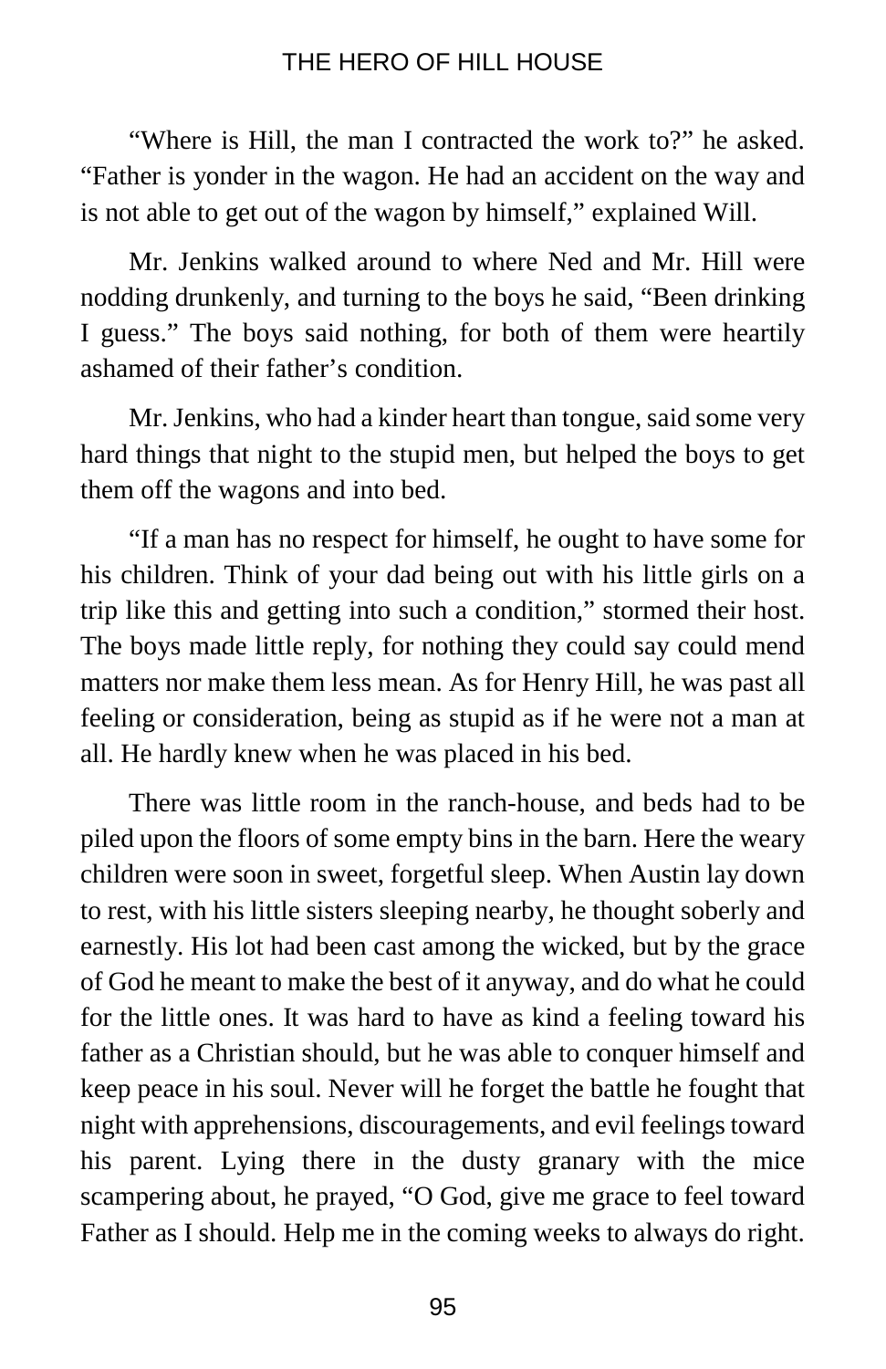"Where is Hill, the man I contracted the work to?" he asked. "Father is yonder in the wagon. He had an accident on the way and is not able to get out of the wagon by himself," explained Will.

Mr. Jenkins walked around to where Ned and Mr. Hill were nodding drunkenly, and turning to the boys he said, "Been drinking I guess." The boys said nothing, for both of them were heartily ashamed of their father's condition.

Mr. Jenkins, who had a kinder heart than tongue, said some very hard things that night to the stupid men, but helped the boys to get them off the wagons and into bed.

"If a man has no respect for himself, he ought to have some for his children. Think of your dad being out with his little girls on a trip like this and getting into such a condition," stormed their host. The boys made little reply, for nothing they could say could mend matters nor make them less mean. As for Henry Hill, he was past all feeling or consideration, being as stupid as if he were not a man at all. He hardly knew when he was placed in his bed.

There was little room in the ranch-house, and beds had to be piled upon the floors of some empty bins in the barn. Here the weary children were soon in sweet, forgetful sleep. When Austin lay down to rest, with his little sisters sleeping nearby, he thought soberly and earnestly. His lot had been cast among the wicked, but by the grace of God he meant to make the best of it anyway, and do what he could for the little ones. It was hard to have as kind a feeling toward his father as a Christian should, but he was able to conquer himself and keep peace in his soul. Never will he forget the battle he fought that night with apprehensions, discouragements, and evil feelings toward his parent. Lying there in the dusty granary with the mice scampering about, he prayed, "O God, give me grace to feel toward Father as I should. Help me in the coming weeks to always do right.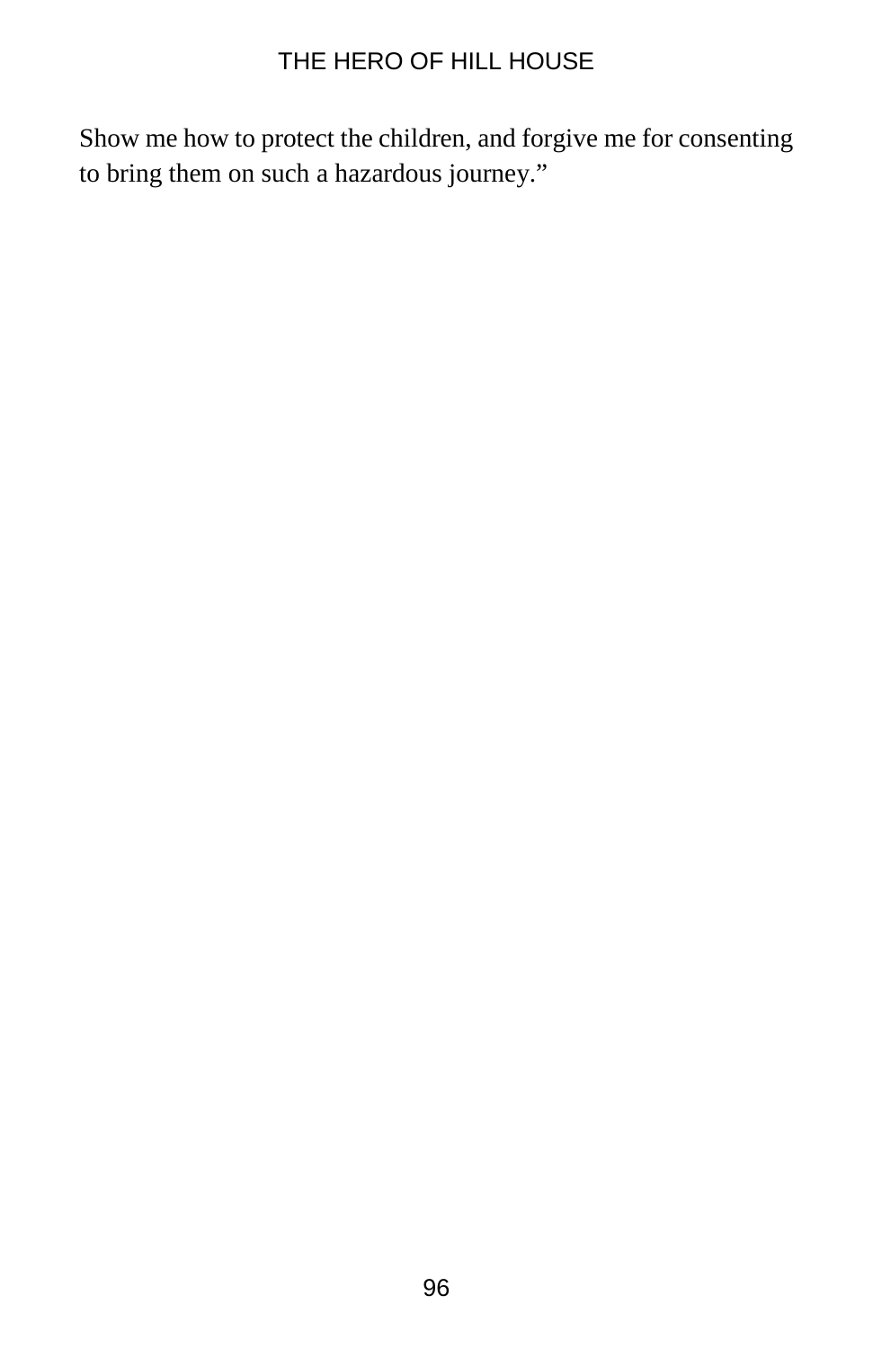Show me how to protect the children, and forgive me for consenting to bring them on such a hazardous journey."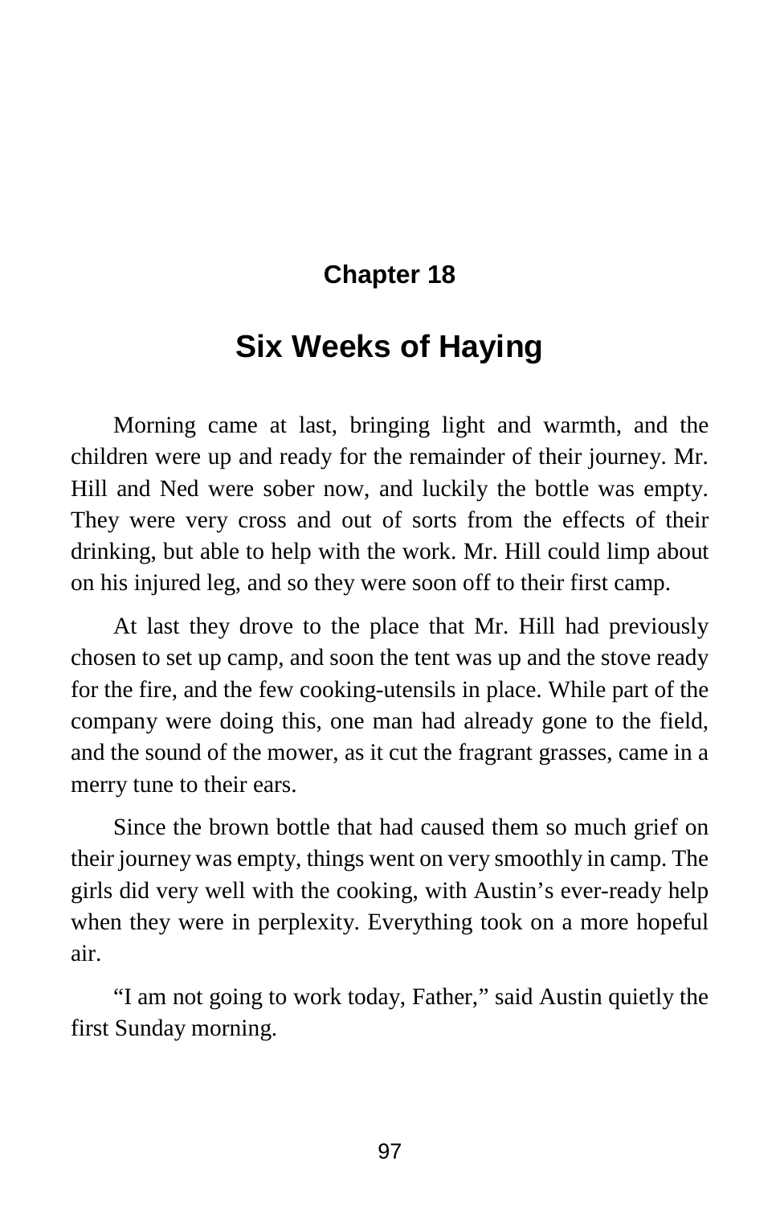## Chapter 18

# Six Weeks of Haying

Morning came at last, bringing light and warmth, and the children were up and ready for the remainder of their journey. Mr. Hill and Ned were sober now, and luckily the bottle was empty. They were very cross and out of sorts from the effects of their drinking, but able to help with the work. Mr. Hill could limp about on his injured leg, and so they were soon off to their first camp.

At last they drove to the place that Mr. Hill had previously chosen to set up camp, and soon the tent was up and the stove ready for the fire, and the few cooking-utensils in place. While part of the company were doing this, one man had already gone to the field, and the sound of the mower, as it cut the fragrant grasses, came in a merry tune to their ears.

Since the brown bottle that had caused them so much grief on their journey was empty, things went on very smoothly in camp. The girls did very well with the cooking, with Austin's ever-ready help when they were in perplexity. Everything took on a more hopeful air.

"I am not going to work today, Father," said Austin quietly the first Sunday morning.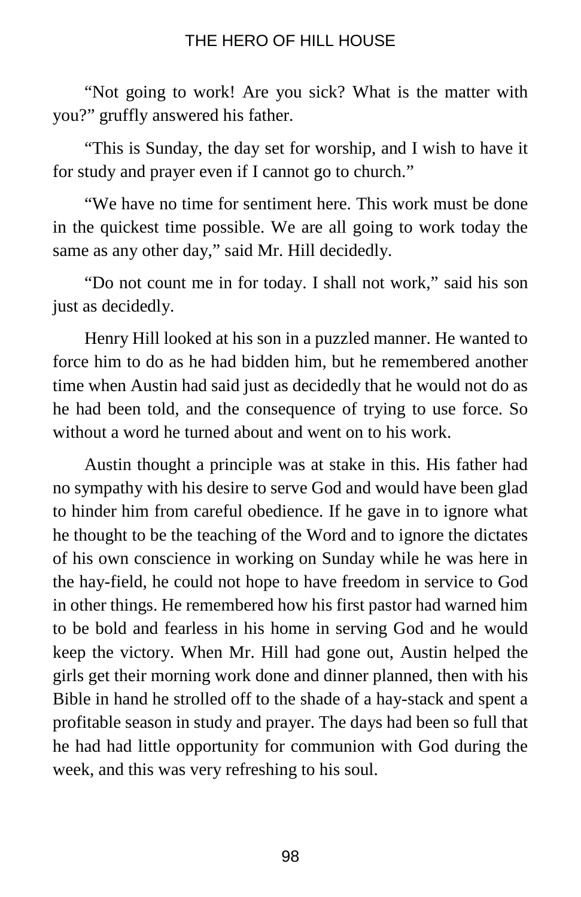"Not going to work! Are you sick? What is the matter with you?" gruffly answered his father.

"This is Sunday, the day set for worship, and I wish to have it for study and prayer even if I cannot go to church."

"We have no time for sentiment here. This work must be done in the quickest time possible. We are all going to work today the same as any other day," said Mr. Hill decidedly.

"Do not count me in for today. I shall not work," said his son just as decidedly.

Henry Hill looked at his son in a puzzled manner. He wanted to force him to do as he had bidden him, but he remembered another time when Austin had said just as decidedly that he would not do as he had been told, and the consequence of trying to use force. So without a word he turned about and went on to his work.

Austin thought a principle was at stake in this. His father had no sympathy with his desire to serve God and would have been glad to hinder him from careful obedience. If he gave in to ignore what he thought to be the teaching of the Word and to ignore the dictates of his own conscience in working on Sunday while he was here in the hay-field, he could not hope to have freedom in service to God in other things. He remembered how his first pastor had warned him to be bold and fearless in his home in serving God and he would keep the victory. When Mr. Hill had gone out, Austin helped the girls get their morning work done and dinner planned, then with his Bible in hand he strolled off to the shade of a hay-stack and spent a profitable season in study and prayer. The days had been so full that he had had little opportunity for communion with God during the week, and this was very refreshing to his soul.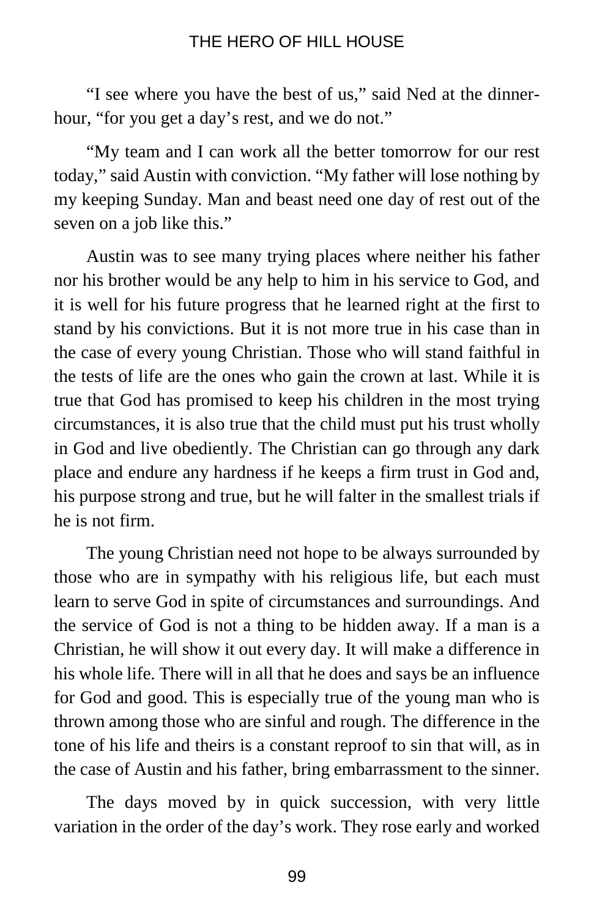"I see where you have the best of us," said Ned at the dinner-hour, "for you get a day's rest, and we do not."

"My team and I can work all the better tomorrow for our rest today," said Austin with conviction. "My father will lose nothing by my keeping Sunday. Man and beast need one day of rest out of the seven on a job like this."

Austin was to see many trying places where neither his father nor his brother would be any help to him in his service to God, and it is well for his future progress that he learned right at the first to stand by his convictions. But it is not more true in his case than in the case of every young Christian. Those who will stand faithful in the tests of life are the ones who gain the crown at last. While it is true that God has promised to keep his children in the most trying circumstances, it is also true that the child must put his trust wholly in God and live obediently. The Christian can go through any dark place and endure any hardness if he keeps a firm trust in God and, his purpose strong and true, but he will falter in the smallest trials if he is not firm.

The young Christian need not hope to be always surrounded by those who are in sympathy with his religious life, but each must learn to serve God in spite of circumstances and surroundings. And the service of God is not a thing to be hidden away. If a man is a Christian, he will show it out every day. It will make a difference in his whole life. There will in all that he does and says be an influence for God and good. This is especially true of the young man who is thrown among those who are sinful and rough. The difference in the tone of his life and theirs is a constant reproof to sin that will, as in the case of Austin and his father, bring embarrassment to the sinner.

The days moved by in quick succession, with very little variation in the order of the day's work. They rose early and worked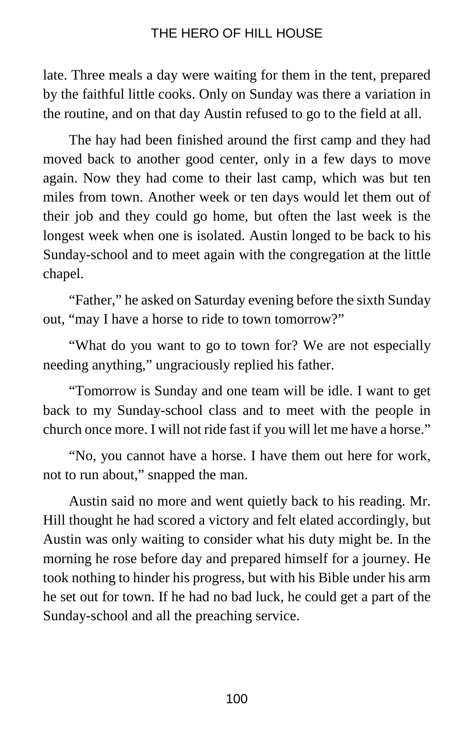late. Three meals a day were waiting for them in the tent, prepared by the faithful little cooks. Only on Sunday was there a variation in the routine, and on that day Austin refused to go to the field at all.

The hay had been finished around the first camp and they had moved back to another good center, only in a few days to move again. Now they had come to their last camp, which was but ten miles from town. Another week or ten days would let them out of their job and they could go home, but often the last week is the longest week when one is isolated. Austin longed to be back to his Sunday-school and to meet again with the congregation at the little chapel.

"Father," he asked on Saturday evening before the sixth Sunday out, "may I have a horse to ride to town tomorrow?"

"What do you want to go to town for? We are not especially needing anything," ungraciously replied his father.

"Tomorrow is Sunday and one team will be idle. I want to get back to my Sunday-school class and to meet with the people in church once more. I will not ride fast if you will let me have a horse."

"No, you cannot have a horse. I have them out here for work, not to run about," snapped the man.

Austin said no more and went quietly back to his reading. Mr. Hill thought he had scored a victory and felt elated accordingly, but Austin was only waiting to consider what his duty might be. In the morning he rose before day and prepared himself for a journey. He took nothing to hinder his progress, but with his Bible under his arm he set out for town. If he had no bad luck, he could get a part of the Sunday-school and all the preaching service.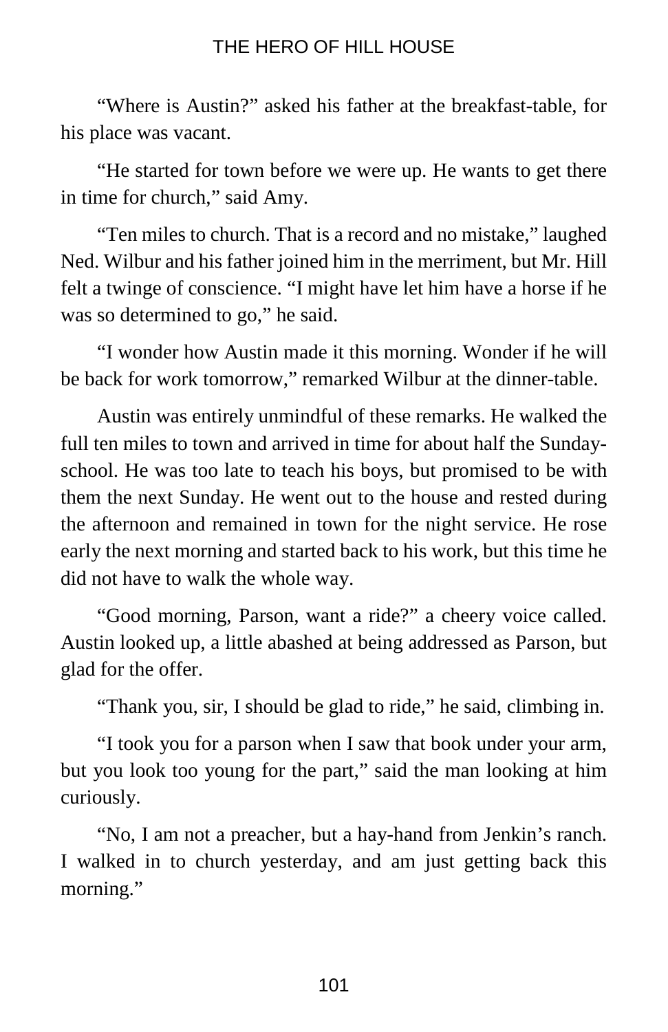"Where is Austin?" asked his father at the breakfast-table, for his place was vacant.

"He started for town before we were up. He wants to get there in time for church," said Amy.

"Ten miles to church. That is a record and no mistake," laughed Ned. Wilbur and his father joined him in the merriment, but Mr. Hill felt a twinge of conscience. "I might have let him have a horse if he was so determined to go," he said.

"I wonder how Austin made it this morning. Wonder if he will be back for work tomorrow," remarked Wilbur at the dinner-table.

Austin was entirely unmindful of these remarks. He walked the full ten miles to town and arrived in time for about half the Sunday-school. He was too late to teach his boys, but promised to be with them the next Sunday. He went out to the house and rested during the afternoon and remained in town for the night service. He rose early the next morning and started back to his work, but this time he did not have to walk the whole way.

"Good morning, Parson, want a ride?" a cheery voice called. Austin looked up, a little abashed at being addressed as Parson, but glad for the offer.

"Thank you, sir, I should be glad to ride," he said, climbing in.

"I took you for a parson when I saw that book under your arm, but you look too young for the part," said the man looking at him curiously.

"No, I am not a preacher, but a hay-hand from Jenkin's ranch. I walked in to church yesterday, and am just getting back this morning."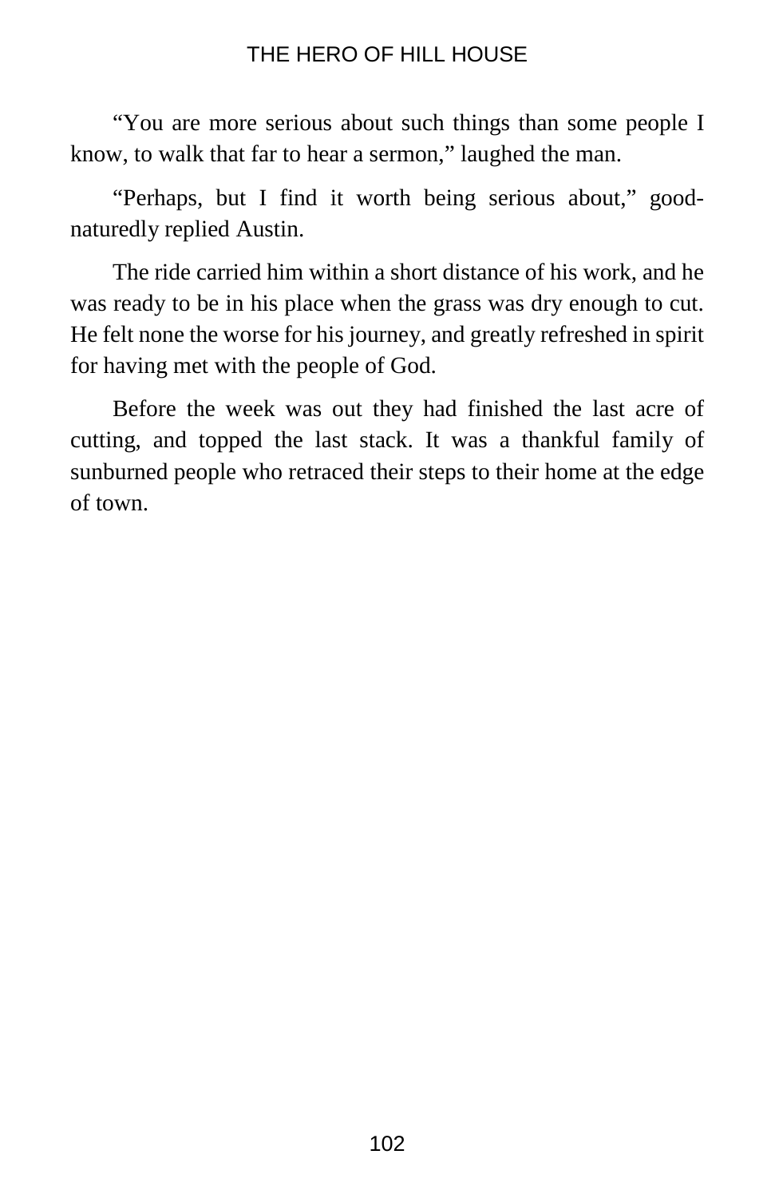"You are more serious about such things than some people I know, to walk that far to hear a sermon," laughed the man.

"Perhaps, but I find it worth being serious about," good-naturedly replied Austin.

The ride carried him within a short distance of his work, and he was ready to be in his place when the grass was dry enough to cut. He felt none the worse for his journey, and greatly refreshed in spirit for having met with the people of God.

Before the week was out they had finished the last acre of cutting, and topped the last stack. It was a thankful family of sunburned people who retraced their steps to their home at the edge of town.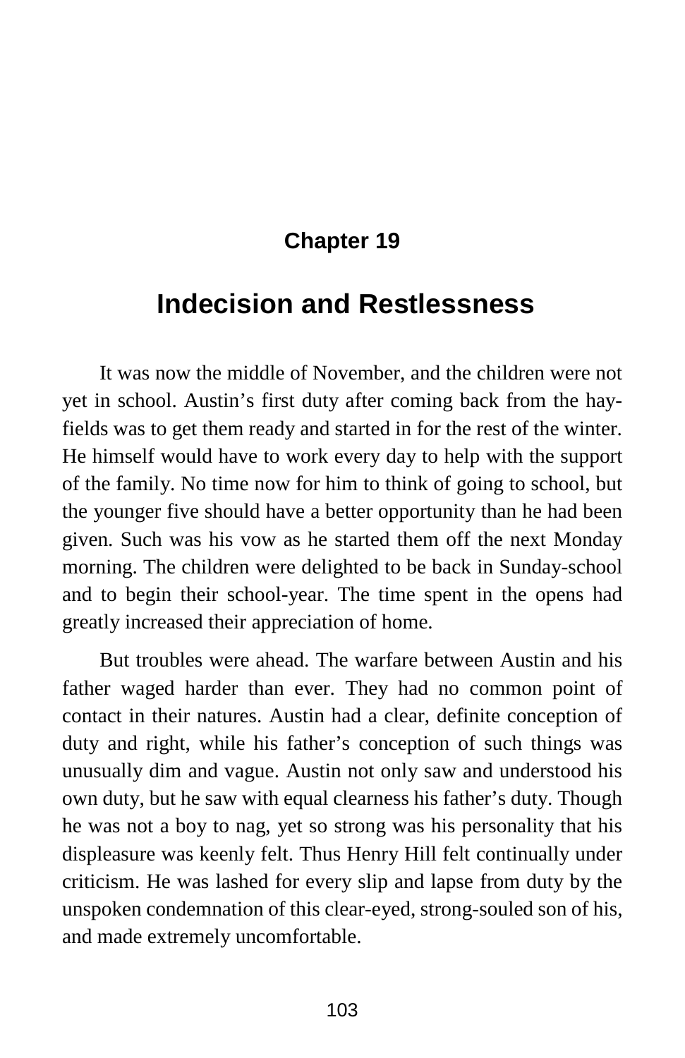## Chapter 19

# Indecision and Restlessness

It was now the middle of November, and the children were not yet in school. Austin's first duty after coming back from the hay-fields was to get them ready and started in for the rest of the winter. He himself would have to work every day to help with the support of the family. No time now for him to think of going to school, but the younger five should have a better opportunity than he had been given. Such was his vow as he started them off the next Monday morning. The children were delighted to be back in Sunday-school and to begin their school-year. The time spent in the opens had greatly increased their appreciation of home.

But troubles were ahead. The warfare between Austin and his father waged harder than ever. They had no common point of contact in their natures. Austin had a clear, definite conception of duty and right, while his father's conception of such things was unusually dim and vague. Austin not only saw and understood his own duty, but he saw with equal clearness his father's duty. Though he was not a boy to nag, yet so strong was his personality that his displeasure was keenly felt. Thus Henry Hill felt continually under criticism. He was lashed for every slip and lapse from duty by the unspoken condemnation of this clear-eyed, strong-souled son of his, and made extremely uncomfortable.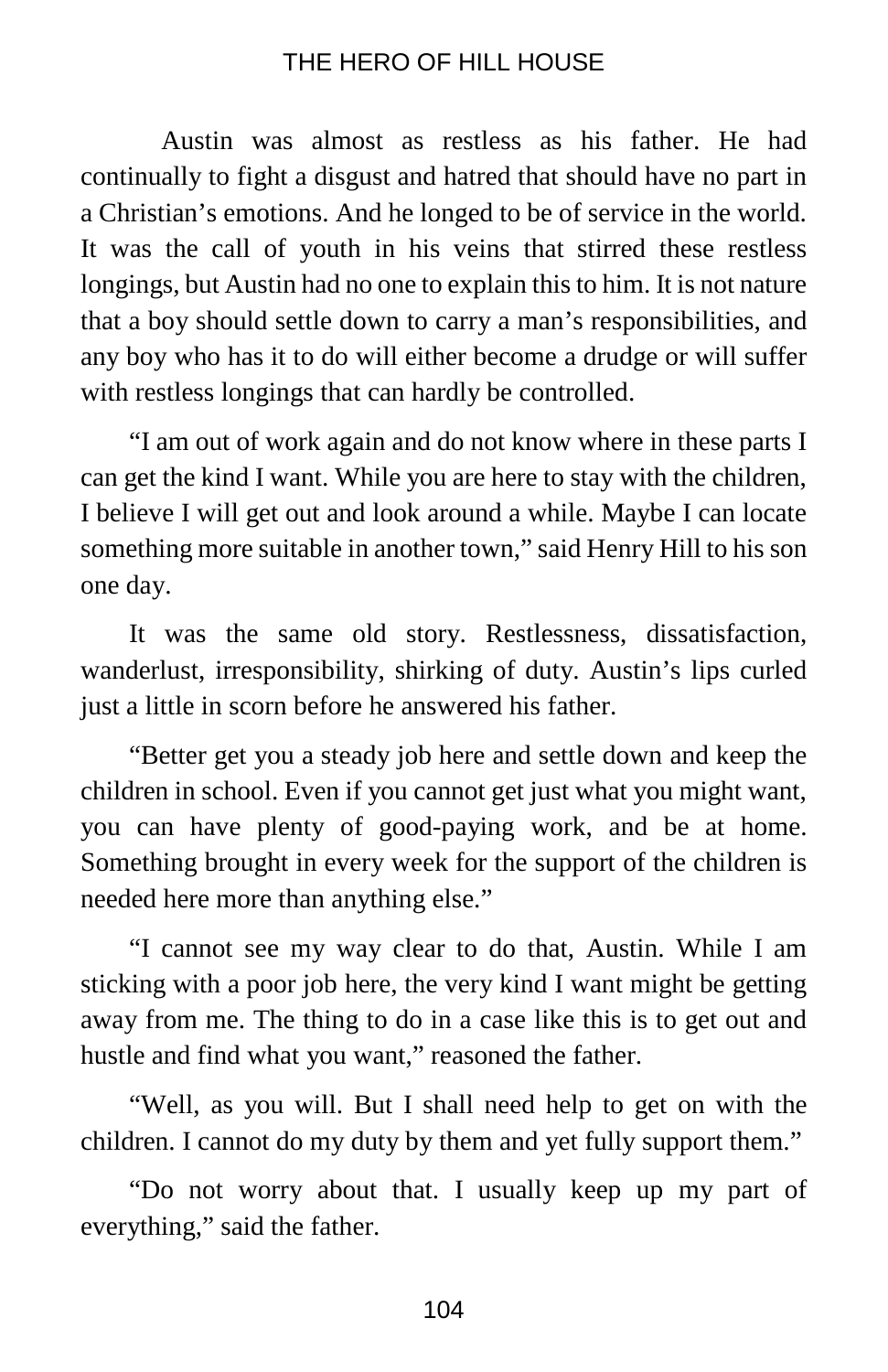Austin was almost as restless as his father. He had continually to fight a disgust and hatred that should have no part in a Christian's emotions. And he longed to be of service in the world. It was the call of youth in his veins that stirred these restless longings, but Austin had no one to explain this to him. It is not nature that a boy should settle down to carry a man's responsibilities, and any boy who has it to do will either become a drudge or will suffer with restless longings that can hardly be controlled.

"I am out of work again and do not know where in these parts I can get the kind I want. While you are here to stay with the children, I believe I will get out and look around a while. Maybe I can locate something more suitable in another town," said Henry Hill to his son one day.

It was the same old story. Restlessness, dissatisfaction, wanderlust, irresponsibility, shirking of duty. Austin's lips curled just a little in scorn before he answered his father.

"Better get you a steady job here and settle down and keep the children in school. Even if you cannot get just what you might want, you can have plenty of good-paying work, and be at home. Something brought in every week for the support of the children is needed here more than anything else."

"I cannot see my way clear to do that, Austin. While I am sticking with a poor job here, the very kind I want might be getting away from me. The thing to do in a case like this is to get out and hustle and find what you want," reasoned the father.

"Well, as you will. But I shall need help to get on with the children. I cannot do my duty by them and yet fully support them."

"Do not worry about that. I usually keep up my part of everything," said the father.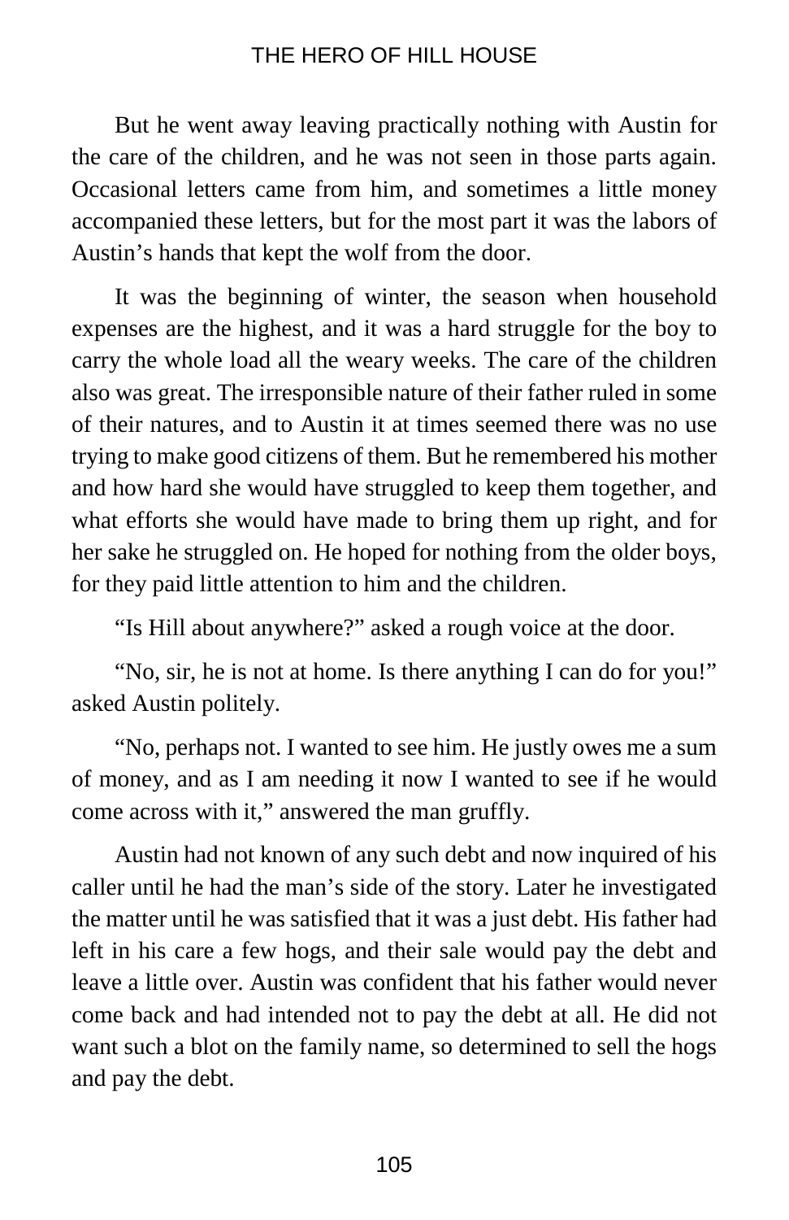But he went away leaving practically nothing with Austin for the care of the children, and he was not seen in those parts again. Occasional letters came from him, and sometimes a little money accompanied these letters, but for the most part it was the labors of Austin's hands that kept the wolf from the door.

It was the beginning of winter, the season when household expenses are the highest, and it was a hard struggle for the boy to carry the whole load all the weary weeks. The care of the children also was great. The irresponsible nature of their father ruled in some of their natures, and to Austin it at times seemed there was no use trying to make good citizens of them. But he remembered his mother and how hard she would have struggled to keep them together, and what efforts she would have made to bring them up right, and for her sake he struggled on. He hoped for nothing from the older boys, for they paid little attention to him and the children.

"Is Hill about anywhere?" asked a rough voice at the door.

"No, sir, he is not at home. Is there anything I can do for you!" asked Austin politely.

"No, perhaps not. I wanted to see him. He justly owes me a sum of money, and as I am needing it now I wanted to see if he would come across with it," answered the man gruffly.

Austin had not known of any such debt and now inquired of his caller until he had the man's side of the story. Later he investigated the matter until he was satisfied that it was a just debt. His father had left in his care a few hogs, and their sale would pay the debt and leave a little over. Austin was confident that his father would never come back and had intended not to pay the debt at all. He did not want such a blot on the family name, so determined to sell the hogs and pay the debt.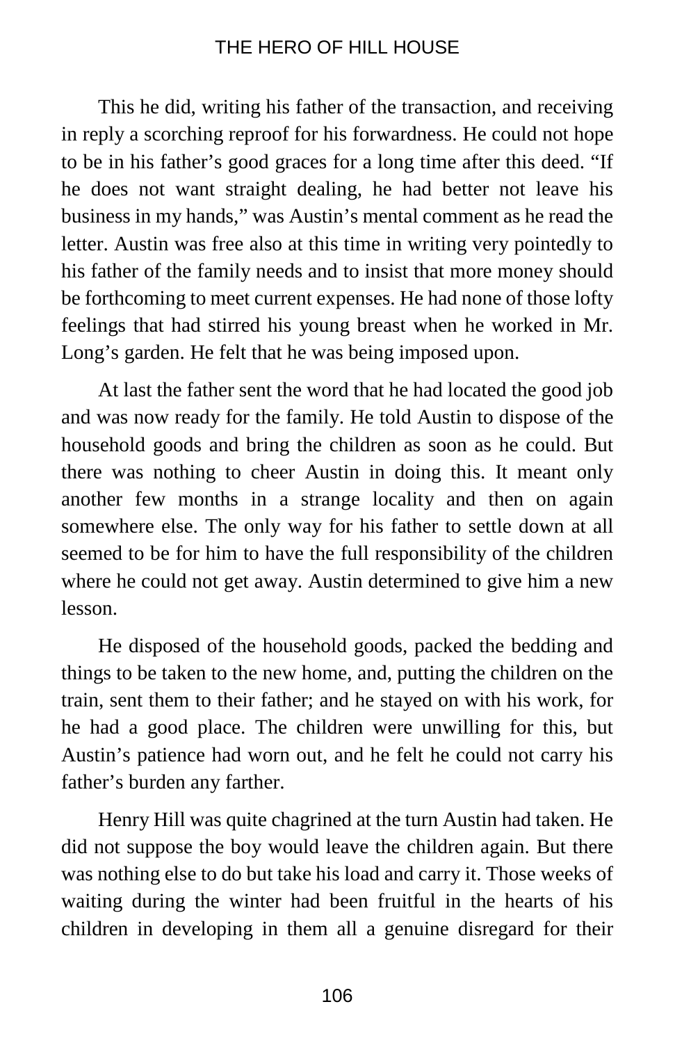This he did, writing his father of the transaction, and receiving in reply a scorching reproof for his forwardness. He could not hope to be in his father's good graces for a long time after this deed. "If he does not want straight dealing, he had better not leave his business in my hands," was Austin's mental comment as he read the letter. Austin was free also at this time in writing very pointedly to his father of the family needs and to insist that more money should be forthcoming to meet current expenses. He had none of those lofty feelings that had stirred his young breast when he worked in Mr. Long's garden. He felt that he was being imposed upon.

At last the father sent the word that he had located the good job and was now ready for the family. He told Austin to dispose of the household goods and bring the children as soon as he could. But there was nothing to cheer Austin in doing this. It meant only another few months in a strange locality and then on again somewhere else. The only way for his father to settle down at all seemed to be for him to have the full responsibility of the children where he could not get away. Austin determined to give him a new lesson.

He disposed of the household goods, packed the bedding and things to be taken to the new home, and, putting the children on the train, sent them to their father; and he stayed on with his work, for he had a good place. The children were unwilling for this, but Austin's patience had worn out, and he felt he could not carry his father's burden any farther.

Henry Hill was quite chagrined at the turn Austin had taken. He did not suppose the boy would leave the children again. But there was nothing else to do but take his load and carry it. Those weeks of waiting during the winter had been fruitful in the hearts of his children in developing in them all a genuine disregard for their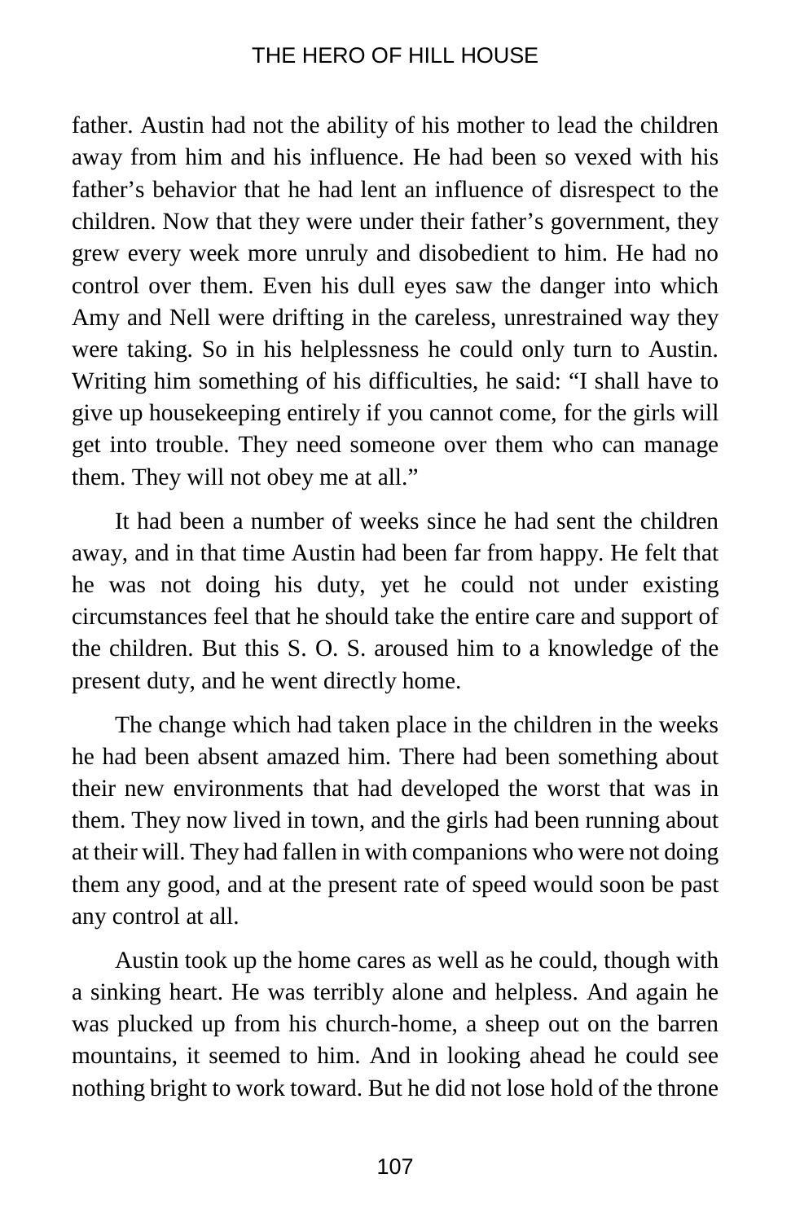father. Austin had not the ability of his mother to lead the children away from him and his influence. He had been so vexed with his father's behavior that he had lent an influence of disrespect to the children. Now that they were under their father's government, they grew every week more unruly and disobedient to him. He had no control over them. Even his dull eyes saw the danger into which Amy and Nell were drifting in the careless, unrestrained way they were taking. So in his helplessness he could only turn to Austin. Writing him something of his difficulties, he said: "I shall have to give up housekeeping entirely if you cannot come, for the girls will get into trouble. They need someone over them who can manage them. They will not obey me at all."

It had been a number of weeks since he had sent the children away, and in that time Austin had been far from happy. He felt that he was not doing his duty, yet he could not under existing circumstances feel that he should take the entire care and support of the children. But this S. O. S. aroused him to a knowledge of the present duty, and he went directly home.

The change which had taken place in the children in the weeks he had been absent amazed him. There had been something about their new environments that had developed the worst that was in them. They now lived in town, and the girls had been running about at their will. They had fallen in with companions who were not doing them any good, and at the present rate of speed would soon be past any control at all.

Austin took up the home cares as well as he could, though with a sinking heart. He was terribly alone and helpless. And again he was plucked up from his church-home, a sheep out on the barren mountains, it seemed to him. And in looking ahead he could see nothing bright to work toward. But he did not lose hold of the throne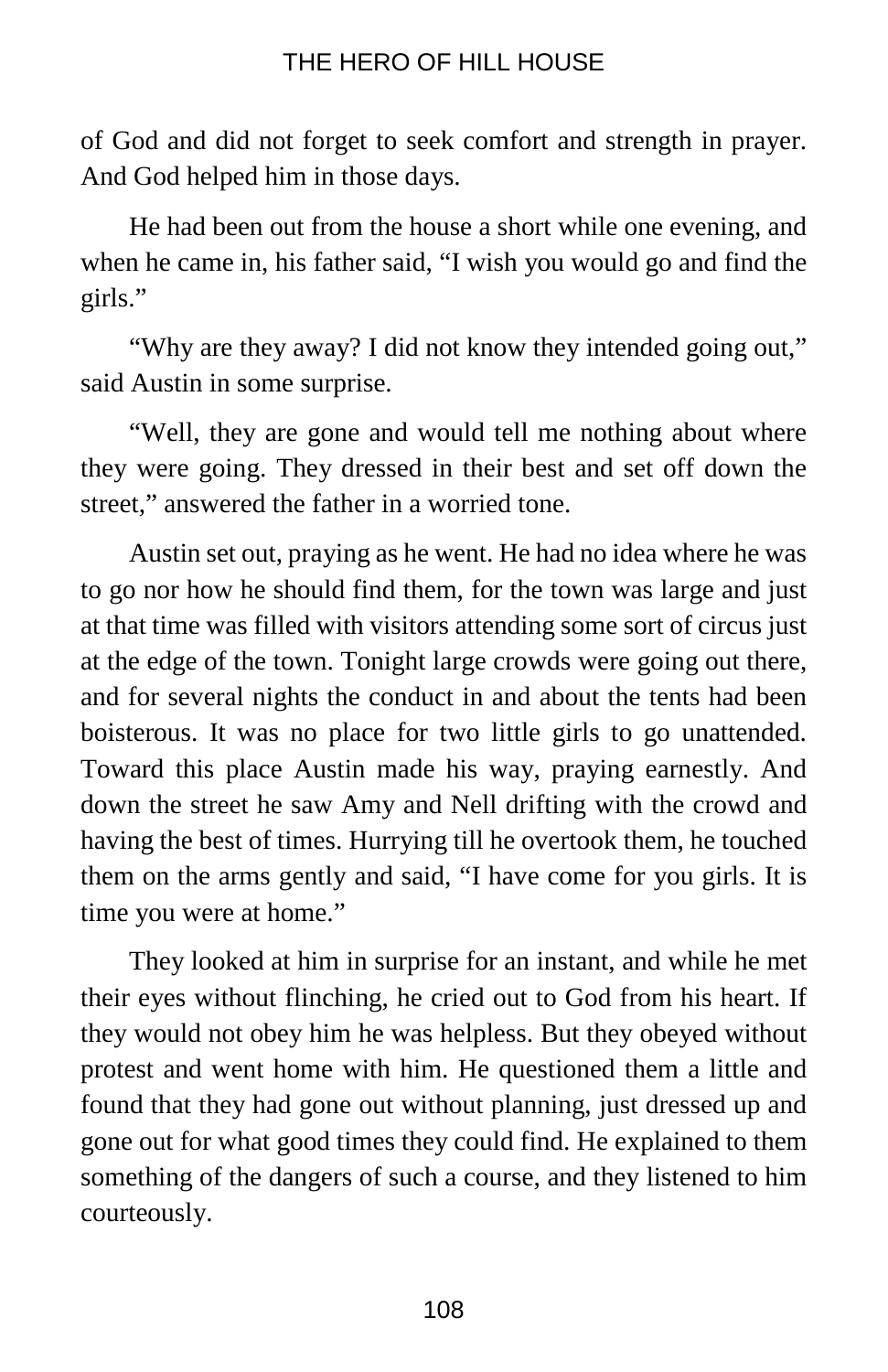of God and did not forget to seek comfort and strength in prayer. And God helped him in those days.

He had been out from the house a short while one evening, and when he came in, his father said, “I wish you would go and find the girls.”

“Why are they away? I did not know they intended going out,” said Austin in some surprise.

“Well, they are gone and would tell me nothing about where they were going. They dressed in their best and set off down the street,” answered the father in a worried tone.

Austin set out, praying as he went. He had no idea where he was to go nor how he should find them, for the town was large and just at that time was filled with visitors attending some sort of circus just at the edge of the town. Tonight large crowds were going out there, and for several nights the conduct in and about the tents had been boisterous. It was no place for two little girls to go unattended. Toward this place Austin made his way, praying earnestly. And down the street he saw Amy and Nell drifting with the crowd and having the best of times. Hurrying till he overtook them, he touched them on the arms gently and said, “I have come for you girls. It is time you were at home.”

They looked at him in surprise for an instant, and while he met their eyes without flinching, he cried out to God from his heart. If they would not obey him he was helpless. But they obeyed without protest and went home with him. He questioned them a little and found that they had gone out without planning, just dressed up and gone out for what good times they could find. He explained to them something of the dangers of such a course, and they listened to him courteously.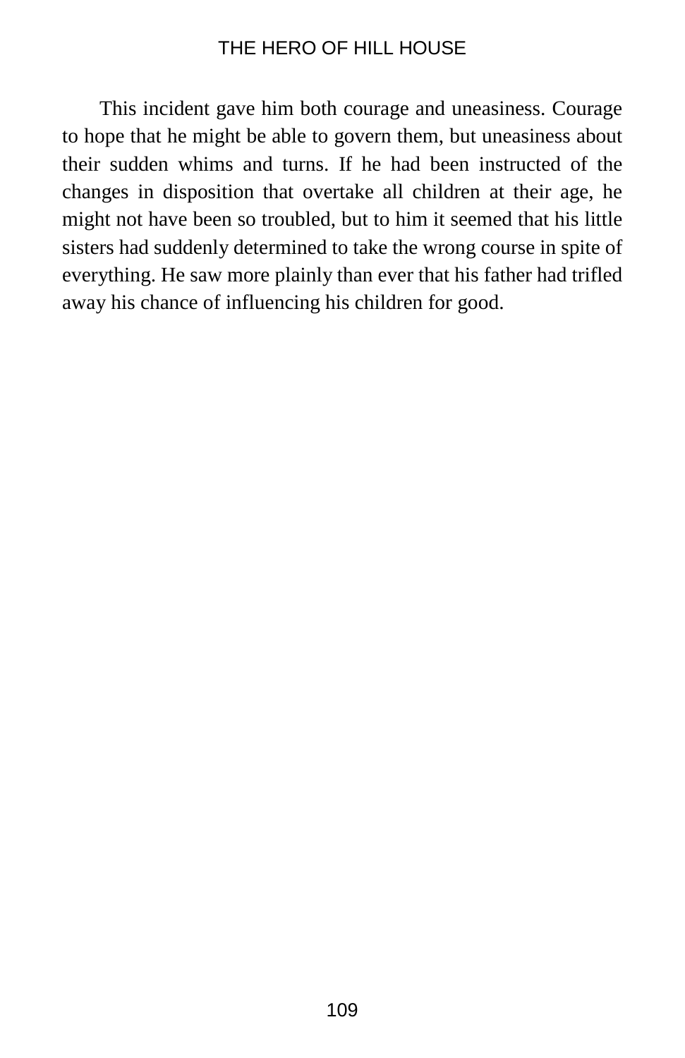This incident gave him both courage and uneasiness. Courage to hope that he might be able to govern them, but uneasiness about their sudden whims and turns. If he had been instructed of the changes in disposition that overtake all children at their age, he might not have been so troubled, but to him it seemed that his little sisters had suddenly determined to take the wrong course in spite of everything. He saw more plainly than ever that his father had trifled away his chance of influencing his children for good.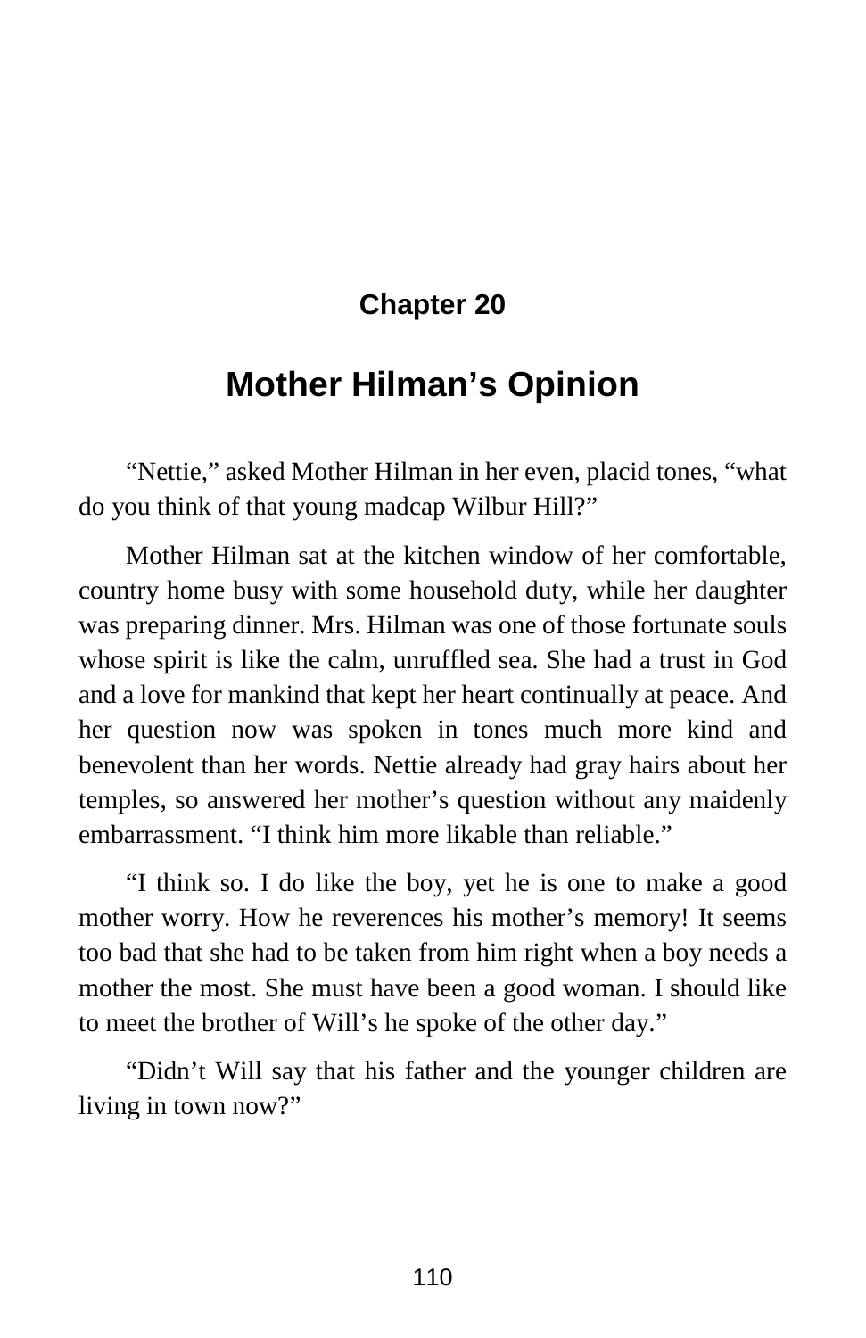## Chapter 20

# Mother Hilman's Opinion

"Nettie," asked Mother Hilman in her even, placid tones, "what do you think of that young madcap Wilbur Hill?"

Mother Hilman sat at the kitchen window of her comfortable, country home busy with some household duty, while her daughter was preparing dinner. Mrs. Hilman was one of those fortunate souls whose spirit is like the calm, unruffled sea. She had a trust in God and a love for mankind that kept her heart continually at peace. And her question now was spoken in tones much more kind and benevolent than her words. Nettie already had gray hairs about her temples, so answered her mother's question without any maidenly embarrassment. "I think him more likable than reliable."

"I think so. I do like the boy, yet he is one to make a good mother worry. How he reverences his mother's memory! It seems too bad that she had to be taken from him right when a boy needs a mother the most. She must have been a good woman. I should like to meet the brother of Will's he spoke of the other day."

"Didn't Will say that his father and the younger children are living in town now?"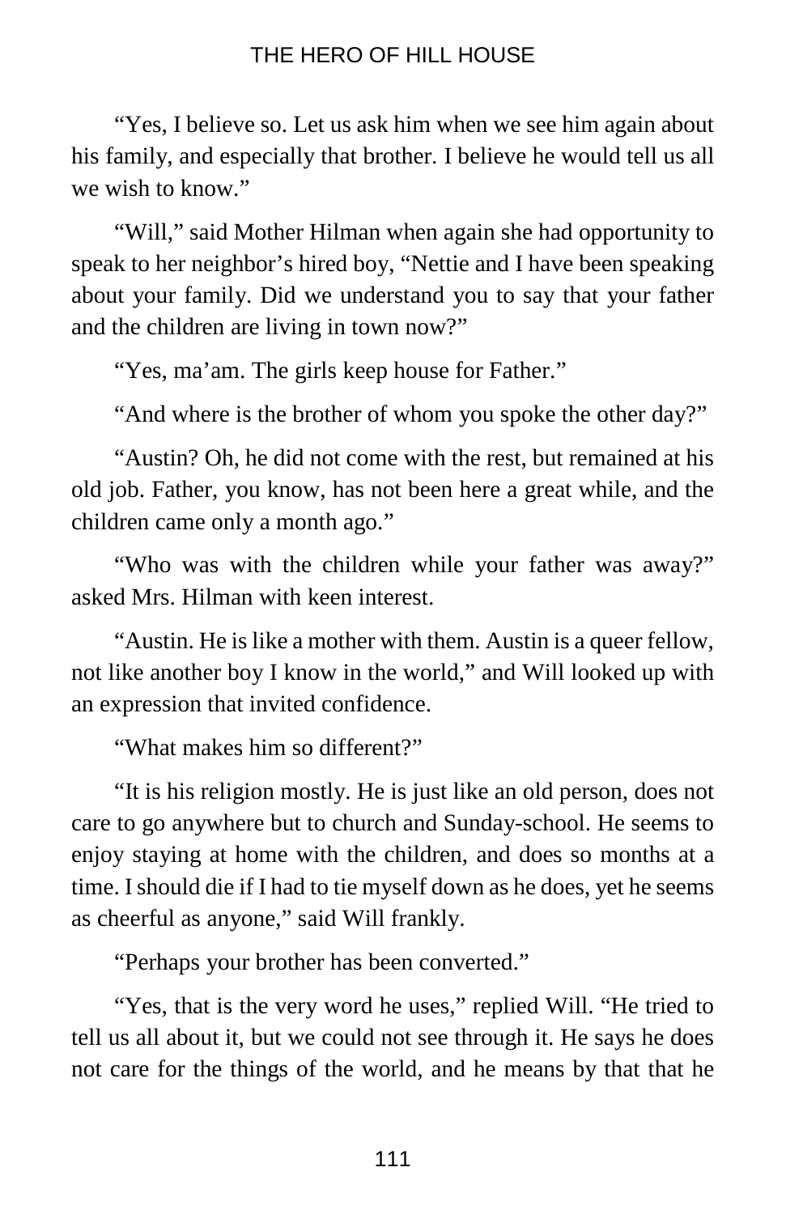"Yes, I believe so. Let us ask him when we see him again about his family, and especially that brother. I believe he would tell us all we wish to know."

"Will," said Mother Hilman when again she had opportunity to speak to her neighbor's hired boy, "Nettie and I have been speaking about your family. Did we understand you to say that your father and the children are living in town now?"

"Yes, ma'am. The girls keep house for Father."

"And where is the brother of whom you spoke the other day?"

"Austin? Oh, he did not come with the rest, but remained at his old job. Father, you know, has not been here a great while, and the children came only a month ago."

"Who was with the children while your father was away?" asked Mrs. Hilman with keen interest.

"Austin. He is like a mother with them. Austin is a queer fellow, not like another boy I know in the world," and Will looked up with an expression that invited confidence.

"What makes him so different?"

"It is his religion mostly. He is just like an old person, does not care to go anywhere but to church and Sunday-school. He seems to enjoy staying at home with the children, and does so months at a time. I should die if I had to tie myself down as he does, yet he seems as cheerful as anyone," said Will frankly.

"Perhaps your brother has been converted."

"Yes, that is the very word he uses," replied Will. "He tried to tell us all about it, but we could not see through it. He says he does not care for the things of the world, and he means by that that he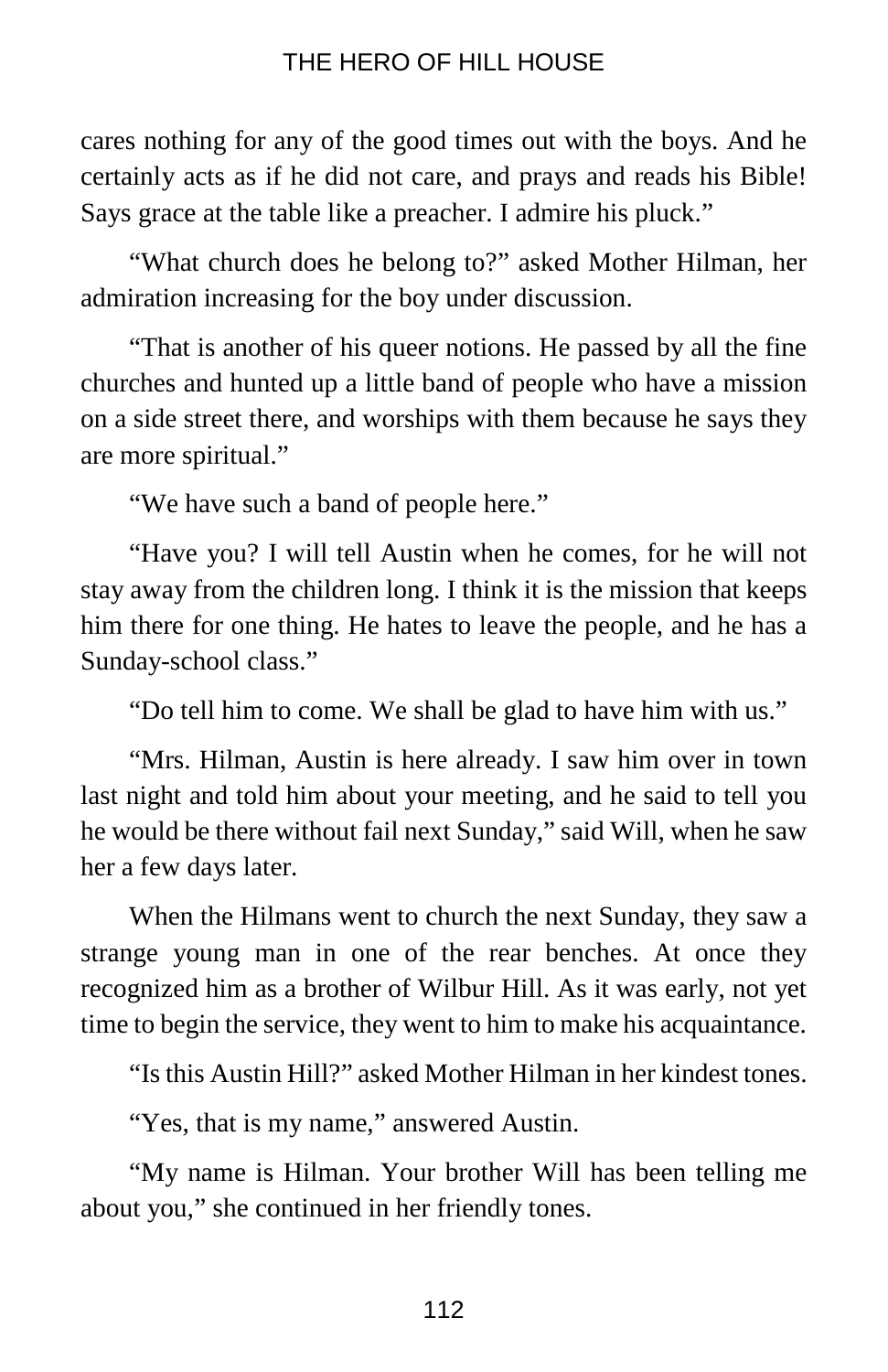cares nothing for any of the good times out with the boys. And he certainly acts as if he did not care, and prays and reads his Bible! Says grace at the table like a preacher. I admire his pluck."

"What church does he belong to?" asked Mother Hilman, her admiration increasing for the boy under discussion.

"That is another of his queer notions. He passed by all the fine churches and hunted up a little band of people who have a mission on a side street there, and worships with them because he says they are more spiritual."

"We have such a band of people here."

"Have you? I will tell Austin when he comes, for he will not stay away from the children long. I think it is the mission that keeps him there for one thing. He hates to leave the people, and he has a Sunday-school class."

"Do tell him to come. We shall be glad to have him with us."

"Mrs. Hilman, Austin is here already. I saw him over in town last night and told him about your meeting, and he said to tell you he would be there without fail next Sunday," said Will, when he saw her a few days later.

When the Hilmans went to church the next Sunday, they saw a strange young man in one of the rear benches. At once they recognized him as a brother of Wilbur Hill. As it was early, not yet time to begin the service, they went to him to make his acquaintance.

"Is this Austin Hill?" asked Mother Hilman in her kindest tones.

"Yes, that is my name," answered Austin.

"My name is Hilman. Your brother Will has been telling me about you," she continued in her friendly tones.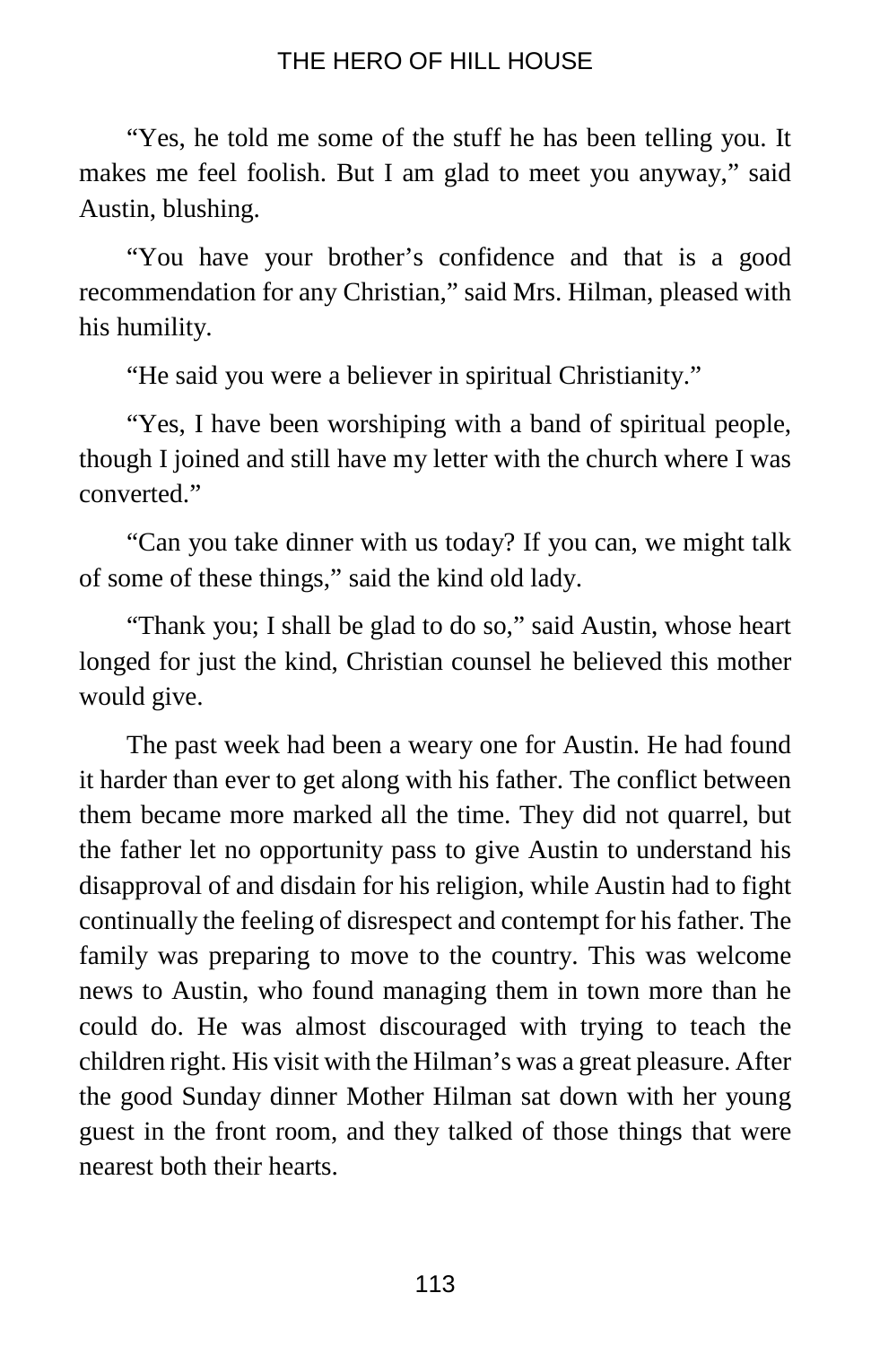"Yes, he told me some of the stuff he has been telling you. It makes me feel foolish. But I am glad to meet you anyway," said Austin, blushing.

"You have your brother's confidence and that is a good recommendation for any Christian," said Mrs. Hilman, pleased with his humility.

"He said you were a believer in spiritual Christianity."

"Yes, I have been worshiping with a band of spiritual people, though I joined and still have my letter with the church where I was converted."

"Can you take dinner with us today? If you can, we might talk of some of these things," said the kind old lady.

"Thank you; I shall be glad to do so," said Austin, whose heart longed for just the kind, Christian counsel he believed this mother would give.

The past week had been a weary one for Austin. He had found it harder than ever to get along with his father. The conflict between them became more marked all the time. They did not quarrel, but the father let no opportunity pass to give Austin to understand his disapproval of and disdain for his religion, while Austin had to fight continually the feeling of disrespect and contempt for his father. The family was preparing to move to the country. This was welcome news to Austin, who found managing them in town more than he could do. He was almost discouraged with trying to teach the children right. His visit with the Hilman's was a great pleasure. After the good Sunday dinner Mother Hilman sat down with her young guest in the front room, and they talked of those things that were nearest both their hearts.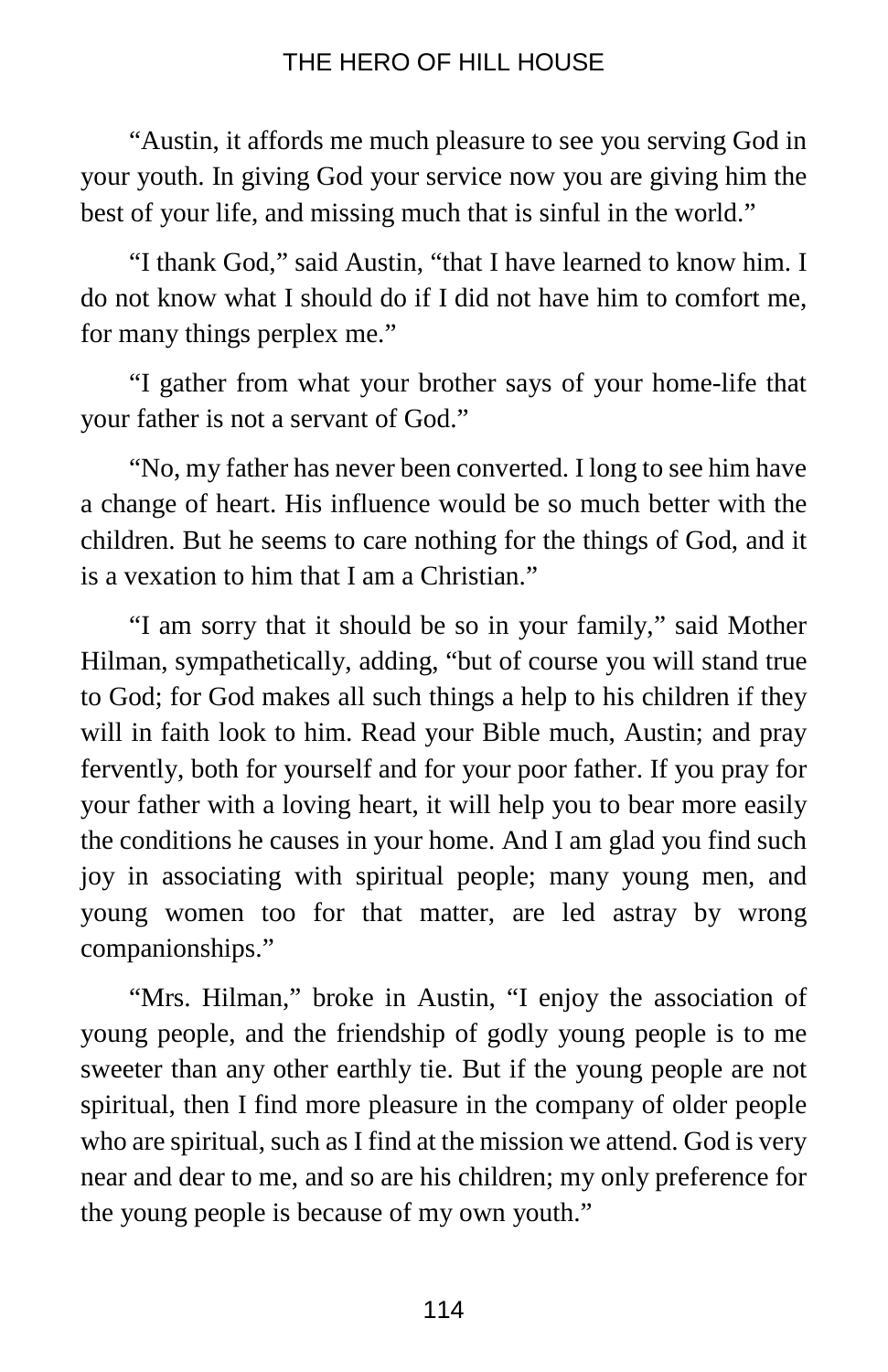"Austin, it affords me much pleasure to see you serving God in your youth. In giving God your service now you are giving him the best of your life, and missing much that is sinful in the world."

"I thank God," said Austin, "that I have learned to know him. I do not know what I should do if I did not have him to comfort me, for many things perplex me."

"I gather from what your brother says of your home-life that your father is not a servant of God."

"No, my father has never been converted. I long to see him have a change of heart. His influence would be so much better with the children. But he seems to care nothing for the things of God, and it is a vexation to him that I am a Christian."

"I am sorry that it should be so in your family," said Mother Hilman, sympathetically, adding, "but of course you will stand true to God; for God makes all such things a help to his children if they will in faith look to him. Read your Bible much, Austin; and pray fervently, both for yourself and for your poor father. If you pray for your father with a loving heart, it will help you to bear more easily the conditions he causes in your home. And I am glad you find such joy in associating with spiritual people; many young men, and young women too for that matter, are led astray by wrong companionships."

"Mrs. Hilman," broke in Austin, "I enjoy the association of young people, and the friendship of godly young people is to me sweeter than any other earthly tie. But if the young people are not spiritual, then I find more pleasure in the company of older people who are spiritual, such as I find at the mission we attend. God is very near and dear to me, and so are his children; my only preference for the young people is because of my own youth."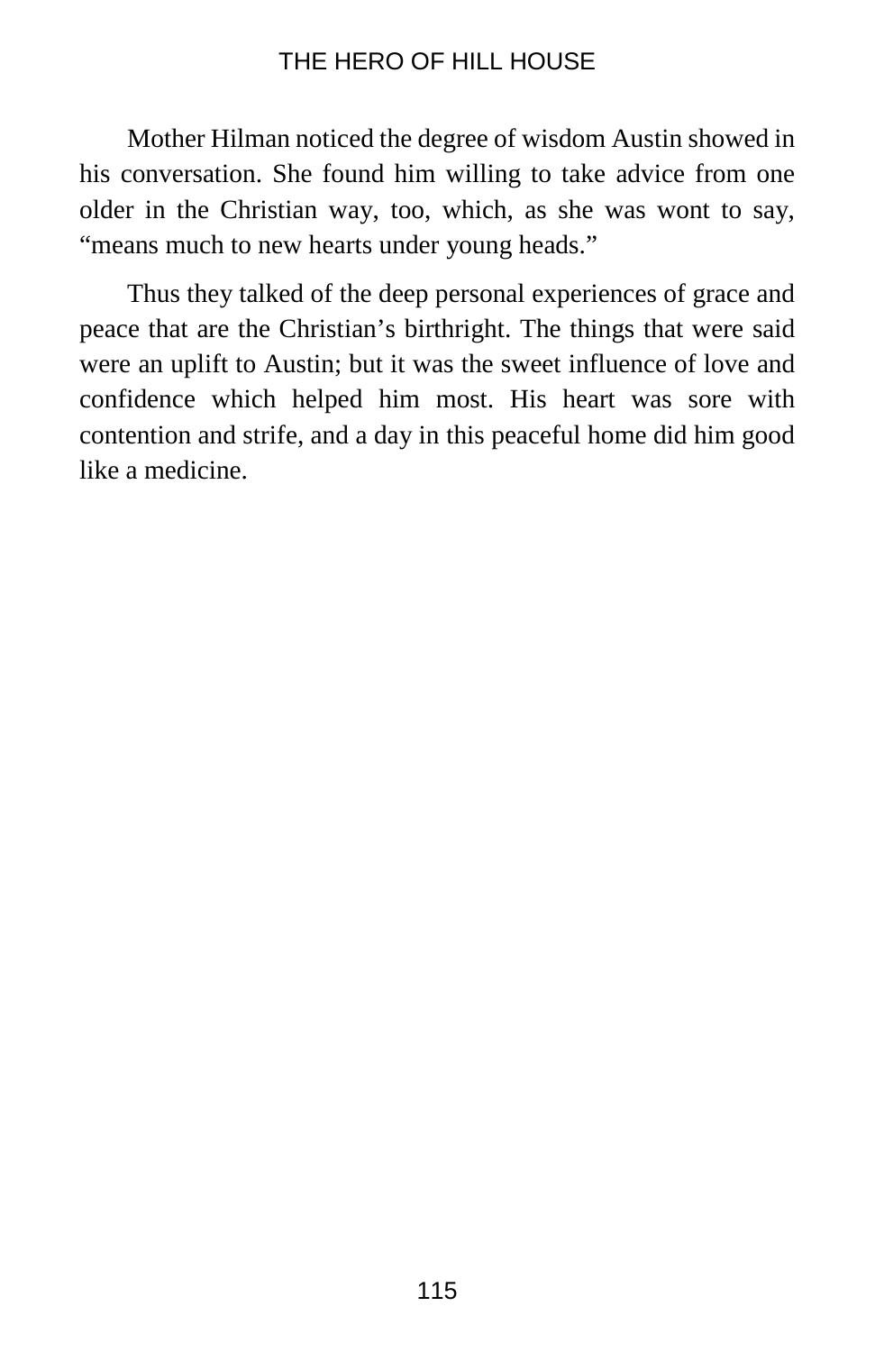Mother Hilman noticed the degree of wisdom Austin showed in his conversation. She found him willing to take advice from one older in the Christian way, too, which, as she was wont to say, "means much to new hearts under young heads."

Thus they talked of the deep personal experiences of grace and peace that are the Christian's birthright. The things that were said were an uplift to Austin; but it was the sweet influence of love and confidence which helped him most. His heart was sore with contention and strife, and a day in this peaceful home did him good like a medicine.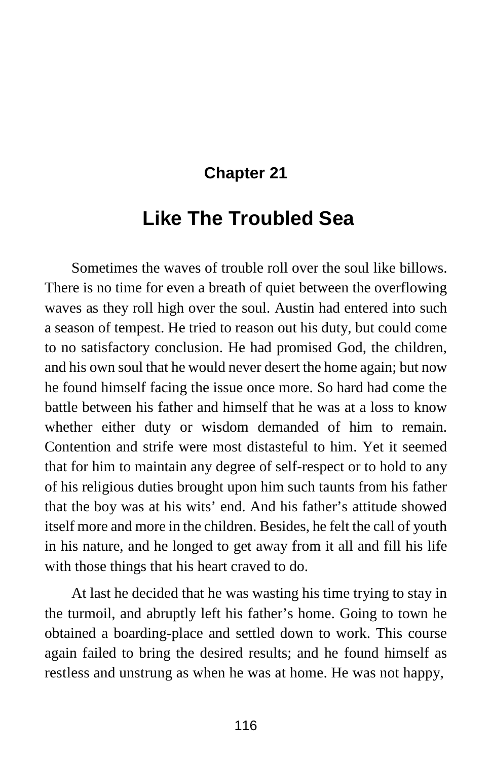## Chapter 21

# Like The Troubled Sea

Sometimes the waves of trouble roll over the soul like billows. There is no time for even a breath of quiet between the overflowing waves as they roll high over the soul. Austin had entered into such a season of tempest. He tried to reason out his duty, but could come to no satisfactory conclusion. He had promised God, the children, and his own soul that he would never desert the home again; but now he found himself facing the issue once more. So hard had come the battle between his father and himself that he was at a loss to know whether either duty or wisdom demanded of him to remain. Contention and strife were most distasteful to him. Yet it seemed that for him to maintain any degree of self-respect or to hold to any of his religious duties brought upon him such taunts from his father that the boy was at his wits' end. And his father's attitude showed itself more and more in the children. Besides, he felt the call of youth in his nature, and he longed to get away from it all and fill his life with those things that his heart craved to do.

At last he decided that he was wasting his time trying to stay in the turmoil, and abruptly left his father's home. Going to town he obtained a boarding-place and settled down to work. This course again failed to bring the desired results; and he found himself as restless and unstrung as when he was at home. He was not happy,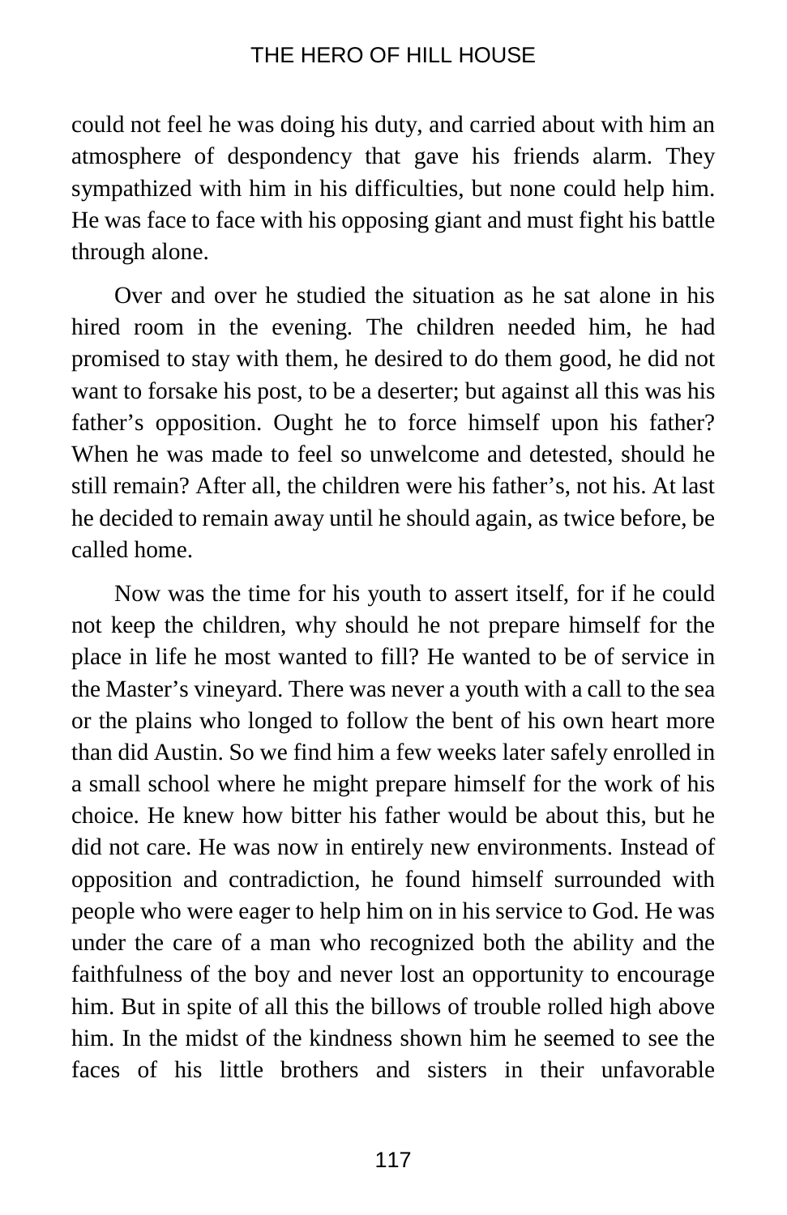could not feel he was doing his duty, and carried about with him an atmosphere of despondency that gave his friends alarm. They sympathized with him in his difficulties, but none could help him. He was face to face with his opposing giant and must fight his battle through alone.

Over and over he studied the situation as he sat alone in his hired room in the evening. The children needed him, he had promised to stay with them, he desired to do them good, he did not want to forsake his post, to be a deserter; but against all this was his father's opposition. Ought he to force himself upon his father? When he was made to feel so unwelcome and detested, should he still remain? After all, the children were his father's, not his. At last he decided to remain away until he should again, as twice before, be called home.

Now was the time for his youth to assert itself, for if he could not keep the children, why should he not prepare himself for the place in life he most wanted to fill? He wanted to be of service in the Master's vineyard. There was never a youth with a call to the sea or the plains who longed to follow the bent of his own heart more than did Austin. So we find him a few weeks later safely enrolled in a small school where he might prepare himself for the work of his choice. He knew how bitter his father would be about this, but he did not care. He was now in entirely new environments. Instead of opposition and contradiction, he found himself surrounded with people who were eager to help him on in his service to God. He was under the care of a man who recognized both the ability and the faithfulness of the boy and never lost an opportunity to encourage him. But in spite of all this the billows of trouble rolled high above him. In the midst of the kindness shown him he seemed to see the faces of his little brothers and sisters in their unfavorable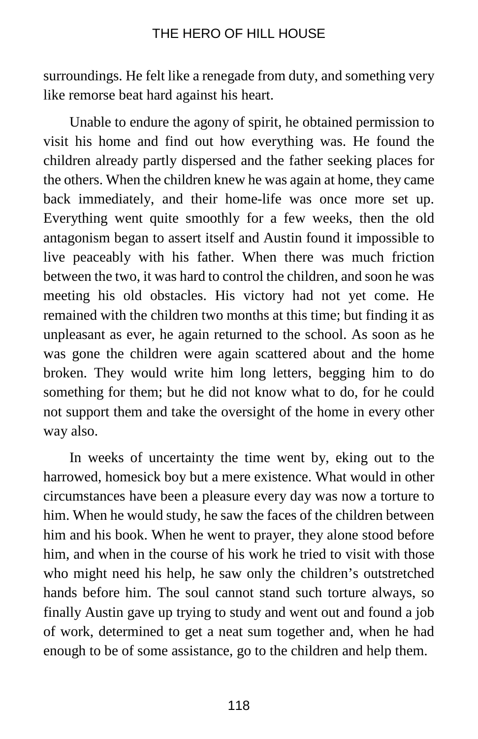surroundings. He felt like a renegade from duty, and something very like remorse beat hard against his heart.

Unable to endure the agony of spirit, he obtained permission to visit his home and find out how everything was. He found the children already partly dispersed and the father seeking places for the others. When the children knew he was again at home, they came back immediately, and their home-life was once more set up. Everything went quite smoothly for a few weeks, then the old antagonism began to assert itself and Austin found it impossible to live peaceably with his father. When there was much friction between the two, it was hard to control the children, and soon he was meeting his old obstacles. His victory had not yet come. He remained with the children two months at this time; but finding it as unpleasant as ever, he again returned to the school. As soon as he was gone the children were again scattered about and the home broken. They would write him long letters, begging him to do something for them; but he did not know what to do, for he could not support them and take the oversight of the home in every other way also.

In weeks of uncertainty the time went by, eking out to the harrowed, homesick boy but a mere existence. What would in other circumstances have been a pleasure every day was now a torture to him. When he would study, he saw the faces of the children between him and his book. When he went to prayer, they alone stood before him, and when in the course of his work he tried to visit with those who might need his help, he saw only the children's outstretched hands before him. The soul cannot stand such torture always, so finally Austin gave up trying to study and went out and found a job of work, determined to get a neat sum together and, when he had enough to be of some assistance, go to the children and help them.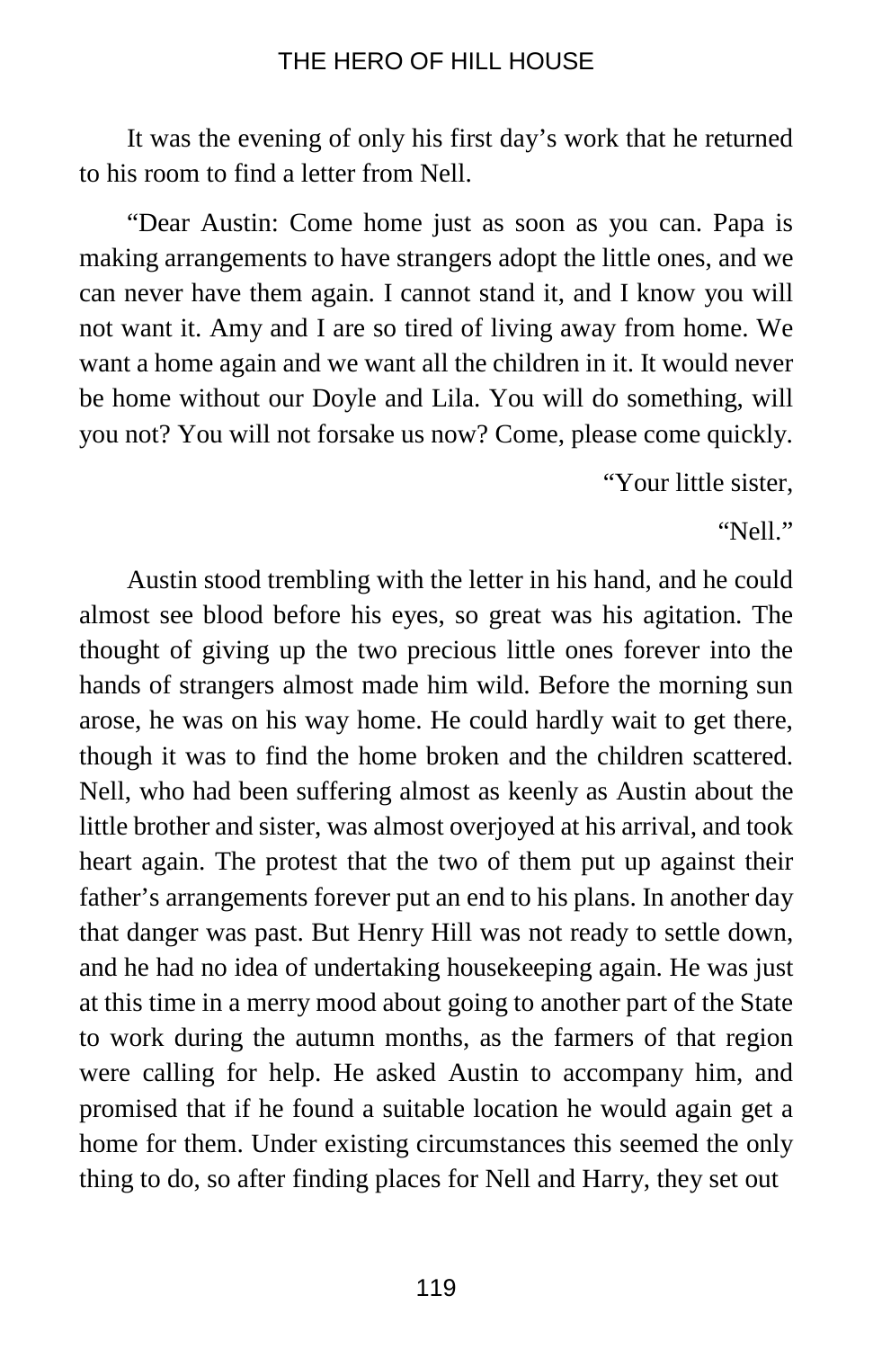It was the evening of only his first day's work that he returned to his room to find a letter from Nell.

"Dear Austin: Come home just as soon as you can. Papa is making arrangements to have strangers adopt the little ones, and we can never have them again. I cannot stand it, and I know you will not want it. Amy and I are so tired of living away from home. We want a home again and we want all the children in it. It would never be home without our Doyle and Lila. You will do something, will you not? You will not forsake us now? Come, please come quickly.

"Your little sister,

"Nell."

Austin stood trembling with the letter in his hand, and he could almost see blood before his eyes, so great was his agitation. The thought of giving up the two precious little ones forever into the hands of strangers almost made him wild. Before the morning sun arose, he was on his way home. He could hardly wait to get there, though it was to find the home broken and the children scattered. Nell, who had been suffering almost as keenly as Austin about the little brother and sister, was almost overjoyed at his arrival, and took heart again. The protest that the two of them put up against their father's arrangements forever put an end to his plans. In another day that danger was past. But Henry Hill was not ready to settle down, and he had no idea of undertaking housekeeping again. He was just at this time in a merry mood about going to another part of the State to work during the autumn months, as the farmers of that region were calling for help. He asked Austin to accompany him, and promised that if he found a suitable location he would again get a home for them. Under existing circumstances this seemed the only thing to do, so after finding places for Nell and Harry, they set out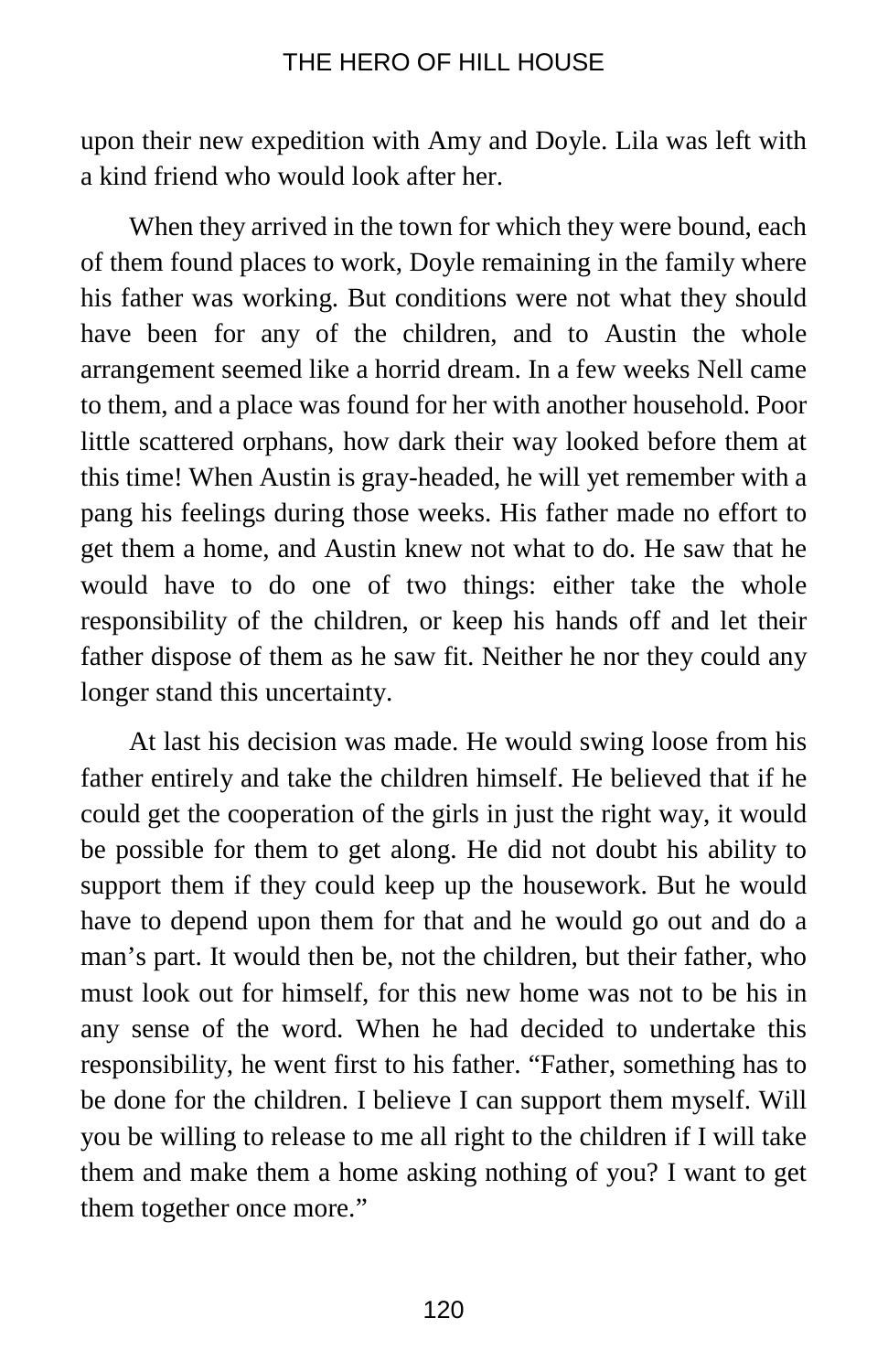upon their new expedition with Amy and Doyle. Lila was left with a kind friend who would look after her.

When they arrived in the town for which they were bound, each of them found places to work, Doyle remaining in the family where his father was working. But conditions were not what they should have been for any of the children, and to Austin the whole arrangement seemed like a horrid dream. In a few weeks Nell came to them, and a place was found for her with another household. Poor little scattered orphans, how dark their way looked before them at this time! When Austin is gray-headed, he will yet remember with a pang his feelings during those weeks. His father made no effort to get them a home, and Austin knew not what to do. He saw that he would have to do one of two things: either take the whole responsibility of the children, or keep his hands off and let their father dispose of them as he saw fit. Neither he nor they could any longer stand this uncertainty.

At last his decision was made. He would swing loose from his father entirely and take the children himself. He believed that if he could get the cooperation of the girls in just the right way, it would be possible for them to get along. He did not doubt his ability to support them if they could keep up the housework. But he would have to depend upon them for that and he would go out and do a man's part. It would then be, not the children, but their father, who must look out for himself, for this new home was not to be his in any sense of the word. When he had decided to undertake this responsibility, he went first to his father. "Father, something has to be done for the children. I believe I can support them myself. Will you be willing to release to me all right to the children if I will take them and make them a home asking nothing of you? I want to get them together once more."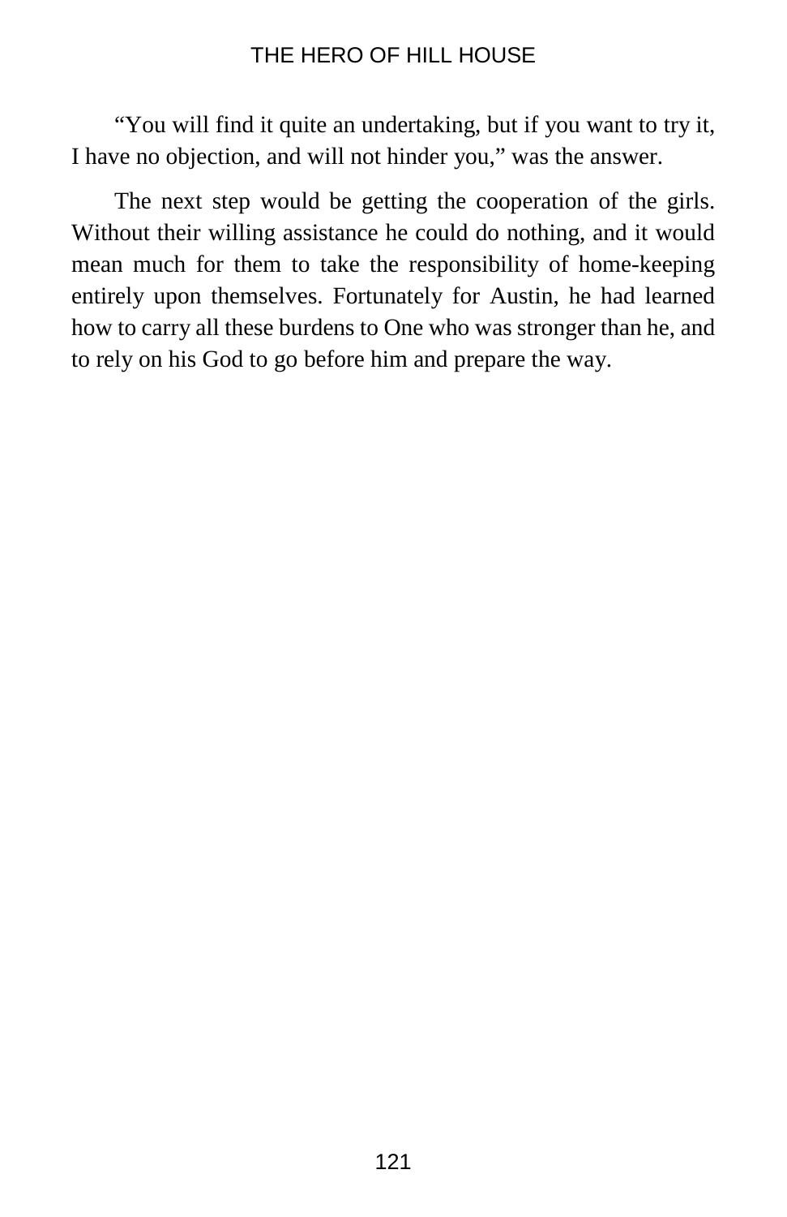“You will find it quite an undertaking, but if you want to try it, I have no objection, and will not hinder you,” was the answer.

The next step would be getting the cooperation of the girls. Without their willing assistance he could do nothing, and it would mean much for them to take the responsibility of home-keeping entirely upon themselves. Fortunately for Austin, he had learned how to carry all these burdens to One who was stronger than he, and to rely on his God to go before him and prepare the way.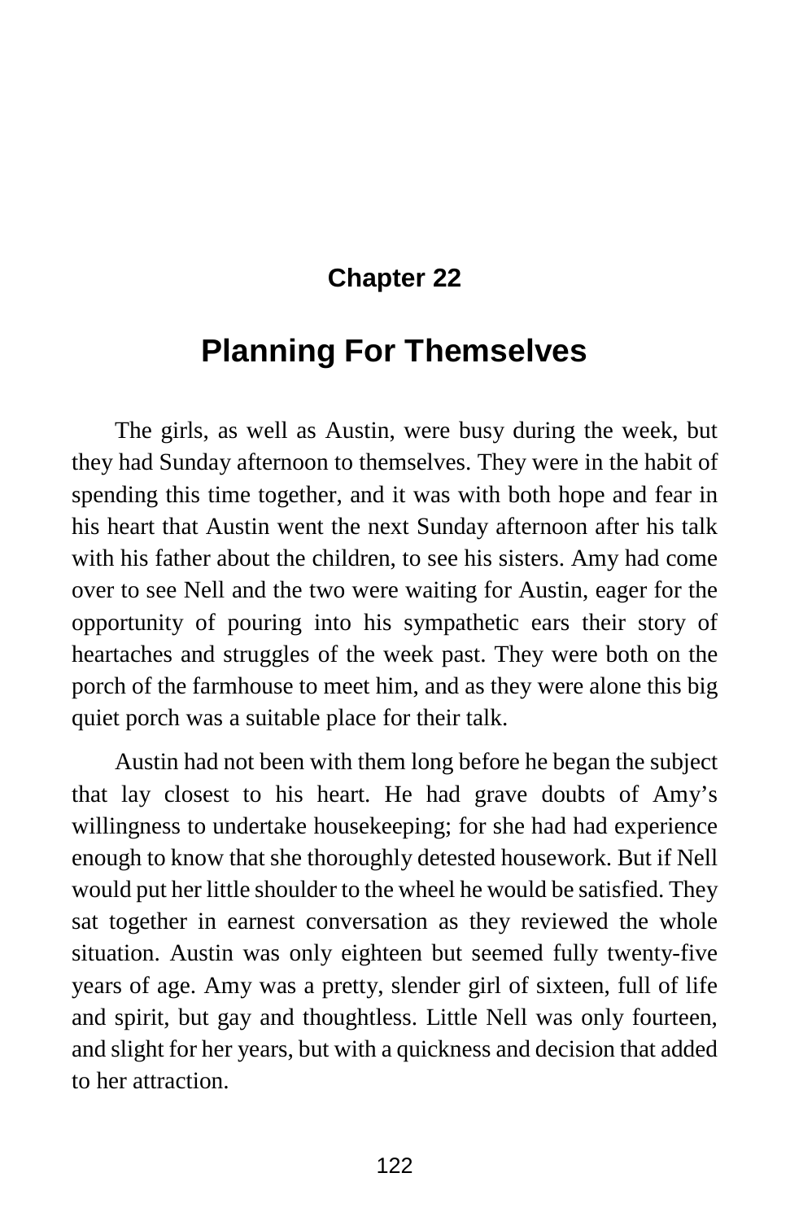## Chapter 22

# Planning For Themselves

The girls, as well as Austin, were busy during the week, but they had Sunday afternoon to themselves. They were in the habit of spending this time together, and it was with both hope and fear in his heart that Austin went the next Sunday afternoon after his talk with his father about the children, to see his sisters. Amy had come over to see Nell and the two were waiting for Austin, eager for the opportunity of pouring into his sympathetic ears their story of heartaches and struggles of the week past. They were both on the porch of the farmhouse to meet him, and as they were alone this big quiet porch was a suitable place for their talk.

Austin had not been with them long before he began the subject that lay closest to his heart. He had grave doubts of Amy's willingness to undertake housekeeping; for she had had experience enough to know that she thoroughly detested housework. But if Nell would put her little shoulder to the wheel he would be satisfied. They sat together in earnest conversation as they reviewed the whole situation. Austin was only eighteen but seemed fully twenty-five years of age. Amy was a pretty, slender girl of sixteen, full of life and spirit, but gay and thoughtless. Little Nell was only fourteen, and slight for her years, but with a quickness and decision that added to her attraction.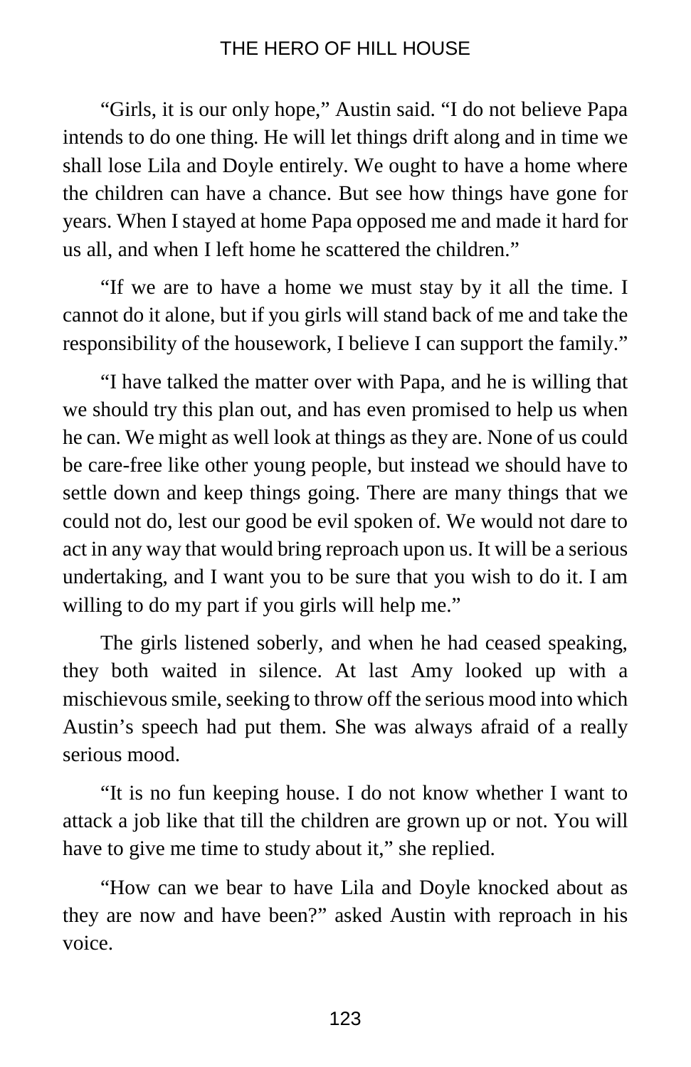"Girls, it is our only hope," Austin said. "I do not believe Papa intends to do one thing. He will let things drift along and in time we shall lose Lila and Doyle entirely. We ought to have a home where the children can have a chance. But see how things have gone for years. When I stayed at home Papa opposed me and made it hard for us all, and when I left home he scattered the children."

"If we are to have a home we must stay by it all the time. I cannot do it alone, but if you girls will stand back of me and take the responsibility of the housework, I believe I can support the family."

"I have talked the matter over with Papa, and he is willing that we should try this plan out, and has even promised to help us when he can. We might as well look at things as they are. None of us could be care-free like other young people, but instead we should have to settle down and keep things going. There are many things that we could not do, lest our good be evil spoken of. We would not dare to act in any way that would bring reproach upon us. It will be a serious undertaking, and I want you to be sure that you wish to do it. I am willing to do my part if you girls will help me."

The girls listened soberly, and when he had ceased speaking, they both waited in silence. At last Amy looked up with a mischievous smile, seeking to throw off the serious mood into which Austin's speech had put them. She was always afraid of a really serious mood.

"It is no fun keeping house. I do not know whether I want to attack a job like that till the children are grown up or not. You will have to give me time to study about it," she replied.

"How can we bear to have Lila and Doyle knocked about as they are now and have been?" asked Austin with reproach in his voice.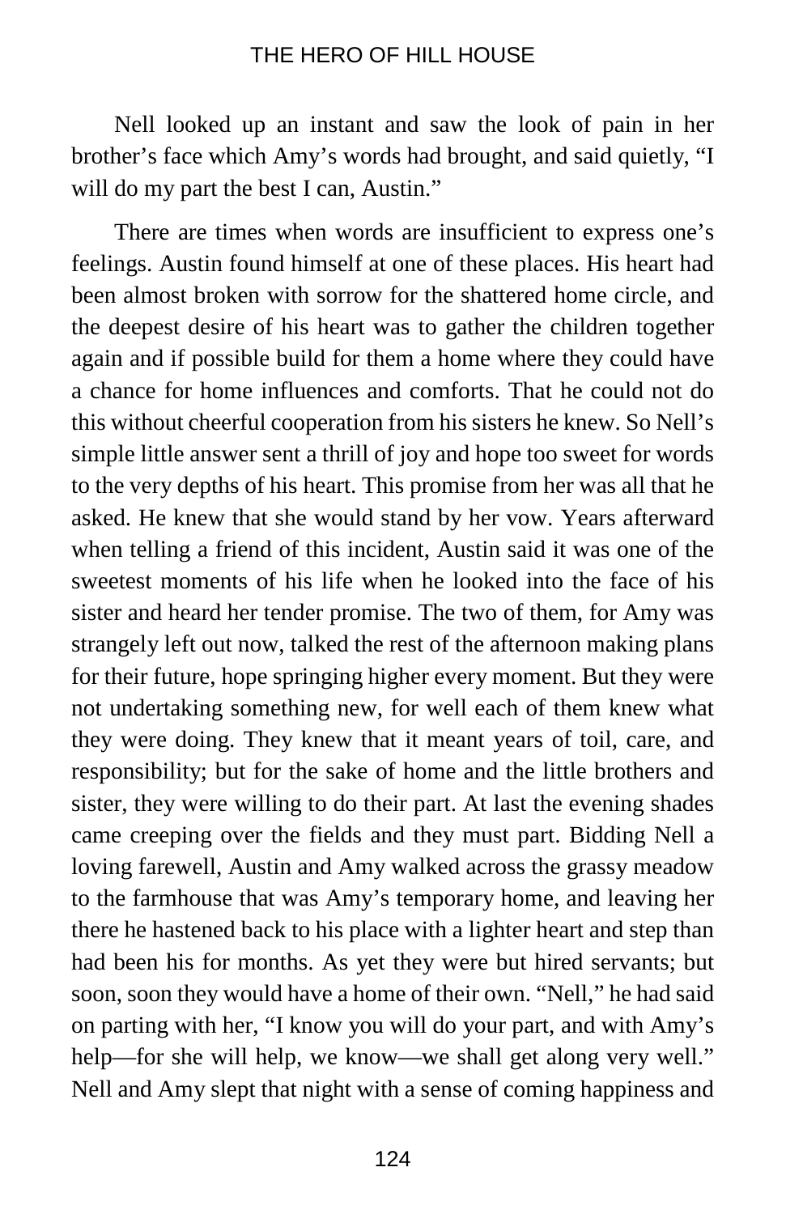Nell looked up an instant and saw the look of pain in her brother's face which Amy's words had brought, and said quietly, "I will do my part the best I can, Austin."

There are times when words are insufficient to express one's feelings. Austin found himself at one of these places. His heart had been almost broken with sorrow for the shattered home circle, and the deepest desire of his heart was to gather the children together again and if possible build for them a home where they could have a chance for home influences and comforts. That he could not do this without cheerful cooperation from his sisters he knew. So Nell's simple little answer sent a thrill of joy and hope too sweet for words to the very depths of his heart. This promise from her was all that he asked. He knew that she would stand by her vow. Years afterward when telling a friend of this incident, Austin said it was one of the sweetest moments of his life when he looked into the face of his sister and heard her tender promise. The two of them, for Amy was strangely left out now, talked the rest of the afternoon making plans for their future, hope springing higher every moment. But they were not undertaking something new, for well each of them knew what they were doing. They knew that it meant years of toil, care, and responsibility; but for the sake of home and the little brothers and sister, they were willing to do their part. At last the evening shades came creeping over the fields and they must part. Bidding Nell a loving farewell, Austin and Amy walked across the grassy meadow to the farmhouse that was Amy's temporary home, and leaving her there he hastened back to his place with a lighter heart and step than had been his for months. As yet they were but hired servants; but soon, soon they would have a home of their own. "Nell," he had said on parting with her, "I know you will do your part, and with Amy's help—for she will help, we know—we shall get along very well." Nell and Amy slept that night with a sense of coming happiness and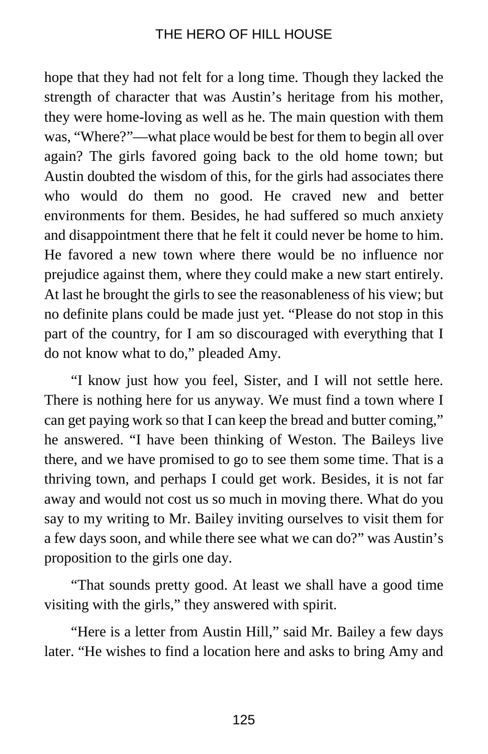hope that they had not felt for a long time. Though they lacked the strength of character that was Austin's heritage from his mother, they were home-loving as well as he. The main question with them was, "Where?"—what place would be best for them to begin all over again? The girls favored going back to the old home town; but Austin doubted the wisdom of this, for the girls had associates there who would do them no good. He craved new and better environments for them. Besides, he had suffered so much anxiety and disappointment there that he felt it could never be home to him. He favored a new town where there would be no influence nor prejudice against them, where they could make a new start entirely. At last he brought the girls to see the reasonableness of his view; but no definite plans could be made just yet. "Please do not stop in this part of the country, for I am so discouraged with everything that I do not know what to do," pleaded Amy.

"I know just how you feel, Sister, and I will not settle here. There is nothing here for us anyway. We must find a town where I can get paying work so that I can keep the bread and butter coming," he answered. "I have been thinking of Weston. The Baileys live there, and we have promised to go to see them some time. That is a thriving town, and perhaps I could get work. Besides, it is not far away and would not cost us so much in moving there. What do you say to my writing to Mr. Bailey inviting ourselves to visit them for a few days soon, and while there see what we can do?" was Austin's proposition to the girls one day.

"That sounds pretty good. At least we shall have a good time visiting with the girls," they answered with spirit.

"Here is a letter from Austin Hill," said Mr. Bailey a few days later. "He wishes to find a location here and asks to bring Amy and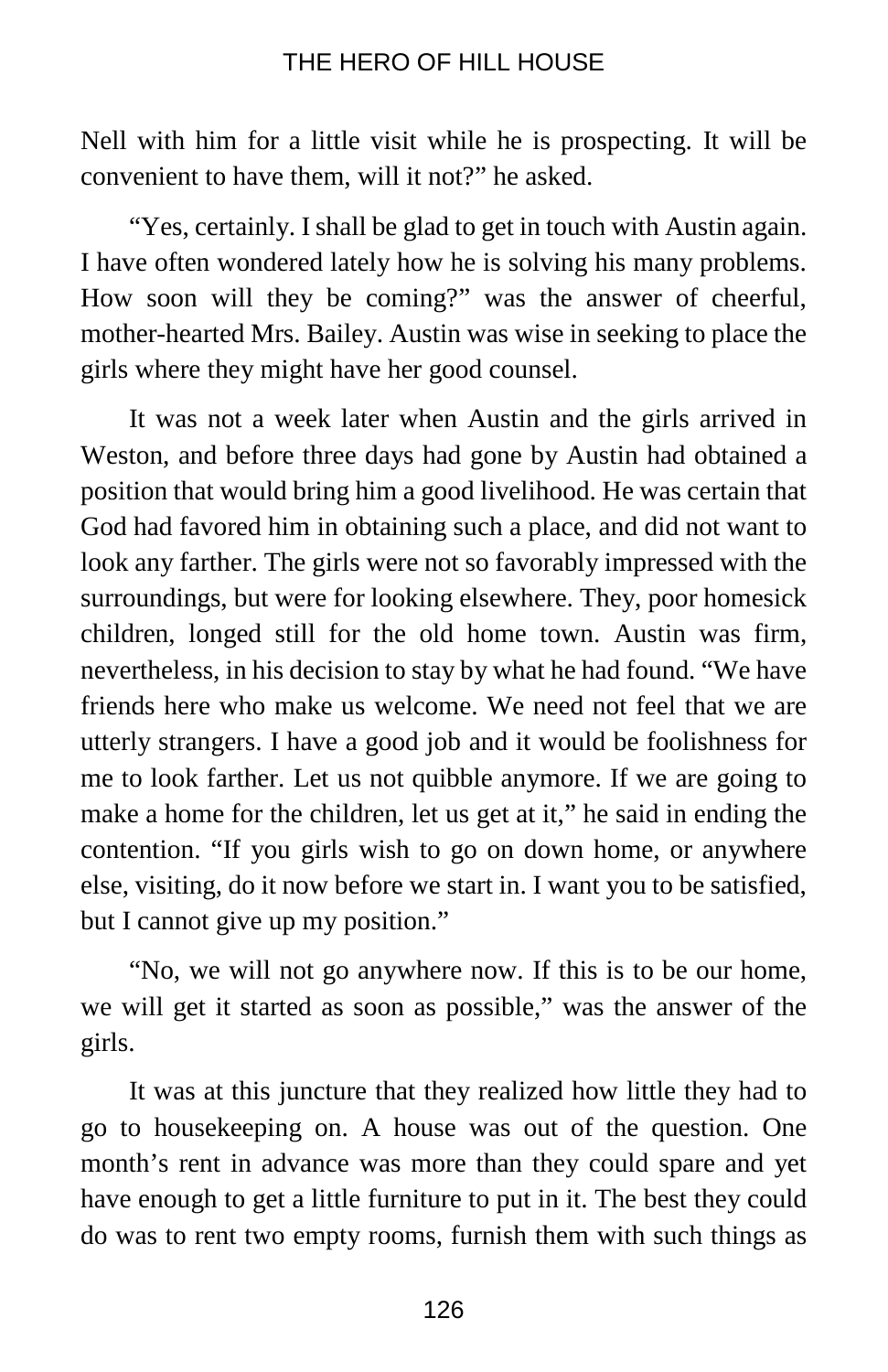Nell with him for a little visit while he is prospecting. It will be convenient to have them, will it not?" he asked.

"Yes, certainly. I shall be glad to get in touch with Austin again. I have often wondered lately how he is solving his many problems. How soon will they be coming?" was the answer of cheerful, mother-hearted Mrs. Bailey. Austin was wise in seeking to place the girls where they might have her good counsel.

It was not a week later when Austin and the girls arrived in Weston, and before three days had gone by Austin had obtained a position that would bring him a good livelihood. He was certain that God had favored him in obtaining such a place, and did not want to look any farther. The girls were not so favorably impressed with the surroundings, but were for looking elsewhere. They, poor homesick children, longed still for the old home town. Austin was firm, nevertheless, in his decision to stay by what he had found. "We have friends here who make us welcome. We need not feel that we are utterly strangers. I have a good job and it would be foolishness for me to look farther. Let us not quibble anymore. If we are going to make a home for the children, let us get at it," he said in ending the contention. "If you girls wish to go on down home, or anywhere else, visiting, do it now before we start in. I want you to be satisfied, but I cannot give up my position."

"No, we will not go anywhere now. If this is to be our home, we will get it started as soon as possible," was the answer of the girls.

It was at this juncture that they realized how little they had to go to housekeeping on. A house was out of the question. One month's rent in advance was more than they could spare and yet have enough to get a little furniture to put in it. The best they could do was to rent two empty rooms, furnish them with such things as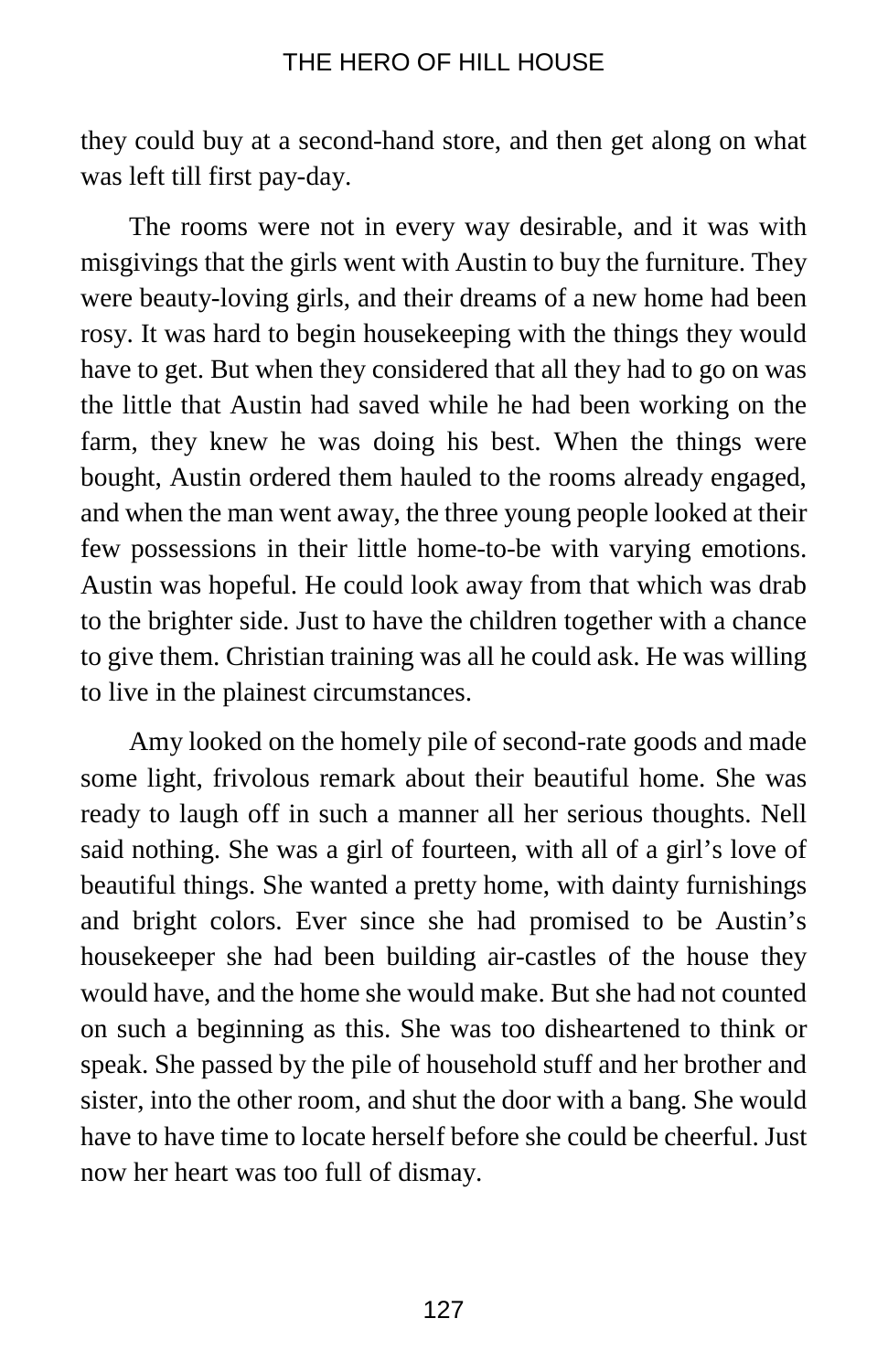they could buy at a second-hand store, and then get along on what was left till first pay-day.

The rooms were not in every way desirable, and it was with misgivings that the girls went with Austin to buy the furniture. They were beauty-loving girls, and their dreams of a new home had been rosy. It was hard to begin housekeeping with the things they would have to get. But when they considered that all they had to go on was the little that Austin had saved while he had been working on the farm, they knew he was doing his best. When the things were bought, Austin ordered them hauled to the rooms already engaged, and when the man went away, the three young people looked at their few possessions in their little home-to-be with varying emotions. Austin was hopeful. He could look away from that which was drab to the brighter side. Just to have the children together with a chance to give them. Christian training was all he could ask. He was willing to live in the plainest circumstances.

Amy looked on the homely pile of second-rate goods and made some light, frivolous remark about their beautiful home. She was ready to laugh off in such a manner all her serious thoughts. Nell said nothing. She was a girl of fourteen, with all of a girl's love of beautiful things. She wanted a pretty home, with dainty furnishings and bright colors. Ever since she had promised to be Austin's housekeeper she had been building air-castles of the house they would have, and the home she would make. But she had not counted on such a beginning as this. She was too disheartened to think or speak. She passed by the pile of household stuff and her brother and sister, into the other room, and shut the door with a bang. She would have to have time to locate herself before she could be cheerful. Just now her heart was too full of dismay.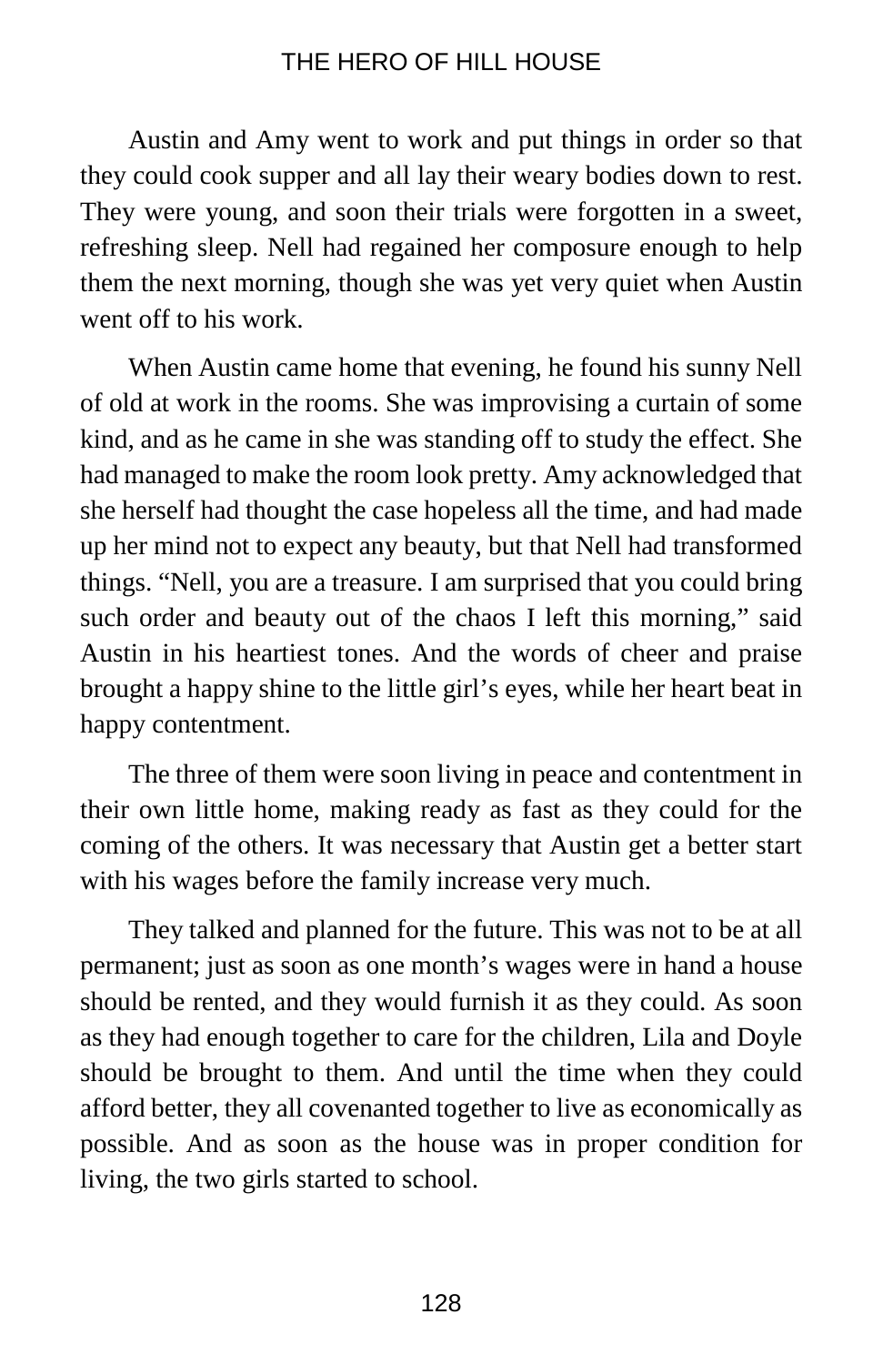Austin and Amy went to work and put things in order so that they could cook supper and all lay their weary bodies down to rest. They were young, and soon their trials were forgotten in a sweet, refreshing sleep. Nell had regained her composure enough to help them the next morning, though she was yet very quiet when Austin went off to his work.

When Austin came home that evening, he found his sunny Nell of old at work in the rooms. She was improvising a curtain of some kind, and as he came in she was standing off to study the effect. She had managed to make the room look pretty. Amy acknowledged that she herself had thought the case hopeless all the time, and had made up her mind not to expect any beauty, but that Nell had transformed things. "Nell, you are a treasure. I am surprised that you could bring such order and beauty out of the chaos I left this morning," said Austin in his heartiest tones. And the words of cheer and praise brought a happy shine to the little girl's eyes, while her heart beat in happy contentment.

The three of them were soon living in peace and contentment in their own little home, making ready as fast as they could for the coming of the others. It was necessary that Austin get a better start with his wages before the family increase very much.

They talked and planned for the future. This was not to be at all permanent; just as soon as one month's wages were in hand a house should be rented, and they would furnish it as they could. As soon as they had enough together to care for the children, Lila and Doyle should be brought to them. And until the time when they could afford better, they all covenanted together to live as economically as possible. And as soon as the house was in proper condition for living, the two girls started to school.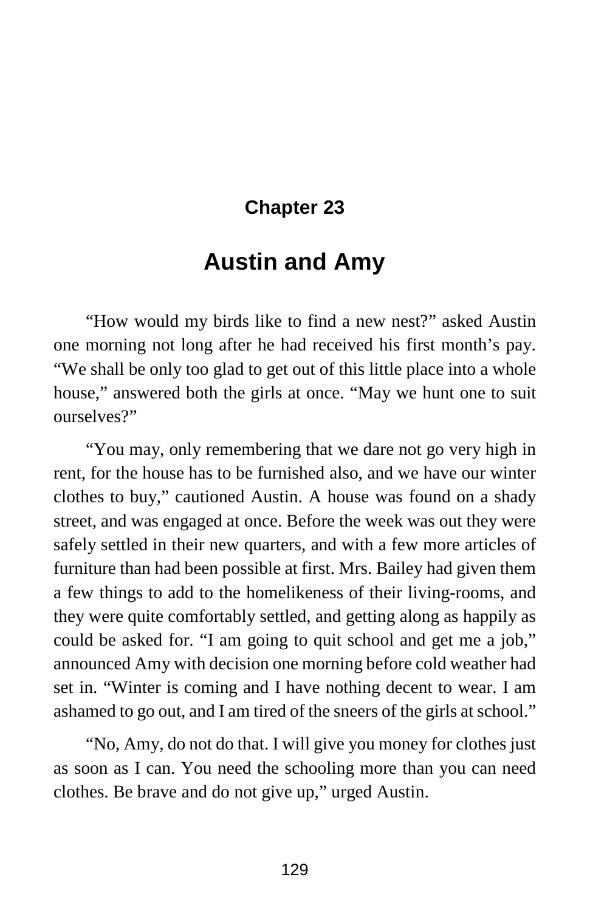## Chapter 23

# Austin and Amy

"How would my birds like to find a new nest?" asked Austin one morning not long after he had received his first month's pay. "We shall be only too glad to get out of this little place into a whole house," answered both the girls at once. "May we hunt one to suit ourselves?"

"You may, only remembering that we dare not go very high in rent, for the house has to be furnished also, and we have our winter clothes to buy," cautioned Austin. A house was found on a shady street, and was engaged at once. Before the week was out they were safely settled in their new quarters, and with a few more articles of furniture than had been possible at first. Mrs. Bailey had given them a few things to add to the homelikeness of their living-rooms, and they were quite comfortably settled, and getting along as happily as could be asked for. "I am going to quit school and get me a job," announced Amy with decision one morning before cold weather had set in. "Winter is coming and I have nothing decent to wear. I am ashamed to go out, and I am tired of the sneers of the girls at school."

"No, Amy, do not do that. I will give you money for clothes just as soon as I can. You need the schooling more than you can need clothes. Be brave and do not give up," urged Austin.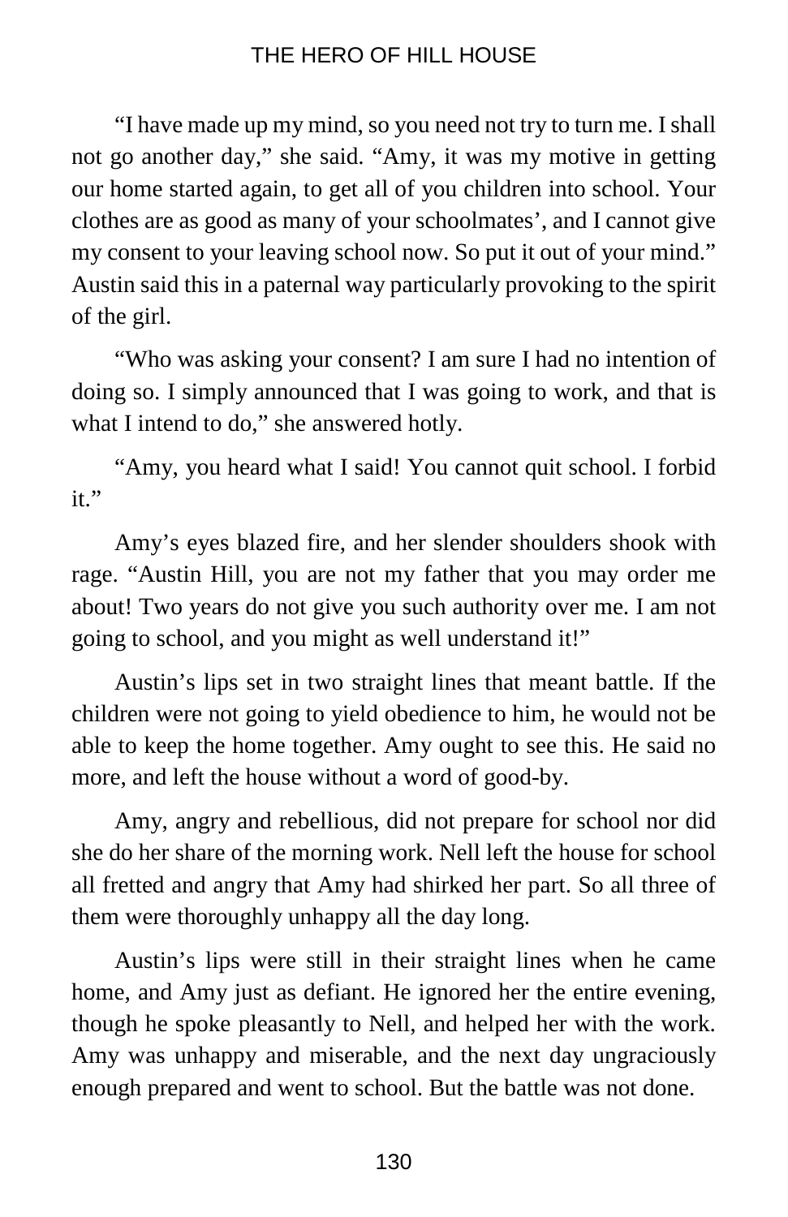"I have made up my mind, so you need not try to turn me. I shall not go another day," she said. "Amy, it was my motive in getting our home started again, to get all of you children into school. Your clothes are as good as many of your schoolmates', and I cannot give my consent to your leaving school now. So put it out of your mind." Austin said this in a paternal way particularly provoking to the spirit of the girl.

"Who was asking your consent? I am sure I had no intention of doing so. I simply announced that I was going to work, and that is what I intend to do," she answered hotly.

"Amy, you heard what I said! You cannot quit school. I forbid it."

Amy's eyes blazed fire, and her slender shoulders shook with rage. "Austin Hill, you are not my father that you may order me about! Two years do not give you such authority over me. I am not going to school, and you might as well understand it!"

Austin's lips set in two straight lines that meant battle. If the children were not going to yield obedience to him, he would not be able to keep the home together. Amy ought to see this. He said no more, and left the house without a word of good-by.

Amy, angry and rebellious, did not prepare for school nor did she do her share of the morning work. Nell left the house for school all fretted and angry that Amy had shirked her part. So all three of them were thoroughly unhappy all the day long.

Austin's lips were still in their straight lines when he came home, and Amy just as defiant. He ignored her the entire evening, though he spoke pleasantly to Nell, and helped her with the work. Amy was unhappy and miserable, and the next day ungraciously enough prepared and went to school. But the battle was not done.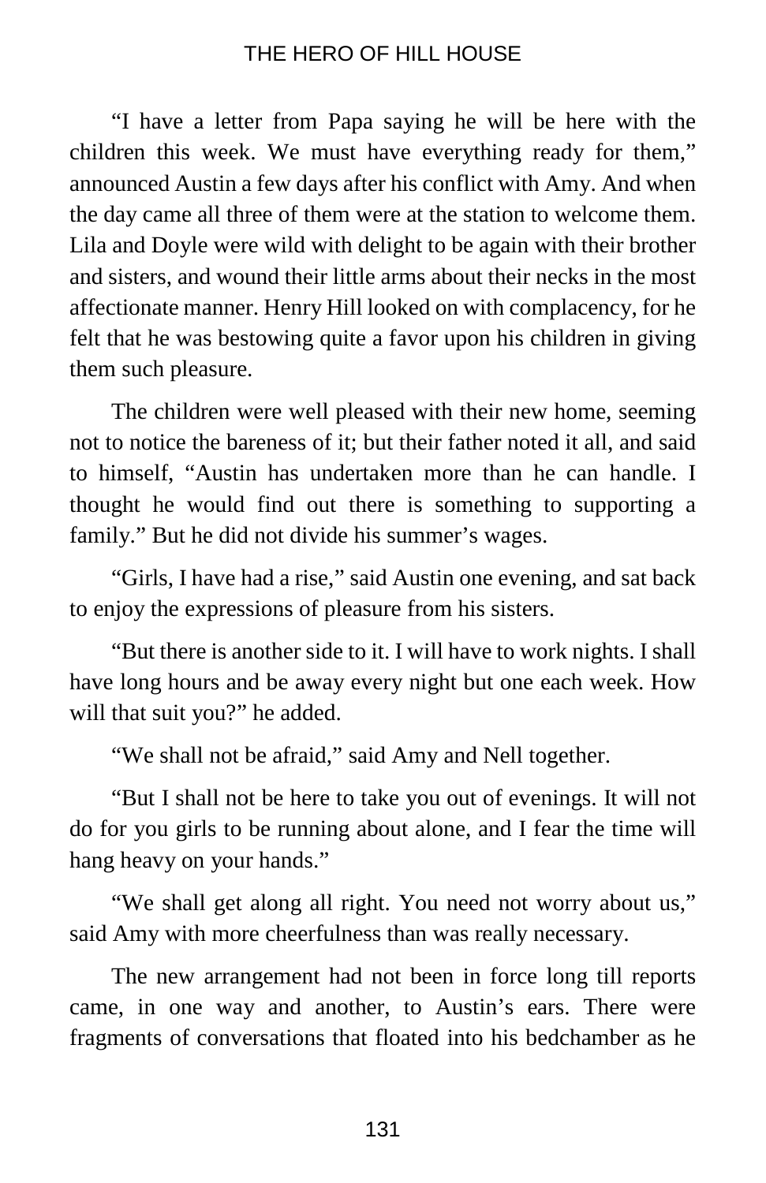"I have a letter from Papa saying he will be here with the children this week. We must have everything ready for them," announced Austin a few days after his conflict with Amy. And when the day came all three of them were at the station to welcome them. Lila and Doyle were wild with delight to be again with their brother and sisters, and wound their little arms about their necks in the most affectionate manner. Henry Hill looked on with complacency, for he felt that he was bestowing quite a favor upon his children in giving them such pleasure.

The children were well pleased with their new home, seeming not to notice the bareness of it; but their father noted it all, and said to himself, "Austin has undertaken more than he can handle. I thought he would find out there is something to supporting a family." But he did not divide his summer's wages.

"Girls, I have had a rise," said Austin one evening, and sat back to enjoy the expressions of pleasure from his sisters.

"But there is another side to it. I will have to work nights. I shall have long hours and be away every night but one each week. How will that suit you?" he added.

"We shall not be afraid," said Amy and Nell together.

"But I shall not be here to take you out of evenings. It will not do for you girls to be running about alone, and I fear the time will hang heavy on your hands."

"We shall get along all right. You need not worry about us," said Amy with more cheerfulness than was really necessary.

The new arrangement had not been in force long till reports came, in one way and another, to Austin's ears. There were fragments of conversations that floated into his bedchamber as he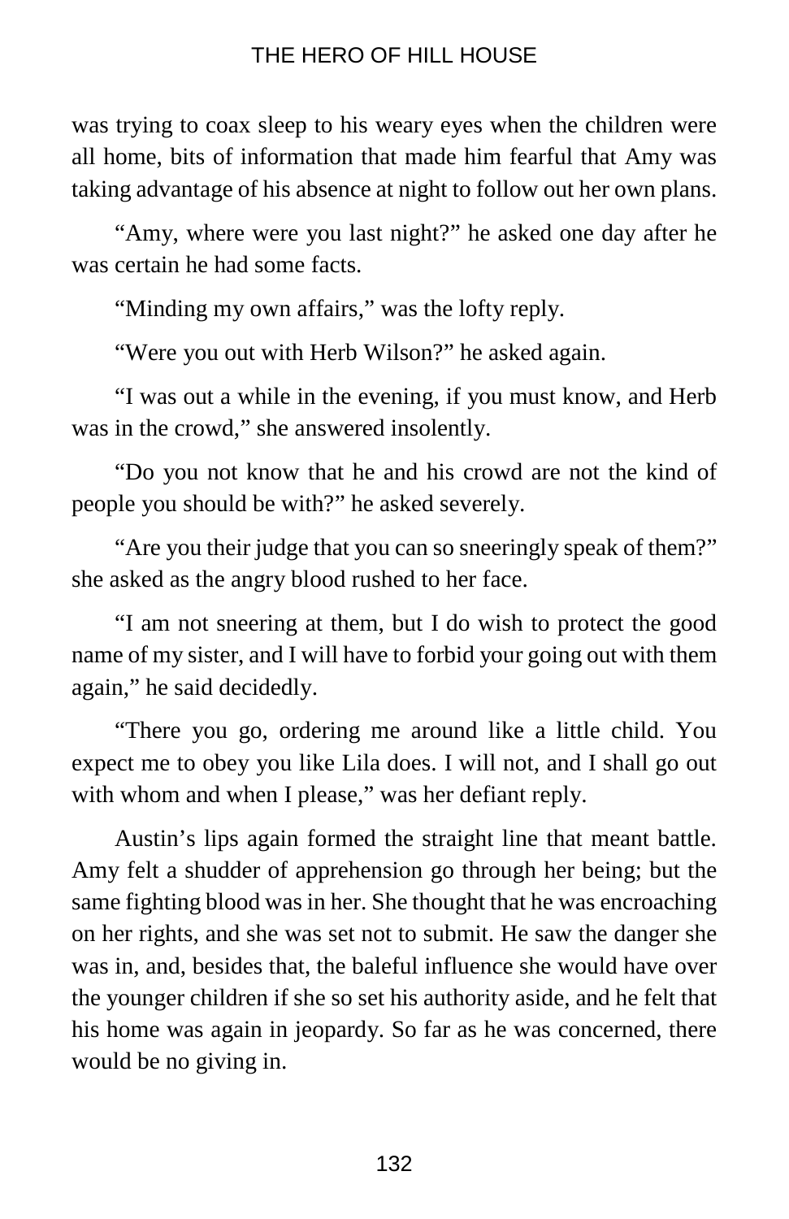was trying to coax sleep to his weary eyes when the children were all home, bits of information that made him fearful that Amy was taking advantage of his absence at night to follow out her own plans.

"Amy, where were you last night?" he asked one day after he was certain he had some facts.

"Minding my own affairs," was the lofty reply.

"Were you out with Herb Wilson?" he asked again.

"I was out a while in the evening, if you must know, and Herb was in the crowd," she answered insolently.

"Do you not know that he and his crowd are not the kind of people you should be with?" he asked severely.

"Are you their judge that you can so sneeringly speak of them?" she asked as the angry blood rushed to her face.

"I am not sneering at them, but I do wish to protect the good name of my sister, and I will have to forbid your going out with them again," he said decidedly.

"There you go, ordering me around like a little child. You expect me to obey you like Lila does. I will not, and I shall go out with whom and when I please," was her defiant reply.

Austin's lips again formed the straight line that meant battle. Amy felt a shudder of apprehension go through her being; but the same fighting blood was in her. She thought that he was encroaching on her rights, and she was set not to submit. He saw the danger she was in, and, besides that, the baleful influence she would have over the younger children if she so set his authority aside, and he felt that his home was again in jeopardy. So far as he was concerned, there would be no giving in.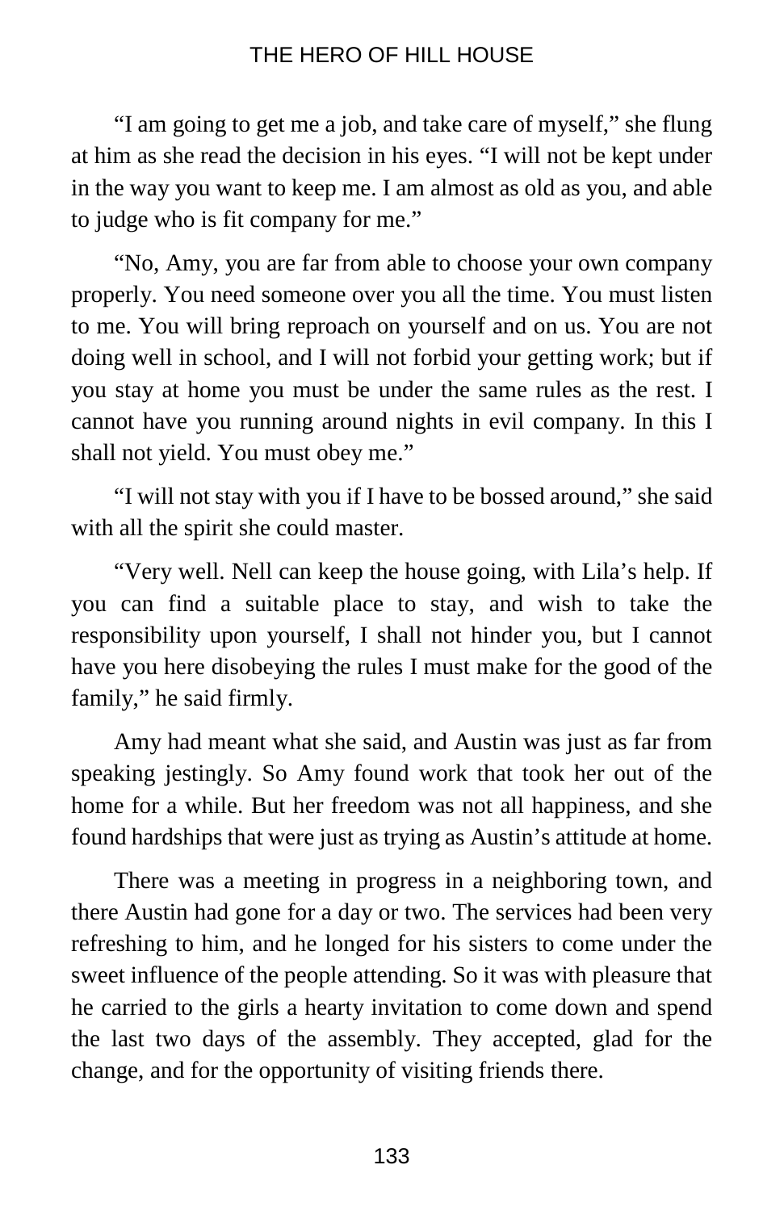"I am going to get me a job, and take care of myself," she flung at him as she read the decision in his eyes. "I will not be kept under in the way you want to keep me. I am almost as old as you, and able to judge who is fit company for me."

"No, Amy, you are far from able to choose your own company properly. You need someone over you all the time. You must listen to me. You will bring reproach on yourself and on us. You are not doing well in school, and I will not forbid your getting work; but if you stay at home you must be under the same rules as the rest. I cannot have you running around nights in evil company. In this I shall not yield. You must obey me."

"I will not stay with you if I have to be bossed around," she said with all the spirit she could master.

"Very well. Nell can keep the house going, with Lila's help. If you can find a suitable place to stay, and wish to take the responsibility upon yourself, I shall not hinder you, but I cannot have you here disobeying the rules I must make for the good of the family," he said firmly.

Amy had meant what she said, and Austin was just as far from speaking jestingly. So Amy found work that took her out of the home for a while. But her freedom was not all happiness, and she found hardships that were just as trying as Austin's attitude at home.

There was a meeting in progress in a neighboring town, and there Austin had gone for a day or two. The services had been very refreshing to him, and he longed for his sisters to come under the sweet influence of the people attending. So it was with pleasure that he carried to the girls a hearty invitation to come down and spend the last two days of the assembly. They accepted, glad for the change, and for the opportunity of visiting friends there.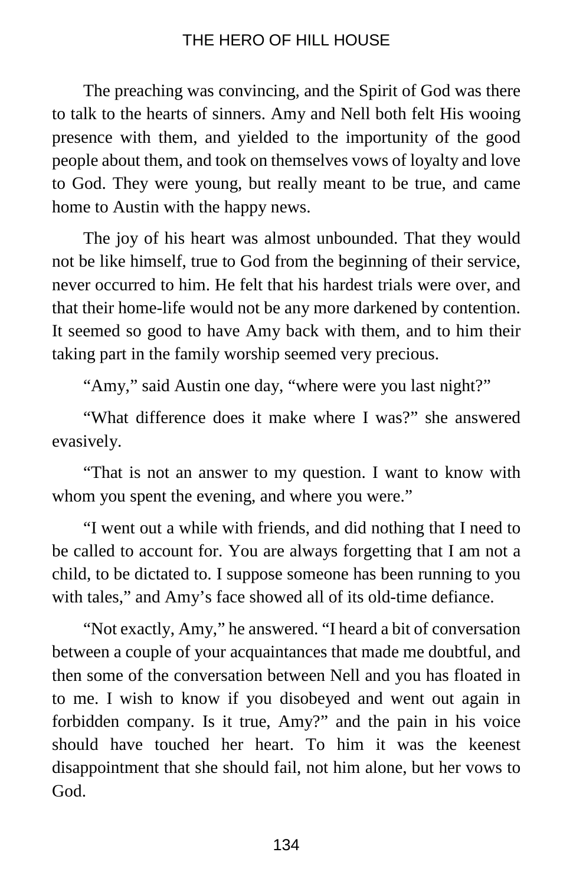The preaching was convincing, and the Spirit of God was there to talk to the hearts of sinners. Amy and Nell both felt His wooing presence with them, and yielded to the importunity of the good people about them, and took on themselves vows of loyalty and love to God. They were young, but really meant to be true, and came home to Austin with the happy news.

The joy of his heart was almost unbounded. That they would not be like himself, true to God from the beginning of their service, never occurred to him. He felt that his hardest trials were over, and that their home-life would not be any more darkened by contention. It seemed so good to have Amy back with them, and to him their taking part in the family worship seemed very precious.

"Amy," said Austin one day, "where were you last night?"

"What difference does it make where I was?" she answered evasively.

"That is not an answer to my question. I want to know with whom you spent the evening, and where you were."

"I went out a while with friends, and did nothing that I need to be called to account for. You are always forgetting that I am not a child, to be dictated to. I suppose someone has been running to you with tales," and Amy's face showed all of its old-time defiance.

"Not exactly, Amy," he answered. "I heard a bit of conversation between a couple of your acquaintances that made me doubtful, and then some of the conversation between Nell and you has floated in to me. I wish to know if you disobeyed and went out again in forbidden company. Is it true, Amy?" and the pain in his voice should have touched her heart. To him it was the keenest disappointment that she should fail, not him alone, but her vows to God.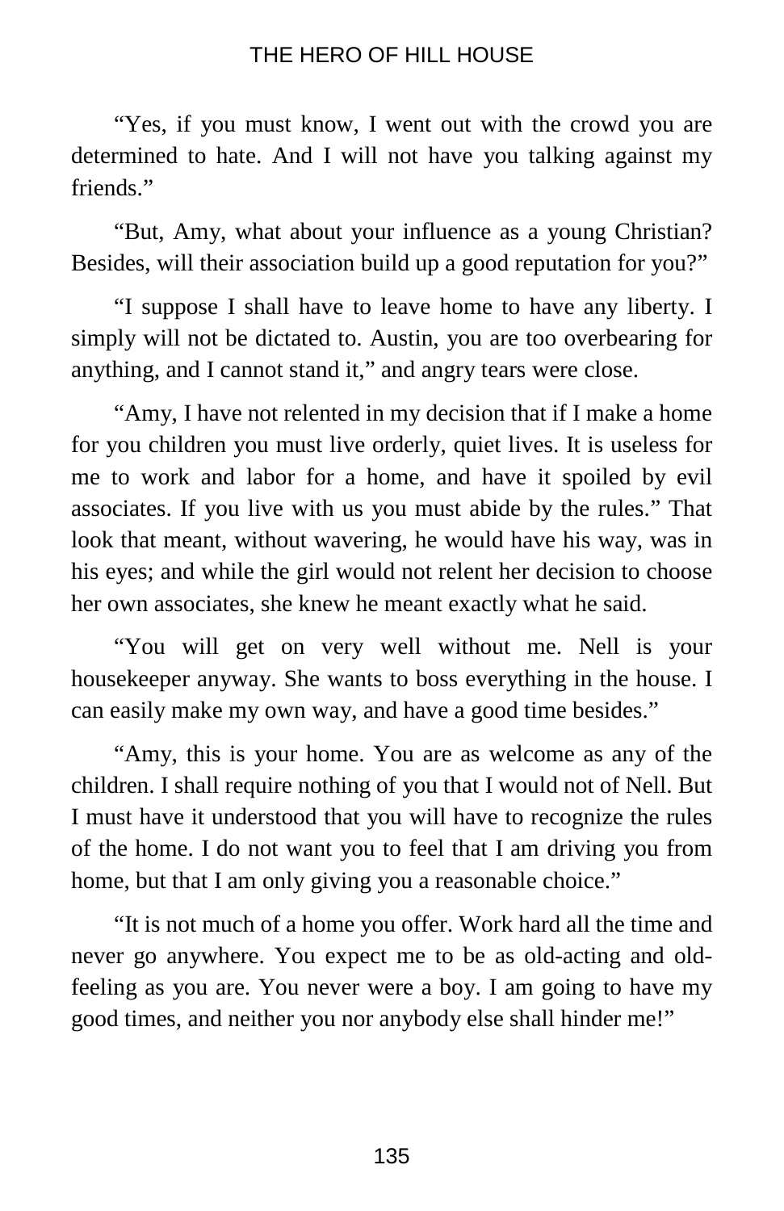"Yes, if you must know, I went out with the crowd you are determined to hate. And I will not have you talking against my friends."

"But, Amy, what about your influence as a young Christian? Besides, will their association build up a good reputation for you?"

"I suppose I shall have to leave home to have any liberty. I simply will not be dictated to. Austin, you are too overbearing for anything, and I cannot stand it," and angry tears were close.

"Amy, I have not relented in my decision that if I make a home for you children you must live orderly, quiet lives. It is useless for me to work and labor for a home, and have it spoiled by evil associates. If you live with us you must abide by the rules." That look that meant, without wavering, he would have his way, was in his eyes; and while the girl would not relent her decision to choose her own associates, she knew he meant exactly what he said.

"You will get on very well without me. Nell is your housekeeper anyway. She wants to boss everything in the house. I can easily make my own way, and have a good time besides."

"Amy, this is your home. You are as welcome as any of the children. I shall require nothing of you that I would not of Nell. But I must have it understood that you will have to recognize the rules of the home. I do not want you to feel that I am driving you from home, but that I am only giving you a reasonable choice."

"It is not much of a home you offer. Work hard all the time and never go anywhere. You expect me to be as old-acting and old-feeling as you are. You never were a boy. I am going to have my good times, and neither you nor anybody else shall hinder me!"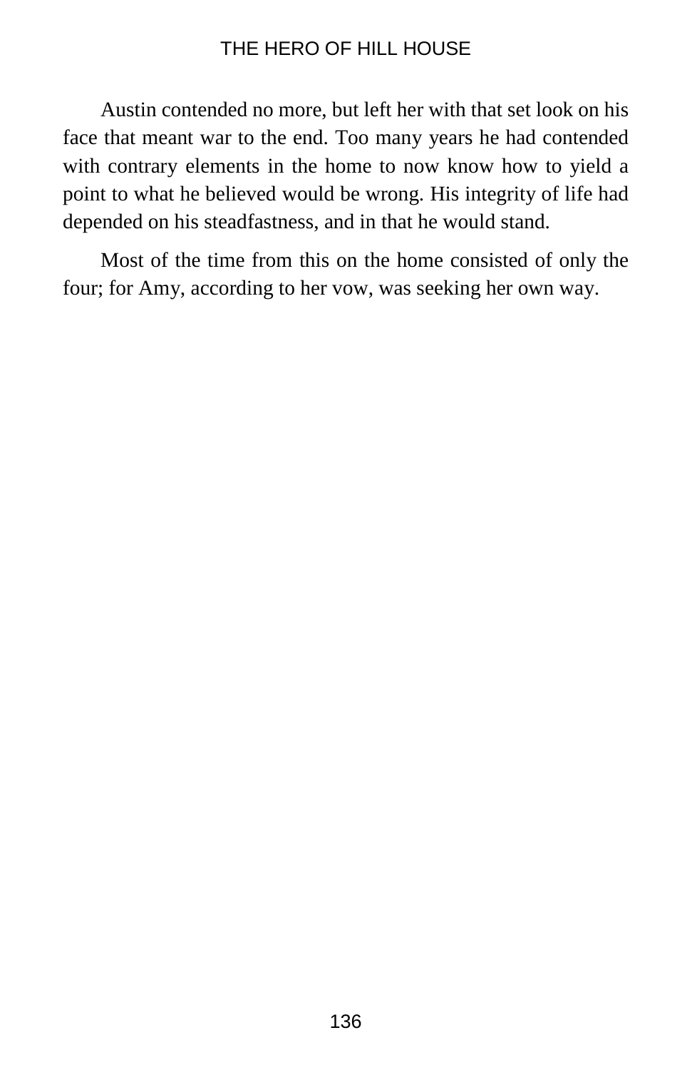Austin contended no more, but left her with that set look on his face that meant war to the end. Too many years he had contended with contrary elements in the home to now know how to yield a point to what he believed would be wrong. His integrity of life had depended on his steadfastness, and in that he would stand.

Most of the time from this on the home consisted of only the four; for Amy, according to her vow, was seeking her own way.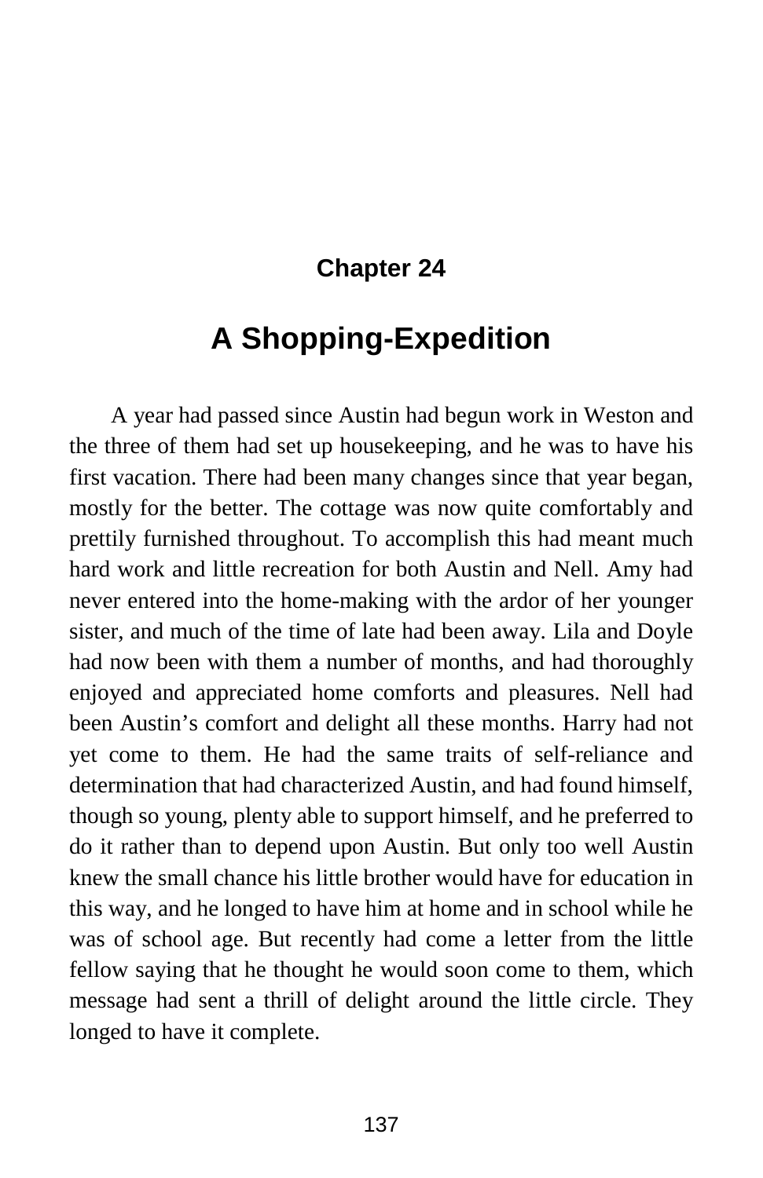## Chapter 24

# A Shopping-Expedition

A year had passed since Austin had begun work in Weston and the three of them had set up housekeeping, and he was to have his first vacation. There had been many changes since that year began, mostly for the better. The cottage was now quite comfortably and prettily furnished throughout. To accomplish this had meant much hard work and little recreation for both Austin and Nell. Amy had never entered into the home-making with the ardor of her younger sister, and much of the time of late had been away. Lila and Doyle had now been with them a number of months, and had thoroughly enjoyed and appreciated home comforts and pleasures. Nell had been Austin's comfort and delight all these months. Harry had not yet come to them. He had the same traits of self-reliance and determination that had characterized Austin, and had found himself, though so young, plenty able to support himself, and he preferred to do it rather than to depend upon Austin. But only too well Austin knew the small chance his little brother would have for education in this way, and he longed to have him at home and in school while he was of school age. But recently had come a letter from the little fellow saying that he thought he would soon come to them, which message had sent a thrill of delight around the little circle. They longed to have it complete.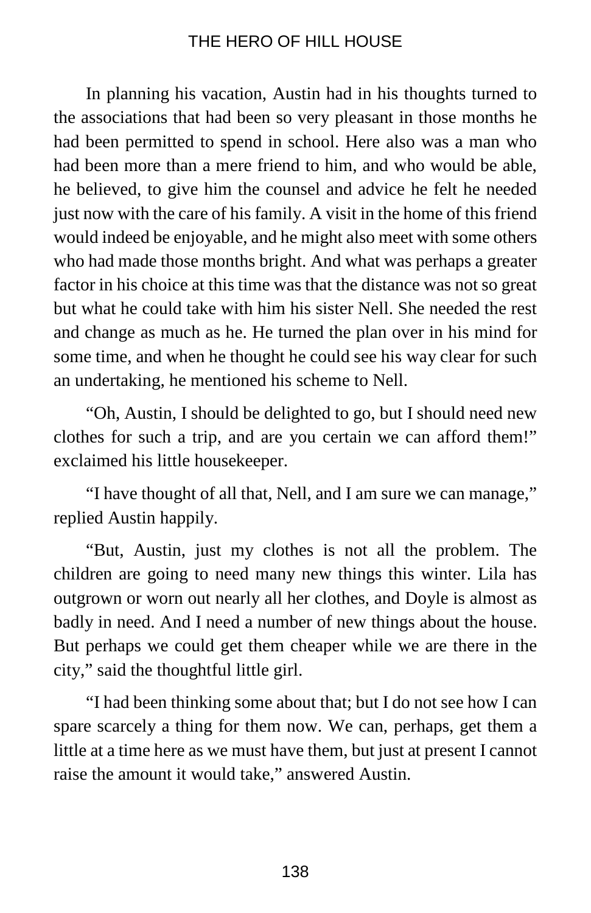In planning his vacation, Austin had in his thoughts turned to the associations that had been so very pleasant in those months he had been permitted to spend in school. Here also was a man who had been more than a mere friend to him, and who would be able, he believed, to give him the counsel and advice he felt he needed just now with the care of his family. A visit in the home of this friend would indeed be enjoyable, and he might also meet with some others who had made those months bright. And what was perhaps a greater factor in his choice at this time was that the distance was not so great but what he could take with him his sister Nell. She needed the rest and change as much as he. He turned the plan over in his mind for some time, and when he thought he could see his way clear for such an undertaking, he mentioned his scheme to Nell.

"Oh, Austin, I should be delighted to go, but I should need new clothes for such a trip, and are you certain we can afford them!" exclaimed his little housekeeper.

"I have thought of all that, Nell, and I am sure we can manage," replied Austin happily.

"But, Austin, just my clothes is not all the problem. The children are going to need many new things this winter. Lila has outgrown or worn out nearly all her clothes, and Doyle is almost as badly in need. And I need a number of new things about the house. But perhaps we could get them cheaper while we are there in the city," said the thoughtful little girl.

"I had been thinking some about that; but I do not see how I can spare scarcely a thing for them now. We can, perhaps, get them a little at a time here as we must have them, but just at present I cannot raise the amount it would take," answered Austin.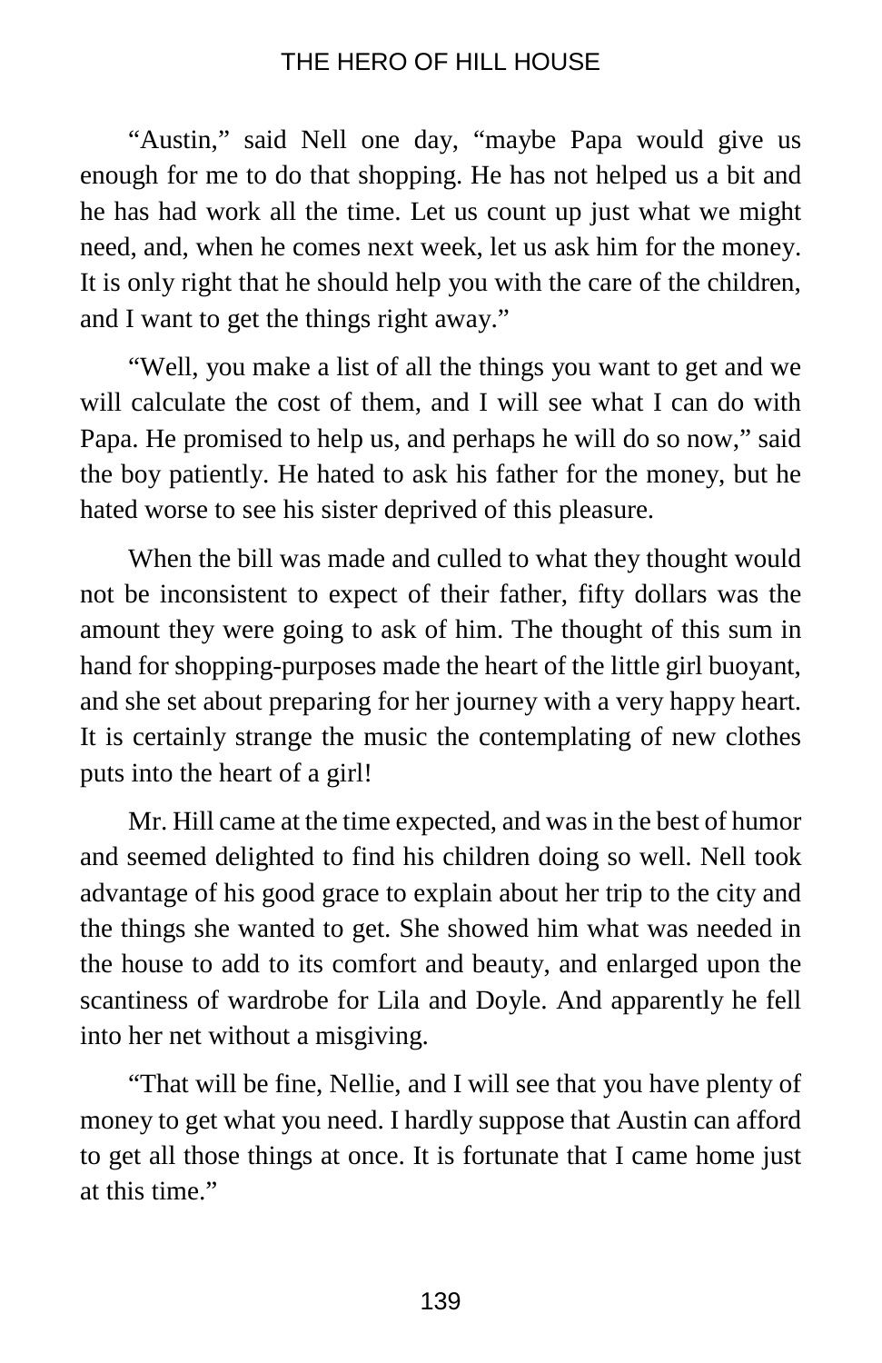"Austin," said Nell one day, "maybe Papa would give us enough for me to do that shopping. He has not helped us a bit and he has had work all the time. Let us count up just what we might need, and, when he comes next week, let us ask him for the money. It is only right that he should help you with the care of the children, and I want to get the things right away."

"Well, you make a list of all the things you want to get and we will calculate the cost of them, and I will see what I can do with Papa. He promised to help us, and perhaps he will do so now," said the boy patiently. He hated to ask his father for the money, but he hated worse to see his sister deprived of this pleasure.

When the bill was made and culled to what they thought would not be inconsistent to expect of their father, fifty dollars was the amount they were going to ask of him. The thought of this sum in hand for shopping-purposes made the heart of the little girl buoyant, and she set about preparing for her journey with a very happy heart. It is certainly strange the music the contemplating of new clothes puts into the heart of a girl!

Mr. Hill came at the time expected, and was in the best of humor and seemed delighted to find his children doing so well. Nell took advantage of his good grace to explain about her trip to the city and the things she wanted to get. She showed him what was needed in the house to add to its comfort and beauty, and enlarged upon the scantiness of wardrobe for Lila and Doyle. And apparently he fell into her net without a misgiving.

"That will be fine, Nellie, and I will see that you have plenty of money to get what you need. I hardly suppose that Austin can afford to get all those things at once. It is fortunate that I came home just at this time."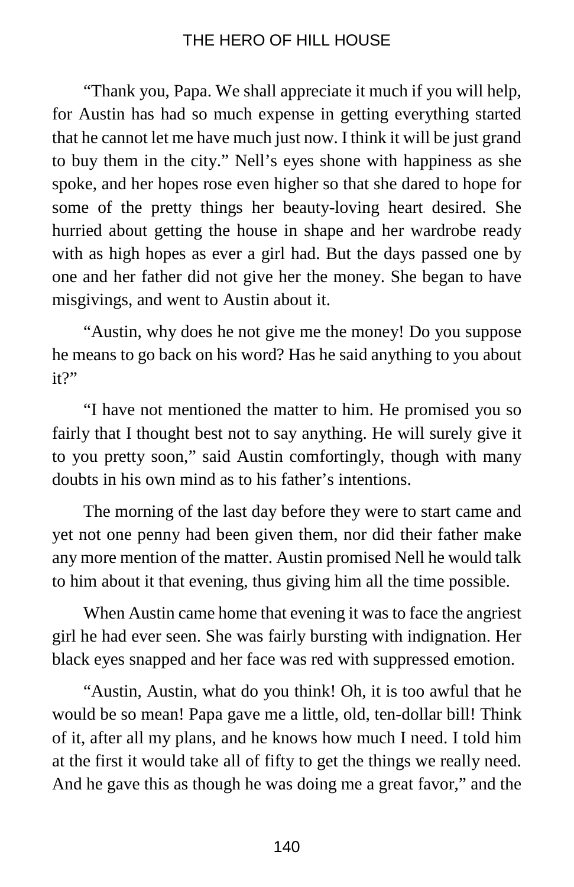"Thank you, Papa. We shall appreciate it much if you will help, for Austin has had so much expense in getting everything started that he cannot let me have much just now. I think it will be just grand to buy them in the city." Nell's eyes shone with happiness as she spoke, and her hopes rose even higher so that she dared to hope for some of the pretty things her beauty-loving heart desired. She hurried about getting the house in shape and her wardrobe ready with as high hopes as ever a girl had. But the days passed one by one and her father did not give her the money. She began to have misgivings, and went to Austin about it.

"Austin, why does he not give me the money! Do you suppose he means to go back on his word? Has he said anything to you about it?"

"I have not mentioned the matter to him. He promised you so fairly that I thought best not to say anything. He will surely give it to you pretty soon," said Austin comfortingly, though with many doubts in his own mind as to his father's intentions.

The morning of the last day before they were to start came and yet not one penny had been given them, nor did their father make any more mention of the matter. Austin promised Nell he would talk to him about it that evening, thus giving him all the time possible.

When Austin came home that evening it was to face the angriest girl he had ever seen. She was fairly bursting with indignation. Her black eyes snapped and her face was red with suppressed emotion.

"Austin, Austin, what do you think! Oh, it is too awful that he would be so mean! Papa gave me a little, old, ten-dollar bill! Think of it, after all my plans, and he knows how much I need. I told him at the first it would take all of fifty to get the things we really need. And he gave this as though he was doing me a great favor," and the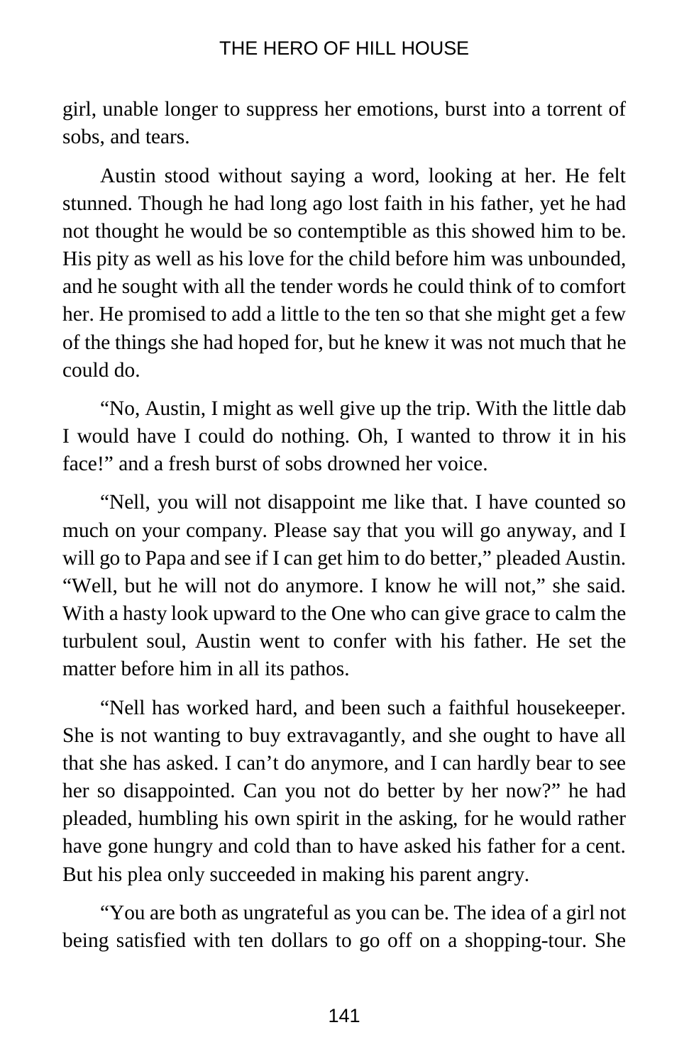girl, unable longer to suppress her emotions, burst into a torrent of sobs, and tears.

Austin stood without saying a word, looking at her. He felt stunned. Though he had long ago lost faith in his father, yet he had not thought he would be so contemptible as this showed him to be. His pity as well as his love for the child before him was unbounded, and he sought with all the tender words he could think of to comfort her. He promised to add a little to the ten so that she might get a few of the things she had hoped for, but he knew it was not much that he could do.

“No, Austin, I might as well give up the trip. With the little dab I would have I could do nothing. Oh, I wanted to throw it in his face!” and a fresh burst of sobs drowned her voice.

“Nell, you will not disappoint me like that. I have counted so much on your company. Please say that you will go anyway, and I will go to Papa and see if I can get him to do better,” pleaded Austin. “Well, but he will not do anymore. I know he will not,” she said. With a hasty look upward to the One who can give grace to calm the turbulent soul, Austin went to confer with his father. He set the matter before him in all its pathos.

“Nell has worked hard, and been such a faithful housekeeper. She is not wanting to buy extravagantly, and she ought to have all that she has asked. I can’t do anymore, and I can hardly bear to see her so disappointed. Can you not do better by her now?” he had pleaded, humbling his own spirit in the asking, for he would rather have gone hungry and cold than to have asked his father for a cent. But his plea only succeeded in making his parent angry.

“You are both as ungrateful as you can be. The idea of a girl not being satisfied with ten dollars to go off on a shopping-tour. She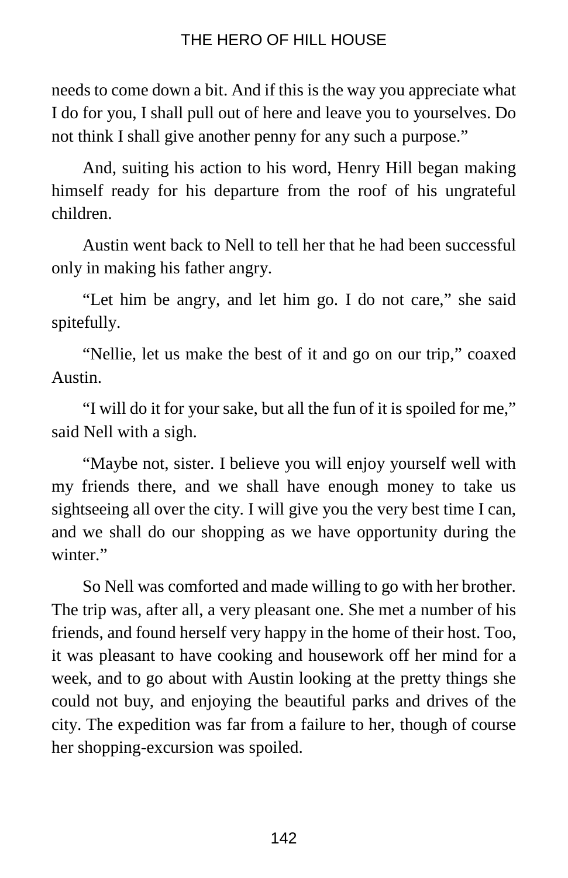needs to come down a bit. And if this is the way you appreciate what I do for you, I shall pull out of here and leave you to yourselves. Do not think I shall give another penny for any such a purpose."

And, suiting his action to his word, Henry Hill began making himself ready for his departure from the roof of his ungrateful children.

Austin went back to Nell to tell her that he had been successful only in making his father angry.

"Let him be angry, and let him go. I do not care," she said spitefully.

"Nellie, let us make the best of it and go on our trip," coaxed Austin.

"I will do it for your sake, but all the fun of it is spoiled for me," said Nell with a sigh.

"Maybe not, sister. I believe you will enjoy yourself well with my friends there, and we shall have enough money to take us sightseeing all over the city. I will give you the very best time I can, and we shall do our shopping as we have opportunity during the winter."

So Nell was comforted and made willing to go with her brother. The trip was, after all, a very pleasant one. She met a number of his friends, and found herself very happy in the home of their host. Too, it was pleasant to have cooking and housework off her mind for a week, and to go about with Austin looking at the pretty things she could not buy, and enjoying the beautiful parks and drives of the city. The expedition was far from a failure to her, though of course her shopping-excursion was spoiled.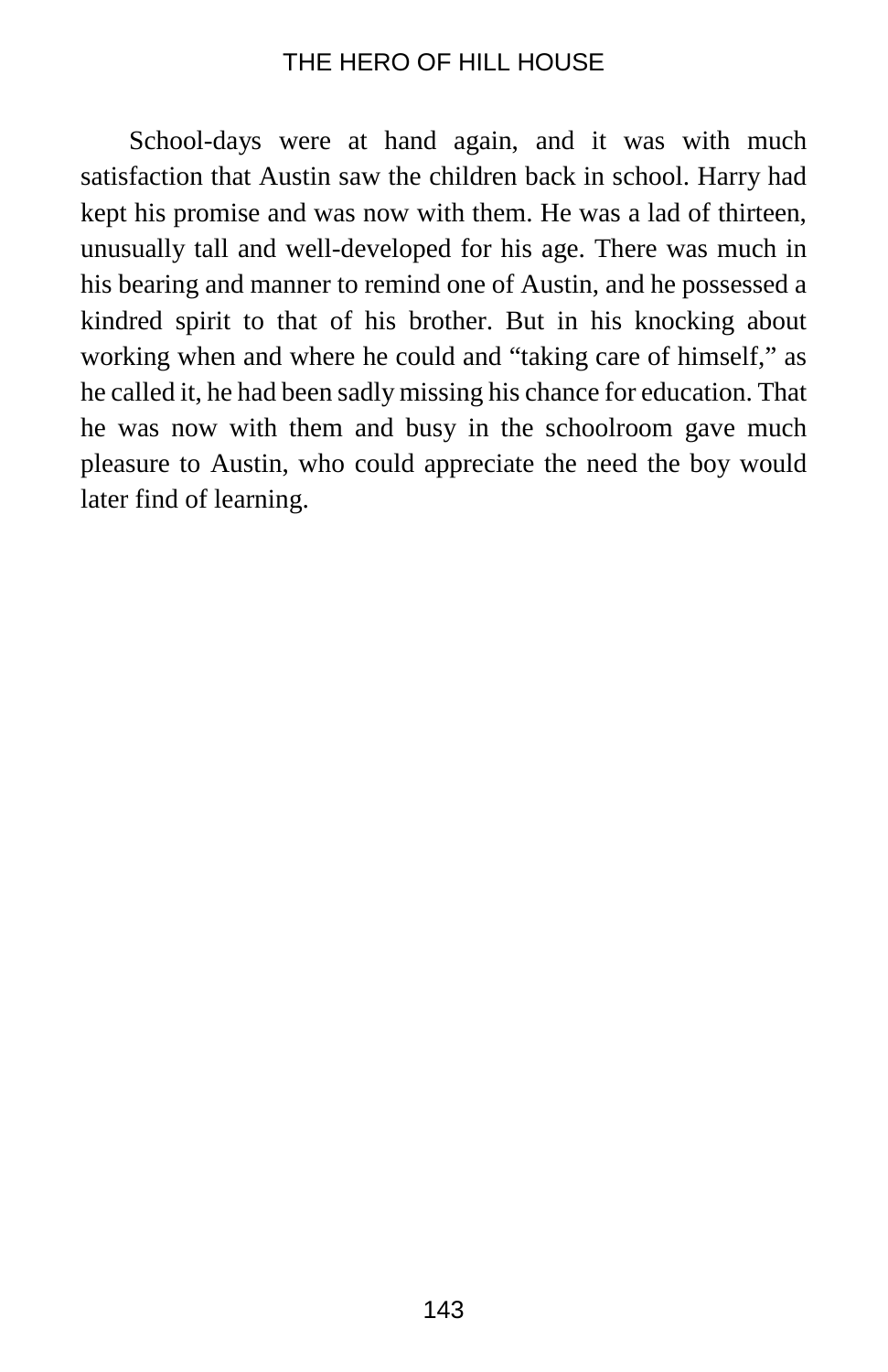School-days were at hand again, and it was with much satisfaction that Austin saw the children back in school. Harry had kept his promise and was now with them. He was a lad of thirteen, unusually tall and well-developed for his age. There was much in his bearing and manner to remind one of Austin, and he possessed a kindred spirit to that of his brother. But in his knocking about working when and where he could and "taking care of himself," as he called it, he had been sadly missing his chance for education. That he was now with them and busy in the schoolroom gave much pleasure to Austin, who could appreciate the need the boy would later find of learning.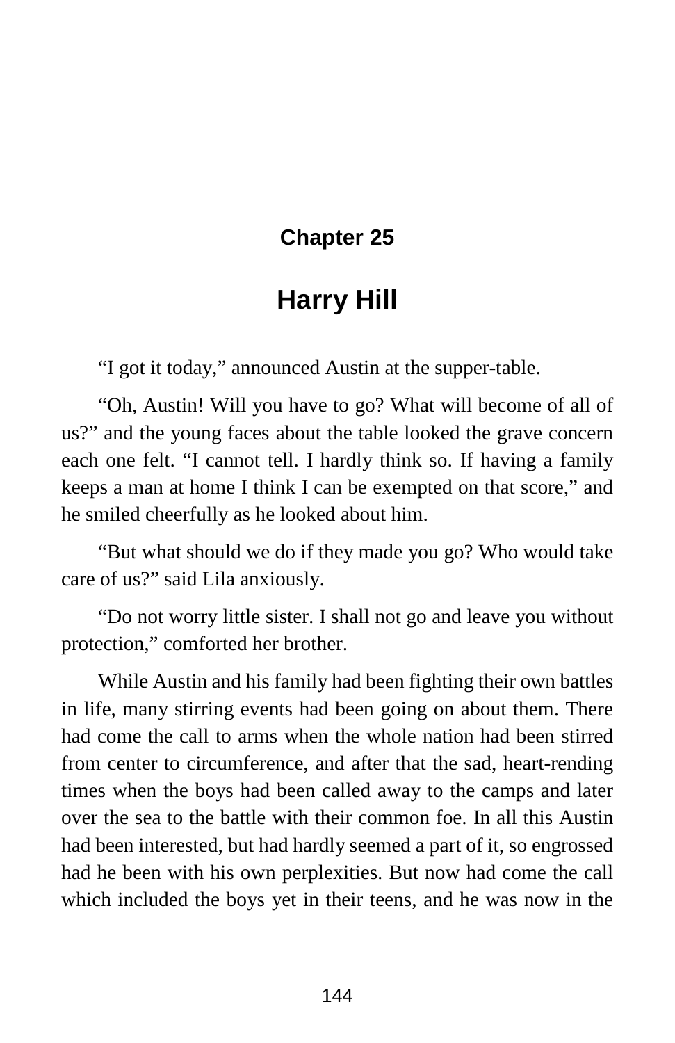## Chapter 25

# Harry Hill

"I got it today," announced Austin at the supper-table.

"Oh, Austin! Will you have to go? What will become of all of us?" and the young faces about the table looked the grave concern each one felt. "I cannot tell. I hardly think so. If having a family keeps a man at home I think I can be exempted on that score," and he smiled cheerfully as he looked about him.

"But what should we do if they made you go? Who would take care of us?" said Lila anxiously.

"Do not worry little sister. I shall not go and leave you without protection," comforted her brother.

While Austin and his family had been fighting their own battles in life, many stirring events had been going on about them. There had come the call to arms when the whole nation had been stirred from center to circumference, and after that the sad, heart-rending times when the boys had been called away to the camps and later over the sea to the battle with their common foe. In all this Austin had been interested, but had hardly seemed a part of it, so engrossed had he been with his own perplexities. But now had come the call which included the boys yet in their teens, and he was now in the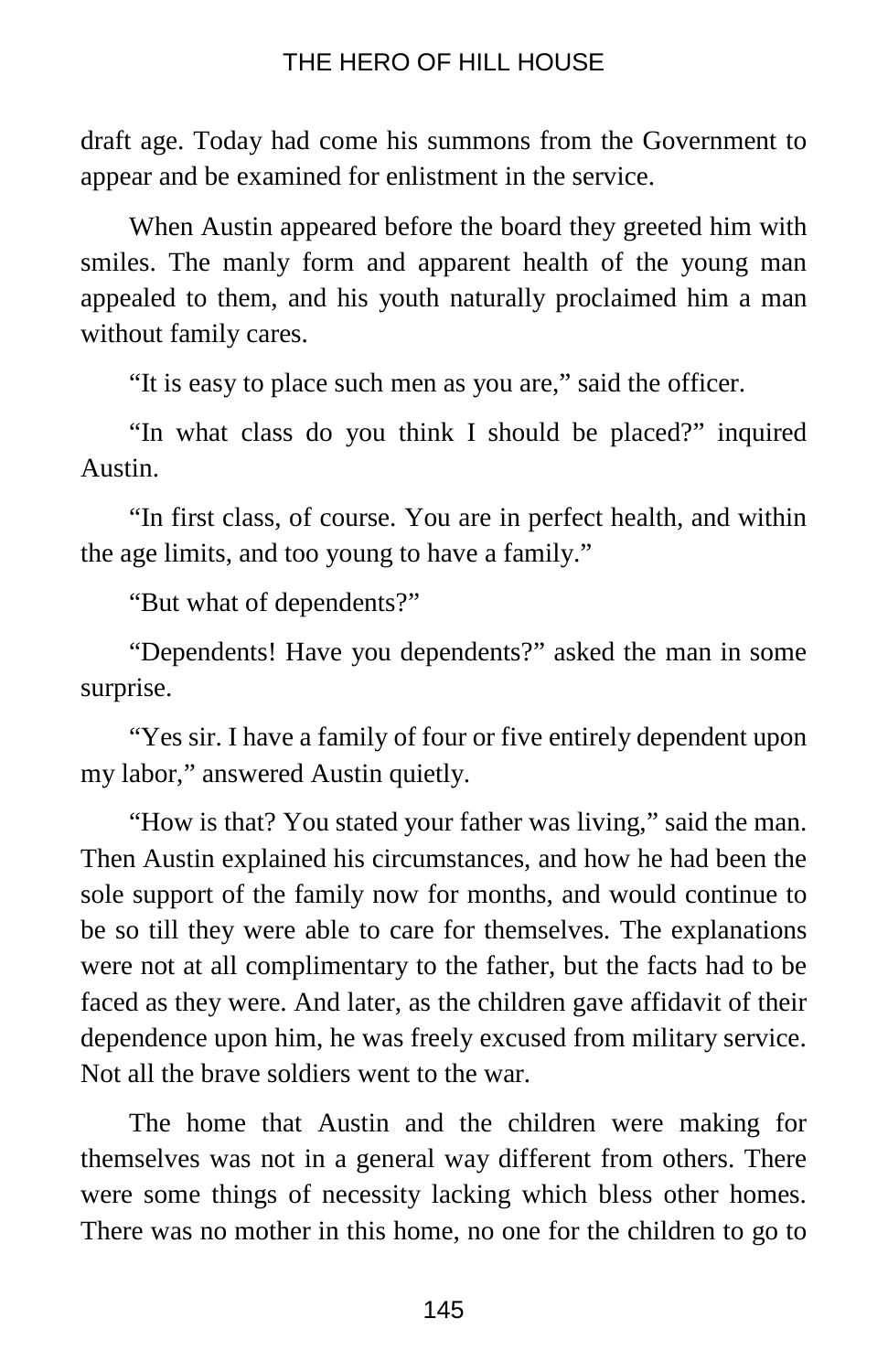draft age. Today had come his summons from the Government to appear and be examined for enlistment in the service.

When Austin appeared before the board they greeted him with smiles. The manly form and apparent health of the young man appealed to them, and his youth naturally proclaimed him a man without family cares.

"It is easy to place such men as you are," said the officer.

"In what class do you think I should be placed?" inquired Austin.

"In first class, of course. You are in perfect health, and within the age limits, and too young to have a family."

"But what of dependents?"

"Dependents! Have you dependents?" asked the man in some surprise.

"Yes sir. I have a family of four or five entirely dependent upon my labor," answered Austin quietly.

"How is that? You stated your father was living," said the man. Then Austin explained his circumstances, and how he had been the sole support of the family now for months, and would continue to be so till they were able to care for themselves. The explanations were not at all complimentary to the father, but the facts had to be faced as they were. And later, as the children gave affidavit of their dependence upon him, he was freely excused from military service. Not all the brave soldiers went to the war.

The home that Austin and the children were making for themselves was not in a general way different from others. There were some things of necessity lacking which bless other homes. There was no mother in this home, no one for the children to go to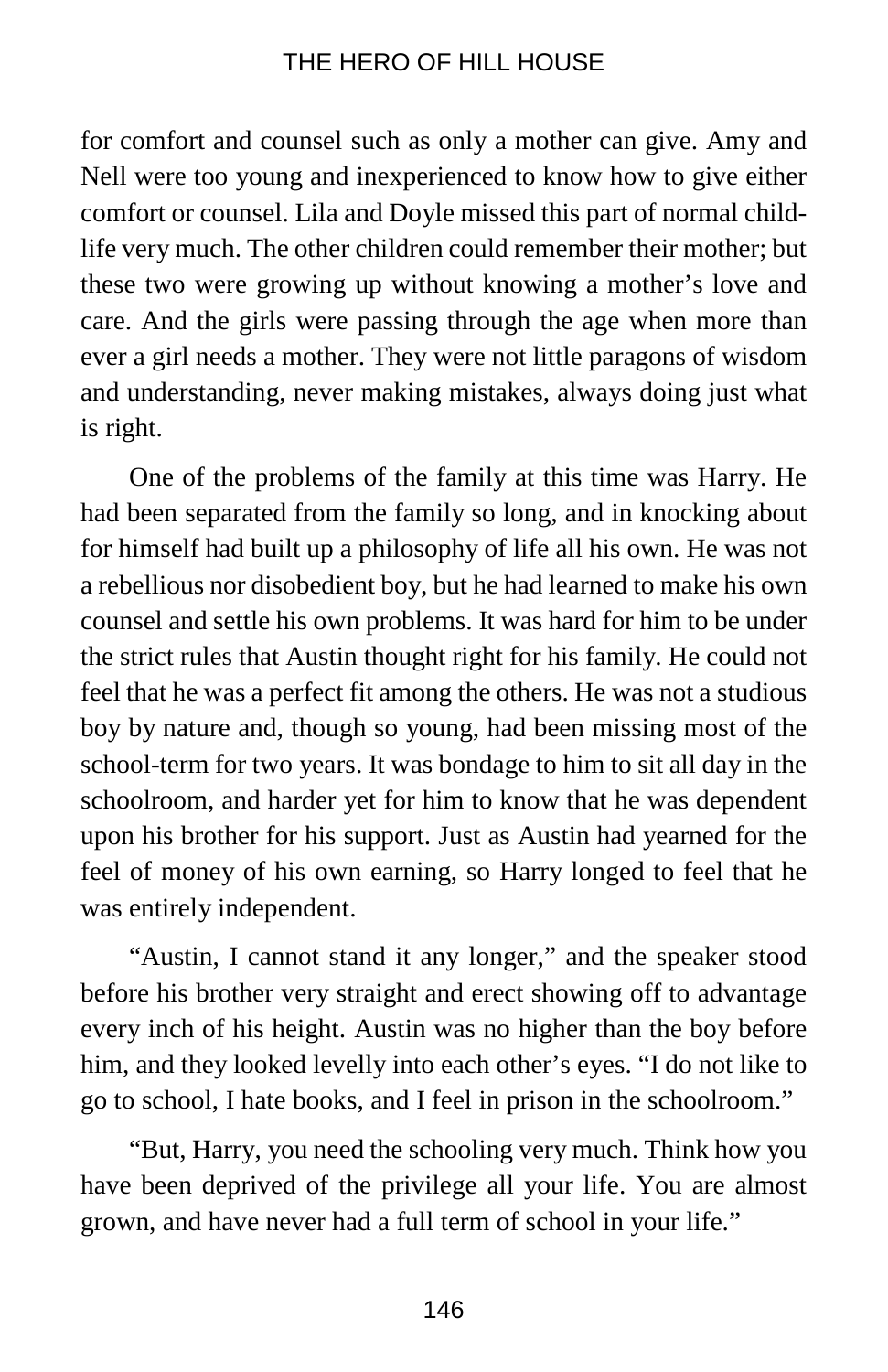for comfort and counsel such as only a mother can give. Amy and Nell were too young and inexperienced to know how to give either comfort or counsel. Lila and Doyle missed this part of normal child-life very much. The other children could remember their mother; but these two were growing up without knowing a mother's love and care. And the girls were passing through the age when more than ever a girl needs a mother. They were not little paragons of wisdom and understanding, never making mistakes, always doing just what is right.

One of the problems of the family at this time was Harry. He had been separated from the family so long, and in knocking about for himself had built up a philosophy of life all his own. He was not a rebellious nor disobedient boy, but he had learned to make his own counsel and settle his own problems. It was hard for him to be under the strict rules that Austin thought right for his family. He could not feel that he was a perfect fit among the others. He was not a studious boy by nature and, though so young, had been missing most of the school-term for two years. It was bondage to him to sit all day in the schoolroom, and harder yet for him to know that he was dependent upon his brother for his support. Just as Austin had yearned for the feel of money of his own earning, so Harry longed to feel that he was entirely independent.

"Austin, I cannot stand it any longer," and the speaker stood before his brother very straight and erect showing off to advantage every inch of his height. Austin was no higher than the boy before him, and they looked levelly into each other's eyes. "I do not like to go to school, I hate books, and I feel in prison in the schoolroom."

"But, Harry, you need the schooling very much. Think how you have been deprived of the privilege all your life. You are almost grown, and have never had a full term of school in your life."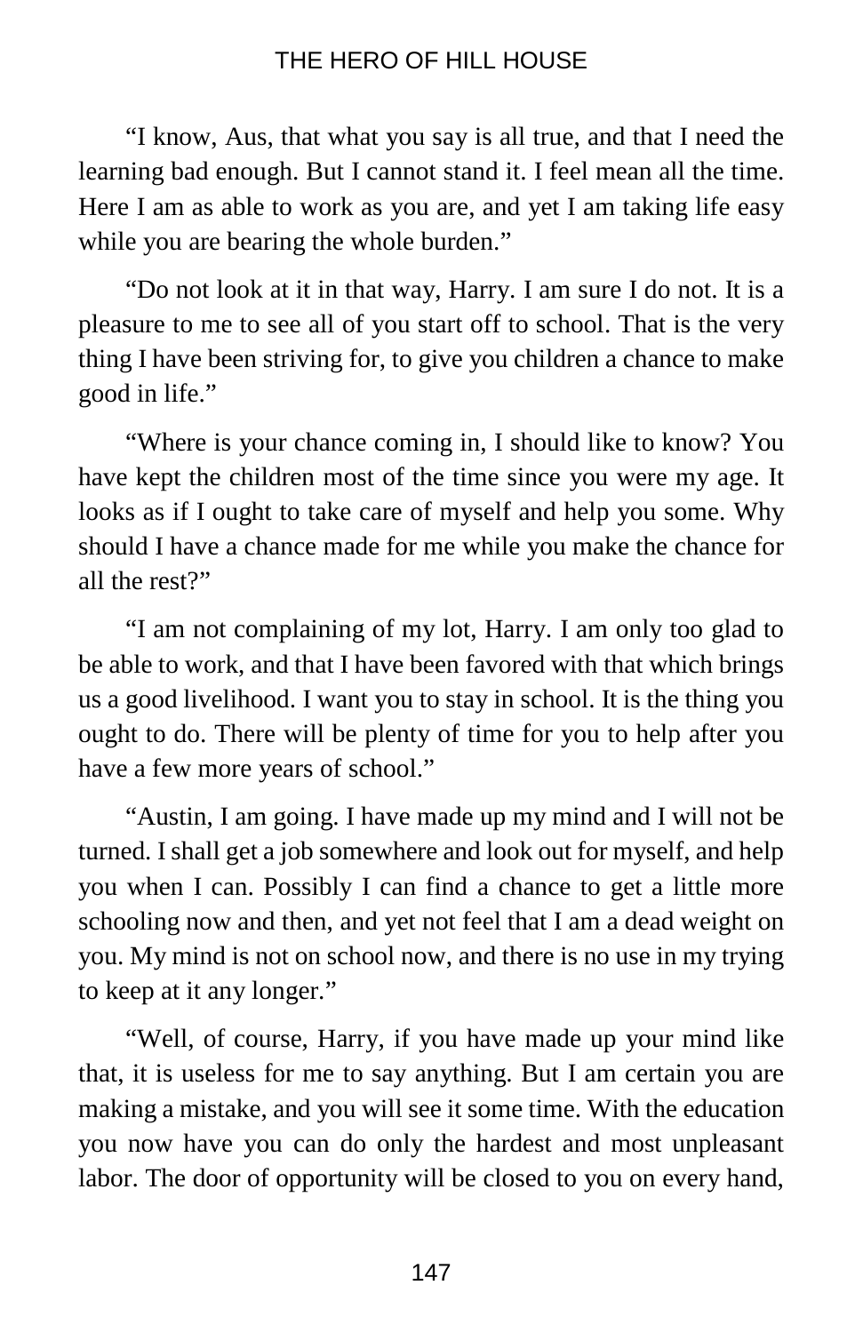“I know, Aus, that what you say is all true, and that I need the learning bad enough. But I cannot stand it. I feel mean all the time. Here I am as able to work as you are, and yet I am taking life easy while you are bearing the whole burden.”

“Do not look at it in that way, Harry. I am sure I do not. It is a pleasure to me to see all of you start off to school. That is the very thing I have been striving for, to give you children a chance to make good in life.”

“Where is your chance coming in, I should like to know? You have kept the children most of the time since you were my age. It looks as if I ought to take care of myself and help you some. Why should I have a chance made for me while you make the chance for all the rest?”

“I am not complaining of my lot, Harry. I am only too glad to be able to work, and that I have been favored with that which brings us a good livelihood. I want you to stay in school. It is the thing you ought to do. There will be plenty of time for you to help after you have a few more years of school.”

“Austin, I am going. I have made up my mind and I will not be turned. I shall get a job somewhere and look out for myself, and help you when I can. Possibly I can find a chance to get a little more schooling now and then, and yet not feel that I am a dead weight on you. My mind is not on school now, and there is no use in my trying to keep at it any longer.”

“Well, of course, Harry, if you have made up your mind like that, it is useless for me to say anything. But I am certain you are making a mistake, and you will see it some time. With the education you now have you can do only the hardest and most unpleasant labor. The door of opportunity will be closed to you on every hand,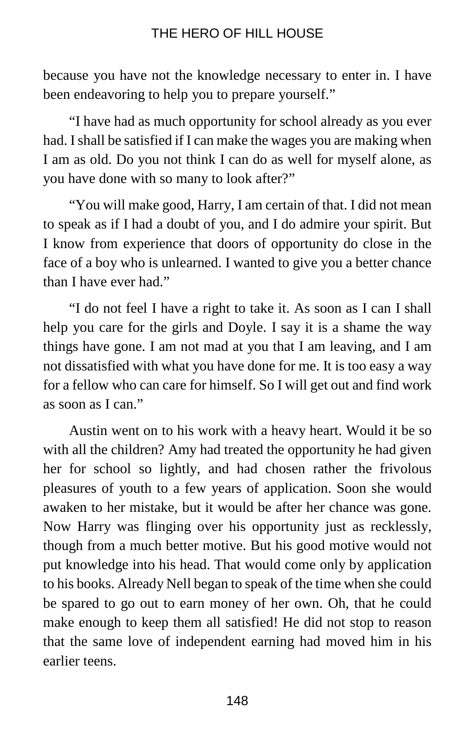because you have not the knowledge necessary to enter in. I have been endeavoring to help you to prepare yourself."

"I have had as much opportunity for school already as you ever had. I shall be satisfied if I can make the wages you are making when I am as old. Do you not think I can do as well for myself alone, as you have done with so many to look after?"

"You will make good, Harry, I am certain of that. I did not mean to speak as if I had a doubt of you, and I do admire your spirit. But I know from experience that doors of opportunity do close in the face of a boy who is unlearned. I wanted to give you a better chance than I have ever had."

"I do not feel I have a right to take it. As soon as I can I shall help you care for the girls and Doyle. I say it is a shame the way things have gone. I am not mad at you that I am leaving, and I am not dissatisfied with what you have done for me. It is too easy a way for a fellow who can care for himself. So I will get out and find work as soon as I can."

Austin went on to his work with a heavy heart. Would it be so with all the children? Amy had treated the opportunity he had given her for school so lightly, and had chosen rather the frivolous pleasures of youth to a few years of application. Soon she would awaken to her mistake, but it would be after her chance was gone. Now Harry was flinging over his opportunity just as recklessly, though from a much better motive. But his good motive would not put knowledge into his head. That would come only by application to his books. Already Nell began to speak of the time when she could be spared to go out to earn money of her own. Oh, that he could make enough to keep them all satisfied! He did not stop to reason that the same love of independent earning had moved him in his earlier teens.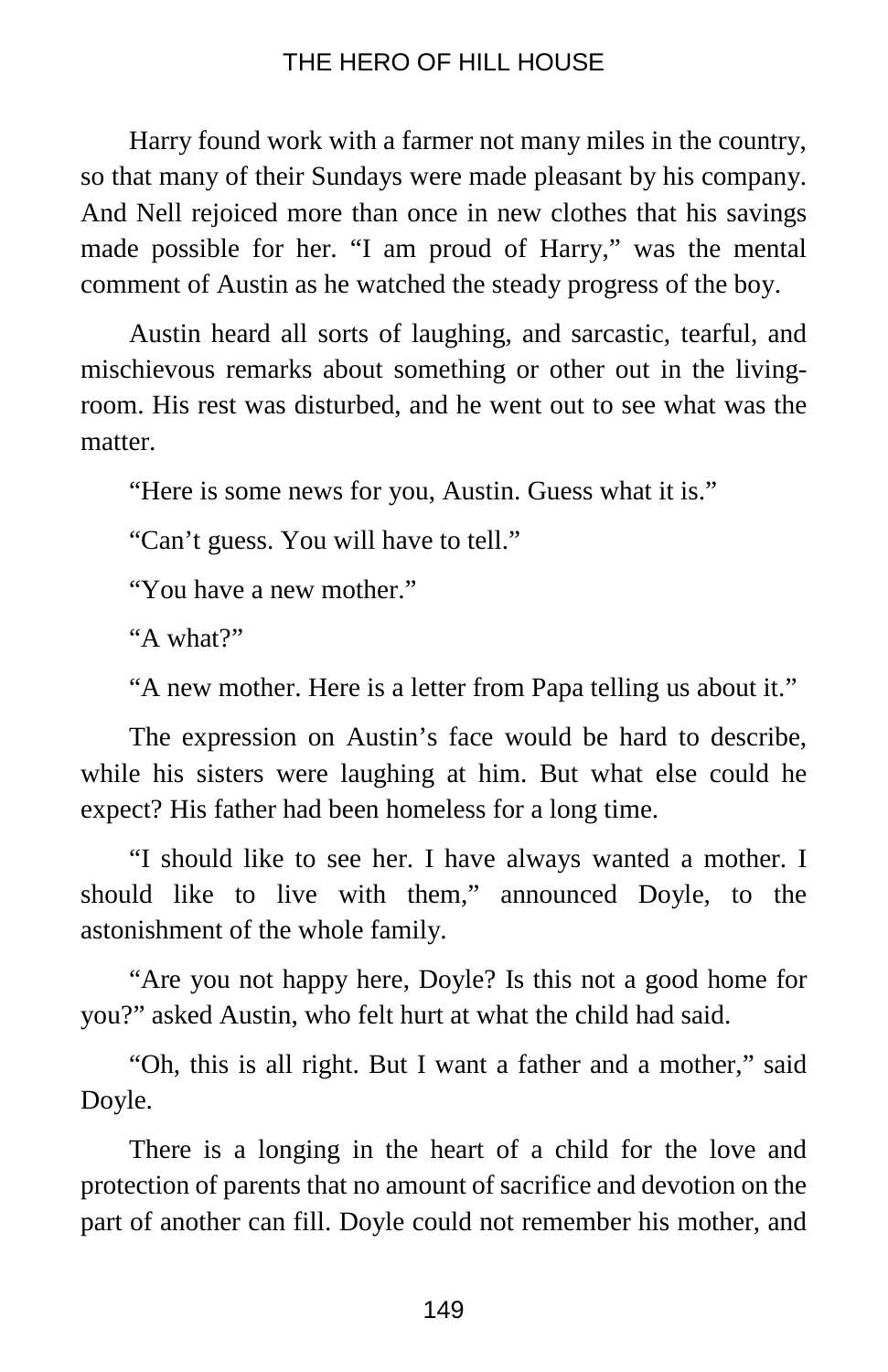Harry found work with a farmer not many miles in the country, so that many of their Sundays were made pleasant by his company. And Nell rejoiced more than once in new clothes that his savings made possible for her. “I am proud of Harry,” was the mental comment of Austin as he watched the steady progress of the boy.

Austin heard all sorts of laughing, and sarcastic, tearful, and mischievous remarks about something or other out in the living-room. His rest was disturbed, and he went out to see what was the matter.

“Here is some news for you, Austin. Guess what it is.”

“Can’t guess. You will have to tell.”

“You have a new mother.”

“A what?”

“A new mother. Here is a letter from Papa telling us about it.”

The expression on Austin’s face would be hard to describe, while his sisters were laughing at him. But what else could he expect? His father had been homeless for a long time.

“I should like to see her. I have always wanted a mother. I should like to live with them,” announced Doyle, to the astonishment of the whole family.

“Are you not happy here, Doyle? Is this not a good home for you?” asked Austin, who felt hurt at what the child had said.

“Oh, this is all right. But I want a father and a mother,” said Doyle.

There is a longing in the heart of a child for the love and protection of parents that no amount of sacrifice and devotion on the part of another can fill. Doyle could not remember his mother, and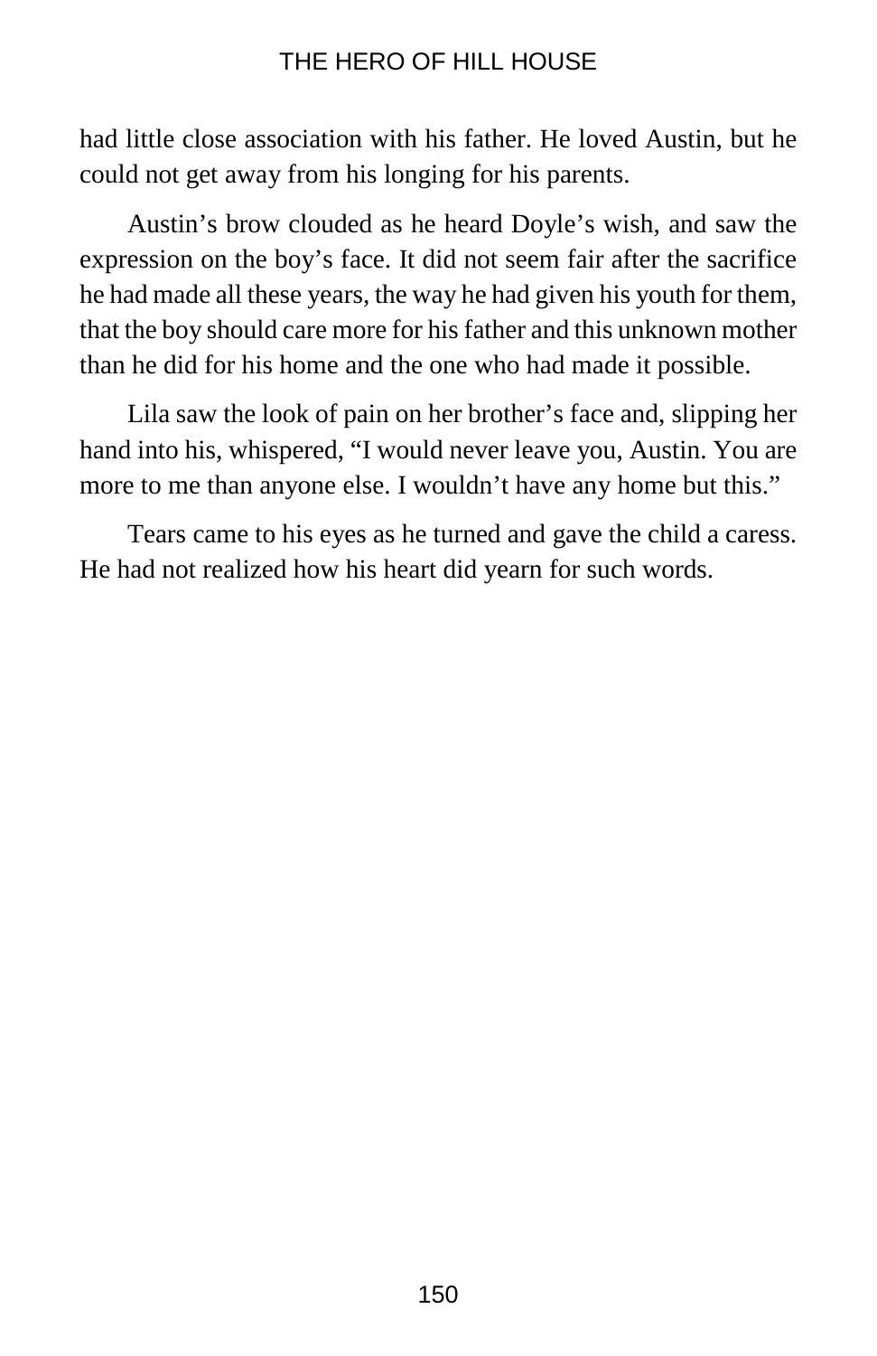had little close association with his father. He loved Austin, but he could not get away from his longing for his parents.

Austin's brow clouded as he heard Doyle's wish, and saw the expression on the boy's face. It did not seem fair after the sacrifice he had made all these years, the way he had given his youth for them, that the boy should care more for his father and this unknown mother than he did for his home and the one who had made it possible.

Lila saw the look of pain on her brother's face and, slipping her hand into his, whispered, "I would never leave you, Austin. You are more to me than anyone else. I wouldn't have any home but this."

Tears came to his eyes as he turned and gave the child a caress. He had not realized how his heart did yearn for such words.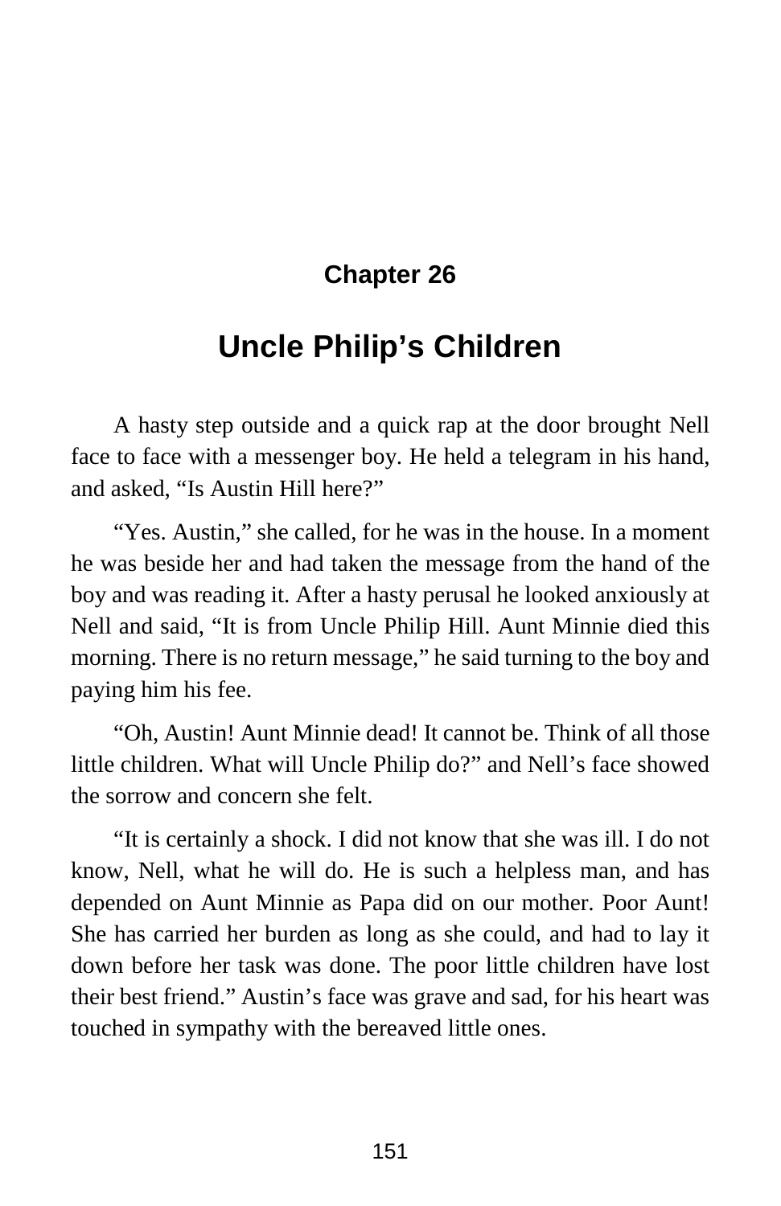## Chapter 26

# Uncle Philip's Children

A hasty step outside and a quick rap at the door brought Nell face to face with a messenger boy. He held a telegram in his hand, and asked, "Is Austin Hill here?"

"Yes. Austin," she called, for he was in the house. In a moment he was beside her and had taken the message from the hand of the boy and was reading it. After a hasty perusal he looked anxiously at Nell and said, "It is from Uncle Philip Hill. Aunt Minnie died this morning. There is no return message," he said turning to the boy and paying him his fee.

"Oh, Austin! Aunt Minnie dead! It cannot be. Think of all those little children. What will Uncle Philip do?" and Nell's face showed the sorrow and concern she felt.

"It is certainly a shock. I did not know that she was ill. I do not know, Nell, what he will do. He is such a helpless man, and has depended on Aunt Minnie as Papa did on our mother. Poor Aunt! She has carried her burden as long as she could, and had to lay it down before her task was done. The poor little children have lost their best friend." Austin's face was grave and sad, for his heart was touched in sympathy with the bereaved little ones.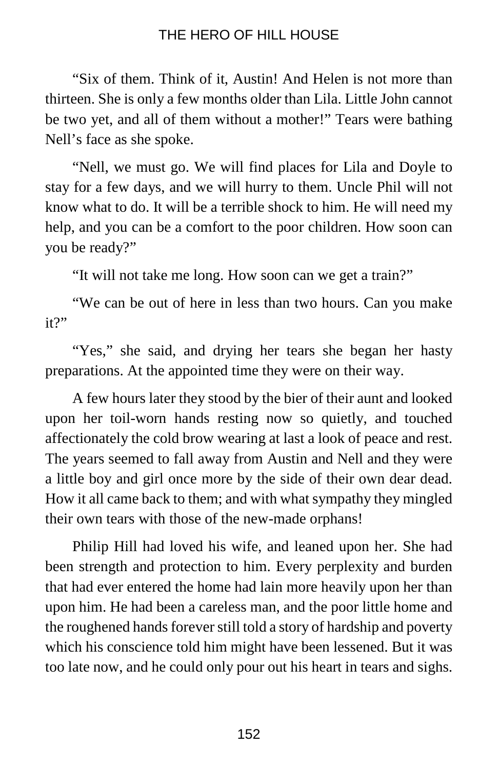"Six of them. Think of it, Austin! And Helen is not more than thirteen. She is only a few months older than Lila. Little John cannot be two yet, and all of them without a mother!" Tears were bathing Nell's face as she spoke.

"Nell, we must go. We will find places for Lila and Doyle to stay for a few days, and we will hurry to them. Uncle Phil will not know what to do. It will be a terrible shock to him. He will need my help, and you can be a comfort to the poor children. How soon can you be ready?"

"It will not take me long. How soon can we get a train?"

"We can be out of here in less than two hours. Can you make it?"

"Yes," she said, and drying her tears she began her hasty preparations. At the appointed time they were on their way.

A few hours later they stood by the bier of their aunt and looked upon her toil-worn hands resting now so quietly, and touched affectionately the cold brow wearing at last a look of peace and rest. The years seemed to fall away from Austin and Nell and they were a little boy and girl once more by the side of their own dear dead. How it all came back to them; and with what sympathy they mingled their own tears with those of the new-made orphans!

Philip Hill had loved his wife, and leaned upon her. She had been strength and protection to him. Every perplexity and burden that had ever entered the home had lain more heavily upon her than upon him. He had been a careless man, and the poor little home and the roughened hands forever still told a story of hardship and poverty which his conscience told him might have been lessened. But it was too late now, and he could only pour out his heart in tears and sighs.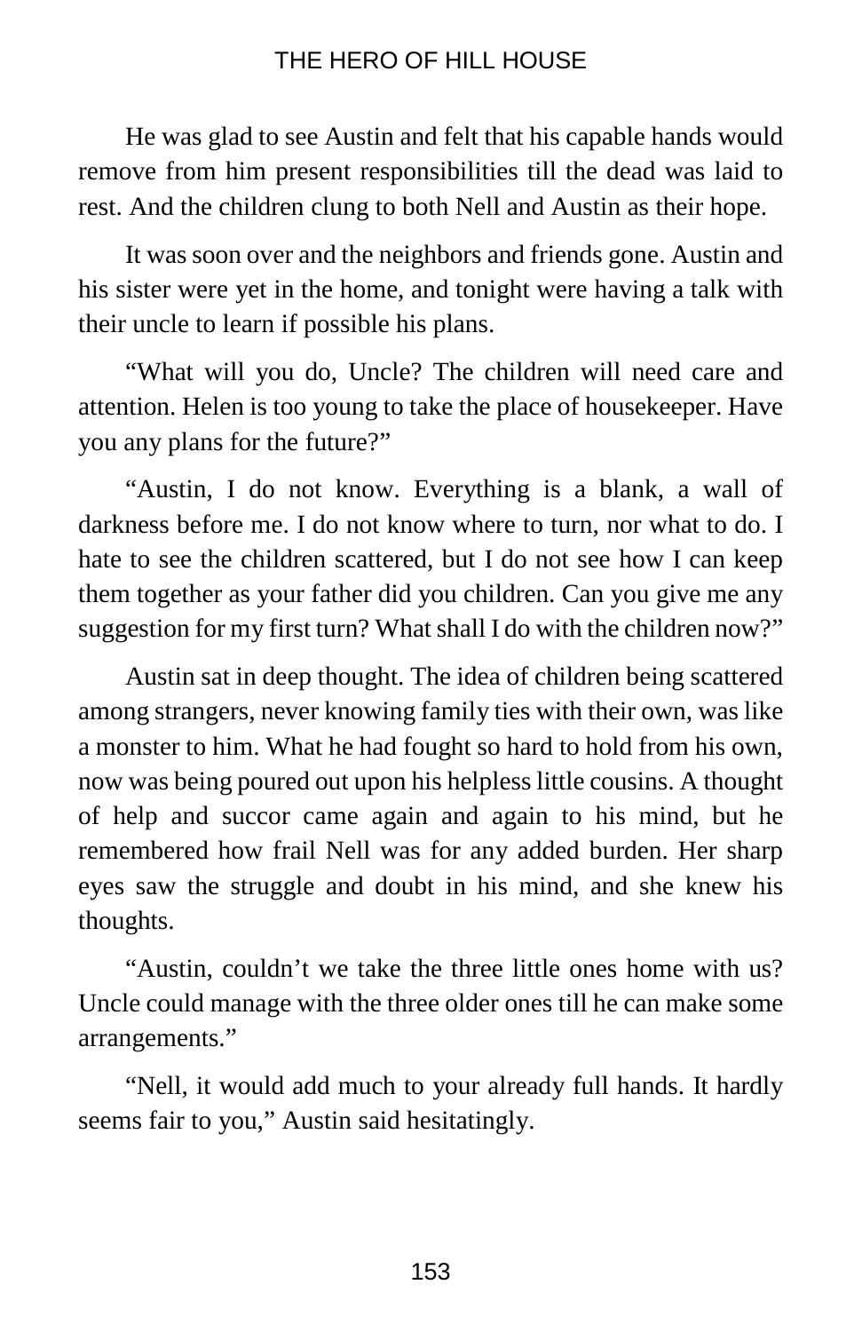He was glad to see Austin and felt that his capable hands would remove from him present responsibilities till the dead was laid to rest. And the children clung to both Nell and Austin as their hope.

It was soon over and the neighbors and friends gone. Austin and his sister were yet in the home, and tonight were having a talk with their uncle to learn if possible his plans.

“What will you do, Uncle? The children will need care and attention. Helen is too young to take the place of housekeeper. Have you any plans for the future?”

“Austin, I do not know. Everything is a blank, a wall of darkness before me. I do not know where to turn, nor what to do. I hate to see the children scattered, but I do not see how I can keep them together as your father did you children. Can you give me any suggestion for my first turn? What shall I do with the children now?”

Austin sat in deep thought. The idea of children being scattered among strangers, never knowing family ties with their own, was like a monster to him. What he had fought so hard to hold from his own, now was being poured out upon his helpless little cousins. A thought of help and succor came again and again to his mind, but he remembered how frail Nell was for any added burden. Her sharp eyes saw the struggle and doubt in his mind, and she knew his thoughts.

“Austin, couldn’t we take the three little ones home with us? Uncle could manage with the three older ones till he can make some arrangements.”

“Nell, it would add much to your already full hands. It hardly seems fair to you,” Austin said hesitatingly.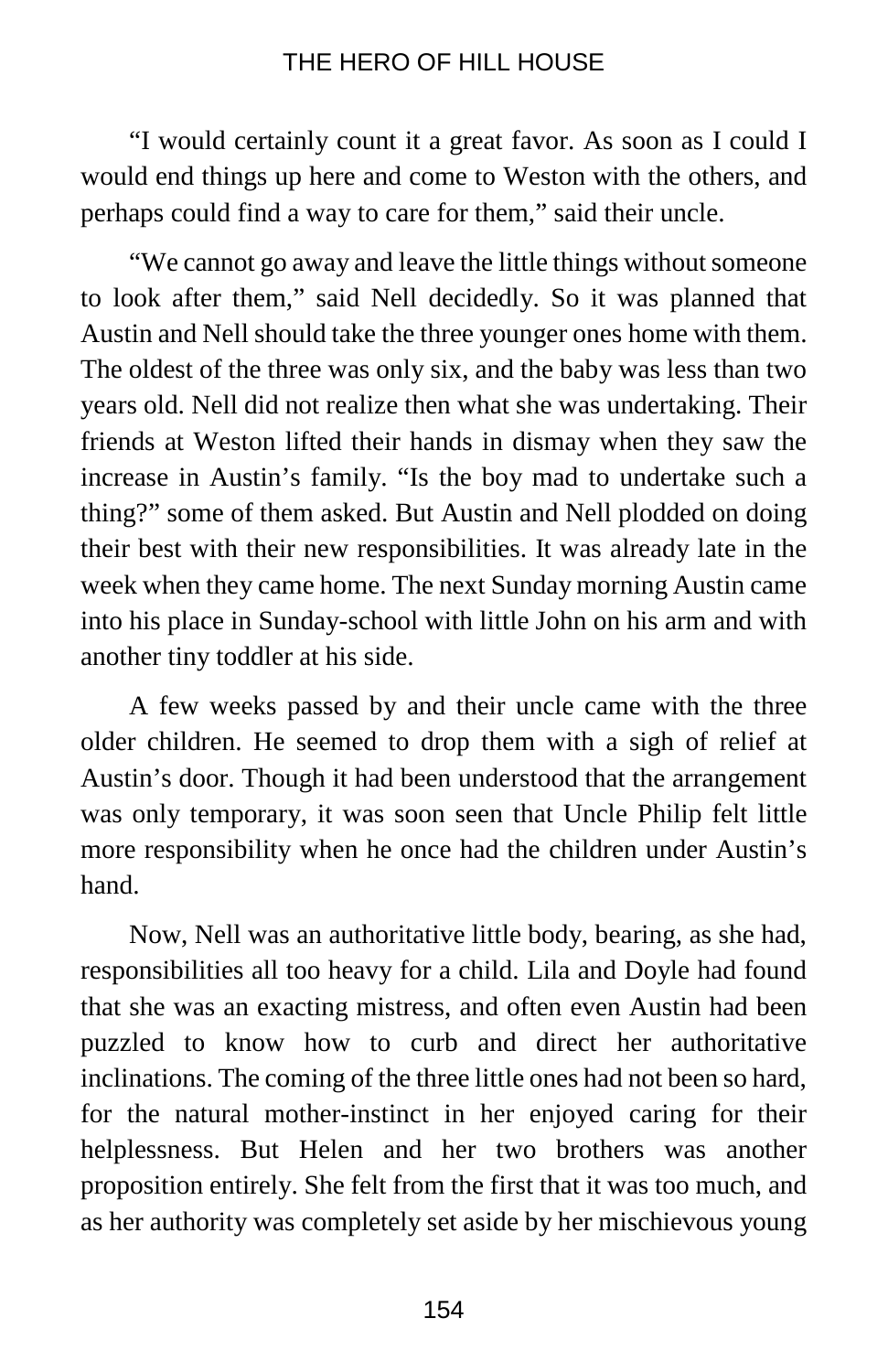"I would certainly count it a great favor. As soon as I could I would end things up here and come to Weston with the others, and perhaps could find a way to care for them," said their uncle.

"We cannot go away and leave the little things without someone to look after them," said Nell decidedly. So it was planned that Austin and Nell should take the three younger ones home with them. The oldest of the three was only six, and the baby was less than two years old. Nell did not realize then what she was undertaking. Their friends at Weston lifted their hands in dismay when they saw the increase in Austin's family. "Is the boy mad to undertake such a thing?" some of them asked. But Austin and Nell plodded on doing their best with their new responsibilities. It was already late in the week when they came home. The next Sunday morning Austin came into his place in Sunday-school with little John on his arm and with another tiny toddler at his side.

A few weeks passed by and their uncle came with the three older children. He seemed to drop them with a sigh of relief at Austin's door. Though it had been understood that the arrangement was only temporary, it was soon seen that Uncle Philip felt little more responsibility when he once had the children under Austin's hand.

Now, Nell was an authoritative little body, bearing, as she had, responsibilities all too heavy for a child. Lila and Doyle had found that she was an exacting mistress, and often even Austin had been puzzled to know how to curb and direct her authoritative inclinations. The coming of the three little ones had not been so hard, for the natural mother-instinct in her enjoyed caring for their helplessness. But Helen and her two brothers was another proposition entirely. She felt from the first that it was too much, and as her authority was completely set aside by her mischievous young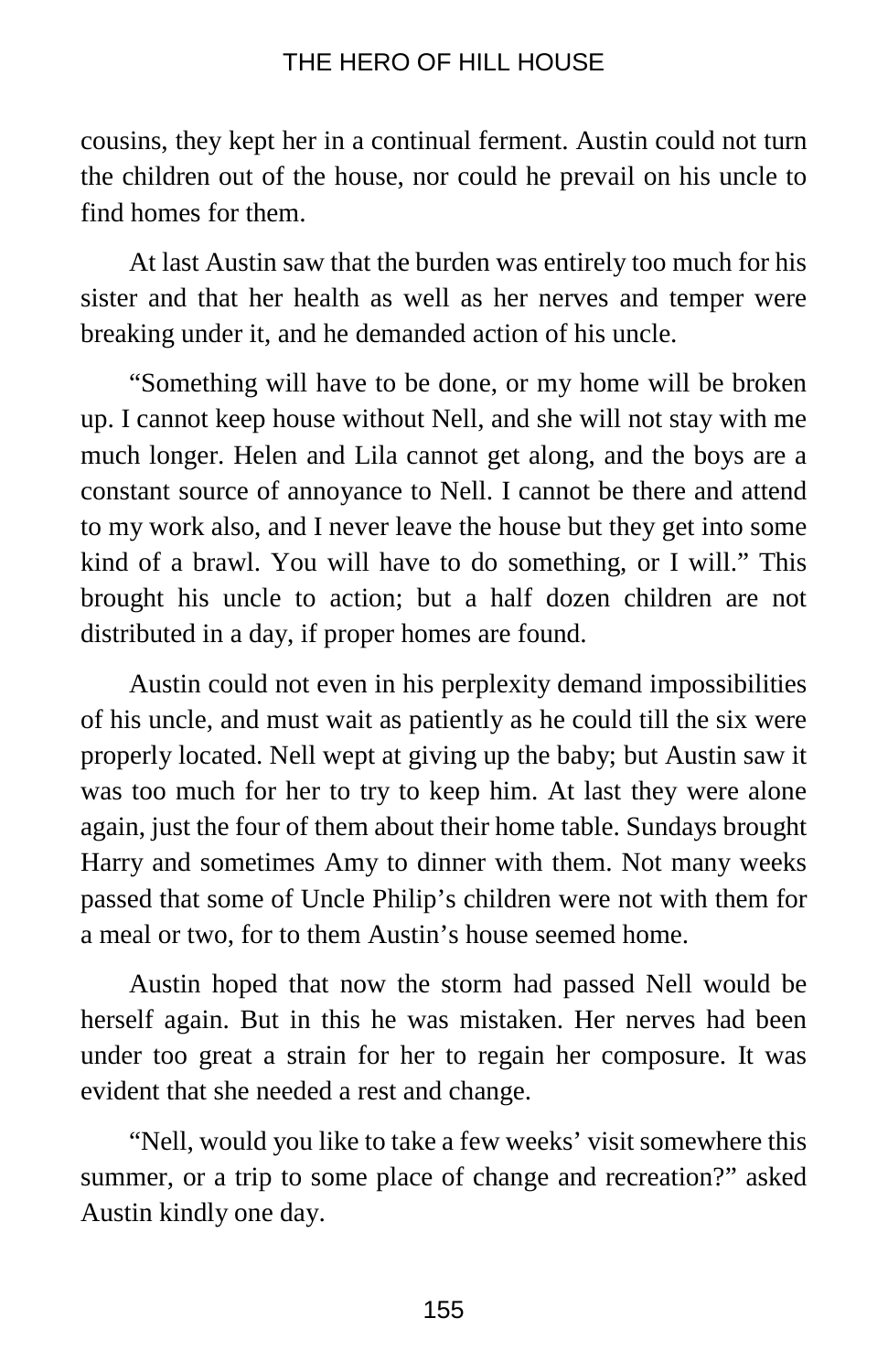cousins, they kept her in a continual ferment. Austin could not turn the children out of the house, nor could he prevail on his uncle to find homes for them.

At last Austin saw that the burden was entirely too much for his sister and that her health as well as her nerves and temper were breaking under it, and he demanded action of his uncle.

"Something will have to be done, or my home will be broken up. I cannot keep house without Nell, and she will not stay with me much longer. Helen and Lila cannot get along, and the boys are a constant source of annoyance to Nell. I cannot be there and attend to my work also, and I never leave the house but they get into some kind of a brawl. You will have to do something, or I will." This brought his uncle to action; but a half dozen children are not distributed in a day, if proper homes are found.

Austin could not even in his perplexity demand impossibilities of his uncle, and must wait as patiently as he could till the six were properly located. Nell wept at giving up the baby; but Austin saw it was too much for her to try to keep him. At last they were alone again, just the four of them about their home table. Sundays brought Harry and sometimes Amy to dinner with them. Not many weeks passed that some of Uncle Philip's children were not with them for a meal or two, for to them Austin's house seemed home.

Austin hoped that now the storm had passed Nell would be herself again. But in this he was mistaken. Her nerves had been under too great a strain for her to regain her composure. It was evident that she needed a rest and change.

"Nell, would you like to take a few weeks' visit somewhere this summer, or a trip to some place of change and recreation?" asked Austin kindly one day.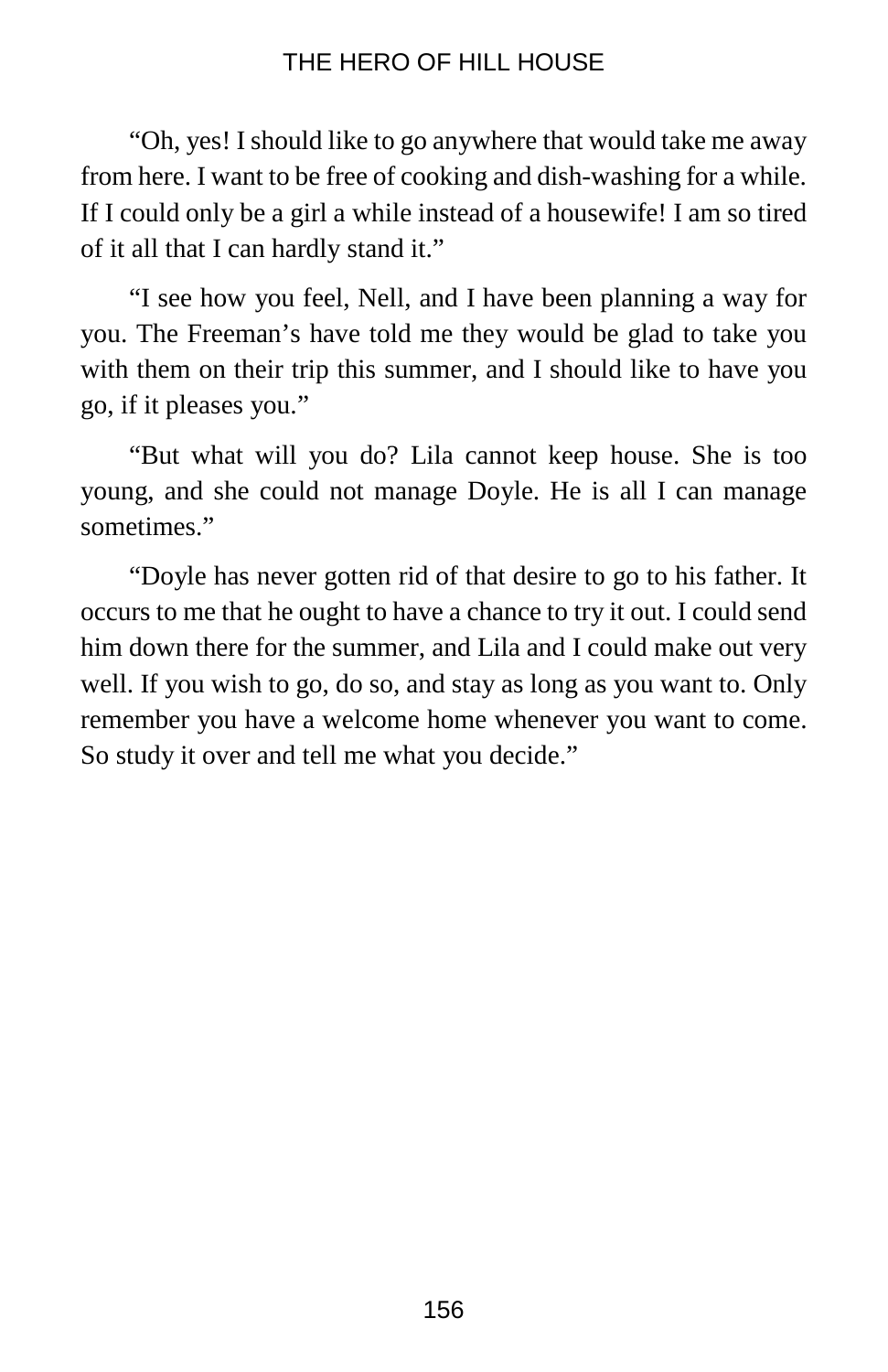“Oh, yes! I should like to go anywhere that would take me away from here. I want to be free of cooking and dish-washing for a while. If I could only be a girl a while instead of a housewife! I am so tired of it all that I can hardly stand it.”

“I see how you feel, Nell, and I have been planning a way for you. The Freeman’s have told me they would be glad to take you with them on their trip this summer, and I should like to have you go, if it pleases you.”

“But what will you do? Lila cannot keep house. She is too young, and she could not manage Doyle. He is all I can manage sometimes.”

“Doyle has never gotten rid of that desire to go to his father. It occurs to me that he ought to have a chance to try it out. I could send him down there for the summer, and Lila and I could make out very well. If you wish to go, do so, and stay as long as you want to. Only remember you have a welcome home whenever you want to come. So study it over and tell me what you decide.”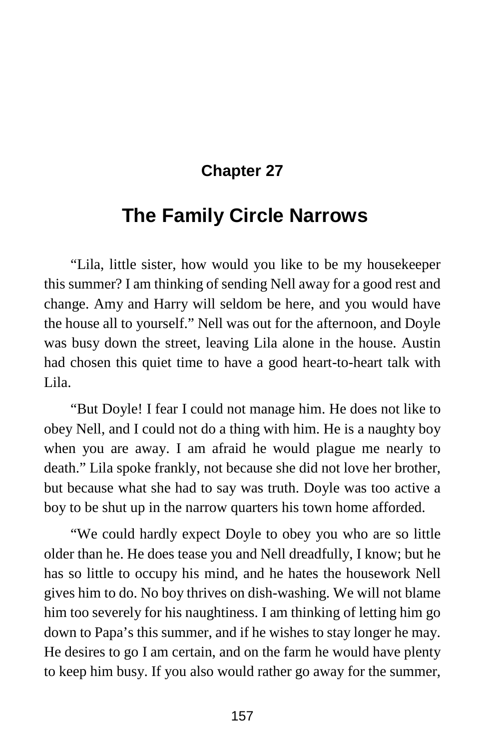## Chapter 27

# The Family Circle Narrows

"Lila, little sister, how would you like to be my housekeeper this summer? I am thinking of sending Nell away for a good rest and change. Amy and Harry will seldom be here, and you would have the house all to yourself." Nell was out for the afternoon, and Doyle was busy down the street, leaving Lila alone in the house. Austin had chosen this quiet time to have a good heart-to-heart talk with Lila.

"But Doyle! I fear I could not manage him. He does not like to obey Nell, and I could not do a thing with him. He is a naughty boy when you are away. I am afraid he would plague me nearly to death." Lila spoke frankly, not because she did not love her brother, but because what she had to say was truth. Doyle was too active a boy to be shut up in the narrow quarters his town home afforded.

"We could hardly expect Doyle to obey you who are so little older than he. He does tease you and Nell dreadfully, I know; but he has so little to occupy his mind, and he hates the housework Nell gives him to do. No boy thrives on dish-washing. We will not blame him too severely for his naughtiness. I am thinking of letting him go down to Papa's this summer, and if he wishes to stay longer he may. He desires to go I am certain, and on the farm he would have plenty to keep him busy. If you also would rather go away for the summer,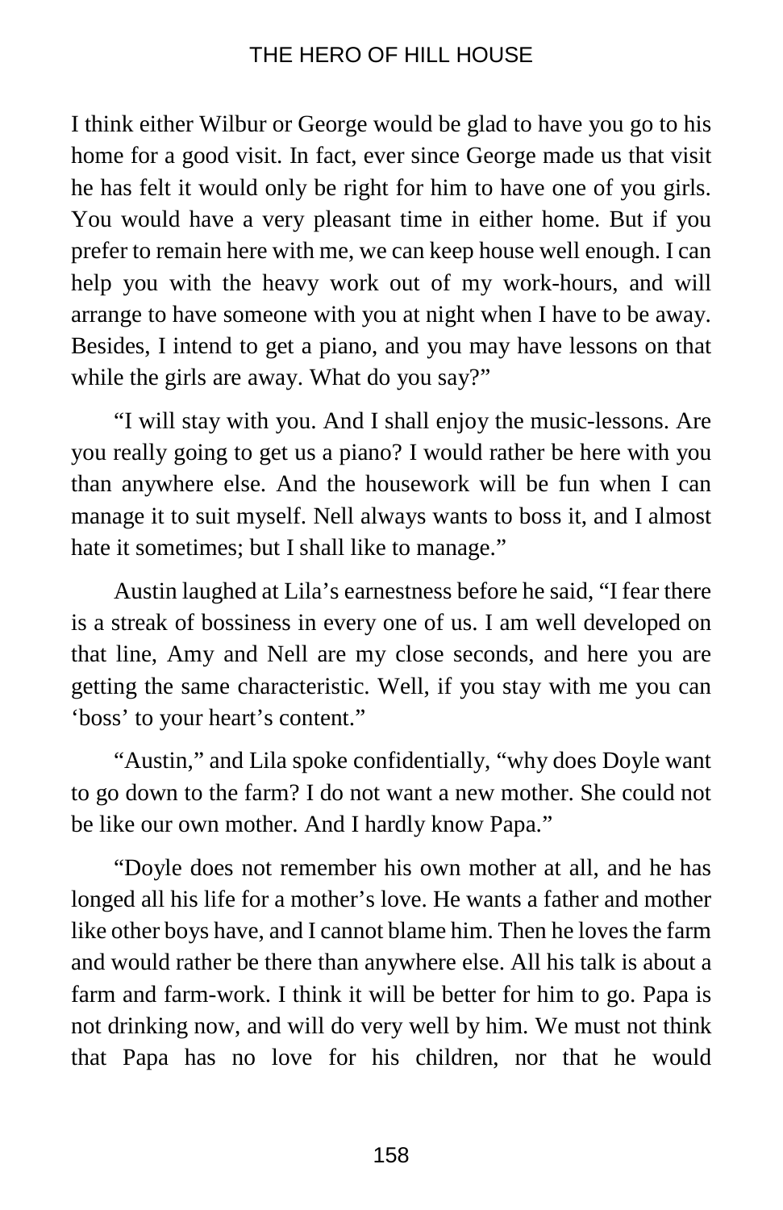I think either Wilbur or George would be glad to have you go to his home for a good visit. In fact, ever since George made us that visit he has felt it would only be right for him to have one of you girls. You would have a very pleasant time in either home. But if you prefer to remain here with me, we can keep house well enough. I can help you with the heavy work out of my work-hours, and will arrange to have someone with you at night when I have to be away. Besides, I intend to get a piano, and you may have lessons on that while the girls are away. What do you say?"

"I will stay with you. And I shall enjoy the music-lessons. Are you really going to get us a piano? I would rather be here with you than anywhere else. And the housework will be fun when I can manage it to suit myself. Nell always wants to boss it, and I almost hate it sometimes; but I shall like to manage."

Austin laughed at Lila's earnestness before he said, "I fear there is a streak of bossiness in every one of us. I am well developed on that line, Amy and Nell are my close seconds, and here you are getting the same characteristic. Well, if you stay with me you can 'boss' to your heart's content."

"Austin," and Lila spoke confidentially, "why does Doyle want to go down to the farm? I do not want a new mother. She could not be like our own mother. And I hardly know Papa."

"Doyle does not remember his own mother at all, and he has longed all his life for a mother's love. He wants a father and mother like other boys have, and I cannot blame him. Then he loves the farm and would rather be there than anywhere else. All his talk is about a farm and farm-work. I think it will be better for him to go. Papa is not drinking now, and will do very well by him. We must not think that Papa has no love for his children, nor that he would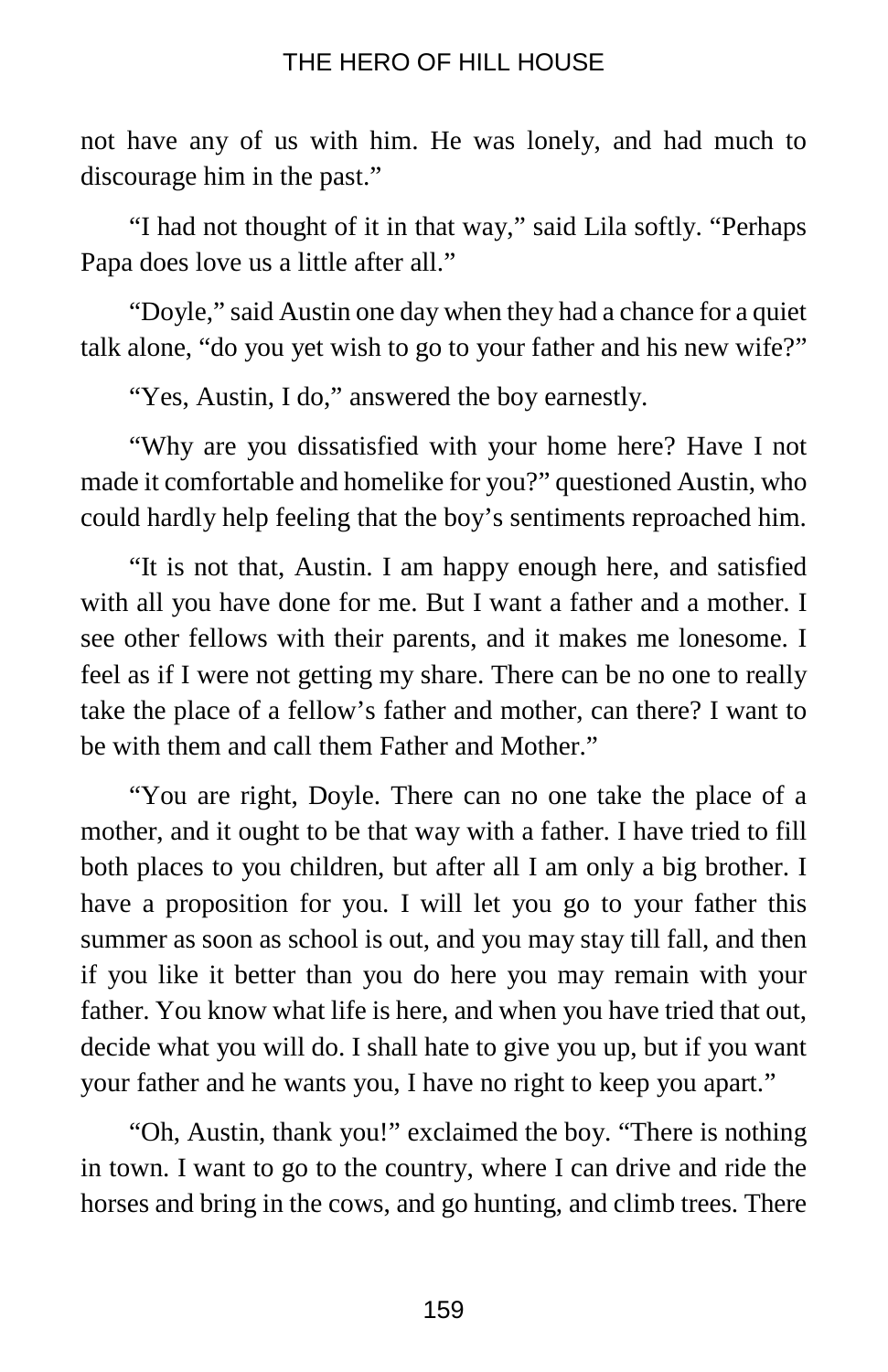not have any of us with him. He was lonely, and had much to discourage him in the past."

"I had not thought of it in that way," said Lila softly. "Perhaps Papa does love us a little after all."

"Doyle," said Austin one day when they had a chance for a quiet talk alone, "do you yet wish to go to your father and his new wife?"

"Yes, Austin, I do," answered the boy earnestly.

"Why are you dissatisfied with your home here? Have I not made it comfortable and homelike for you?" questioned Austin, who could hardly help feeling that the boy's sentiments reproached him.

"It is not that, Austin. I am happy enough here, and satisfied with all you have done for me. But I want a father and a mother. I see other fellows with their parents, and it makes me lonesome. I feel as if I were not getting my share. There can be no one to really take the place of a fellow's father and mother, can there? I want to be with them and call them Father and Mother."

"You are right, Doyle. There can no one take the place of a mother, and it ought to be that way with a father. I have tried to fill both places to you children, but after all I am only a big brother. I have a proposition for you. I will let you go to your father this summer as soon as school is out, and you may stay till fall, and then if you like it better than you do here you may remain with your father. You know what life is here, and when you have tried that out, decide what you will do. I shall hate to give you up, but if you want your father and he wants you, I have no right to keep you apart."

"Oh, Austin, thank you!" exclaimed the boy. "There is nothing in town. I want to go to the country, where I can drive and ride the horses and bring in the cows, and go hunting, and climb trees. There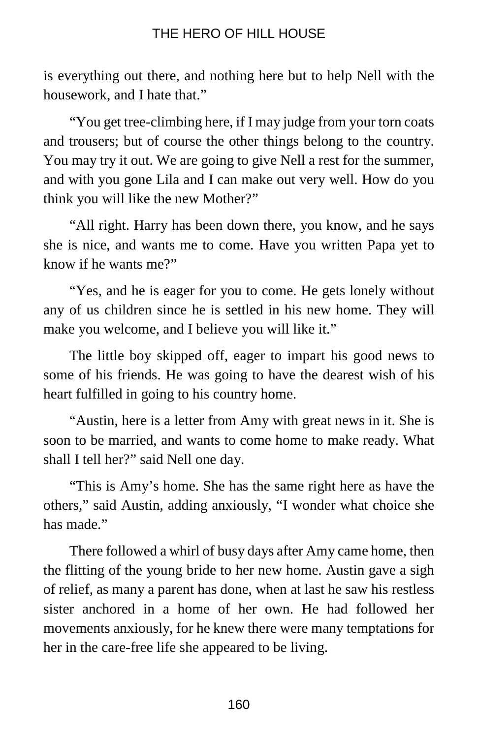is everything out there, and nothing here but to help Nell with the housework, and I hate that."

"You get tree-climbing here, if I may judge from your torn coats and trousers; but of course the other things belong to the country. You may try it out. We are going to give Nell a rest for the summer, and with you gone Lila and I can make out very well. How do you think you will like the new Mother?"

"All right. Harry has been down there, you know, and he says she is nice, and wants me to come. Have you written Papa yet to know if he wants me?"

"Yes, and he is eager for you to come. He gets lonely without any of us children since he is settled in his new home. They will make you welcome, and I believe you will like it."

The little boy skipped off, eager to impart his good news to some of his friends. He was going to have the dearest wish of his heart fulfilled in going to his country home.

"Austin, here is a letter from Amy with great news in it. She is soon to be married, and wants to come home to make ready. What shall I tell her?" said Nell one day.

"This is Amy's home. She has the same right here as have the others," said Austin, adding anxiously, "I wonder what choice she has made."

There followed a whirl of busy days after Amy came home, then the flitting of the young bride to her new home. Austin gave a sigh of relief, as many a parent has done, when at last he saw his restless sister anchored in a home of her own. He had followed her movements anxiously, for he knew there were many temptations for her in the care-free life she appeared to be living.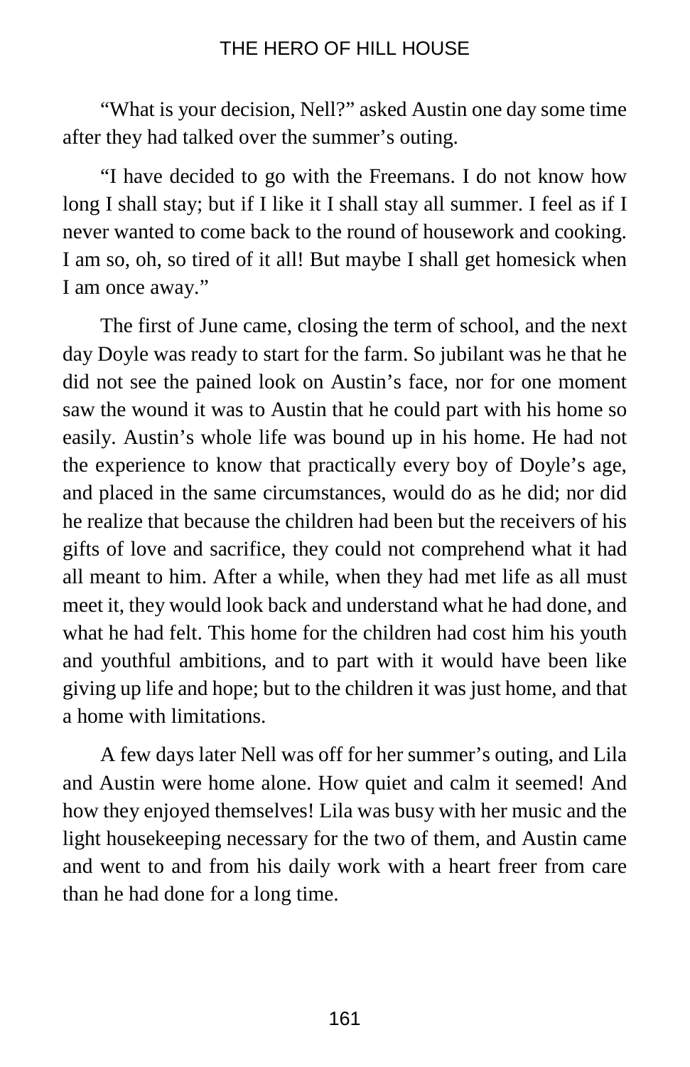"What is your decision, Nell?" asked Austin one day some time after they had talked over the summer's outing.

"I have decided to go with the Freemans. I do not know how long I shall stay; but if I like it I shall stay all summer. I feel as if I never wanted to come back to the round of housework and cooking. I am so, oh, so tired of it all! But maybe I shall get homesick when I am once away."

The first of June came, closing the term of school, and the next day Doyle was ready to start for the farm. So jubilant was he that he did not see the pained look on Austin's face, nor for one moment saw the wound it was to Austin that he could part with his home so easily. Austin's whole life was bound up in his home. He had not the experience to know that practically every boy of Doyle's age, and placed in the same circumstances, would do as he did; nor did he realize that because the children had been but the receivers of his gifts of love and sacrifice, they could not comprehend what it had all meant to him. After a while, when they had met life as all must meet it, they would look back and understand what he had done, and what he had felt. This home for the children had cost him his youth and youthful ambitions, and to part with it would have been like giving up life and hope; but to the children it was just home, and that a home with limitations.

A few days later Nell was off for her summer's outing, and Lila and Austin were home alone. How quiet and calm it seemed! And how they enjoyed themselves! Lila was busy with her music and the light housekeeping necessary for the two of them, and Austin came and went to and from his daily work with a heart freer from care than he had done for a long time.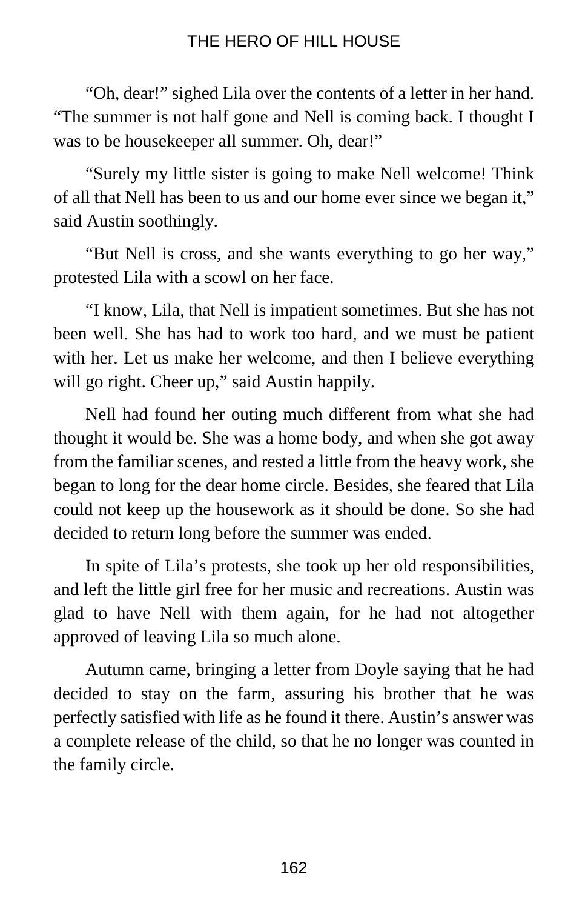"Oh, dear!" sighed Lila over the contents of a letter in her hand. "The summer is not half gone and Nell is coming back. I thought I was to be housekeeper all summer. Oh, dear!"

"Surely my little sister is going to make Nell welcome! Think of all that Nell has been to us and our home ever since we began it," said Austin soothingly.

"But Nell is cross, and she wants everything to go her way," protested Lila with a scowl on her face.

"I know, Lila, that Nell is impatient sometimes. But she has not been well. She has had to work too hard, and we must be patient with her. Let us make her welcome, and then I believe everything will go right. Cheer up," said Austin happily.

Nell had found her outing much different from what she had thought it would be. She was a home body, and when she got away from the familiar scenes, and rested a little from the heavy work, she began to long for the dear home circle. Besides, she feared that Lila could not keep up the housework as it should be done. So she had decided to return long before the summer was ended.

In spite of Lila's protests, she took up her old responsibilities, and left the little girl free for her music and recreations. Austin was glad to have Nell with them again, for he had not altogether approved of leaving Lila so much alone.

Autumn came, bringing a letter from Doyle saying that he had decided to stay on the farm, assuring his brother that he was perfectly satisfied with life as he found it there. Austin's answer was a complete release of the child, so that he no longer was counted in the family circle.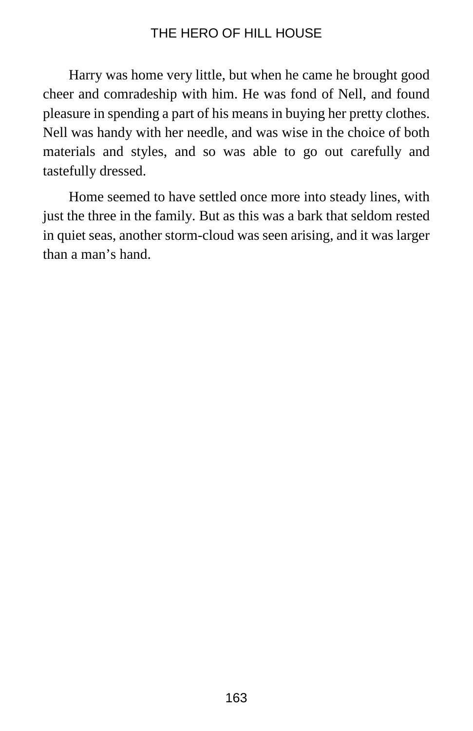Harry was home very little, but when he came he brought good cheer and comradeship with him. He was fond of Nell, and found pleasure in spending a part of his means in buying her pretty clothes. Nell was handy with her needle, and was wise in the choice of both materials and styles, and so was able to go out carefully and tastefully dressed.

Home seemed to have settled once more into steady lines, with just the three in the family. But as this was a bark that seldom rested in quiet seas, another storm-cloud was seen arising, and it was larger than a man's hand.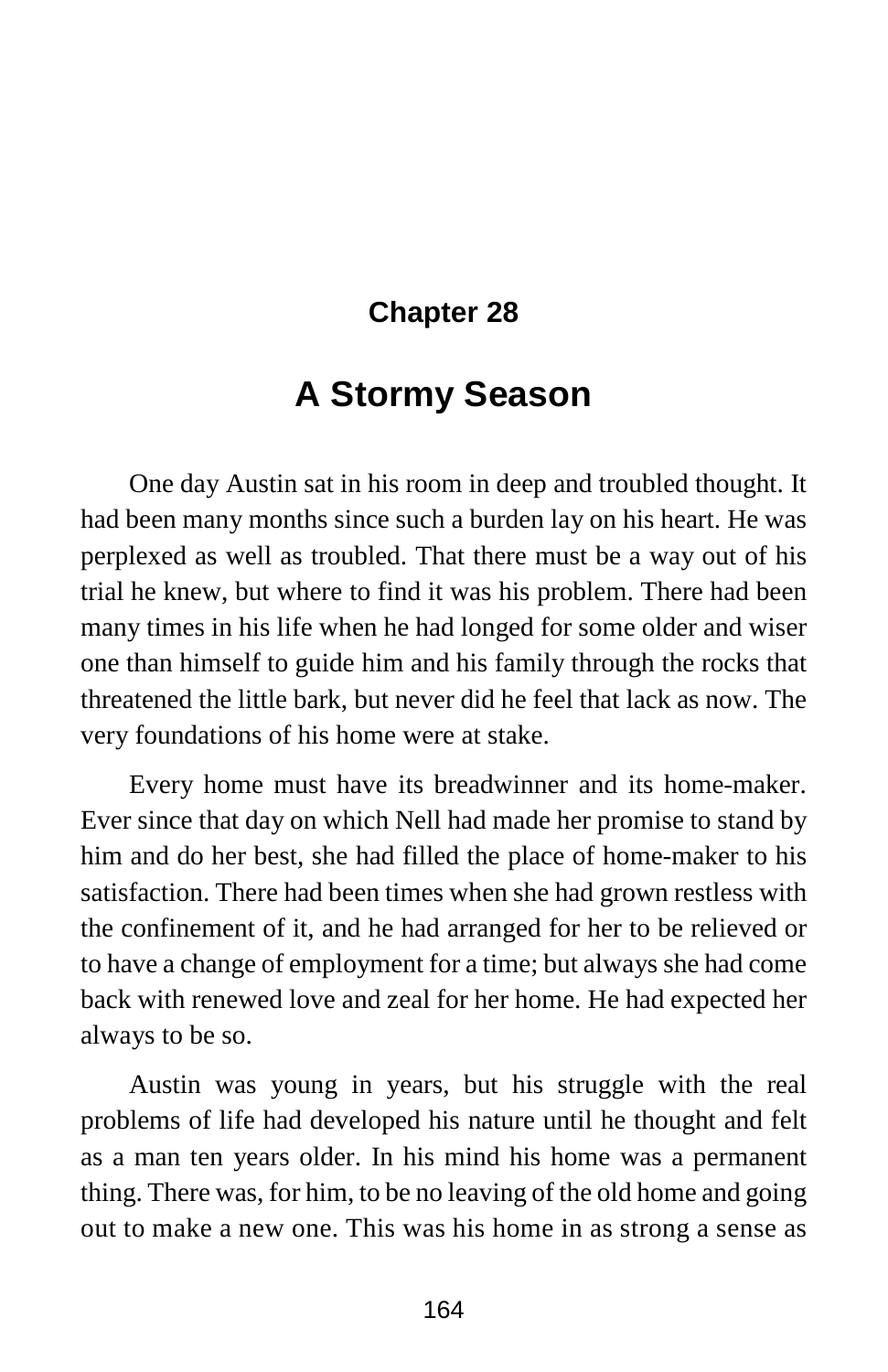## Chapter 28

# A Stormy Season

One day Austin sat in his room in deep and troubled thought. It had been many months since such a burden lay on his heart. He was perplexed as well as troubled. That there must be a way out of his trial he knew, but where to find it was his problem. There had been many times in his life when he had longed for some older and wiser one than himself to guide him and his family through the rocks that threatened the little bark, but never did he feel that lack as now. The very foundations of his home were at stake.

Every home must have its breadwinner and its home-maker. Ever since that day on which Nell had made her promise to stand by him and do her best, she had filled the place of home-maker to his satisfaction. There had been times when she had grown restless with the confinement of it, and he had arranged for her to be relieved or to have a change of employment for a time; but always she had come back with renewed love and zeal for her home. He had expected her always to be so.

Austin was young in years, but his struggle with the real problems of life had developed his nature until he thought and felt as a man ten years older. In his mind his home was a permanent thing. There was, for him, to be no leaving of the old home and going out to make a new one. This was his home in as strong a sense as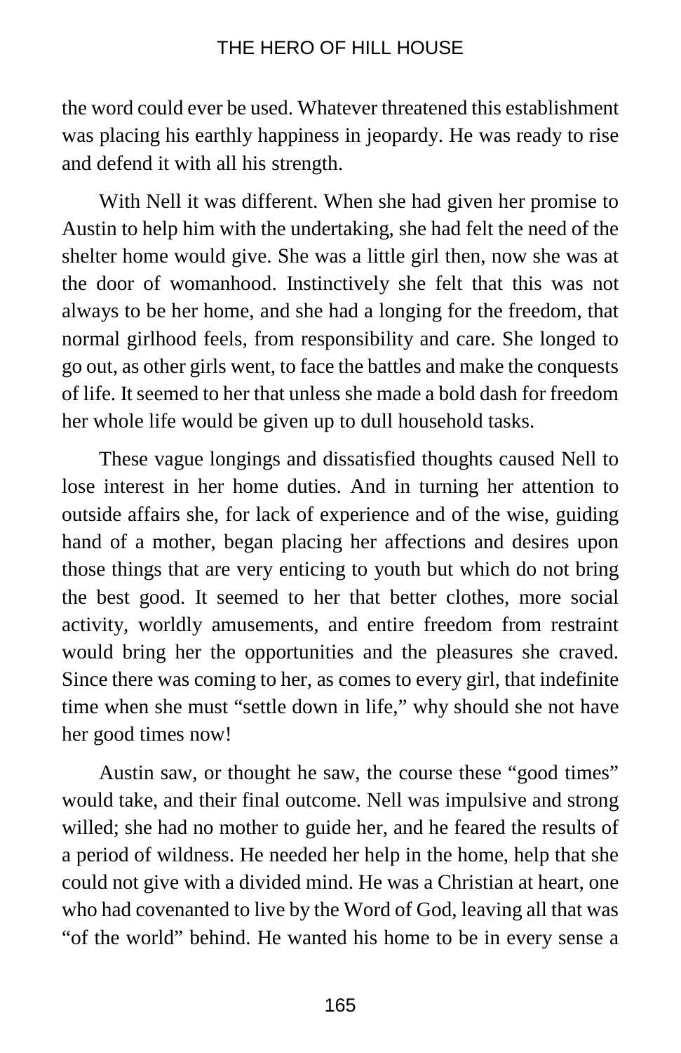the word could ever be used. Whatever threatened this establishment was placing his earthly happiness in jeopardy. He was ready to rise and defend it with all his strength.

With Nell it was different. When she had given her promise to Austin to help him with the undertaking, she had felt the need of the shelter home would give. She was a little girl then, now she was at the door of womanhood. Instinctively she felt that this was not always to be her home, and she had a longing for the freedom, that normal girlhood feels, from responsibility and care. She longed to go out, as other girls went, to face the battles and make the conquests of life. It seemed to her that unless she made a bold dash for freedom her whole life would be given up to dull household tasks.

These vague longings and dissatisfied thoughts caused Nell to lose interest in her home duties. And in turning her attention to outside affairs she, for lack of experience and of the wise, guiding hand of a mother, began placing her affections and desires upon those things that are very enticing to youth but which do not bring the best good. It seemed to her that better clothes, more social activity, worldly amusements, and entire freedom from restraint would bring her the opportunities and the pleasures she craved. Since there was coming to her, as comes to every girl, that indefinite time when she must "settle down in life," why should she not have her good times now!

Austin saw, or thought he saw, the course these "good times" would take, and their final outcome. Nell was impulsive and strong willed; she had no mother to guide her, and he feared the results of a period of wildness. He needed her help in the home, help that she could not give with a divided mind. He was a Christian at heart, one who had covenanted to live by the Word of God, leaving all that was "of the world" behind. He wanted his home to be in every sense a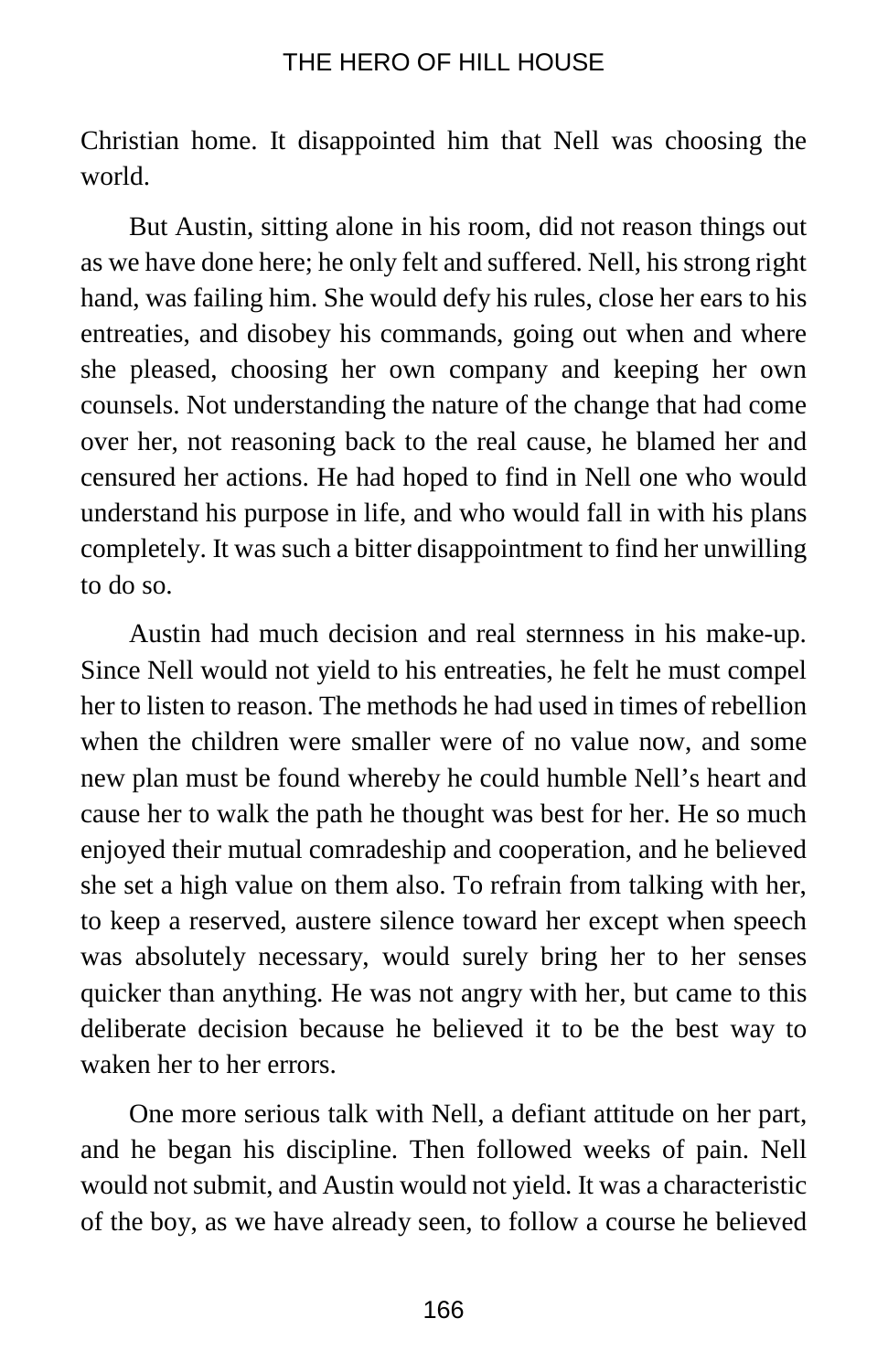Christian home. It disappointed him that Nell was choosing the world.

But Austin, sitting alone in his room, did not reason things out as we have done here; he only felt and suffered. Nell, his strong right hand, was failing him. She would defy his rules, close her ears to his entreaties, and disobey his commands, going out when and where she pleased, choosing her own company and keeping her own counsels. Not understanding the nature of the change that had come over her, not reasoning back to the real cause, he blamed her and censured her actions. He had hoped to find in Nell one who would understand his purpose in life, and who would fall in with his plans completely. It was such a bitter disappointment to find her unwilling to do so.

Austin had much decision and real sternness in his make-up. Since Nell would not yield to his entreaties, he felt he must compel her to listen to reason. The methods he had used in times of rebellion when the children were smaller were of no value now, and some new plan must be found whereby he could humble Nell's heart and cause her to walk the path he thought was best for her. He so much enjoyed their mutual comradeship and cooperation, and he believed she set a high value on them also. To refrain from talking with her, to keep a reserved, austere silence toward her except when speech was absolutely necessary, would surely bring her to her senses quicker than anything. He was not angry with her, but came to this deliberate decision because he believed it to be the best way to waken her to her errors.

One more serious talk with Nell, a defiant attitude on her part, and he began his discipline. Then followed weeks of pain. Nell would not submit, and Austin would not yield. It was a characteristic of the boy, as we have already seen, to follow a course he believed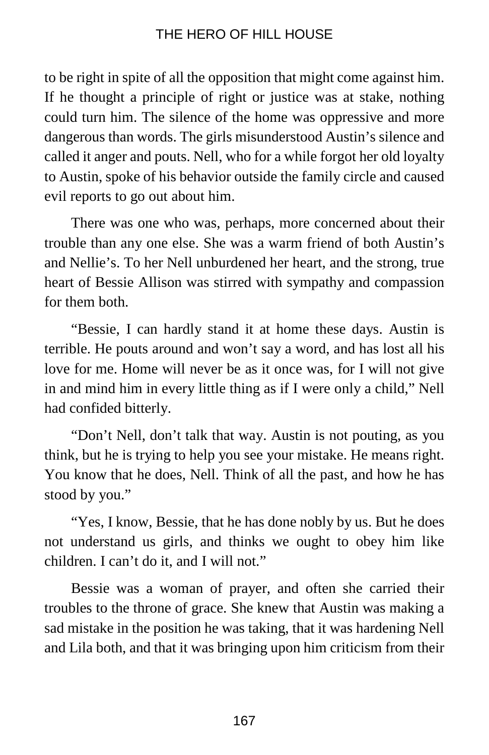to be right in spite of all the opposition that might come against him. If he thought a principle of right or justice was at stake, nothing could turn him. The silence of the home was oppressive and more dangerous than words. The girls misunderstood Austin's silence and called it anger and pouts. Nell, who for a while forgot her old loyalty to Austin, spoke of his behavior outside the family circle and caused evil reports to go out about him.

There was one who was, perhaps, more concerned about their trouble than any one else. She was a warm friend of both Austin's and Nellie's. To her Nell unburdened her heart, and the strong, true heart of Bessie Allison was stirred with sympathy and compassion for them both.

"Bessie, I can hardly stand it at home these days. Austin is terrible. He pouts around and won't say a word, and has lost all his love for me. Home will never be as it once was, for I will not give in and mind him in every little thing as if I were only a child," Nell had confided bitterly.

"Don't Nell, don't talk that way. Austin is not pouting, as you think, but he is trying to help you see your mistake. He means right. You know that he does, Nell. Think of all the past, and how he has stood by you."

"Yes, I know, Bessie, that he has done nobly by us. But he does not understand us girls, and thinks we ought to obey him like children. I can't do it, and I will not."

Bessie was a woman of prayer, and often she carried their troubles to the throne of grace. She knew that Austin was making a sad mistake in the position he was taking, that it was hardening Nell and Lila both, and that it was bringing upon him criticism from their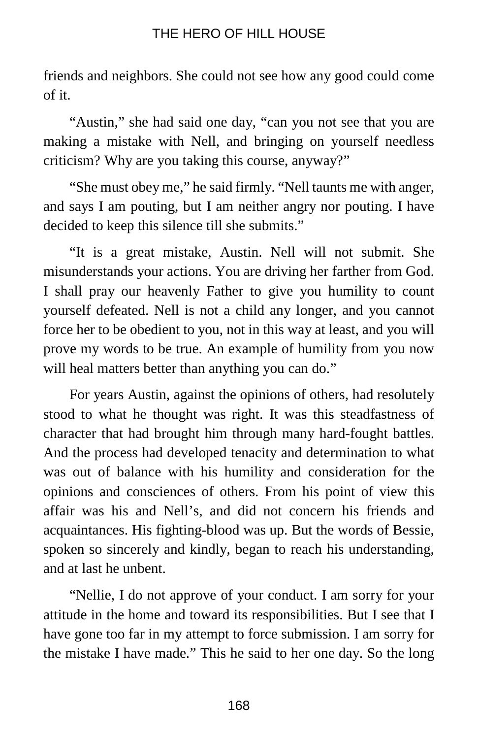friends and neighbors. She could not see how any good could come of it.

“Austin,” she had said one day, “can you not see that you are making a mistake with Nell, and bringing on yourself needless criticism? Why are you taking this course, anyway?”

“She must obey me,” he said firmly. “Nell taunts me with anger, and says I am pouting, but I am neither angry nor pouting. I have decided to keep this silence till she submits.”

“It is a great mistake, Austin. Nell will not submit. She misunderstands your actions. You are driving her farther from God. I shall pray our heavenly Father to give you humility to count yourself defeated. Nell is not a child any longer, and you cannot force her to be obedient to you, not in this way at least, and you will prove my words to be true. An example of humility from you now will heal matters better than anything you can do.”

For years Austin, against the opinions of others, had resolutely stood to what he thought was right. It was this steadfastness of character that had brought him through many hard-fought battles. And the process had developed tenacity and determination to what was out of balance with his humility and consideration for the opinions and consciences of others. From his point of view this affair was his and Nell’s, and did not concern his friends and acquaintances. His fighting-blood was up. But the words of Bessie, spoken so sincerely and kindly, began to reach his understanding, and at last he unbent.

“Nellie, I do not approve of your conduct. I am sorry for your attitude in the home and toward its responsibilities. But I see that I have gone too far in my attempt to force submission. I am sorry for the mistake I have made.” This he said to her one day. So the long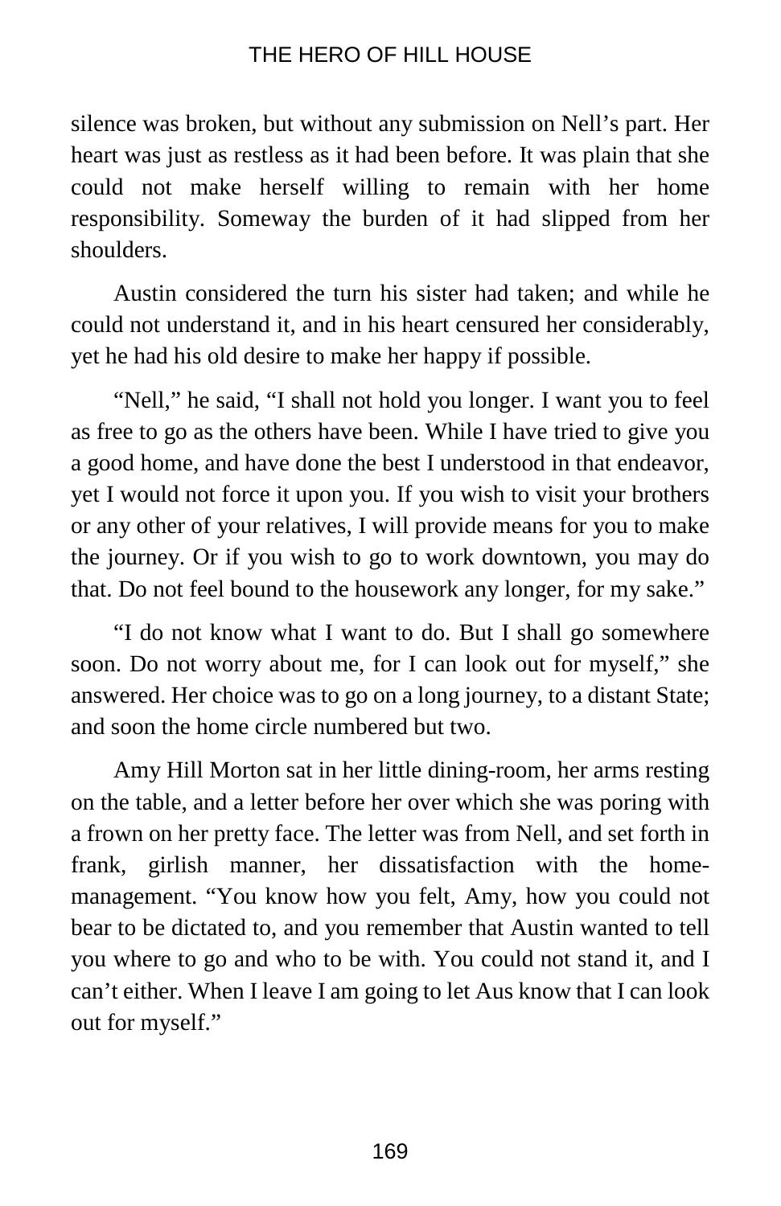silence was broken, but without any submission on Nell's part. Her heart was just as restless as it had been before. It was plain that she could not make herself willing to remain with her home responsibility. Someway the burden of it had slipped from her shoulders.

Austin considered the turn his sister had taken; and while he could not understand it, and in his heart censured her considerably, yet he had his old desire to make her happy if possible.

"Nell," he said, "I shall not hold you longer. I want you to feel as free to go as the others have been. While I have tried to give you a good home, and have done the best I understood in that endeavor, yet I would not force it upon you. If you wish to visit your brothers or any other of your relatives, I will provide means for you to make the journey. Or if you wish to go to work downtown, you may do that. Do not feel bound to the housework any longer, for my sake."

"I do not know what I want to do. But I shall go somewhere soon. Do not worry about me, for I can look out for myself," she answered. Her choice was to go on a long journey, to a distant State; and soon the home circle numbered but two.

Amy Hill Morton sat in her little dining-room, her arms resting on the table, and a letter before her over which she was poring with a frown on her pretty face. The letter was from Nell, and set forth in frank, girlish manner, her dissatisfaction with the home-management. "You know how you felt, Amy, how you could not bear to be dictated to, and you remember that Austin wanted to tell you where to go and who to be with. You could not stand it, and I can't either. When I leave I am going to let Aus know that I can look out for myself."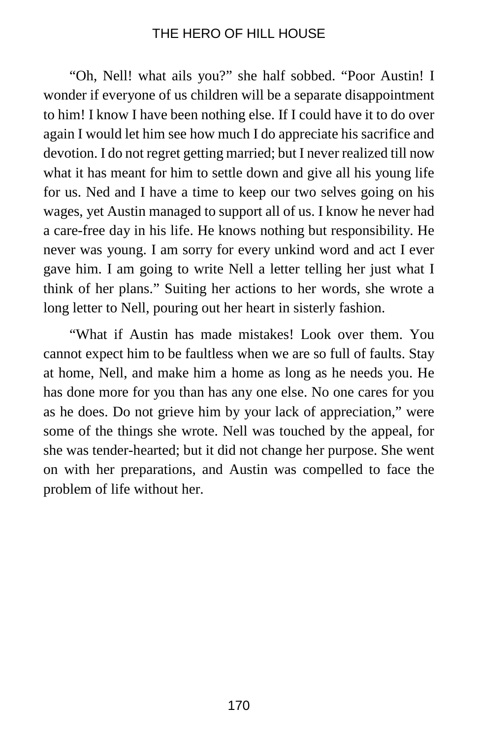"Oh, Nell! what ails you?" she half sobbed. "Poor Austin! I wonder if everyone of us children will be a separate disappointment to him! I know I have been nothing else. If I could have it to do over again I would let him see how much I do appreciate his sacrifice and devotion. I do not regret getting married; but I never realized till now what it has meant for him to settle down and give all his young life for us. Ned and I have a time to keep our two selves going on his wages, yet Austin managed to support all of us. I know he never had a care-free day in his life. He knows nothing but responsibility. He never was young. I am sorry for every unkind word and act I ever gave him. I am going to write Nell a letter telling her just what I think of her plans." Suiting her actions to her words, she wrote a long letter to Nell, pouring out her heart in sisterly fashion.

"What if Austin has made mistakes! Look over them. You cannot expect him to be faultless when we are so full of faults. Stay at home, Nell, and make him a home as long as he needs you. He has done more for you than has any one else. No one cares for you as he does. Do not grieve him by your lack of appreciation," were some of the things she wrote. Nell was touched by the appeal, for she was tender-hearted; but it did not change her purpose. She went on with her preparations, and Austin was compelled to face the problem of life without her.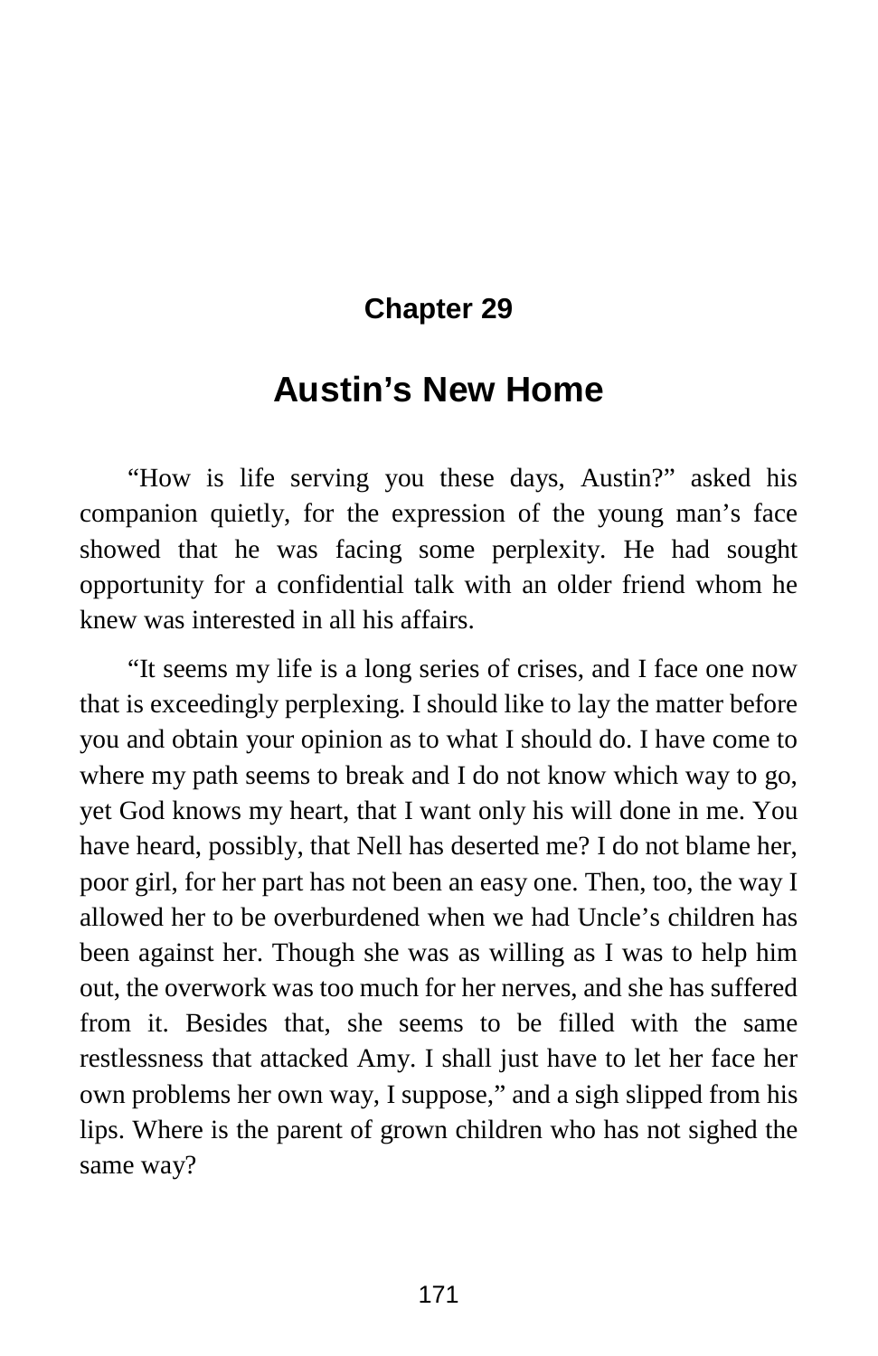## Chapter 29

# Austin's New Home

"How is life serving you these days, Austin?" asked his companion quietly, for the expression of the young man's face showed that he was facing some perplexity. He had sought opportunity for a confidential talk with an older friend whom he knew was interested in all his affairs.

"It seems my life is a long series of crises, and I face one now that is exceedingly perplexing. I should like to lay the matter before you and obtain your opinion as to what I should do. I have come to where my path seems to break and I do not know which way to go, yet God knows my heart, that I want only his will done in me. You have heard, possibly, that Nell has deserted me? I do not blame her, poor girl, for her part has not been an easy one. Then, too, the way I allowed her to be overburdened when we had Uncle's children has been against her. Though she was as willing as I was to help him out, the overwork was too much for her nerves, and she has suffered from it. Besides that, she seems to be filled with the same restlessness that attacked Amy. I shall just have to let her face her own problems her own way, I suppose," and a sigh slipped from his lips. Where is the parent of grown children who has not sighed the same way?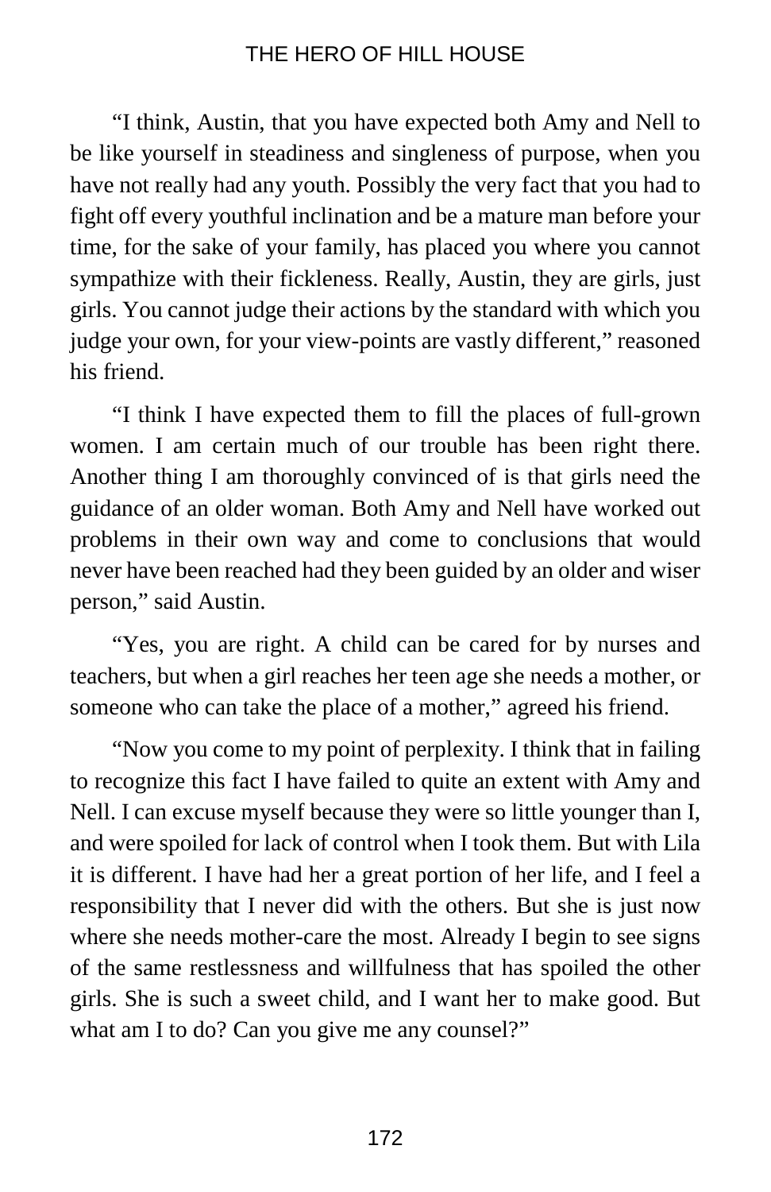"I think, Austin, that you have expected both Amy and Nell to be like yourself in steadiness and singleness of purpose, when you have not really had any youth. Possibly the very fact that you had to fight off every youthful inclination and be a mature man before your time, for the sake of your family, has placed you where you cannot sympathize with their fickleness. Really, Austin, they are girls, just girls. You cannot judge their actions by the standard with which you judge your own, for your view-points are vastly different," reasoned his friend.

"I think I have expected them to fill the places of full-grown women. I am certain much of our trouble has been right there. Another thing I am thoroughly convinced of is that girls need the guidance of an older woman. Both Amy and Nell have worked out problems in their own way and come to conclusions that would never have been reached had they been guided by an older and wiser person," said Austin.

"Yes, you are right. A child can be cared for by nurses and teachers, but when a girl reaches her teen age she needs a mother, or someone who can take the place of a mother," agreed his friend.

"Now you come to my point of perplexity. I think that in failing to recognize this fact I have failed to quite an extent with Amy and Nell. I can excuse myself because they were so little younger than I, and were spoiled for lack of control when I took them. But with Lila it is different. I have had her a great portion of her life, and I feel a responsibility that I never did with the others. But she is just now where she needs mother-care the most. Already I begin to see signs of the same restlessness and willfulness that has spoiled the other girls. She is such a sweet child, and I want her to make good. But what am I to do? Can you give me any counsel?"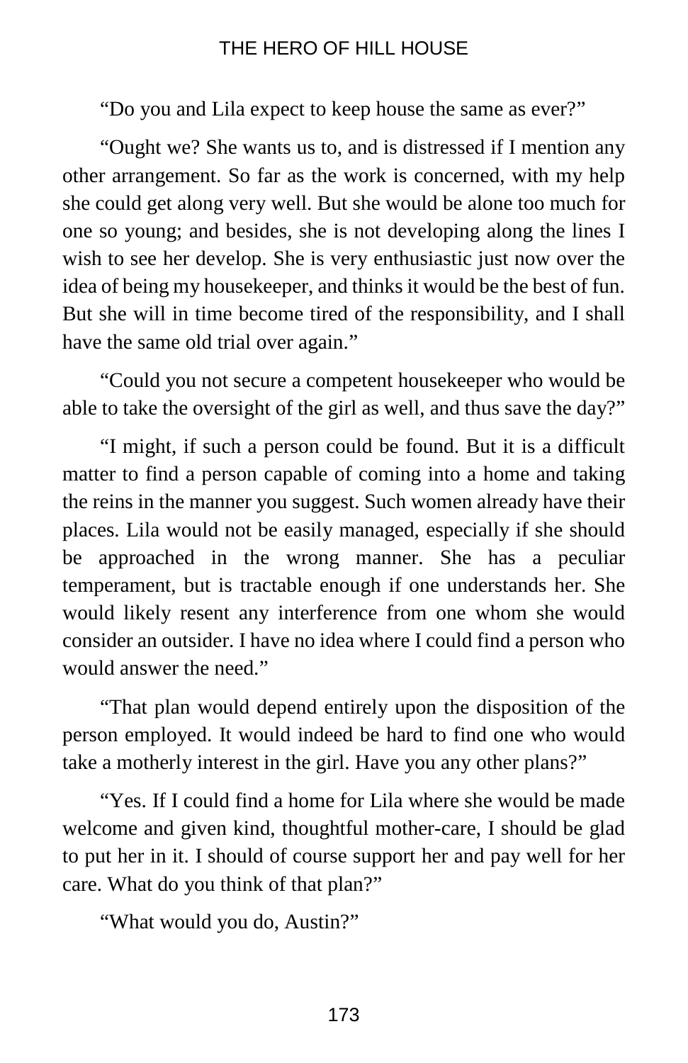"Do you and Lila expect to keep house the same as ever?"

"Ought we? She wants us to, and is distressed if I mention any other arrangement. So far as the work is concerned, with my help she could get along very well. But she would be alone too much for one so young; and besides, she is not developing along the lines I wish to see her develop. She is very enthusiastic just now over the idea of being my housekeeper, and thinks it would be the best of fun. But she will in time become tired of the responsibility, and I shall have the same old trial over again."

"Could you not secure a competent housekeeper who would be able to take the oversight of the girl as well, and thus save the day?"

"I might, if such a person could be found. But it is a difficult matter to find a person capable of coming into a home and taking the reins in the manner you suggest. Such women already have their places. Lila would not be easily managed, especially if she should be approached in the wrong manner. She has a peculiar temperament, but is tractable enough if one understands her. She would likely resent any interference from one whom she would consider an outsider. I have no idea where I could find a person who would answer the need."

"That plan would depend entirely upon the disposition of the person employed. It would indeed be hard to find one who would take a motherly interest in the girl. Have you any other plans?"

"Yes. If I could find a home for Lila where she would be made welcome and given kind, thoughtful mother-care, I should be glad to put her in it. I should of course support her and pay well for her care. What do you think of that plan?"

"What would you do, Austin?"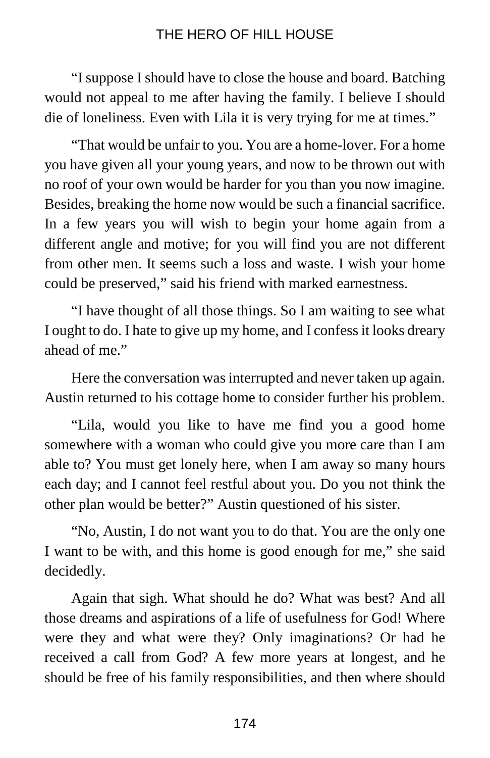"I suppose I should have to close the house and board. Batching would not appeal to me after having the family. I believe I should die of loneliness. Even with Lila it is very trying for me at times."

"That would be unfair to you. You are a home-lover. For a home you have given all your young years, and now to be thrown out with no roof of your own would be harder for you than you now imagine. Besides, breaking the home now would be such a financial sacrifice. In a few years you will wish to begin your home again from a different angle and motive; for you will find you are not different from other men. It seems such a loss and waste. I wish your home could be preserved," said his friend with marked earnestness.

"I have thought of all those things. So I am waiting to see what I ought to do. I hate to give up my home, and I confess it looks dreary ahead of me."

Here the conversation was interrupted and never taken up again. Austin returned to his cottage home to consider further his problem.

"Lila, would you like to have me find you a good home somewhere with a woman who could give you more care than I am able to? You must get lonely here, when I am away so many hours each day; and I cannot feel restful about you. Do you not think the other plan would be better?" Austin questioned of his sister.

"No, Austin, I do not want you to do that. You are the only one I want to be with, and this home is good enough for me," she said decidedly.

Again that sigh. What should he do? What was best? And all those dreams and aspirations of a life of usefulness for God! Where were they and what were they? Only imaginations? Or had he received a call from God? A few more years at longest, and he should be free of his family responsibilities, and then where should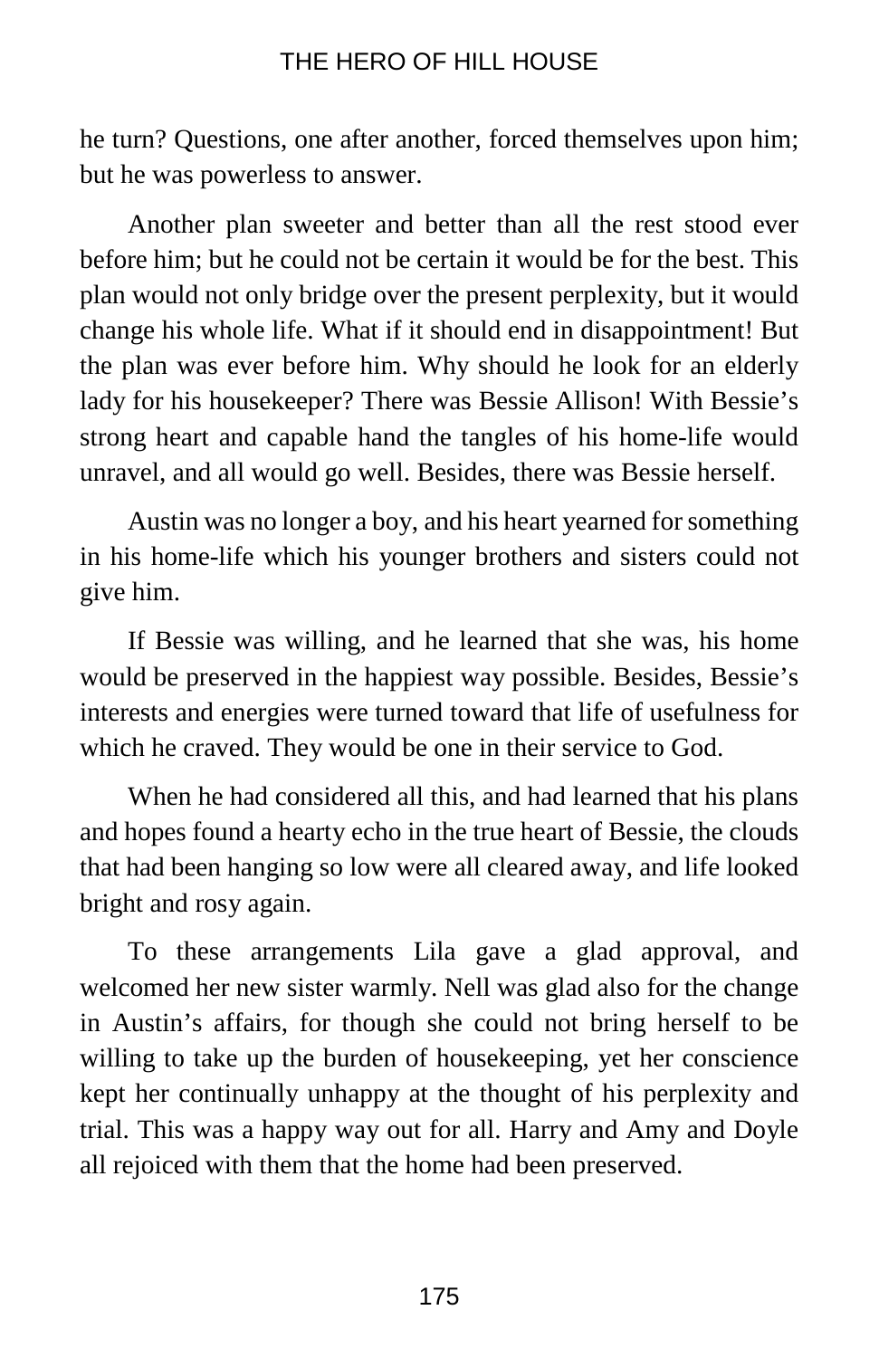he turn? Questions, one after another, forced themselves upon him; but he was powerless to answer.

Another plan sweeter and better than all the rest stood ever before him; but he could not be certain it would be for the best. This plan would not only bridge over the present perplexity, but it would change his whole life. What if it should end in disappointment! But the plan was ever before him. Why should he look for an elderly lady for his housekeeper? There was Bessie Allison! With Bessie's strong heart and capable hand the tangles of his home-life would unravel, and all would go well. Besides, there was Bessie herself.

Austin was no longer a boy, and his heart yearned for something in his home-life which his younger brothers and sisters could not give him.

If Bessie was willing, and he learned that she was, his home would be preserved in the happiest way possible. Besides, Bessie's interests and energies were turned toward that life of usefulness for which he craved. They would be one in their service to God.

When he had considered all this, and had learned that his plans and hopes found a hearty echo in the true heart of Bessie, the clouds that had been hanging so low were all cleared away, and life looked bright and rosy again.

To these arrangements Lila gave a glad approval, and welcomed her new sister warmly. Nell was glad also for the change in Austin's affairs, for though she could not bring herself to be willing to take up the burden of housekeeping, yet her conscience kept her continually unhappy at the thought of his perplexity and trial. This was a happy way out for all. Harry and Amy and Doyle all rejoiced with them that the home had been preserved.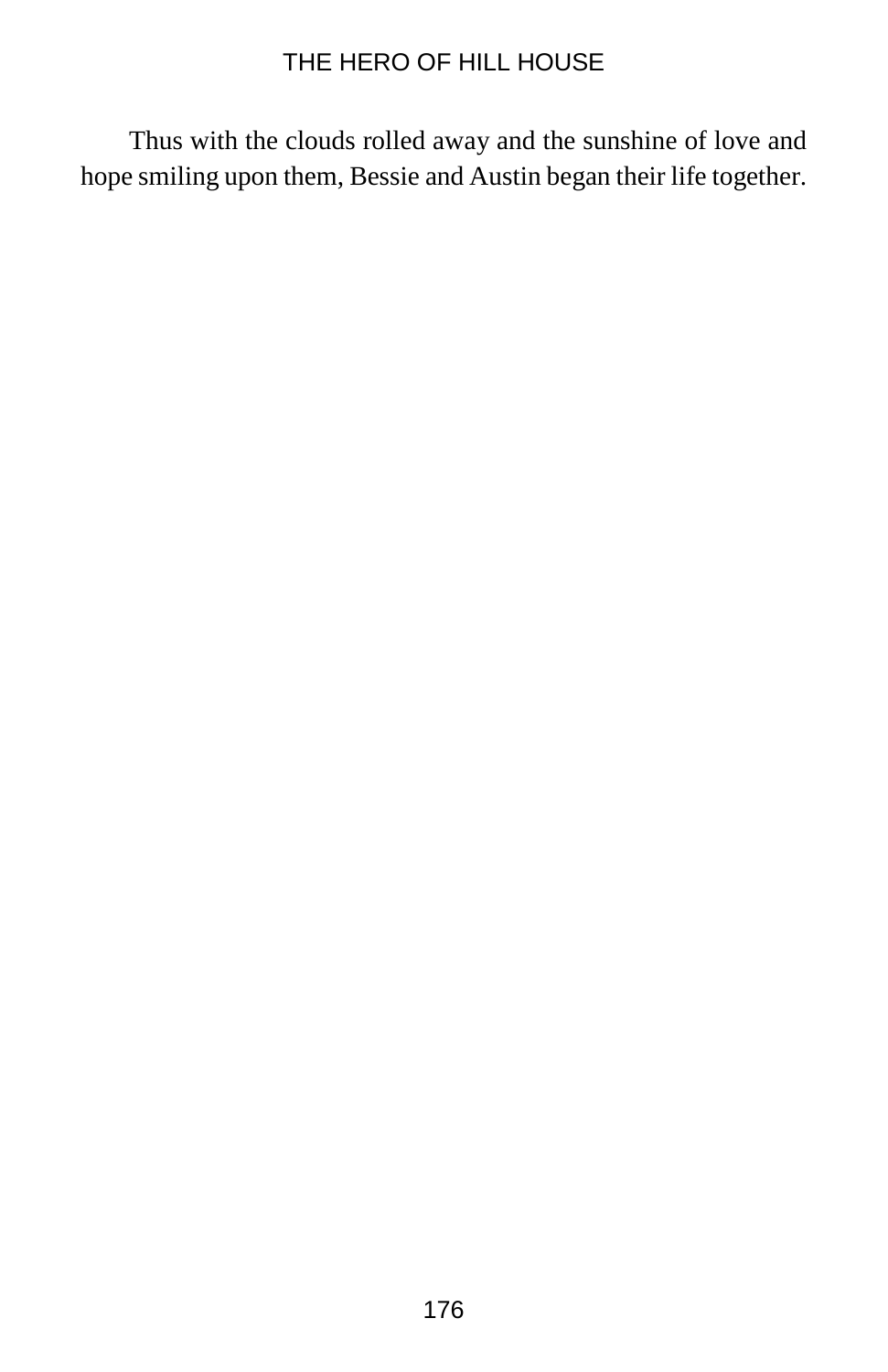Thus with the clouds rolled away and the sunshine of love and hope smiling upon them, Bessie and Austin began their life together.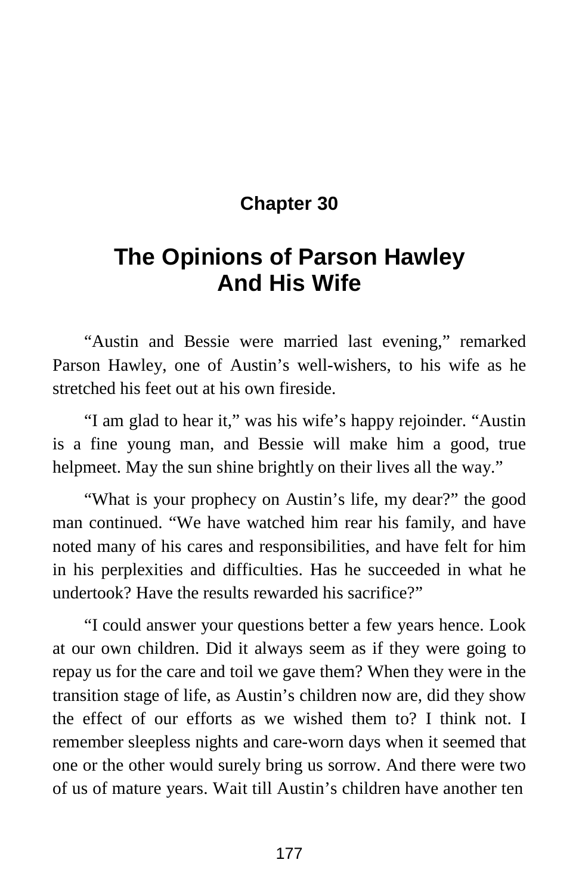## Chapter 30

# The Opinions of Parson Hawley And His Wife

"Austin and Bessie were married last evening," remarked Parson Hawley, one of Austin's well-wishers, to his wife as he stretched his feet out at his own fireside.

"I am glad to hear it," was his wife's happy rejoinder. "Austin is a fine young man, and Bessie will make him a good, true helpmeet. May the sun shine brightly on their lives all the way."

"What is your prophecy on Austin's life, my dear?" the good man continued. "We have watched him rear his family, and have noted many of his cares and responsibilities, and have felt for him in his perplexities and difficulties. Has he succeeded in what he undertook? Have the results rewarded his sacrifice?"

"I could answer your questions better a few years hence. Look at our own children. Did it always seem as if they were going to repay us for the care and toil we gave them? When they were in the transition stage of life, as Austin's children now are, did they show the effect of our efforts as we wished them to? I think not. I remember sleepless nights and care-worn days when it seemed that one or the other would surely bring us sorrow. And there were two of us of mature years. Wait till Austin's children have another ten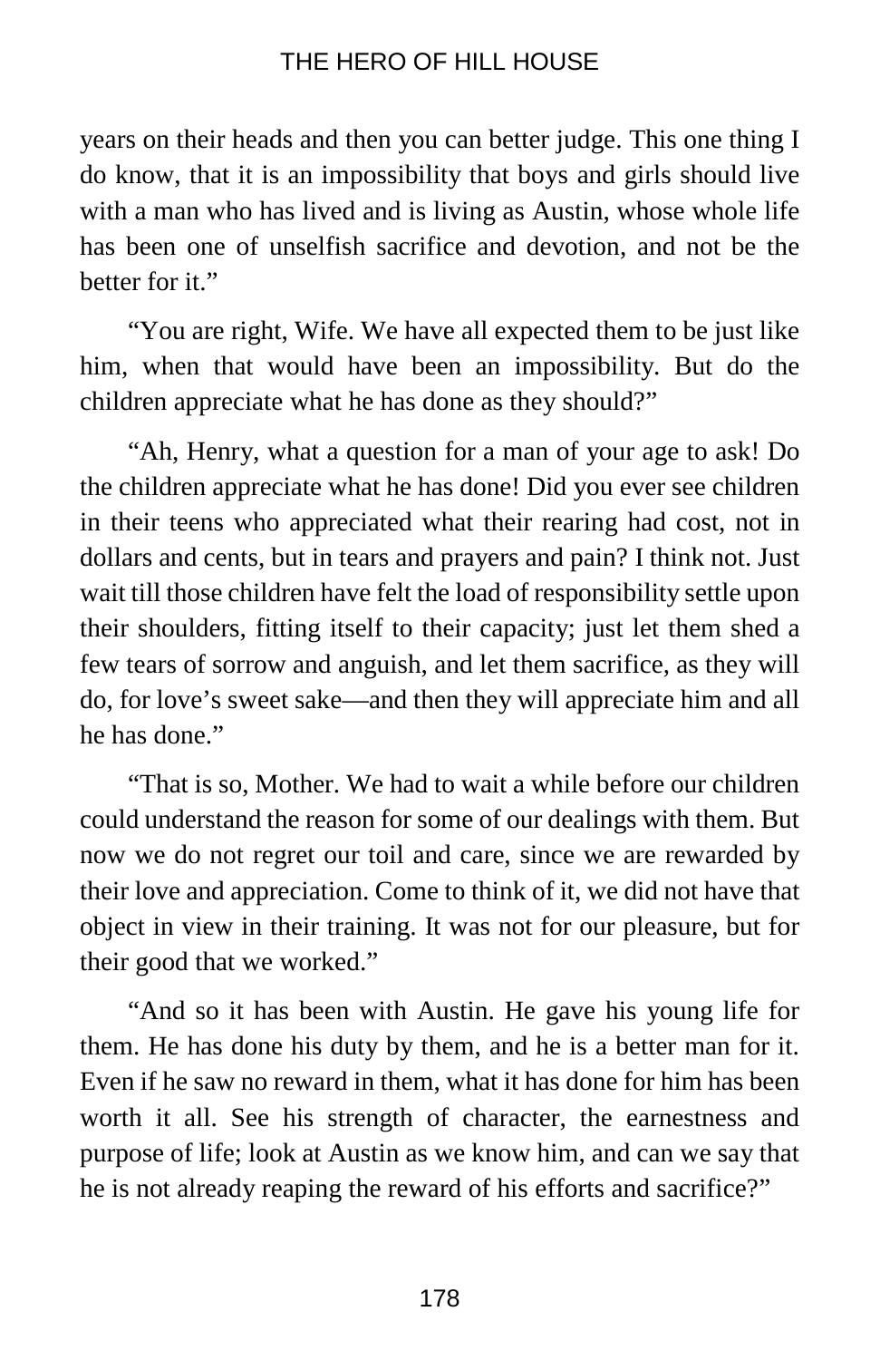years on their heads and then you can better judge. This one thing I do know, that it is an impossibility that boys and girls should live with a man who has lived and is living as Austin, whose whole life has been one of unselfish sacrifice and devotion, and not be the better for it."

"You are right, Wife. We have all expected them to be just like him, when that would have been an impossibility. But do the children appreciate what he has done as they should?"

"Ah, Henry, what a question for a man of your age to ask! Do the children appreciate what he has done! Did you ever see children in their teens who appreciated what their rearing had cost, not in dollars and cents, but in tears and prayers and pain? I think not. Just wait till those children have felt the load of responsibility settle upon their shoulders, fitting itself to their capacity; just let them shed a few tears of sorrow and anguish, and let them sacrifice, as they will do, for love's sweet sake—and then they will appreciate him and all he has done."

"That is so, Mother. We had to wait a while before our children could understand the reason for some of our dealings with them. But now we do not regret our toil and care, since we are rewarded by their love and appreciation. Come to think of it, we did not have that object in view in their training. It was not for our pleasure, but for their good that we worked."

"And so it has been with Austin. He gave his young life for them. He has done his duty by them, and he is a better man for it. Even if he saw no reward in them, what it has done for him has been worth it all. See his strength of character, the earnestness and purpose of life; look at Austin as we know him, and can we say that he is not already reaping the reward of his efforts and sacrifice?"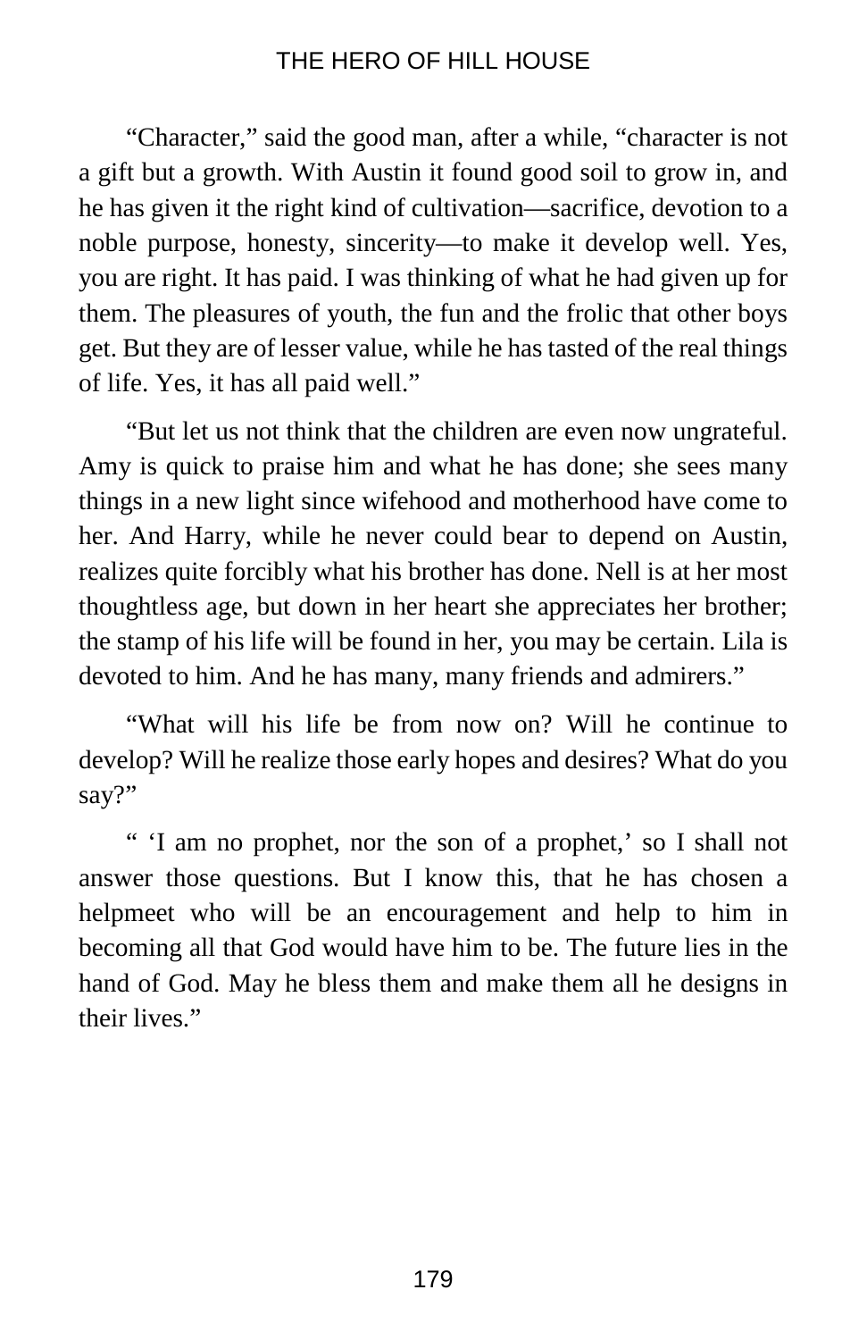“Character,” said the good man, after a while, “character is not a gift but a growth. With Austin it found good soil to grow in, and he has given it the right kind of cultivation—sacrifice, devotion to a noble purpose, honesty, sincerity—to make it develop well. Yes, you are right. It has paid. I was thinking of what he had given up for them. The pleasures of youth, the fun and the frolic that other boys get. But they are of lesser value, while he has tasted of the real things of life. Yes, it has all paid well.”

“But let us not think that the children are even now ungrateful. Amy is quick to praise him and what he has done; she sees many things in a new light since wifehood and motherhood have come to her. And Harry, while he never could bear to depend on Austin, realizes quite forcibly what his brother has done. Nell is at her most thoughtless age, but down in her heart she appreciates her brother; the stamp of his life will be found in her, you may be certain. Lila is devoted to him. And he has many, many friends and admirers.”

“What will his life be from now on? Will he continue to develop? Will he realize those early hopes and desires? What do you say?”

“ ‘I am no prophet, nor the son of a prophet,’ so I shall not answer those questions. But I know this, that he has chosen a helpmeet who will be an encouragement and help to him in becoming all that God would have him to be. The future lies in the hand of God. May he bless them and make them all he designs in their lives.”